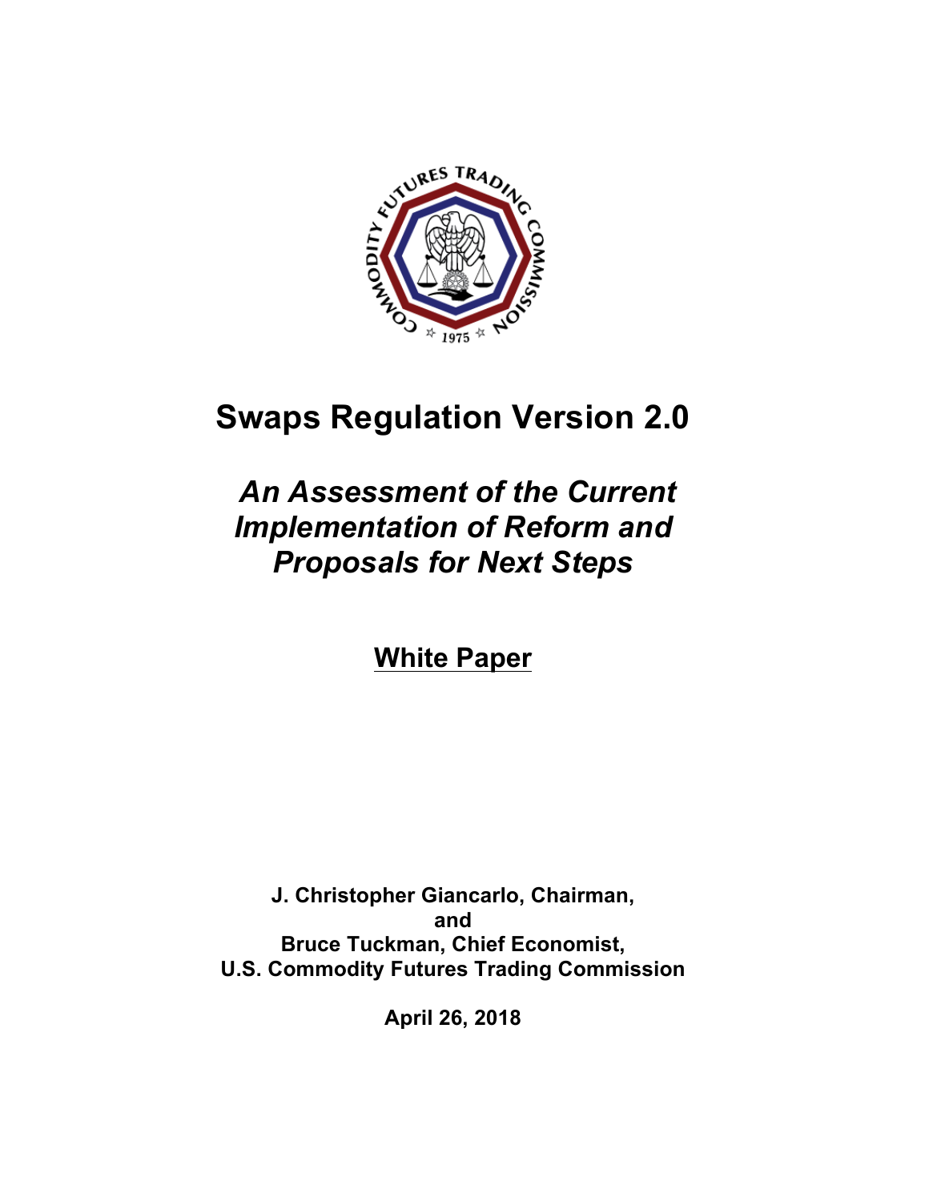# Swaps Regulation Version 2.0

## *An Assessment of the Current Implementation of Reform and Proposals for Next Steps*

**White Paper**

**J. Christopher Giancarlo, Chairman,**
**and**
**Bruce Tuckman, Chief Economist,**
**U.S. Commodity Futures Trading Commission**

**April 26, 2018**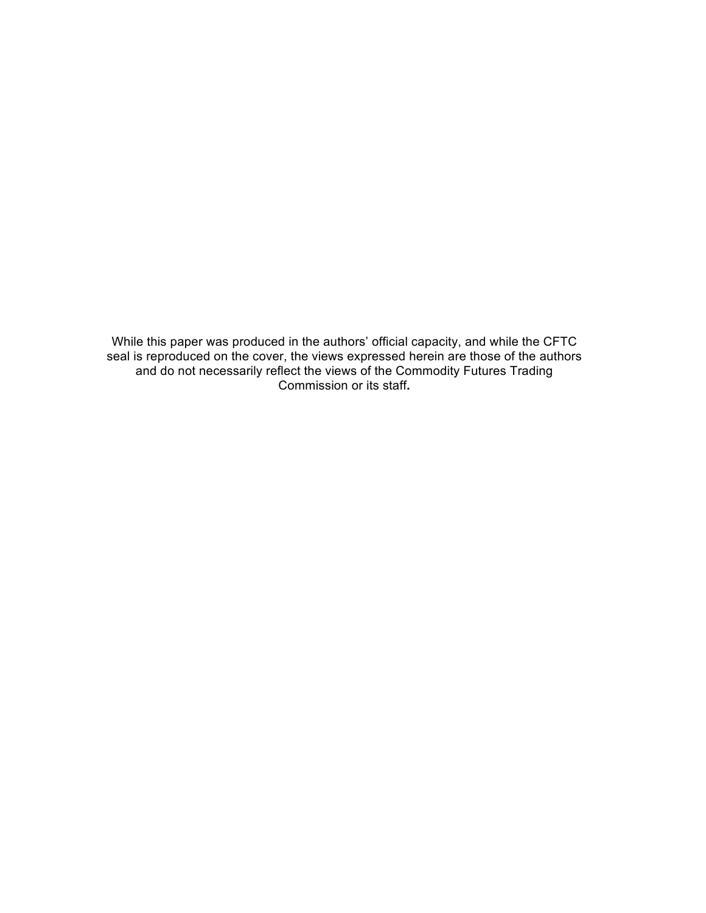While this paper was produced in the authors' official capacity, and while the CFTC seal is reproduced on the cover, the views expressed herein are those of the authors and do not necessarily reflect the views of the Commodity Futures Trading Commission or its staff**.**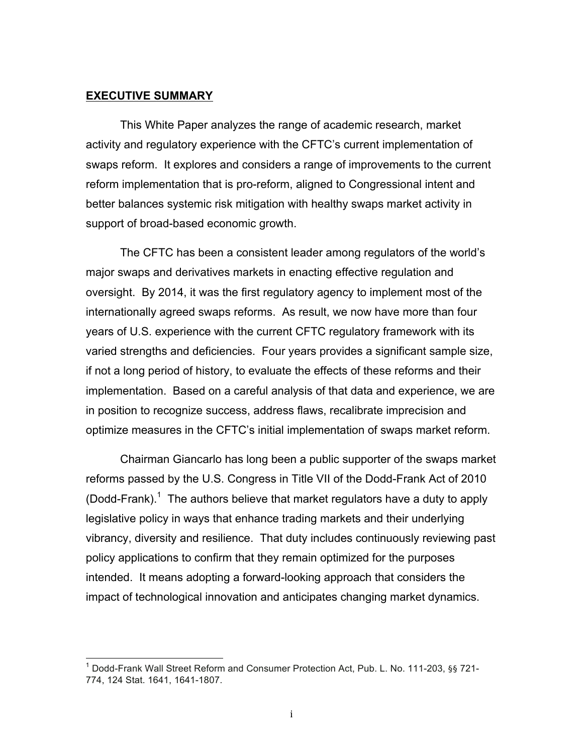## EXECUTIVE SUMMARY

This White Paper analyzes the range of academic research, market activity and regulatory experience with the CFTC's current implementation of swaps reform. It explores and considers a range of improvements to the current reform implementation that is pro-reform, aligned to Congressional intent and better balances systemic risk mitigation with healthy swaps market activity in support of broad-based economic growth.

The CFTC has been a consistent leader among regulators of the world's major swaps and derivatives markets in enacting effective regulation and oversight. By 2014, it was the first regulatory agency to implement most of the internationally agreed swaps reforms. As result, we now have more than four years of U.S. experience with the current CFTC regulatory framework with its varied strengths and deficiencies. Four years provides a significant sample size, if not a long period of history, to evaluate the effects of these reforms and their implementation. Based on a careful analysis of that data and experience, we are in position to recognize success, address flaws, recalibrate imprecision and optimize measures in the CFTC's initial implementation of swaps market reform.

Chairman Giancarlo has long been a public supporter of the swaps market reforms passed by the U.S. Congress in Title VII of the Dodd-Frank Act of 2010 (Dodd-Frank).[1] The authors believe that market regulators have a duty to apply legislative policy in ways that enhance trading markets and their underlying vibrancy, diversity and resilience. That duty includes continuously reviewing past policy applications to confirm that they remain optimized for the purposes intended. It means adopting a forward-looking approach that considers the impact of technological innovation and anticipates changing market dynamics.

[1] Dodd-Frank Wall Street Reform and Consumer Protection Act, Pub. L. No. 111-203, §§ 721-774, 124 Stat. 1641, 1641-1807.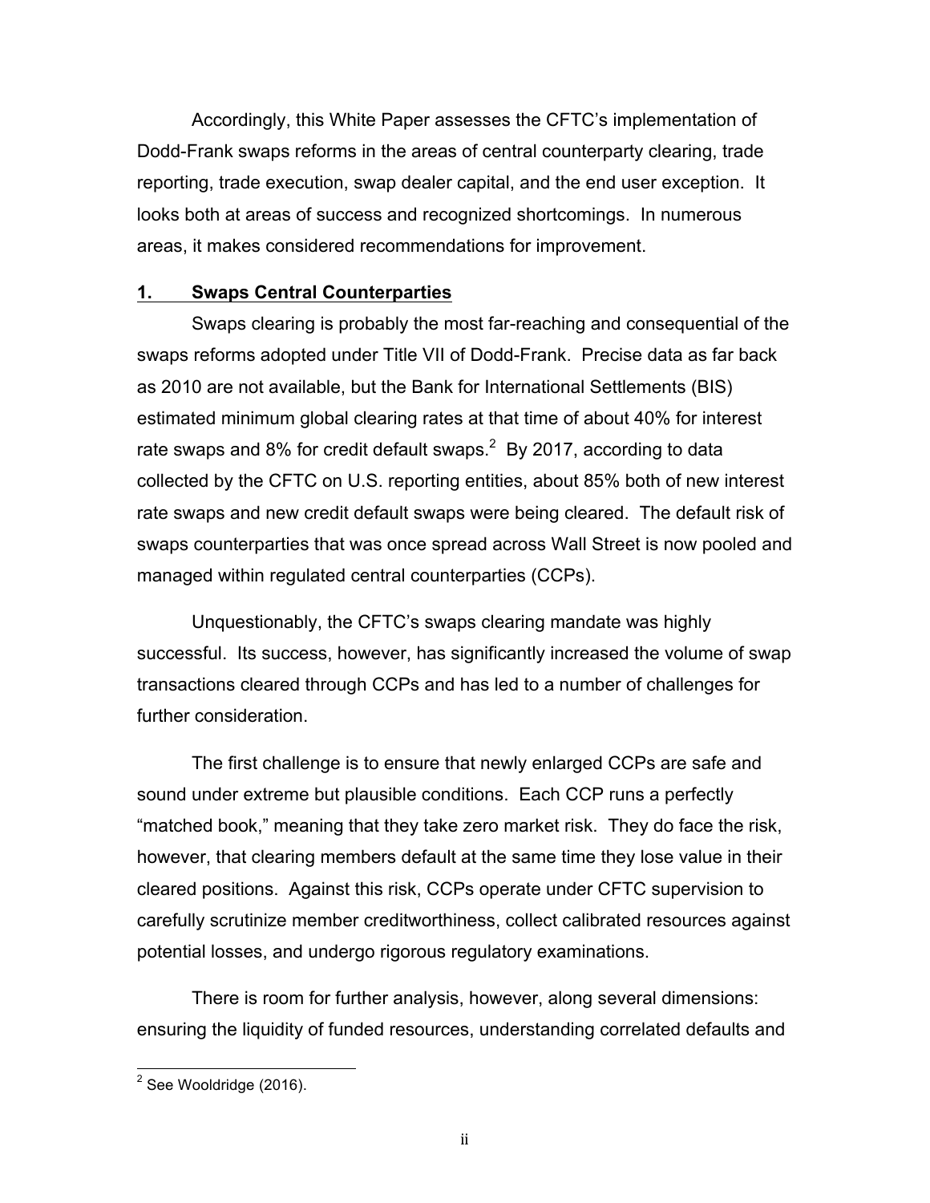Accordingly, this White Paper assesses the CFTC's implementation of Dodd-Frank swaps reforms in the areas of central counterparty clearing, trade reporting, trade execution, swap dealer capital, and the end user exception. It looks both at areas of success and recognized shortcomings. In numerous areas, it makes considered recommendations for improvement.

## 1. Swaps Central Counterparties

Swaps clearing is probably the most far-reaching and consequential of the swaps reforms adopted under Title VII of Dodd-Frank. Precise data as far back as 2010 are not available, but the Bank for International Settlements (BIS) estimated minimum global clearing rates at that time of about 40% for interest rate swaps and 8% for credit default swaps.[2] By 2017, according to data collected by the CFTC on U.S. reporting entities, about 85% both of new interest rate swaps and new credit default swaps were being cleared. The default risk of swaps counterparties that was once spread across Wall Street is now pooled and managed within regulated central counterparties (CCPs).

Unquestionably, the CFTC's swaps clearing mandate was highly successful. Its success, however, has significantly increased the volume of swap transactions cleared through CCPs and has led to a number of challenges for further consideration.

The first challenge is to ensure that newly enlarged CCPs are safe and sound under extreme but plausible conditions. Each CCP runs a perfectly "matched book," meaning that they take zero market risk. They do face the risk, however, that clearing members default at the same time they lose value in their cleared positions. Against this risk, CCPs operate under CFTC supervision to carefully scrutinize member creditworthiness, collect calibrated resources against potential losses, and undergo rigorous regulatory examinations.

There is room for further analysis, however, along several dimensions: ensuring the liquidity of funded resources, understanding correlated defaults and

[2] See Wooldridge (2016).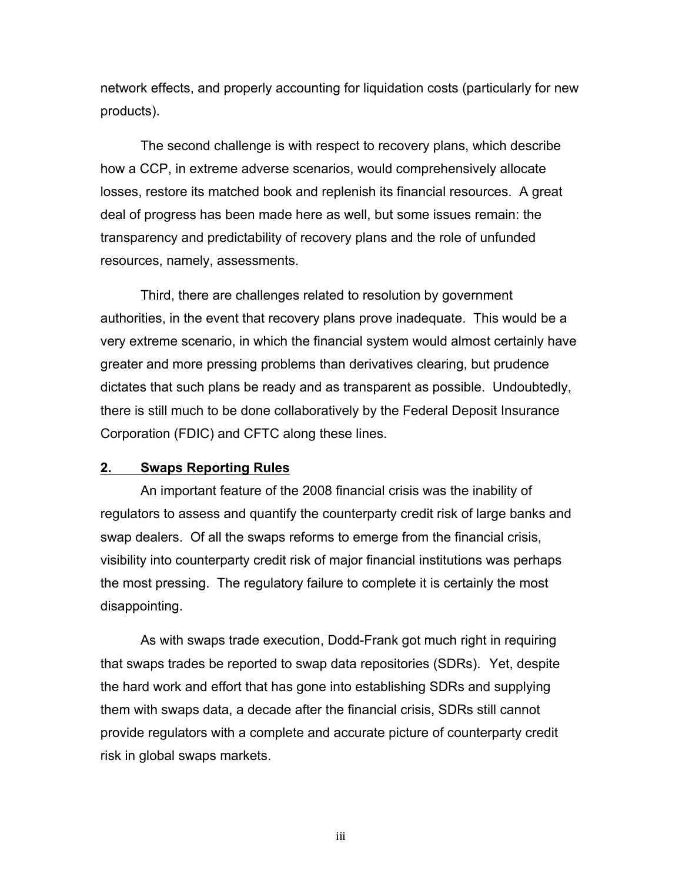network effects, and properly accounting for liquidation costs (particularly for new products).

The second challenge is with respect to recovery plans, which describe how a CCP, in extreme adverse scenarios, would comprehensively allocate losses, restore its matched book and replenish its financial resources. A great deal of progress has been made here as well, but some issues remain: the transparency and predictability of recovery plans and the role of unfunded resources, namely, assessments.

Third, there are challenges related to resolution by government authorities, in the event that recovery plans prove inadequate. This would be a very extreme scenario, in which the financial system would almost certainly have greater and more pressing problems than derivatives clearing, but prudence dictates that such plans be ready and as transparent as possible. Undoubtedly, there is still much to be done collaboratively by the Federal Deposit Insurance Corporation (FDIC) and CFTC along these lines.

## 2. Swaps Reporting Rules

An important feature of the 2008 financial crisis was the inability of regulators to assess and quantify the counterparty credit risk of large banks and swap dealers. Of all the swaps reforms to emerge from the financial crisis, visibility into counterparty credit risk of major financial institutions was perhaps the most pressing. The regulatory failure to complete it is certainly the most disappointing.

As with swaps trade execution, Dodd-Frank got much right in requiring that swaps trades be reported to swap data repositories (SDRs). Yet, despite the hard work and effort that has gone into establishing SDRs and supplying them with swaps data, a decade after the financial crisis, SDRs still cannot provide regulators with a complete and accurate picture of counterparty credit risk in global swaps markets.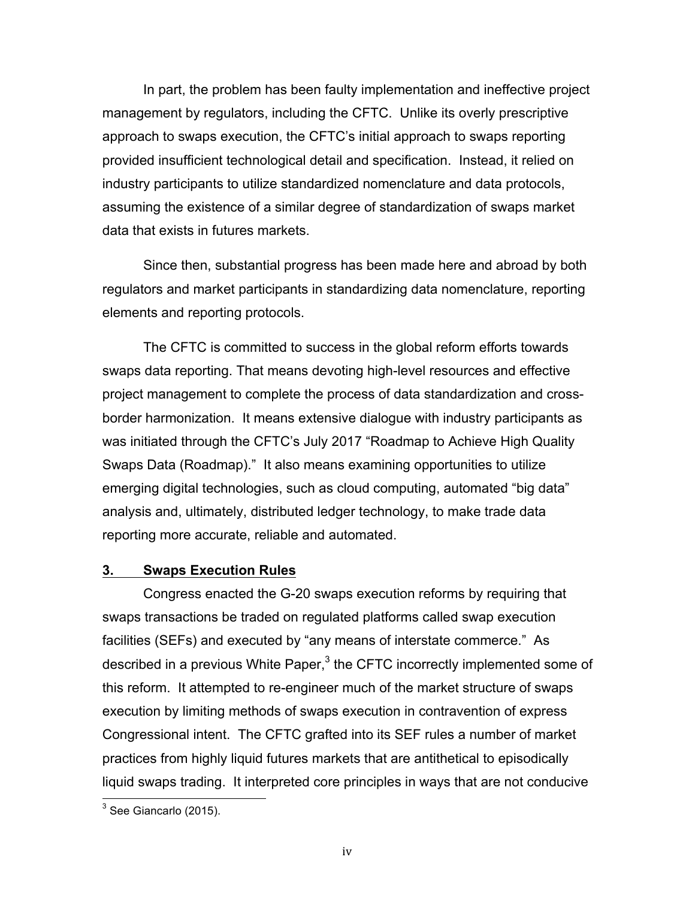In part, the problem has been faulty implementation and ineffective project management by regulators, including the CFTC. Unlike its overly prescriptive approach to swaps execution, the CFTC's initial approach to swaps reporting provided insufficient technological detail and specification. Instead, it relied on industry participants to utilize standardized nomenclature and data protocols, assuming the existence of a similar degree of standardization of swaps market data that exists in futures markets.

Since then, substantial progress has been made here and abroad by both regulators and market participants in standardizing data nomenclature, reporting elements and reporting protocols.

The CFTC is committed to success in the global reform efforts towards swaps data reporting. That means devoting high-level resources and effective project management to complete the process of data standardization and cross-border harmonization. It means extensive dialogue with industry participants as was initiated through the CFTC's July 2017 "Roadmap to Achieve High Quality Swaps Data (Roadmap)." It also means examining opportunities to utilize emerging digital technologies, such as cloud computing, automated "big data" analysis and, ultimately, distributed ledger technology, to make trade data reporting more accurate, reliable and automated.

### 3. Swaps Execution Rules

Congress enacted the G-20 swaps execution reforms by requiring that swaps transactions be traded on regulated platforms called swap execution facilities (SEFs) and executed by "any means of interstate commerce." As described in a previous White Paper,[3] the CFTC incorrectly implemented some of this reform. It attempted to re-engineer much of the market structure of swaps execution by limiting methods of swaps execution in contravention of express Congressional intent. The CFTC grafted into its SEF rules a number of market practices from highly liquid futures markets that are antithetical to episodically liquid swaps trading. It interpreted core principles in ways that are not conducive

[3] See Giancarlo (2015).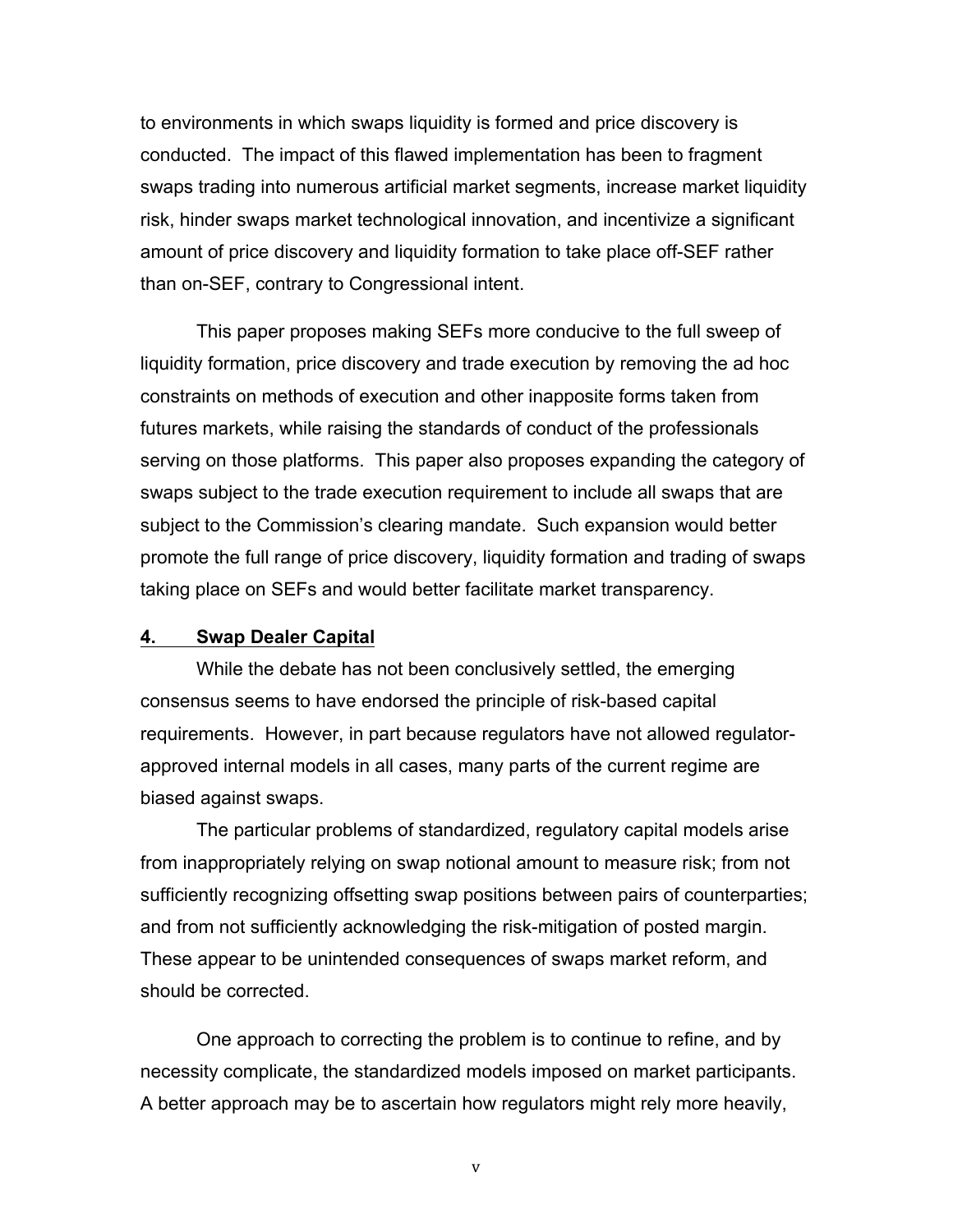to environments in which swaps liquidity is formed and price discovery is conducted. The impact of this flawed implementation has been to fragment swaps trading into numerous artificial market segments, increase market liquidity risk, hinder swaps market technological innovation, and incentivize a significant amount of price discovery and liquidity formation to take place off-SEF rather than on-SEF, contrary to Congressional intent.

This paper proposes making SEFs more conducive to the full sweep of liquidity formation, price discovery and trade execution by removing the ad hoc constraints on methods of execution and other inapposite forms taken from futures markets, while raising the standards of conduct of the professionals serving on those platforms. This paper also proposes expanding the category of swaps subject to the trade execution requirement to include all swaps that are subject to the Commission's clearing mandate. Such expansion would better promote the full range of price discovery, liquidity formation and trading of swaps taking place on SEFs and would better facilitate market transparency.

### 4. Swap Dealer Capital

While the debate has not been conclusively settled, the emerging consensus seems to have endorsed the principle of risk-based capital requirements. However, in part because regulators have not allowed regulator-approved internal models in all cases, many parts of the current regime are biased against swaps.

The particular problems of standardized, regulatory capital models arise from inappropriately relying on swap notional amount to measure risk; from not sufficiently recognizing offsetting swap positions between pairs of counterparties; and from not sufficiently acknowledging the risk-mitigation of posted margin. These appear to be unintended consequences of swaps market reform, and should be corrected.

One approach to correcting the problem is to continue to refine, and by necessity complicate, the standardized models imposed on market participants. A better approach may be to ascertain how regulators might rely more heavily,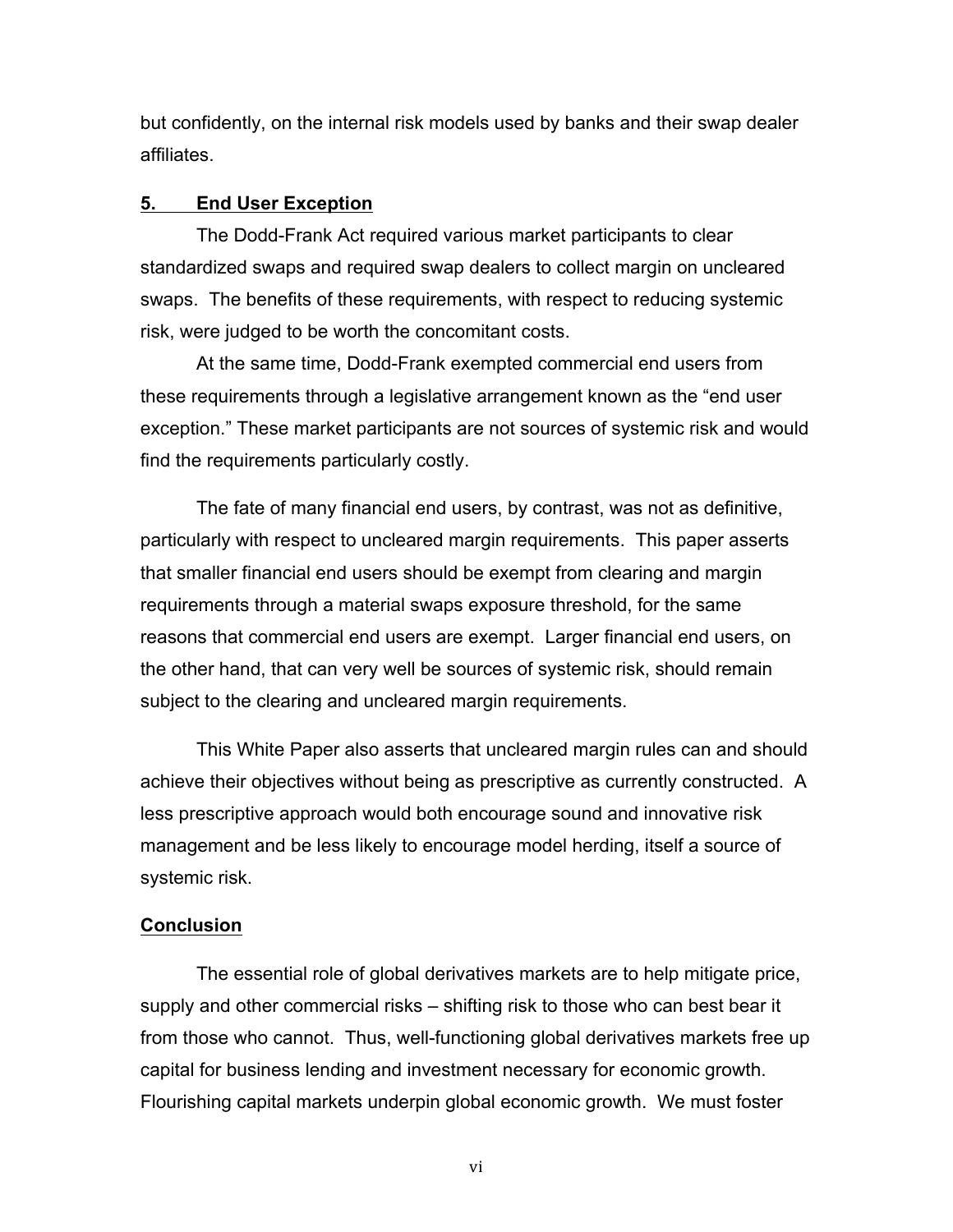but confidently, on the internal risk models used by banks and their swap dealer affiliates.

## 5. End User Exception

The Dodd-Frank Act required various market participants to clear standardized swaps and required swap dealers to collect margin on uncleared swaps. The benefits of these requirements, with respect to reducing systemic risk, were judged to be worth the concomitant costs.

At the same time, Dodd-Frank exempted commercial end users from these requirements through a legislative arrangement known as the "end user exception." These market participants are not sources of systemic risk and would find the requirements particularly costly.

The fate of many financial end users, by contrast, was not as definitive, particularly with respect to uncleared margin requirements. This paper asserts that smaller financial end users should be exempt from clearing and margin requirements through a material swaps exposure threshold, for the same reasons that commercial end users are exempt. Larger financial end users, on the other hand, that can very well be sources of systemic risk, should remain subject to the clearing and uncleared margin requirements.

This White Paper also asserts that uncleared margin rules can and should achieve their objectives without being as prescriptive as currently constructed. A less prescriptive approach would both encourage sound and innovative risk management and be less likely to encourage model herding, itself a source of systemic risk.

## Conclusion

The essential role of global derivatives markets are to help mitigate price, supply and other commercial risks – shifting risk to those who can best bear it from those who cannot. Thus, well-functioning global derivatives markets free up capital for business lending and investment necessary for economic growth. Flourishing capital markets underpin global economic growth. We must foster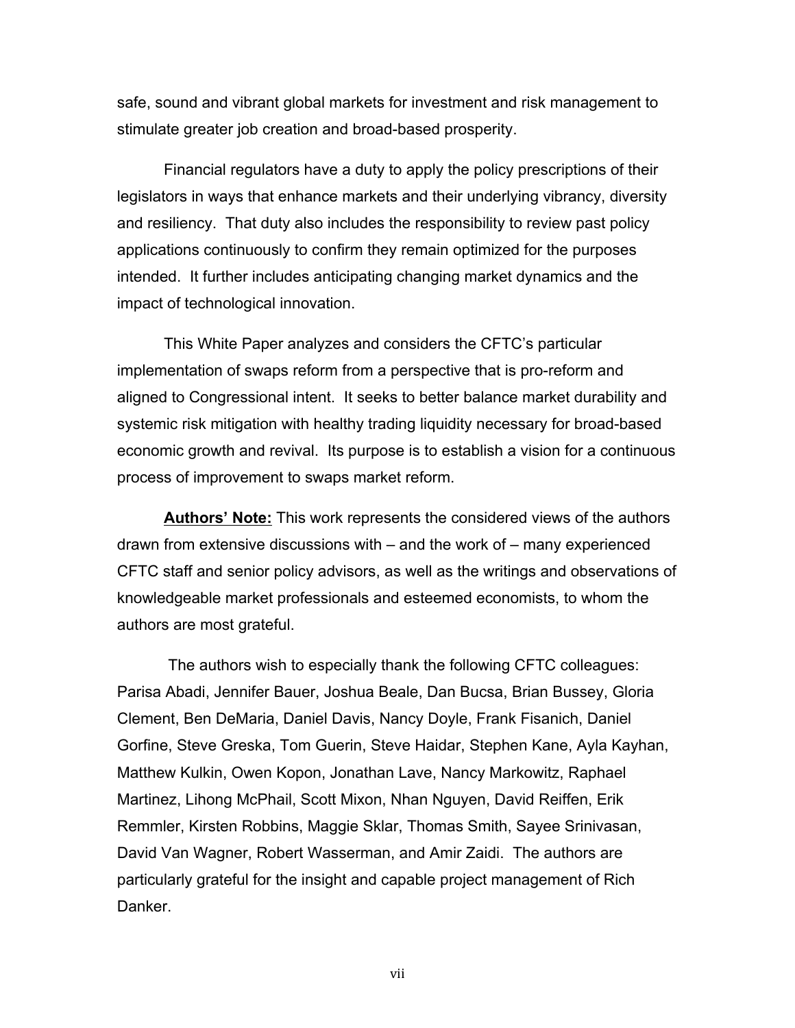safe, sound and vibrant global markets for investment and risk management to stimulate greater job creation and broad-based prosperity.

Financial regulators have a duty to apply the policy prescriptions of their legislators in ways that enhance markets and their underlying vibrancy, diversity and resiliency. That duty also includes the responsibility to review past policy applications continuously to confirm they remain optimized for the purposes intended. It further includes anticipating changing market dynamics and the impact of technological innovation.

This White Paper analyzes and considers the CFTC's particular implementation of swaps reform from a perspective that is pro-reform and aligned to Congressional intent. It seeks to better balance market durability and systemic risk mitigation with healthy trading liquidity necessary for broad-based economic growth and revival. Its purpose is to establish a vision for a continuous process of improvement to swaps market reform.

**Authors' Note:** This work represents the considered views of the authors drawn from extensive discussions with – and the work of – many experienced CFTC staff and senior policy advisors, as well as the writings and observations of knowledgeable market professionals and esteemed economists, to whom the authors are most grateful.

The authors wish to especially thank the following CFTC colleagues: Parisa Abadi, Jennifer Bauer, Joshua Beale, Dan Bucsa, Brian Bussey, Gloria Clement, Ben DeMaria, Daniel Davis, Nancy Doyle, Frank Fisanich, Daniel Gorfine, Steve Greska, Tom Guerin, Steve Haidar, Stephen Kane, Ayla Kayhan, Matthew Kulkin, Owen Kopon, Jonathan Lave, Nancy Markowitz, Raphael Martinez, Lihong McPhail, Scott Mixon, Nhan Nguyen, David Reiffen, Erik Remmler, Kirsten Robbins, Maggie Sklar, Thomas Smith, Sayee Srinivasan, David Van Wagner, Robert Wasserman, and Amir Zaidi. The authors are particularly grateful for the insight and capable project management of Rich Danker.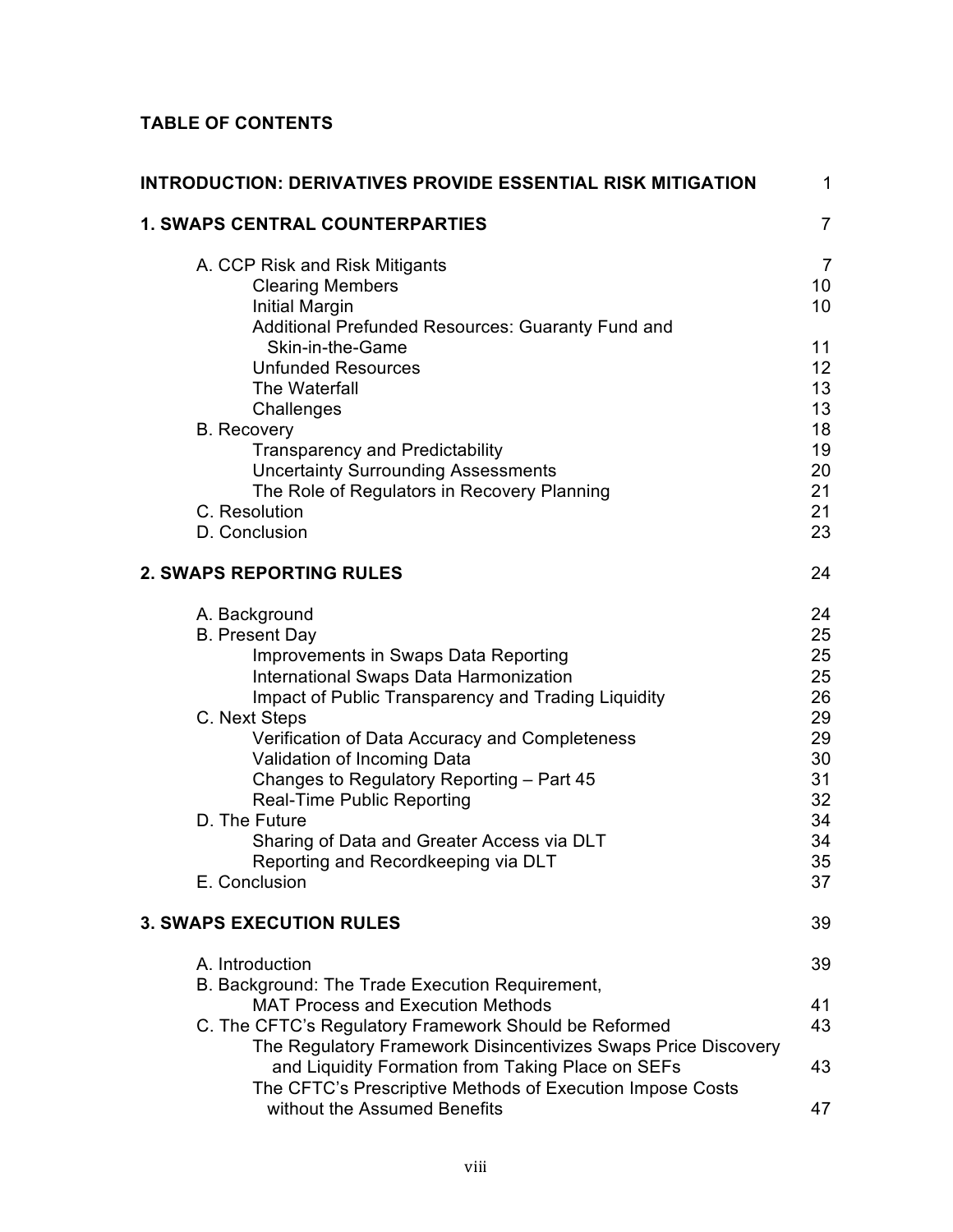**TABLE OF CONTENTS**

| | |
|---|---|
| **INTRODUCTION: DERIVATIVES PROVIDE ESSENTIAL RISK MITIGATION** | 1 |
| **1. SWAPS CENTRAL COUNTERPARTIES** | 7 |
| A. CCP Risk and Risk Mitigants | 7 |
| Clearing Members | 10 |
| Initial Margin | 10 |
| Additional Prefunded Resources: Guaranty Fund and Skin-in-the-Game | 11 |
| Unfunded Resources | 12 |
| The Waterfall | 13 |
| Challenges | 13 |
| B. Recovery | 18 |
| Transparency and Predictability | 19 |
| Uncertainty Surrounding Assessments | 20 |
| The Role of Regulators in Recovery Planning | 21 |
| C. Resolution | 21 |
| D. Conclusion | 23 |
| **2. SWAPS REPORTING RULES** | 24 |
| A. Background | 24 |
| B. Present Day | 25 |
| Improvements in Swaps Data Reporting | 25 |
| International Swaps Data Harmonization | 25 |
| Impact of Public Transparency and Trading Liquidity | 26 |
| C. Next Steps | 29 |
| Verification of Data Accuracy and Completeness | 29 |
| Validation of Incoming Data | 30 |
| Changes to Regulatory Reporting – Part 45 | 31 |
| Real-Time Public Reporting | 32 |
| D. The Future | 34 |
| Sharing of Data and Greater Access via DLT | 34 |
| Reporting and Recordkeeping via DLT | 35 |
| E. Conclusion | 37 |
| **3. SWAPS EXECUTION RULES** | 39 |
| A. Introduction | 39 |
| B. Background: The Trade Execution Requirement, MAT Process and Execution Methods | 41 |
| C. The CFTC's Regulatory Framework Should be Reformed | 43 |
| The Regulatory Framework Disincentivizes Swaps Price Discovery and Liquidity Formation from Taking Place on SEFs | 43 |
| The CFTC's Prescriptive Methods of Execution Impose Costs without the Assumed Benefits | 47 |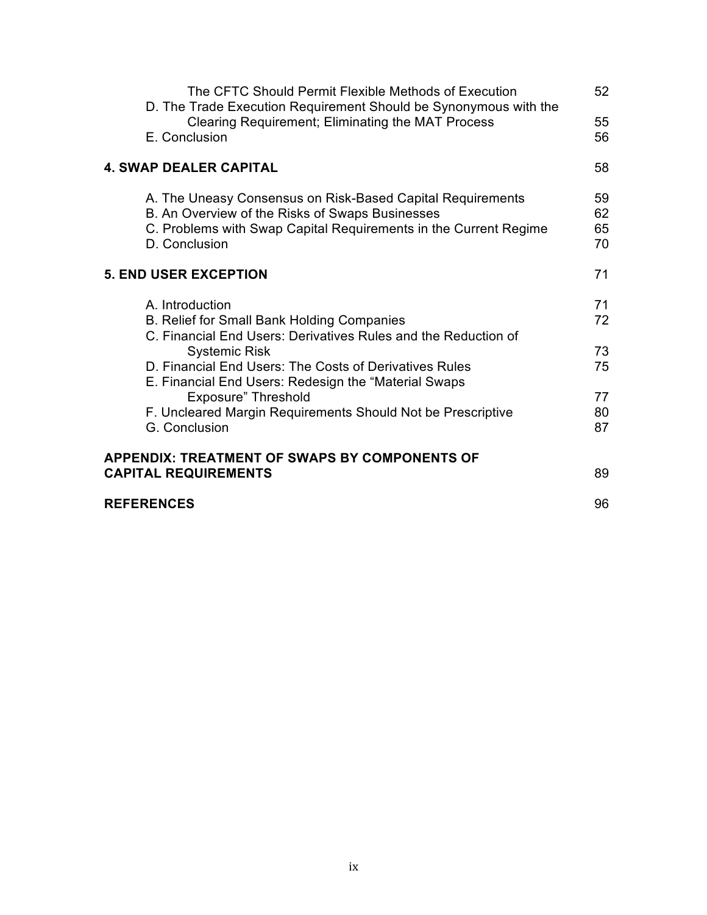| | |
|---|---|
| The CFTC Should Permit Flexible Methods of Execution | 52 |
| D. The Trade Execution Requirement Should be Synonymous with the Clearing Requirement; Eliminating the MAT Process | 55 |
| E. Conclusion | 56 |
| **4. SWAP DEALER CAPITAL** | **58** |
| A. The Uneasy Consensus on Risk-Based Capital Requirements | 59 |
| B. An Overview of the Risks of Swaps Businesses | 62 |
| C. Problems with Swap Capital Requirements in the Current Regime | 65 |
| D. Conclusion | 70 |
| **5. END USER EXCEPTION** | **71** |
| A. Introduction | 71 |
| B. Relief for Small Bank Holding Companies | 72 |
| C. Financial End Users: Derivatives Rules and the Reduction of Systemic Risk | 73 |
| D. Financial End Users: The Costs of Derivatives Rules | 75 |
| E. Financial End Users: Redesign the "Material Swaps Exposure" Threshold | 77 |
| F. Uncleared Margin Requirements Should Not be Prescriptive | 80 |
| G. Conclusion | 87 |
| **APPENDIX: TREATMENT OF SWAPS BY COMPONENTS OF CAPITAL REQUIREMENTS** | **89** |
| **REFERENCES** | **96** |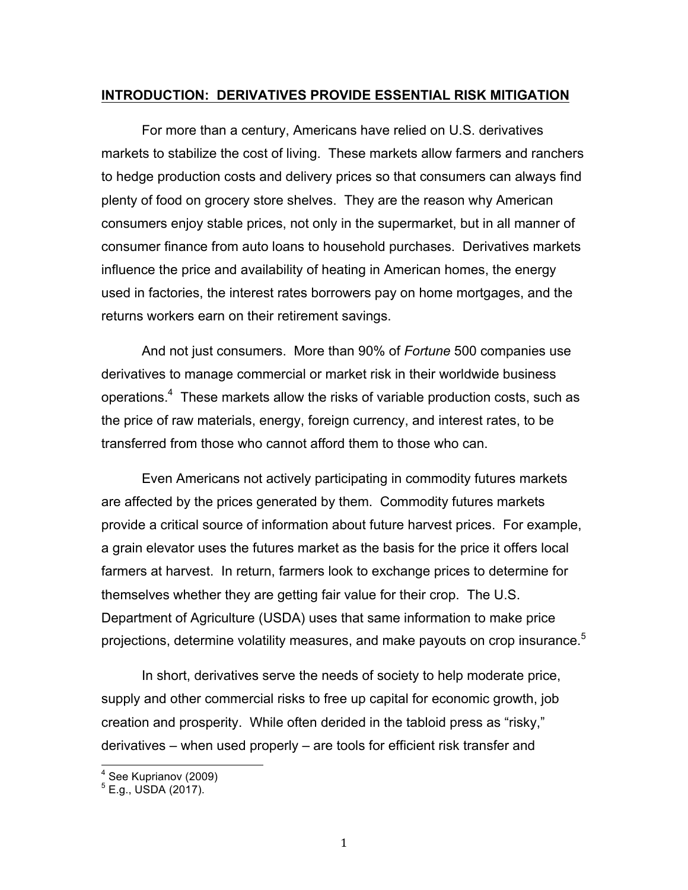## **INTRODUCTION: DERIVATIVES PROVIDE ESSENTIAL RISK MITIGATION**

For more than a century, Americans have relied on U.S. derivatives markets to stabilize the cost of living. These markets allow farmers and ranchers to hedge production costs and delivery prices so that consumers can always find plenty of food on grocery store shelves. They are the reason why American consumers enjoy stable prices, not only in the supermarket, but in all manner of consumer finance from auto loans to household purchases. Derivatives markets influence the price and availability of heating in American homes, the energy used in factories, the interest rates borrowers pay on home mortgages, and the returns workers earn on their retirement savings.

And not just consumers. More than 90% of *Fortune* 500 companies use derivatives to manage commercial or market risk in their worldwide business operations.[4] These markets allow the risks of variable production costs, such as the price of raw materials, energy, foreign currency, and interest rates, to be transferred from those who cannot afford them to those who can.

Even Americans not actively participating in commodity futures markets are affected by the prices generated by them. Commodity futures markets provide a critical source of information about future harvest prices. For example, a grain elevator uses the futures market as the basis for the price it offers local farmers at harvest. In return, farmers look to exchange prices to determine for themselves whether they are getting fair value for their crop. The U.S. Department of Agriculture (USDA) uses that same information to make price projections, determine volatility measures, and make payouts on crop insurance.[5]

In short, derivatives serve the needs of society to help moderate price, supply and other commercial risks to free up capital for economic growth, job creation and prosperity. While often derided in the tabloid press as "risky," derivatives – when used properly – are tools for efficient risk transfer and

[4] See Kuprianov (2009)

[5] E.g., USDA (2017).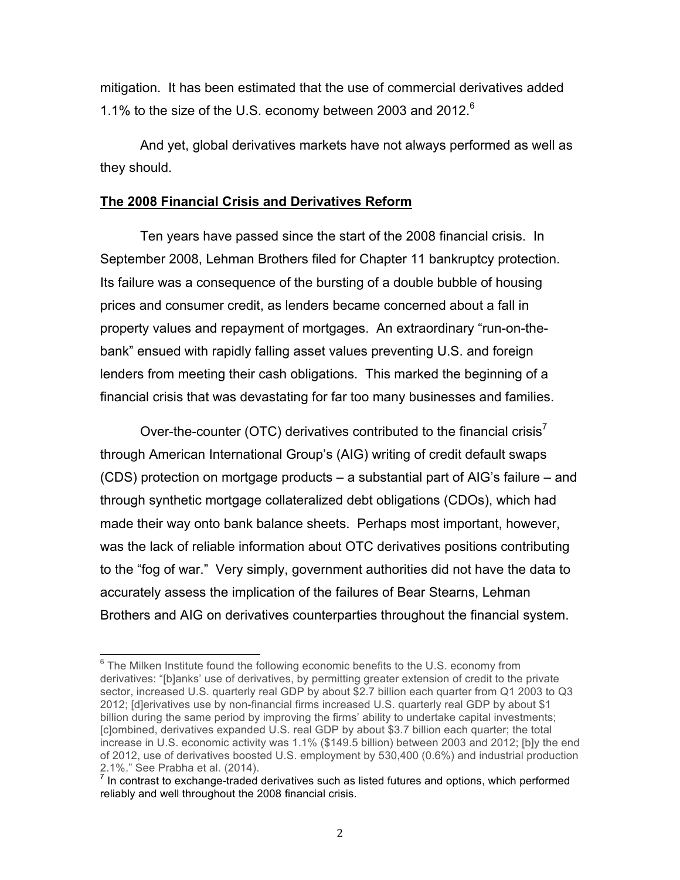mitigation. It has been estimated that the use of commercial derivatives added 1.1% to the size of the U.S. economy between 2003 and 2012.[6]

And yet, global derivatives markets have not always performed as well as they should.

**The 2008 Financial Crisis and Derivatives Reform**

Ten years have passed since the start of the 2008 financial crisis. In September 2008, Lehman Brothers filed for Chapter 11 bankruptcy protection. Its failure was a consequence of the bursting of a double bubble of housing prices and consumer credit, as lenders became concerned about a fall in property values and repayment of mortgages. An extraordinary "run-on-the-bank" ensued with rapidly falling asset values preventing U.S. and foreign lenders from meeting their cash obligations. This marked the beginning of a financial crisis that was devastating for far too many businesses and families.

Over-the-counter (OTC) derivatives contributed to the financial crisis[7] through American International Group's (AIG) writing of credit default swaps (CDS) protection on mortgage products – a substantial part of AIG's failure – and through synthetic mortgage collateralized debt obligations (CDOs), which had made their way onto bank balance sheets. Perhaps most important, however, was the lack of reliable information about OTC derivatives positions contributing to the "fog of war." Very simply, government authorities did not have the data to accurately assess the implication of the failures of Bear Stearns, Lehman Brothers and AIG on derivatives counterparties throughout the financial system.

---

[6] The Milken Institute found the following economic benefits to the U.S. economy from derivatives: "[b]anks' use of derivatives, by permitting greater extension of credit to the private sector, increased U.S. quarterly real GDP by about $2.7 billion each quarter from Q1 2003 to Q3 2012; [d]erivatives use by non-financial firms increased U.S. quarterly real GDP by about $1 billion during the same period by improving the firms' ability to undertake capital investments; [c]ombined, derivatives expanded U.S. real GDP by about $3.7 billion each quarter; the total increase in U.S. economic activity was 1.1% ($149.5 billion) between 2003 and 2012; [b]y the end of 2012, use of derivatives boosted U.S. employment by 530,400 (0.6%) and industrial production 2.1%." See Prabha et al. (2014).

[7] In contrast to exchange-traded derivatives such as listed futures and options, which performed reliably and well throughout the 2008 financial crisis.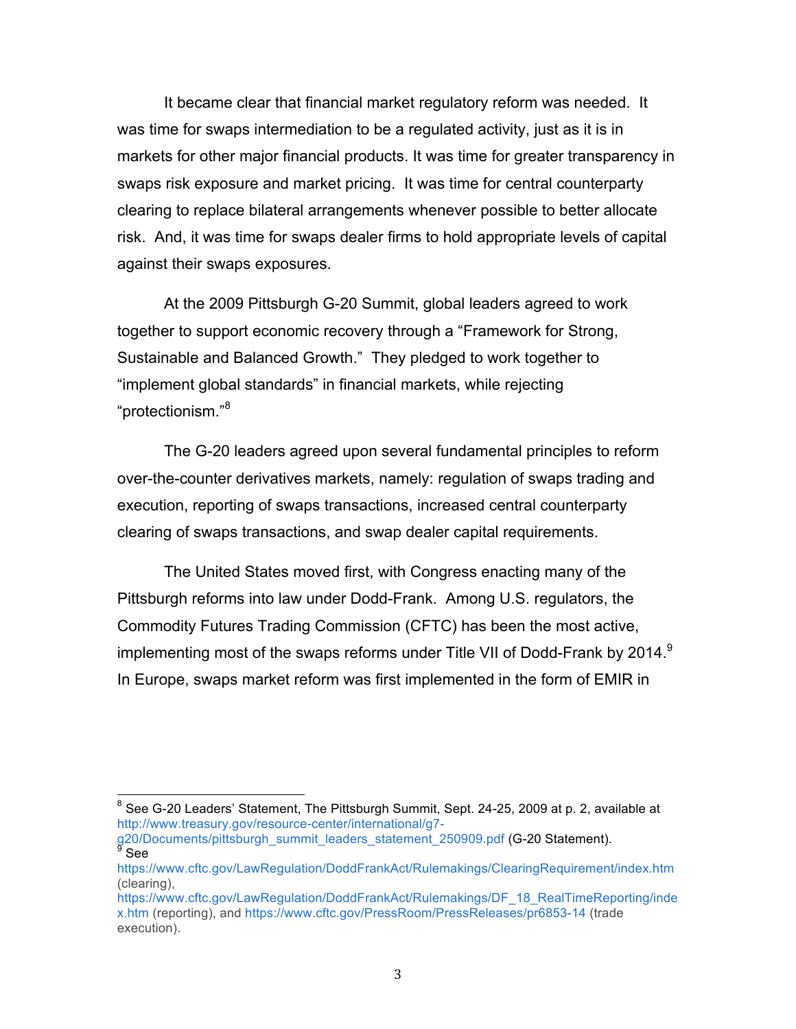It became clear that financial market regulatory reform was needed. It was time for swaps intermediation to be a regulated activity, just as it is in markets for other major financial products. It was time for greater transparency in swaps risk exposure and market pricing. It was time for central counterparty clearing to replace bilateral arrangements whenever possible to better allocate risk. And, it was time for swaps dealer firms to hold appropriate levels of capital against their swaps exposures.

At the 2009 Pittsburgh G-20 Summit, global leaders agreed to work together to support economic recovery through a "Framework for Strong, Sustainable and Balanced Growth." They pledged to work together to "implement global standards" in financial markets, while rejecting "protectionism."[8]

The G-20 leaders agreed upon several fundamental principles to reform over-the-counter derivatives markets, namely: regulation of swaps trading and execution, reporting of swaps transactions, increased central counterparty clearing of swaps transactions, and swap dealer capital requirements.

The United States moved first, with Congress enacting many of the Pittsburgh reforms into law under Dodd-Frank. Among U.S. regulators, the Commodity Futures Trading Commission (CFTC) has been the most active, implementing most of the swaps reforms under Title VII of Dodd-Frank by 2014.[9] In Europe, swaps market reform was first implemented in the form of EMIR in

---

[8] See G-20 Leaders' Statement, The Pittsburgh Summit, Sept. 24-25, 2009 at p. 2, available at http://www.treasury.gov/resource-center/international/g7-g20/Documents/pittsburgh_summit_leaders_statement_250909.pdf (G-20 Statement).

[9] See https://www.cftc.gov/LawRegulation/DoddFrankAct/Rulemakings/ClearingRequirement/index.htm (clearing), https://www.cftc.gov/LawRegulation/DoddFrankAct/Rulemakings/DF_18_RealTimeReporting/index.htm (reporting), and https://www.cftc.gov/PressRoom/PressReleases/pr6853-14 (trade execution).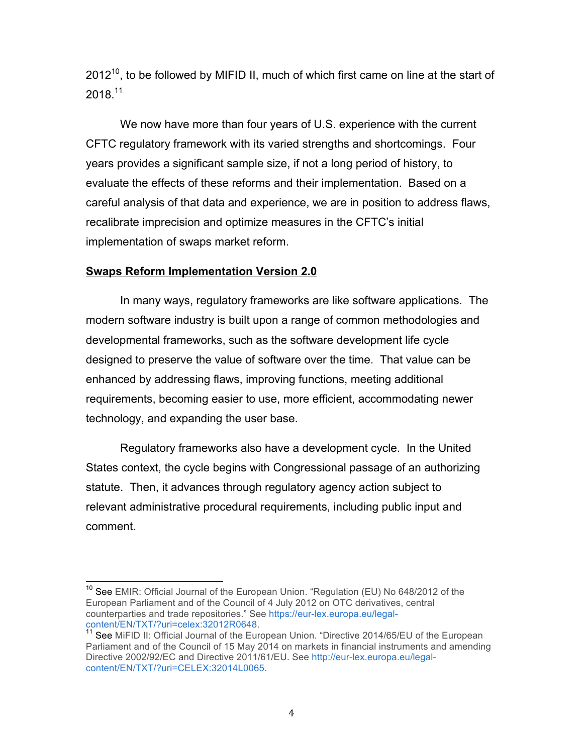2012[10], to be followed by MIFID II, much of which first came on line at the start of 2018.[11]

We now have more than four years of U.S. experience with the current CFTC regulatory framework with its varied strengths and shortcomings. Four years provides a significant sample size, if not a long period of history, to evaluate the effects of these reforms and their implementation. Based on a careful analysis of that data and experience, we are in position to address flaws, recalibrate imprecision and optimize measures in the CFTC's initial implementation of swaps market reform.

**Swaps Reform Implementation Version 2.0**

In many ways, regulatory frameworks are like software applications. The modern software industry is built upon a range of common methodologies and developmental frameworks, such as the software development life cycle designed to preserve the value of software over the time. That value can be enhanced by addressing flaws, improving functions, meeting additional requirements, becoming easier to use, more efficient, accommodating newer technology, and expanding the user base.

Regulatory frameworks also have a development cycle. In the United States context, the cycle begins with Congressional passage of an authorizing statute. Then, it advances through regulatory agency action subject to relevant administrative procedural requirements, including public input and comment.

---

[10] See EMIR: Official Journal of the European Union. "Regulation (EU) No 648/2012 of the European Parliament and of the Council of 4 July 2012 on OTC derivatives, central counterparties and trade repositories." See https://eur-lex.europa.eu/legal-content/EN/TXT/?uri=celex:32012R0648.

[11] See MiFID II: Official Journal of the European Union. "Directive 2014/65/EU of the European Parliament and of the Council of 15 May 2014 on markets in financial instruments and amending Directive 2002/92/EC and Directive 2011/61/EU. See http://eur-lex.europa.eu/legal-content/EN/TXT/?uri=CELEX:32014L0065.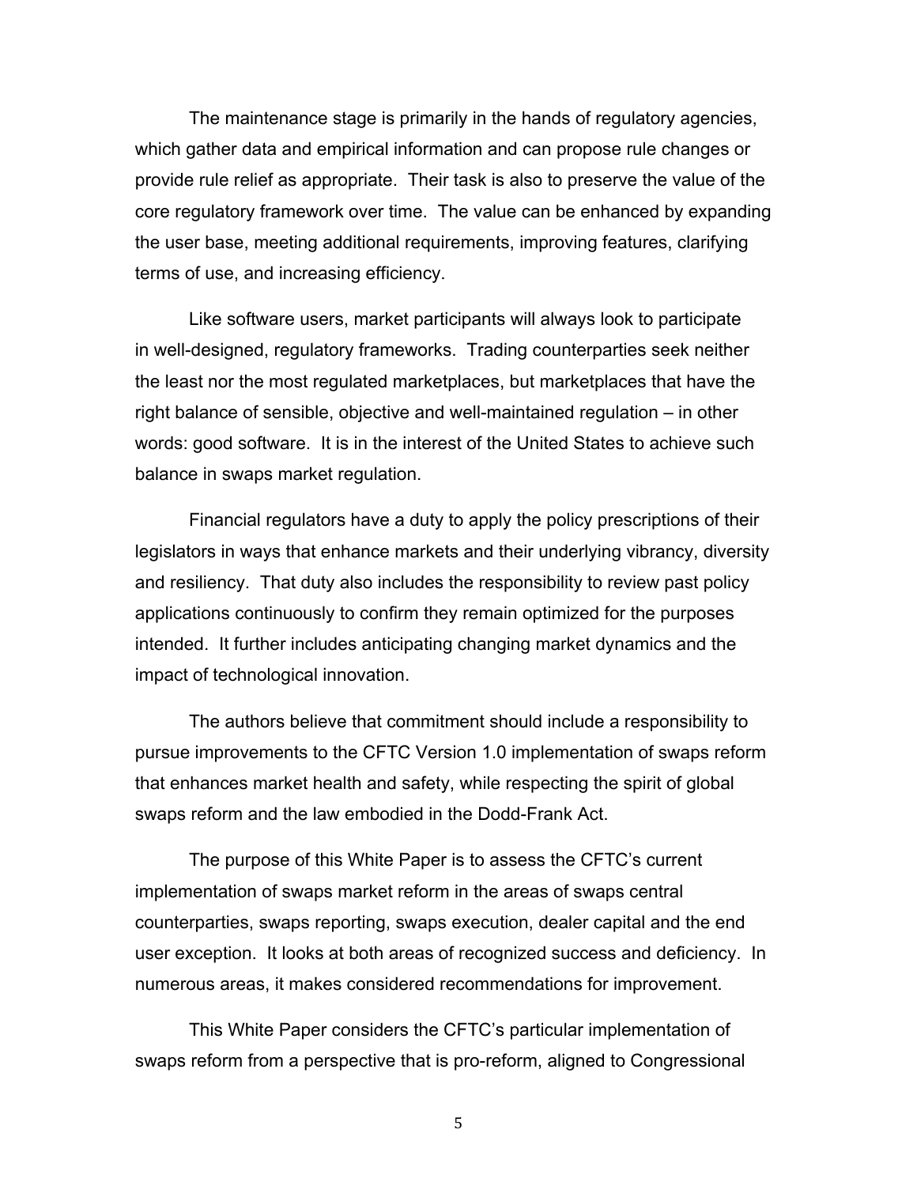The maintenance stage is primarily in the hands of regulatory agencies, which gather data and empirical information and can propose rule changes or provide rule relief as appropriate. Their task is also to preserve the value of the core regulatory framework over time. The value can be enhanced by expanding the user base, meeting additional requirements, improving features, clarifying terms of use, and increasing efficiency.

Like software users, market participants will always look to participate in well-designed, regulatory frameworks. Trading counterparties seek neither the least nor the most regulated marketplaces, but marketplaces that have the right balance of sensible, objective and well-maintained regulation – in other words: good software. It is in the interest of the United States to achieve such balance in swaps market regulation.

Financial regulators have a duty to apply the policy prescriptions of their legislators in ways that enhance markets and their underlying vibrancy, diversity and resiliency. That duty also includes the responsibility to review past policy applications continuously to confirm they remain optimized for the purposes intended. It further includes anticipating changing market dynamics and the impact of technological innovation.

The authors believe that commitment should include a responsibility to pursue improvements to the CFTC Version 1.0 implementation of swaps reform that enhances market health and safety, while respecting the spirit of global swaps reform and the law embodied in the Dodd-Frank Act.

The purpose of this White Paper is to assess the CFTC's current implementation of swaps market reform in the areas of swaps central counterparties, swaps reporting, swaps execution, dealer capital and the end user exception. It looks at both areas of recognized success and deficiency. In numerous areas, it makes considered recommendations for improvement.

This White Paper considers the CFTC's particular implementation of swaps reform from a perspective that is pro-reform, aligned to Congressional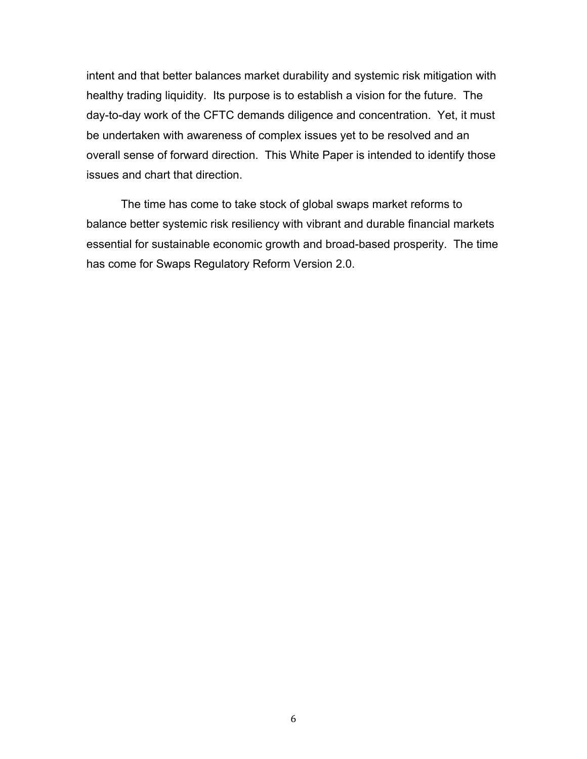intent and that better balances market durability and systemic risk mitigation with healthy trading liquidity. Its purpose is to establish a vision for the future. The day-to-day work of the CFTC demands diligence and concentration. Yet, it must be undertaken with awareness of complex issues yet to be resolved and an overall sense of forward direction. This White Paper is intended to identify those issues and chart that direction.

The time has come to take stock of global swaps market reforms to balance better systemic risk resiliency with vibrant and durable financial markets essential for sustainable economic growth and broad-based prosperity. The time has come for Swaps Regulatory Reform Version 2.0.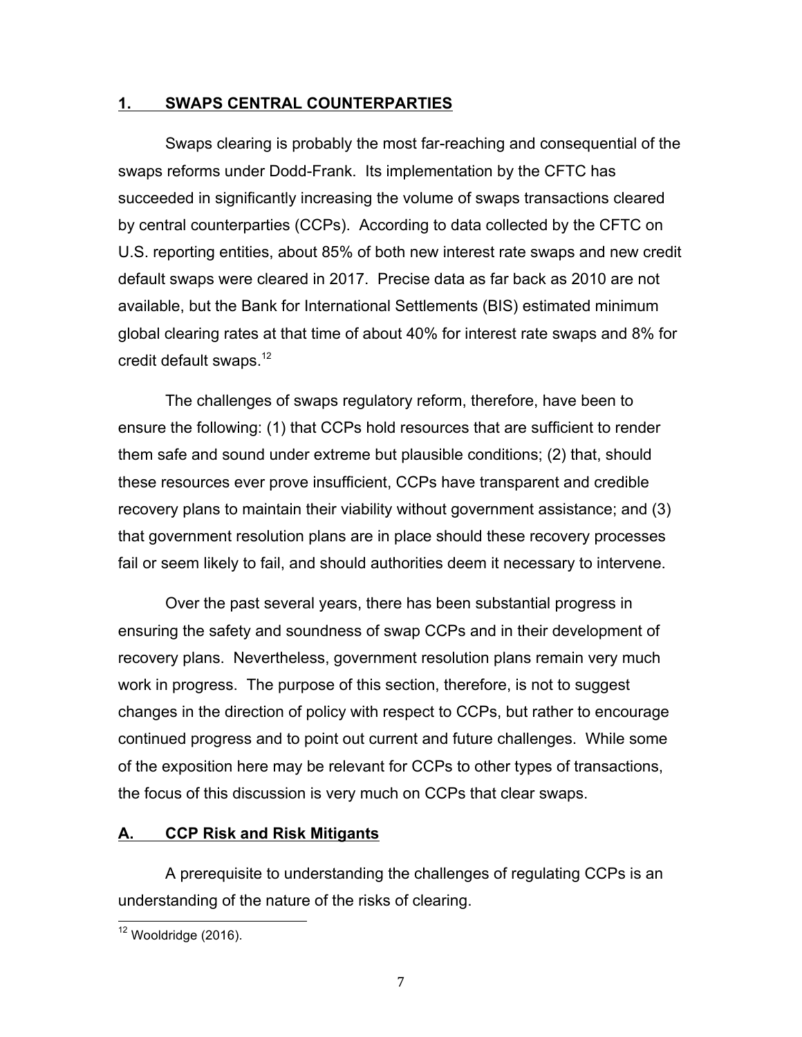## 1. SWAPS CENTRAL COUNTERPARTIES

Swaps clearing is probably the most far-reaching and consequential of the swaps reforms under Dodd-Frank. Its implementation by the CFTC has succeeded in significantly increasing the volume of swaps transactions cleared by central counterparties (CCPs). According to data collected by the CFTC on U.S. reporting entities, about 85% of both new interest rate swaps and new credit default swaps were cleared in 2017. Precise data as far back as 2010 are not available, but the Bank for International Settlements (BIS) estimated minimum global clearing rates at that time of about 40% for interest rate swaps and 8% for credit default swaps.[12]

The challenges of swaps regulatory reform, therefore, have been to ensure the following: (1) that CCPs hold resources that are sufficient to render them safe and sound under extreme but plausible conditions; (2) that, should these resources ever prove insufficient, CCPs have transparent and credible recovery plans to maintain their viability without government assistance; and (3) that government resolution plans are in place should these recovery processes fail or seem likely to fail, and should authorities deem it necessary to intervene.

Over the past several years, there has been substantial progress in ensuring the safety and soundness of swap CCPs and in their development of recovery plans. Nevertheless, government resolution plans remain very much work in progress. The purpose of this section, therefore, is not to suggest changes in the direction of policy with respect to CCPs, but rather to encourage continued progress and to point out current and future challenges. While some of the exposition here may be relevant for CCPs to other types of transactions, the focus of this discussion is very much on CCPs that clear swaps.

### A. CCP Risk and Risk Mitigants

A prerequisite to understanding the challenges of regulating CCPs is an understanding of the nature of the risks of clearing.

[12] Wooldridge (2016).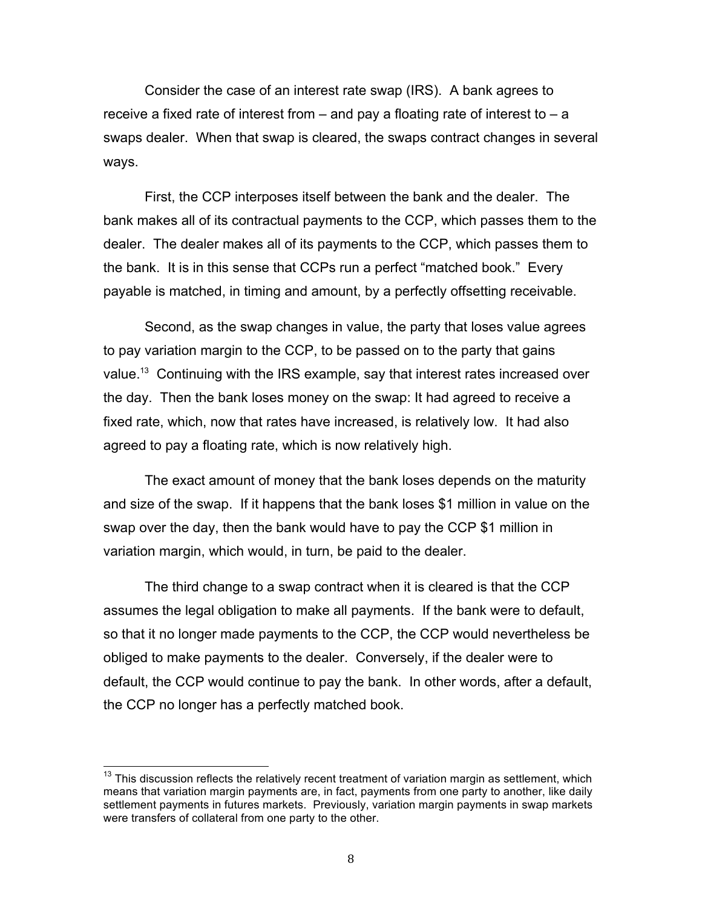Consider the case of an interest rate swap (IRS). A bank agrees to receive a fixed rate of interest from – and pay a floating rate of interest to – a swaps dealer. When that swap is cleared, the swaps contract changes in several ways.

First, the CCP interposes itself between the bank and the dealer. The bank makes all of its contractual payments to the CCP, which passes them to the dealer. The dealer makes all of its payments to the CCP, which passes them to the bank. It is in this sense that CCPs run a perfect "matched book." Every payable is matched, in timing and amount, by a perfectly offsetting receivable.

Second, as the swap changes in value, the party that loses value agrees to pay variation margin to the CCP, to be passed on to the party that gains value.[13] Continuing with the IRS example, say that interest rates increased over the day. Then the bank loses money on the swap: It had agreed to receive a fixed rate, which, now that rates have increased, is relatively low. It had also agreed to pay a floating rate, which is now relatively high.

The exact amount of money that the bank loses depends on the maturity and size of the swap. If it happens that the bank loses $1 million in value on the swap over the day, then the bank would have to pay the CCP $1 million in variation margin, which would, in turn, be paid to the dealer.

The third change to a swap contract when it is cleared is that the CCP assumes the legal obligation to make all payments. If the bank were to default, so that it no longer made payments to the CCP, the CCP would nevertheless be obliged to make payments to the dealer. Conversely, if the dealer were to default, the CCP would continue to pay the bank. In other words, after a default, the CCP no longer has a perfectly matched book.

[13] This discussion reflects the relatively recent treatment of variation margin as settlement, which means that variation margin payments are, in fact, payments from one party to another, like daily settlement payments in futures markets. Previously, variation margin payments in swap markets were transfers of collateral from one party to the other.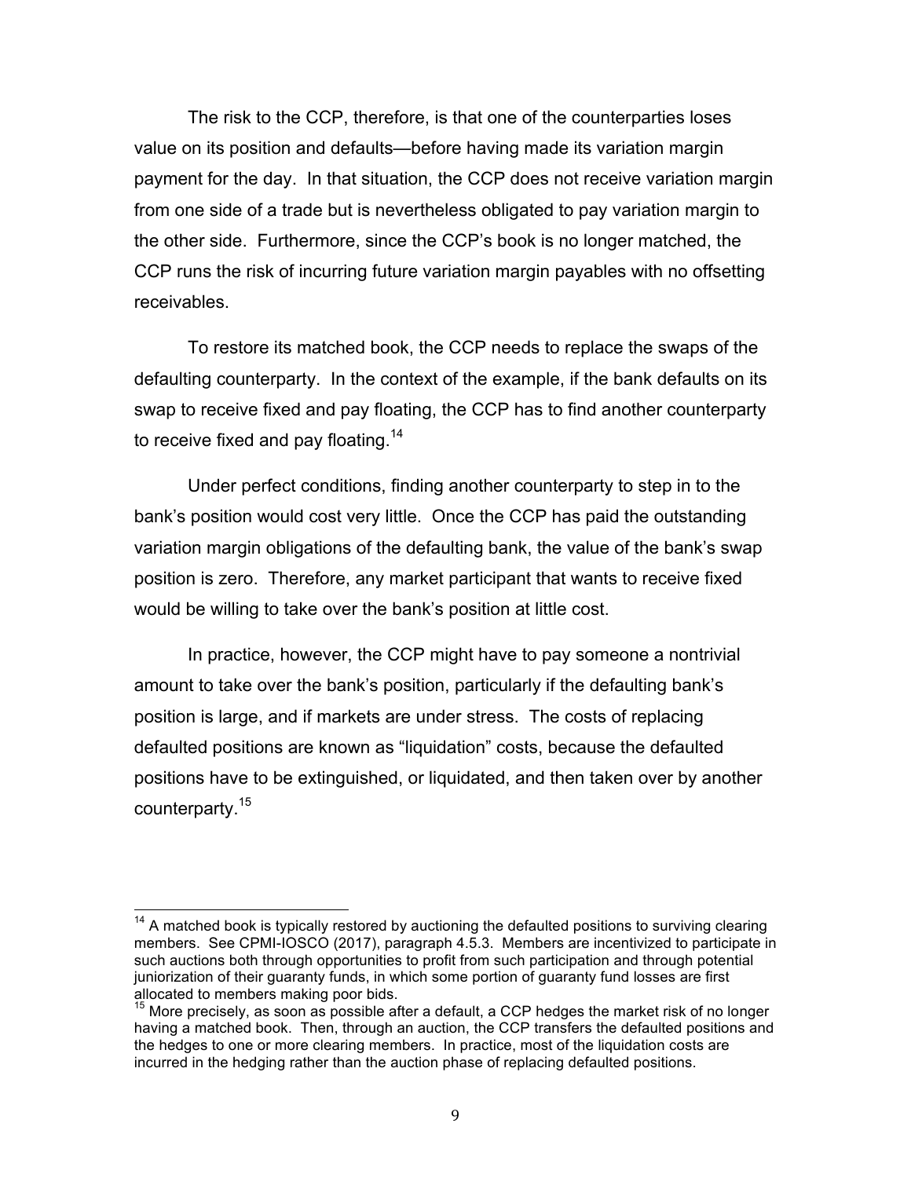The risk to the CCP, therefore, is that one of the counterparties loses value on its position and defaults—before having made its variation margin payment for the day. In that situation, the CCP does not receive variation margin from one side of a trade but is nevertheless obligated to pay variation margin to the other side. Furthermore, since the CCP's book is no longer matched, the CCP runs the risk of incurring future variation margin payables with no offsetting receivables.

To restore its matched book, the CCP needs to replace the swaps of the defaulting counterparty. In the context of the example, if the bank defaults on its swap to receive fixed and pay floating, the CCP has to find another counterparty to receive fixed and pay floating.[14]

Under perfect conditions, finding another counterparty to step in to the bank's position would cost very little. Once the CCP has paid the outstanding variation margin obligations of the defaulting bank, the value of the bank's swap position is zero. Therefore, any market participant that wants to receive fixed would be willing to take over the bank's position at little cost.

In practice, however, the CCP might have to pay someone a nontrivial amount to take over the bank's position, particularly if the defaulting bank's position is large, and if markets are under stress. The costs of replacing defaulted positions are known as "liquidation" costs, because the defaulted positions have to be extinguished, or liquidated, and then taken over by another counterparty.[15]

---

[14] A matched book is typically restored by auctioning the defaulted positions to surviving clearing members. See CPMI-IOSCO (2017), paragraph 4.5.3. Members are incentivized to participate in such auctions both through opportunities to profit from such participation and through potential juniorization of their guaranty funds, in which some portion of guaranty fund losses are first allocated to members making poor bids.

[15] More precisely, as soon as possible after a default, a CCP hedges the market risk of no longer having a matched book. Then, through an auction, the CCP transfers the defaulted positions and the hedges to one or more clearing members. In practice, most of the liquidation costs are incurred in the hedging rather than the auction phase of replacing defaulted positions.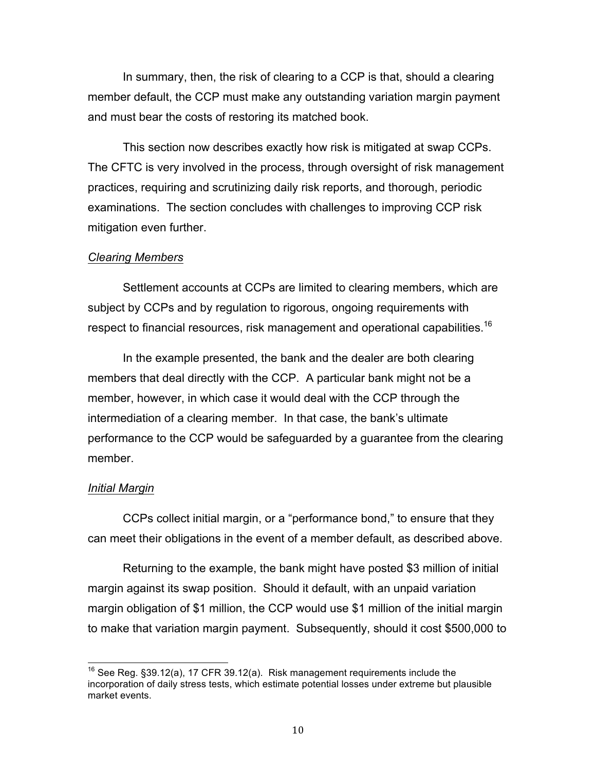In summary, then, the risk of clearing to a CCP is that, should a clearing member default, the CCP must make any outstanding variation margin payment and must bear the costs of restoring its matched book.

This section now describes exactly how risk is mitigated at swap CCPs. The CFTC is very involved in the process, through oversight of risk management practices, requiring and scrutinizing daily risk reports, and thorough, periodic examinations. The section concludes with challenges to improving CCP risk mitigation even further.

*Clearing Members*

Settlement accounts at CCPs are limited to clearing members, which are subject by CCPs and by regulation to rigorous, ongoing requirements with respect to financial resources, risk management and operational capabilities.[16]

In the example presented, the bank and the dealer are both clearing members that deal directly with the CCP. A particular bank might not be a member, however, in which case it would deal with the CCP through the intermediation of a clearing member. In that case, the bank's ultimate performance to the CCP would be safeguarded by a guarantee from the clearing member.

*Initial Margin*

CCPs collect initial margin, or a "performance bond," to ensure that they can meet their obligations in the event of a member default, as described above.

Returning to the example, the bank might have posted $3 million of initial margin against its swap position. Should it default, with an unpaid variation margin obligation of $1 million, the CCP would use $1 million of the initial margin to make that variation margin payment. Subsequently, should it cost $500,000 to

[16] See Reg. §39.12(a), 17 CFR 39.12(a). Risk management requirements include the incorporation of daily stress tests, which estimate potential losses under extreme but plausible market events.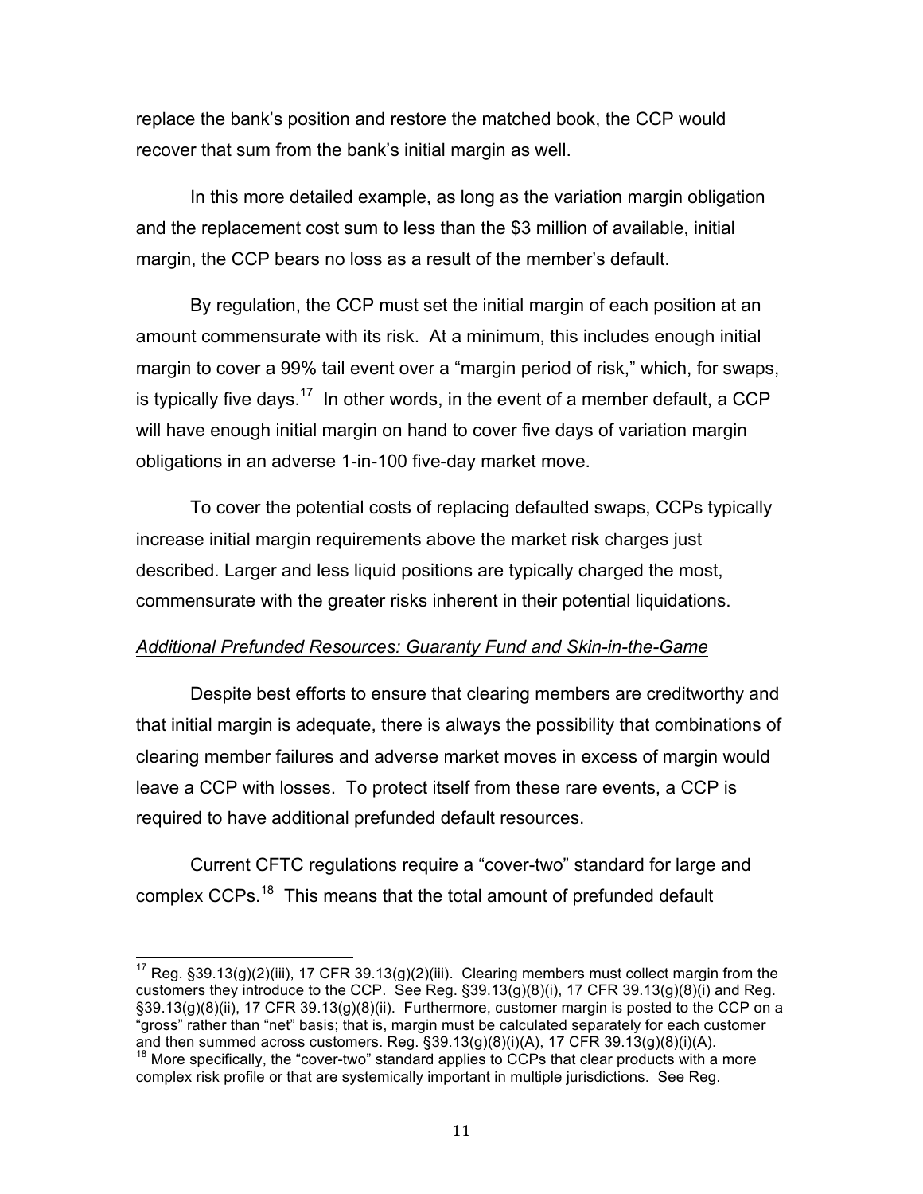replace the bank's position and restore the matched book, the CCP would recover that sum from the bank's initial margin as well.

In this more detailed example, as long as the variation margin obligation and the replacement cost sum to less than the $3 million of available, initial margin, the CCP bears no loss as a result of the member's default.

By regulation, the CCP must set the initial margin of each position at an amount commensurate with its risk. At a minimum, this includes enough initial margin to cover a 99% tail event over a "margin period of risk," which, for swaps, is typically five days.[17] In other words, in the event of a member default, a CCP will have enough initial margin on hand to cover five days of variation margin obligations in an adverse 1-in-100 five-day market move.

To cover the potential costs of replacing defaulted swaps, CCPs typically increase initial margin requirements above the market risk charges just described. Larger and less liquid positions are typically charged the most, commensurate with the greater risks inherent in their potential liquidations.

*Additional Prefunded Resources: Guaranty Fund and Skin-in-the-Game*

Despite best efforts to ensure that clearing members are creditworthy and that initial margin is adequate, there is always the possibility that combinations of clearing member failures and adverse market moves in excess of margin would leave a CCP with losses. To protect itself from these rare events, a CCP is required to have additional prefunded default resources.

Current CFTC regulations require a "cover-two" standard for large and complex CCPs.[18] This means that the total amount of prefunded default

---

[17] Reg. §39.13(g)(2)(iii), 17 CFR 39.13(g)(2)(iii). Clearing members must collect margin from the customers they introduce to the CCP. See Reg. §39.13(g)(8)(i), 17 CFR 39.13(g)(8)(i) and Reg. §39.13(g)(8)(ii), 17 CFR 39.13(g)(8)(ii). Furthermore, customer margin is posted to the CCP on a "gross" rather than "net" basis; that is, margin must be calculated separately for each customer and then summed across customers. Reg. §39.13(g)(8)(i)(A), 17 CFR 39.13(g)(8)(i)(A).

[18] More specifically, the "cover-two" standard applies to CCPs that clear products with a more complex risk profile or that are systemically important in multiple jurisdictions. See Reg.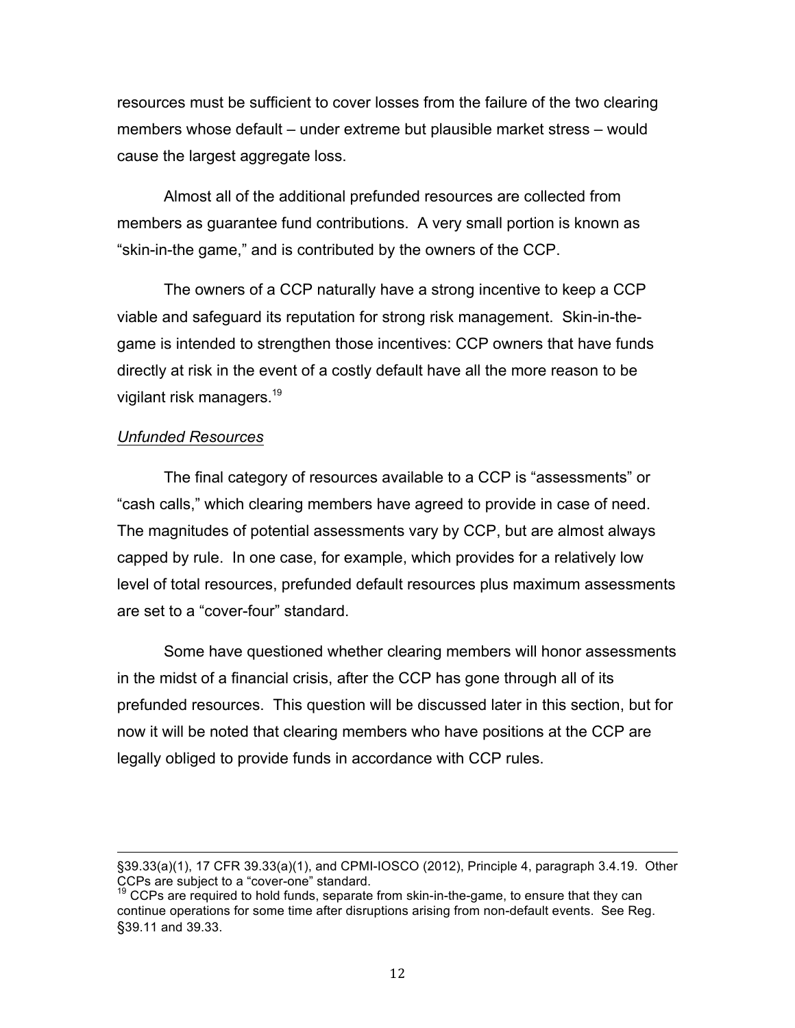resources must be sufficient to cover losses from the failure of the two clearing members whose default – under extreme but plausible market stress – would cause the largest aggregate loss.

Almost all of the additional prefunded resources are collected from members as guarantee fund contributions. A very small portion is known as "skin-in-the game," and is contributed by the owners of the CCP.

The owners of a CCP naturally have a strong incentive to keep a CCP viable and safeguard its reputation for strong risk management. Skin-in-the-game is intended to strengthen those incentives: CCP owners that have funds directly at risk in the event of a costly default have all the more reason to be vigilant risk managers.[19]

*Unfunded Resources*

The final category of resources available to a CCP is "assessments" or "cash calls," which clearing members have agreed to provide in case of need. The magnitudes of potential assessments vary by CCP, but are almost always capped by rule. In one case, for example, which provides for a relatively low level of total resources, prefunded default resources plus maximum assessments are set to a "cover-four" standard.

Some have questioned whether clearing members will honor assessments in the midst of a financial crisis, after the CCP has gone through all of its prefunded resources. This question will be discussed later in this section, but for now it will be noted that clearing members who have positions at the CCP are legally obliged to provide funds in accordance with CCP rules.

---

§39.33(a)(1), 17 CFR 39.33(a)(1), and CPMI-IOSCO (2012), Principle 4, paragraph 3.4.19. Other CCPs are subject to a "cover-one" standard.

[19] CCPs are required to hold funds, separate from skin-in-the-game, to ensure that they can continue operations for some time after disruptions arising from non-default events. See Reg. §39.11 and 39.33.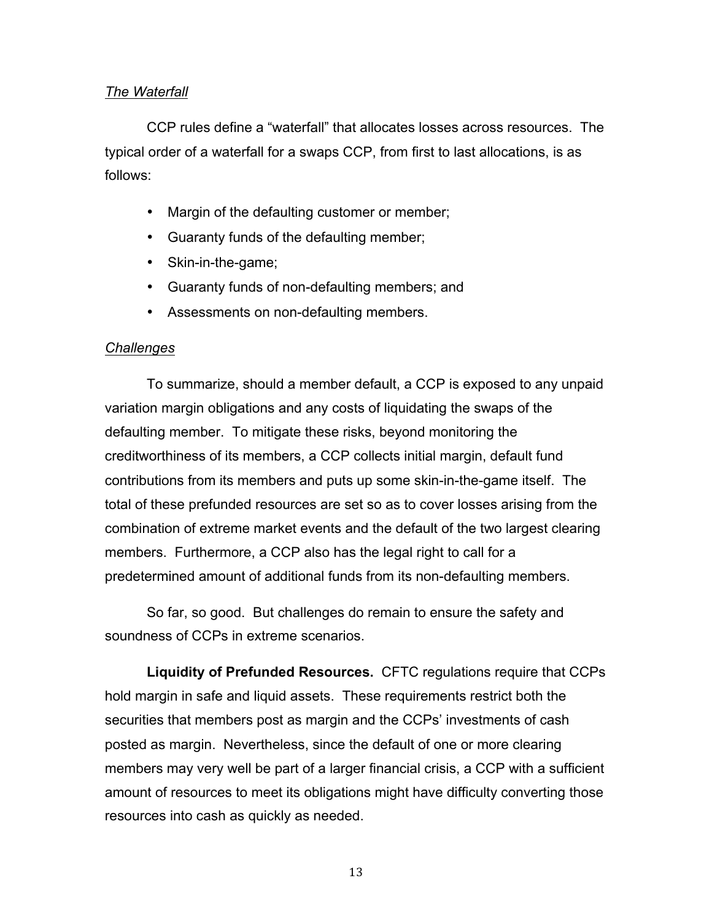*The Waterfall*

CCP rules define a "waterfall" that allocates losses across resources. The typical order of a waterfall for a swaps CCP, from first to last allocations, is as follows:

- Margin of the defaulting customer or member;
- Guaranty funds of the defaulting member;
- Skin-in-the-game;
- Guaranty funds of non-defaulting members; and
- Assessments on non-defaulting members.

*Challenges*

To summarize, should a member default, a CCP is exposed to any unpaid variation margin obligations and any costs of liquidating the swaps of the defaulting member. To mitigate these risks, beyond monitoring the creditworthiness of its members, a CCP collects initial margin, default fund contributions from its members and puts up some skin-in-the-game itself. The total of these prefunded resources are set so as to cover losses arising from the combination of extreme market events and the default of the two largest clearing members. Furthermore, a CCP also has the legal right to call for a predetermined amount of additional funds from its non-defaulting members.

So far, so good. But challenges do remain to ensure the safety and soundness of CCPs in extreme scenarios.

**Liquidity of Prefunded Resources.** CFTC regulations require that CCPs hold margin in safe and liquid assets. These requirements restrict both the securities that members post as margin and the CCPs' investments of cash posted as margin. Nevertheless, since the default of one or more clearing members may very well be part of a larger financial crisis, a CCP with a sufficient amount of resources to meet its obligations might have difficulty converting those resources into cash as quickly as needed.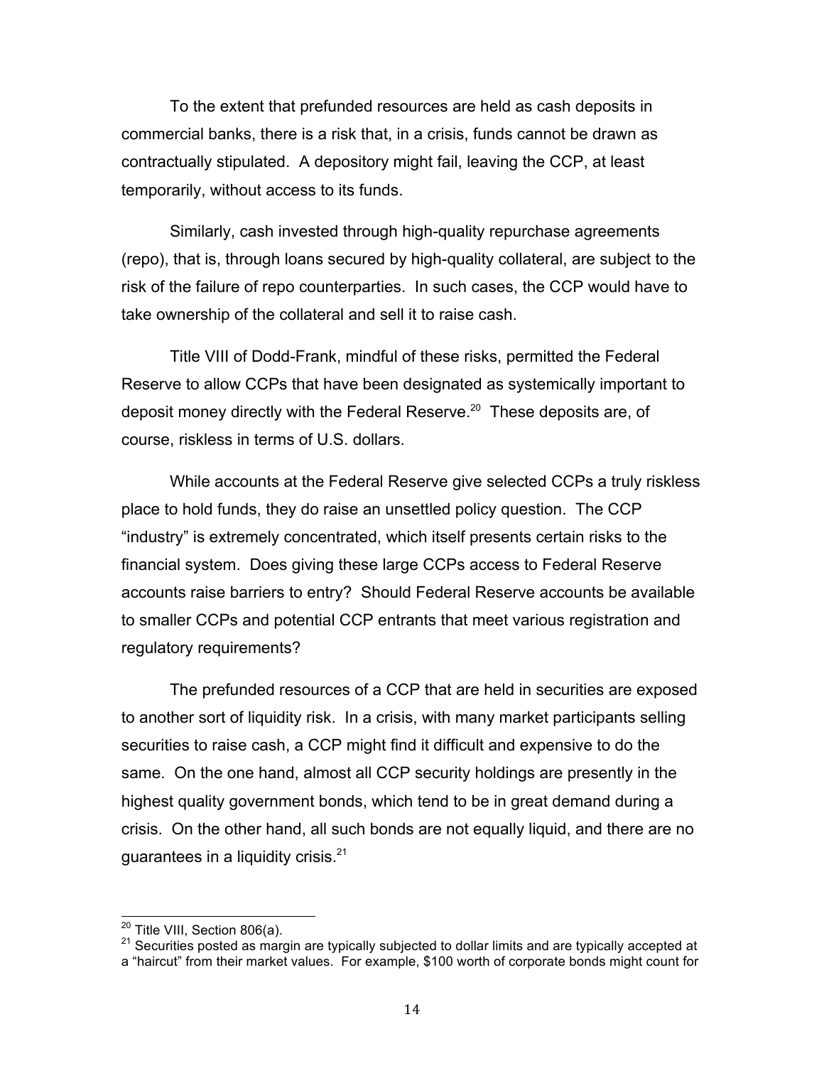To the extent that prefunded resources are held as cash deposits in commercial banks, there is a risk that, in a crisis, funds cannot be drawn as contractually stipulated. A depository might fail, leaving the CCP, at least temporarily, without access to its funds.

Similarly, cash invested through high-quality repurchase agreements (repo), that is, through loans secured by high-quality collateral, are subject to the risk of the failure of repo counterparties. In such cases, the CCP would have to take ownership of the collateral and sell it to raise cash.

Title VIII of Dodd-Frank, mindful of these risks, permitted the Federal Reserve to allow CCPs that have been designated as systemically important to deposit money directly with the Federal Reserve.[20] These deposits are, of course, riskless in terms of U.S. dollars.

While accounts at the Federal Reserve give selected CCPs a truly riskless place to hold funds, they do raise an unsettled policy question. The CCP "industry" is extremely concentrated, which itself presents certain risks to the financial system. Does giving these large CCPs access to Federal Reserve accounts raise barriers to entry? Should Federal Reserve accounts be available to smaller CCPs and potential CCP entrants that meet various registration and regulatory requirements?

The prefunded resources of a CCP that are held in securities are exposed to another sort of liquidity risk. In a crisis, with many market participants selling securities to raise cash, a CCP might find it difficult and expensive to do the same. On the one hand, almost all CCP security holdings are presently in the highest quality government bonds, which tend to be in great demand during a crisis. On the other hand, all such bonds are not equally liquid, and there are no guarantees in a liquidity crisis.[21]

---

[20] Title VIII, Section 806(a).

[21] Securities posted as margin are typically subjected to dollar limits and are typically accepted at a "haircut" from their market values. For example, $100 worth of corporate bonds might count for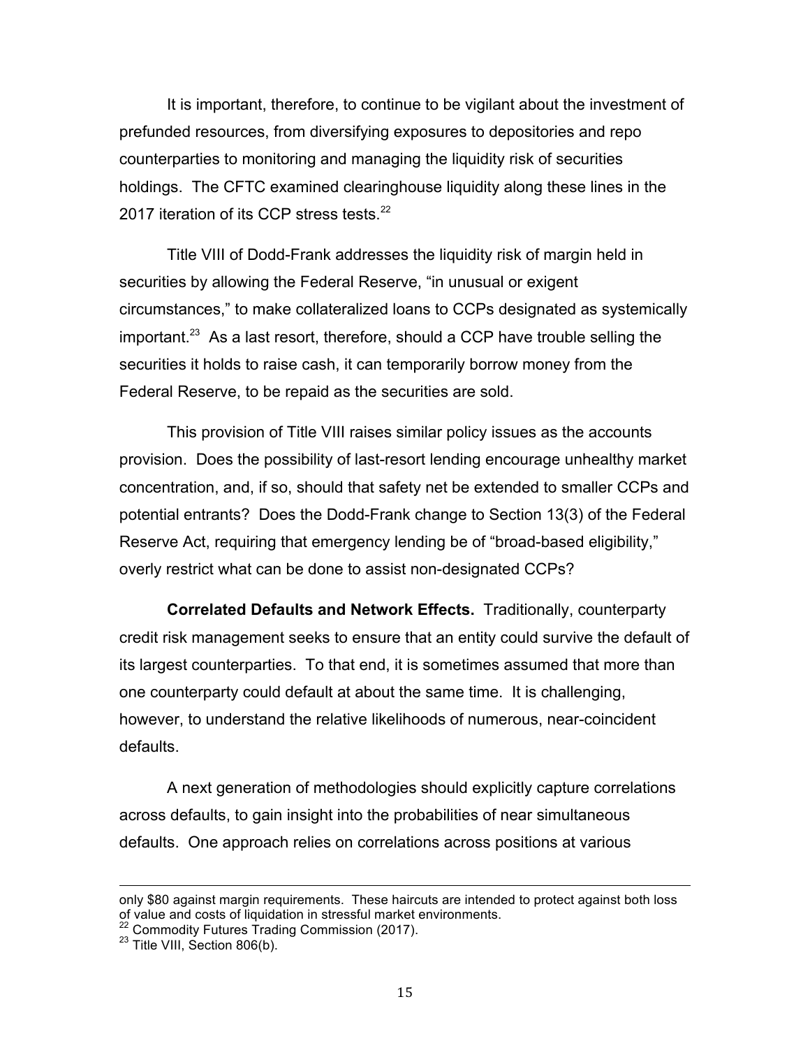It is important, therefore, to continue to be vigilant about the investment of prefunded resources, from diversifying exposures to depositories and repo counterparties to monitoring and managing the liquidity risk of securities holdings. The CFTC examined clearinghouse liquidity along these lines in the 2017 iteration of its CCP stress tests.[22]

Title VIII of Dodd-Frank addresses the liquidity risk of margin held in securities by allowing the Federal Reserve, "in unusual or exigent circumstances," to make collateralized loans to CCPs designated as systemically important.[23] As a last resort, therefore, should a CCP have trouble selling the securities it holds to raise cash, it can temporarily borrow money from the Federal Reserve, to be repaid as the securities are sold.

This provision of Title VIII raises similar policy issues as the accounts provision. Does the possibility of last-resort lending encourage unhealthy market concentration, and, if so, should that safety net be extended to smaller CCPs and potential entrants? Does the Dodd-Frank change to Section 13(3) of the Federal Reserve Act, requiring that emergency lending be of "broad-based eligibility," overly restrict what can be done to assist non-designated CCPs?

**Correlated Defaults and Network Effects.** Traditionally, counterparty credit risk management seeks to ensure that an entity could survive the default of its largest counterparties. To that end, it is sometimes assumed that more than one counterparty could default at about the same time. It is challenging, however, to understand the relative likelihoods of numerous, near-coincident defaults.

A next generation of methodologies should explicitly capture correlations across defaults, to gain insight into the probabilities of near simultaneous defaults. One approach relies on correlations across positions at various

---

only $80 against margin requirements. These haircuts are intended to protect against both loss of value and costs of liquidation in stressful market environments.

[22] Commodity Futures Trading Commission (2017).

[23] Title VIII, Section 806(b).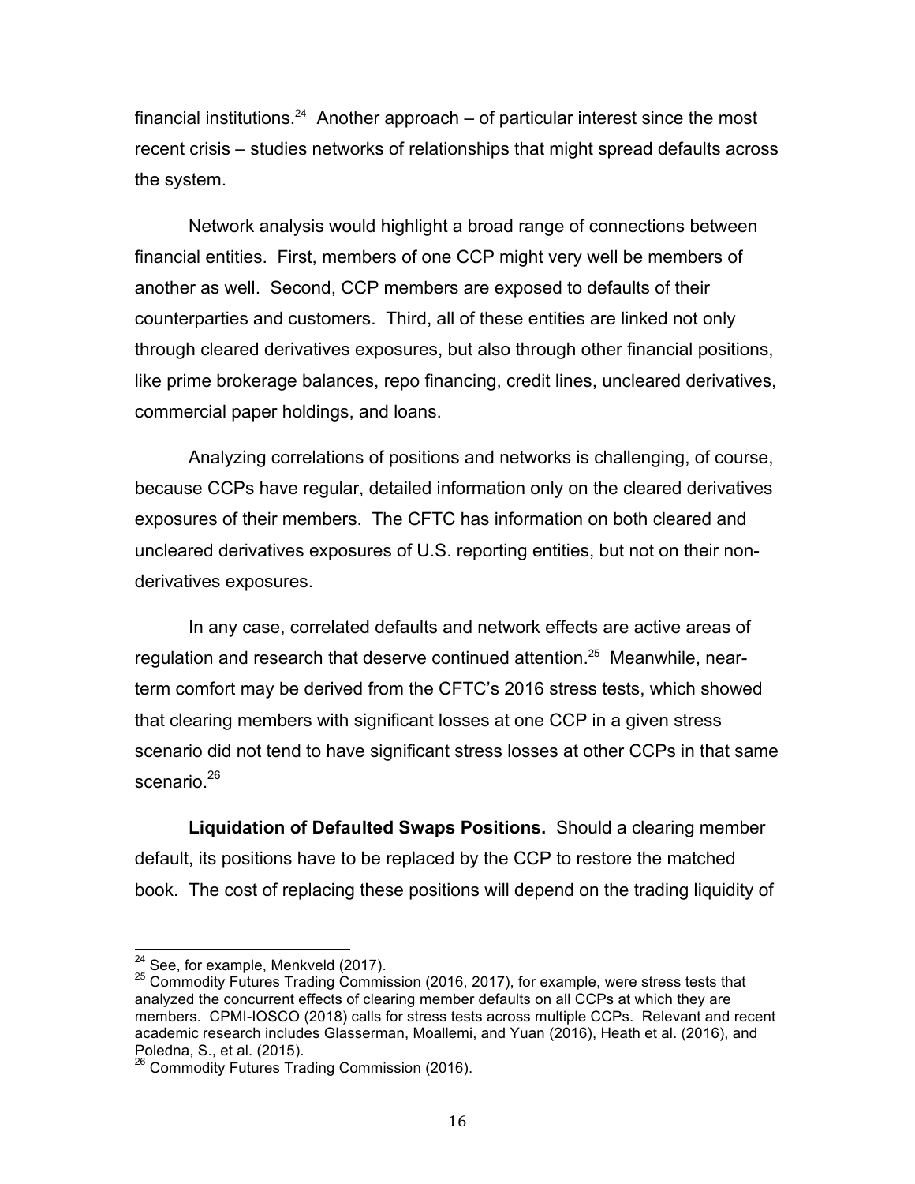financial institutions.[24] Another approach – of particular interest since the most recent crisis – studies networks of relationships that might spread defaults across the system.

Network analysis would highlight a broad range of connections between financial entities. First, members of one CCP might very well be members of another as well. Second, CCP members are exposed to defaults of their counterparties and customers. Third, all of these entities are linked not only through cleared derivatives exposures, but also through other financial positions, like prime brokerage balances, repo financing, credit lines, uncleared derivatives, commercial paper holdings, and loans.

Analyzing correlations of positions and networks is challenging, of course, because CCPs have regular, detailed information only on the cleared derivatives exposures of their members. The CFTC has information on both cleared and uncleared derivatives exposures of U.S. reporting entities, but not on their non-derivatives exposures.

In any case, correlated defaults and network effects are active areas of regulation and research that deserve continued attention.[25] Meanwhile, near-term comfort may be derived from the CFTC's 2016 stress tests, which showed that clearing members with significant losses at one CCP in a given stress scenario did not tend to have significant stress losses at other CCPs in that same scenario.[26]

**Liquidation of Defaulted Swaps Positions.** Should a clearing member default, its positions have to be replaced by the CCP to restore the matched book. The cost of replacing these positions will depend on the trading liquidity of

---

[24] See, for example, Menkveld (2017).

[25] Commodity Futures Trading Commission (2016, 2017), for example, were stress tests that analyzed the concurrent effects of clearing member defaults on all CCPs at which they are members. CPMI-IOSCO (2018) calls for stress tests across multiple CCPs. Relevant and recent academic research includes Glasserman, Moallemi, and Yuan (2016), Heath et al. (2016), and Poledna, S., et al. (2015).

[26] Commodity Futures Trading Commission (2016).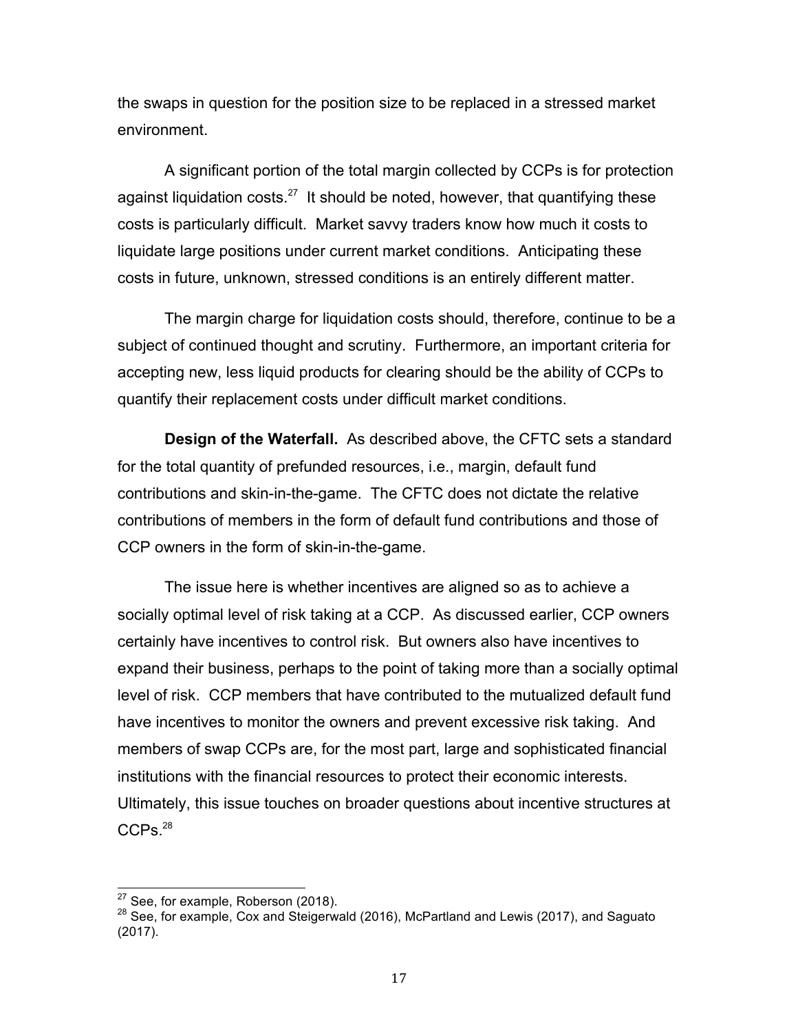the swaps in question for the position size to be replaced in a stressed market environment.

A significant portion of the total margin collected by CCPs is for protection against liquidation costs.[27] It should be noted, however, that quantifying these costs is particularly difficult. Market savvy traders know how much it costs to liquidate large positions under current market conditions. Anticipating these costs in future, unknown, stressed conditions is an entirely different matter.

The margin charge for liquidation costs should, therefore, continue to be a subject of continued thought and scrutiny. Furthermore, an important criteria for accepting new, less liquid products for clearing should be the ability of CCPs to quantify their replacement costs under difficult market conditions.

**Design of the Waterfall.** As described above, the CFTC sets a standard for the total quantity of prefunded resources, i.e., margin, default fund contributions and skin-in-the-game. The CFTC does not dictate the relative contributions of members in the form of default fund contributions and those of CCP owners in the form of skin-in-the-game.

The issue here is whether incentives are aligned so as to achieve a socially optimal level of risk taking at a CCP. As discussed earlier, CCP owners certainly have incentives to control risk. But owners also have incentives to expand their business, perhaps to the point of taking more than a socially optimal level of risk. CCP members that have contributed to the mutualized default fund have incentives to monitor the owners and prevent excessive risk taking. And members of swap CCPs are, for the most part, large and sophisticated financial institutions with the financial resources to protect their economic interests. Ultimately, this issue touches on broader questions about incentive structures at CCPs.[28]

---

[27] See, for example, Roberson (2018).

[28] See, for example, Cox and Steigerwald (2016), McPartland and Lewis (2017), and Saguato (2017).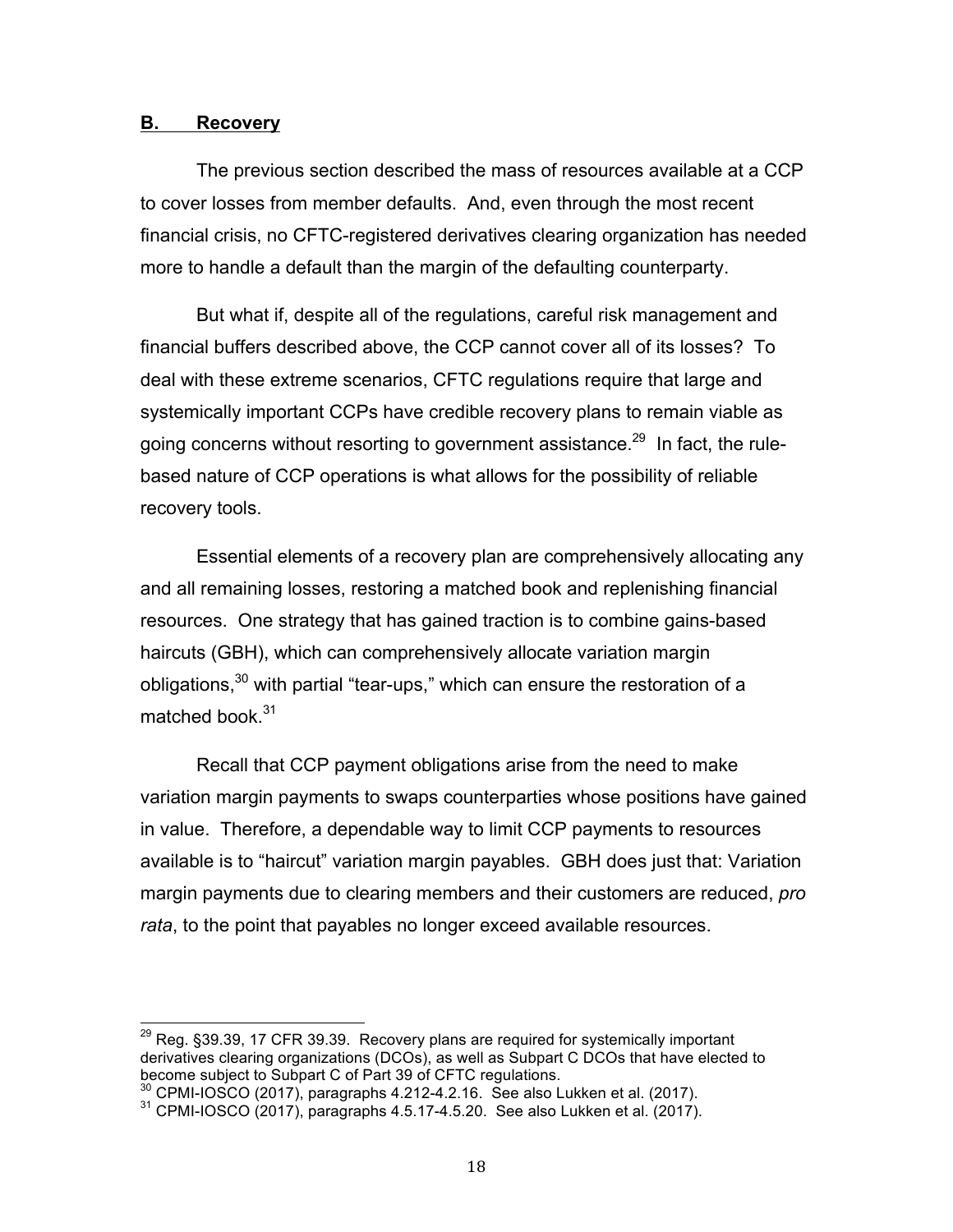## B. Recovery

The previous section described the mass of resources available at a CCP to cover losses from member defaults. And, even through the most recent financial crisis, no CFTC-registered derivatives clearing organization has needed more to handle a default than the margin of the defaulting counterparty.

But what if, despite all of the regulations, careful risk management and financial buffers described above, the CCP cannot cover all of its losses? To deal with these extreme scenarios, CFTC regulations require that large and systemically important CCPs have credible recovery plans to remain viable as going concerns without resorting to government assistance.[29] In fact, the rule-based nature of CCP operations is what allows for the possibility of reliable recovery tools.

Essential elements of a recovery plan are comprehensively allocating any and all remaining losses, restoring a matched book and replenishing financial resources. One strategy that has gained traction is to combine gains-based haircuts (GBH), which can comprehensively allocate variation margin obligations,[30] with partial "tear-ups," which can ensure the restoration of a matched book.[31]

Recall that CCP payment obligations arise from the need to make variation margin payments to swaps counterparties whose positions have gained in value. Therefore, a dependable way to limit CCP payments to resources available is to "haircut" variation margin payables. GBH does just that: Variation margin payments due to clearing members and their customers are reduced, *pro rata*, to the point that payables no longer exceed available resources.

---

[29] Reg. §39.39, 17 CFR 39.39. Recovery plans are required for systemically important derivatives clearing organizations (DCOs), as well as Subpart C DCOs that have elected to become subject to Subpart C of Part 39 of CFTC regulations.

[30] CPMI-IOSCO (2017), paragraphs 4.212-4.2.16. See also Lukken et al. (2017).

[31] CPMI-IOSCO (2017), paragraphs 4.5.17-4.5.20. See also Lukken et al. (2017).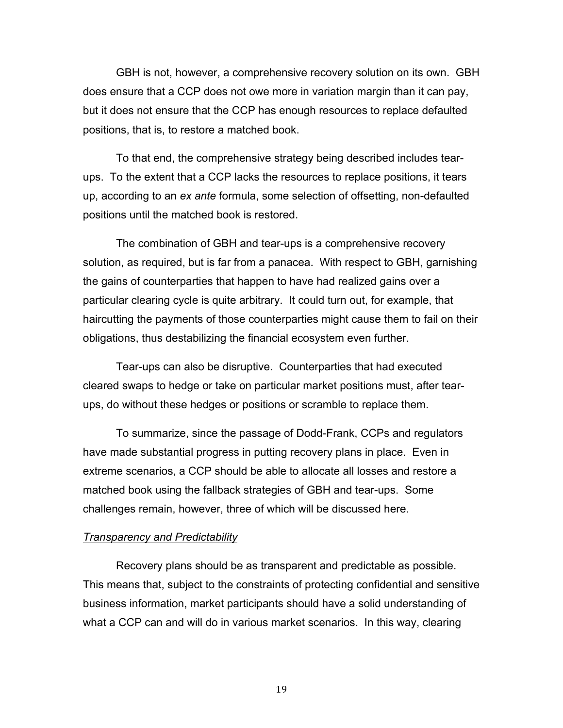GBH is not, however, a comprehensive recovery solution on its own. GBH does ensure that a CCP does not owe more in variation margin than it can pay, but it does not ensure that the CCP has enough resources to replace defaulted positions, that is, to restore a matched book.

To that end, the comprehensive strategy being described includes tear-ups. To the extent that a CCP lacks the resources to replace positions, it tears up, according to an *ex ante* formula, some selection of offsetting, non-defaulted positions until the matched book is restored.

The combination of GBH and tear-ups is a comprehensive recovery solution, as required, but is far from a panacea. With respect to GBH, garnishing the gains of counterparties that happen to have had realized gains over a particular clearing cycle is quite arbitrary. It could turn out, for example, that haircutting the payments of those counterparties might cause them to fail on their obligations, thus destabilizing the financial ecosystem even further.

Tear-ups can also be disruptive. Counterparties that had executed cleared swaps to hedge or take on particular market positions must, after tear-ups, do without these hedges or positions or scramble to replace them.

To summarize, since the passage of Dodd-Frank, CCPs and regulators have made substantial progress in putting recovery plans in place. Even in extreme scenarios, a CCP should be able to allocate all losses and restore a matched book using the fallback strategies of GBH and tear-ups. Some challenges remain, however, three of which will be discussed here.

*Transparency and Predictability*

Recovery plans should be as transparent and predictable as possible. This means that, subject to the constraints of protecting confidential and sensitive business information, market participants should have a solid understanding of what a CCP can and will do in various market scenarios. In this way, clearing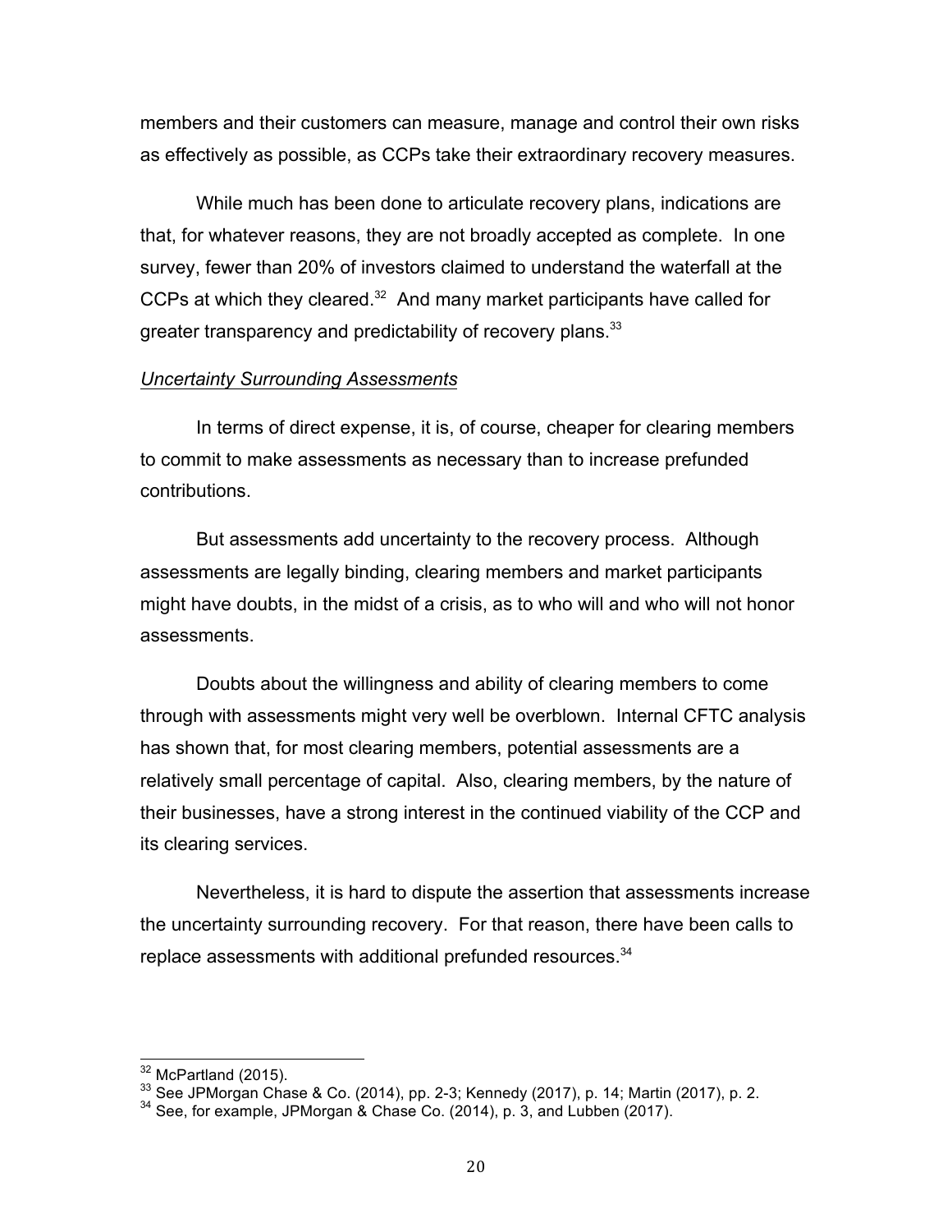members and their customers can measure, manage and control their own risks as effectively as possible, as CCPs take their extraordinary recovery measures.

While much has been done to articulate recovery plans, indications are that, for whatever reasons, they are not broadly accepted as complete. In one survey, fewer than 20% of investors claimed to understand the waterfall at the CCPs at which they cleared.[32] And many market participants have called for greater transparency and predictability of recovery plans.[33]

*Uncertainty Surrounding Assessments*

In terms of direct expense, it is, of course, cheaper for clearing members to commit to make assessments as necessary than to increase prefunded contributions.

But assessments add uncertainty to the recovery process. Although assessments are legally binding, clearing members and market participants might have doubts, in the midst of a crisis, as to who will and who will not honor assessments.

Doubts about the willingness and ability of clearing members to come through with assessments might very well be overblown. Internal CFTC analysis has shown that, for most clearing members, potential assessments are a relatively small percentage of capital. Also, clearing members, by the nature of their businesses, have a strong interest in the continued viability of the CCP and its clearing services.

Nevertheless, it is hard to dispute the assertion that assessments increase the uncertainty surrounding recovery. For that reason, there have been calls to replace assessments with additional prefunded resources.[34]

---

[32] McPartland (2015).

[33] See JPMorgan Chase & Co. (2014), pp. 2-3; Kennedy (2017), p. 14; Martin (2017), p. 2.

[34] See, for example, JPMorgan & Chase Co. (2014), p. 3, and Lubben (2017).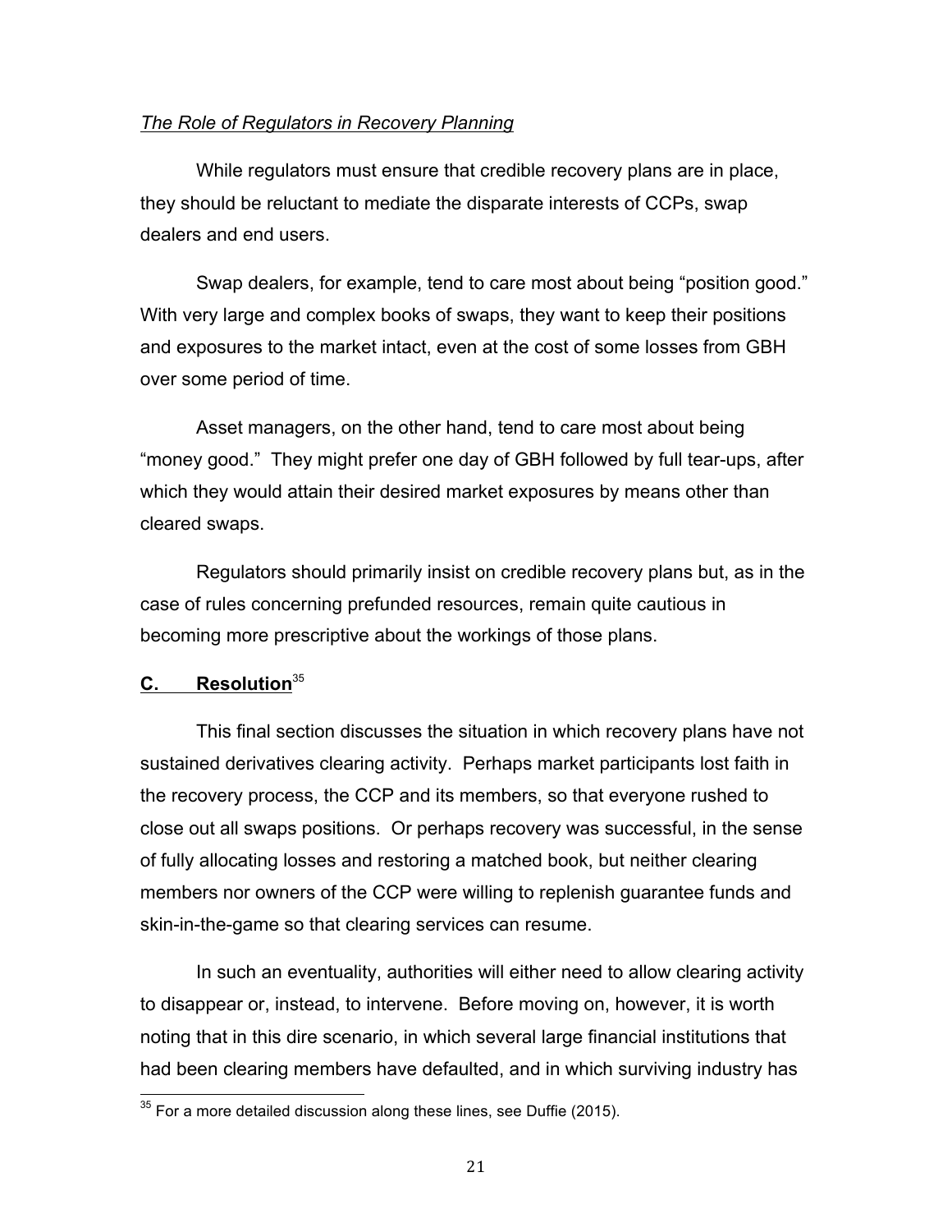*The Role of Regulators in Recovery Planning*

While regulators must ensure that credible recovery plans are in place, they should be reluctant to mediate the disparate interests of CCPs, swap dealers and end users.

Swap dealers, for example, tend to care most about being "position good." With very large and complex books of swaps, they want to keep their positions and exposures to the market intact, even at the cost of some losses from GBH over some period of time.

Asset managers, on the other hand, tend to care most about being "money good." They might prefer one day of GBH followed by full tear-ups, after which they would attain their desired market exposures by means other than cleared swaps.

Regulators should primarily insist on credible recovery plans but, as in the case of rules concerning prefunded resources, remain quite cautious in becoming more prescriptive about the workings of those plans.

## C. Resolution[35]

This final section discusses the situation in which recovery plans have not sustained derivatives clearing activity. Perhaps market participants lost faith in the recovery process, the CCP and its members, so that everyone rushed to close out all swaps positions. Or perhaps recovery was successful, in the sense of fully allocating losses and restoring a matched book, but neither clearing members nor owners of the CCP were willing to replenish guarantee funds and skin-in-the-game so that clearing services can resume.

In such an eventuality, authorities will either need to allow clearing activity to disappear or, instead, to intervene. Before moving on, however, it is worth noting that in this dire scenario, in which several large financial institutions that had been clearing members have defaulted, and in which surviving industry has

[35] For a more detailed discussion along these lines, see Duffie (2015).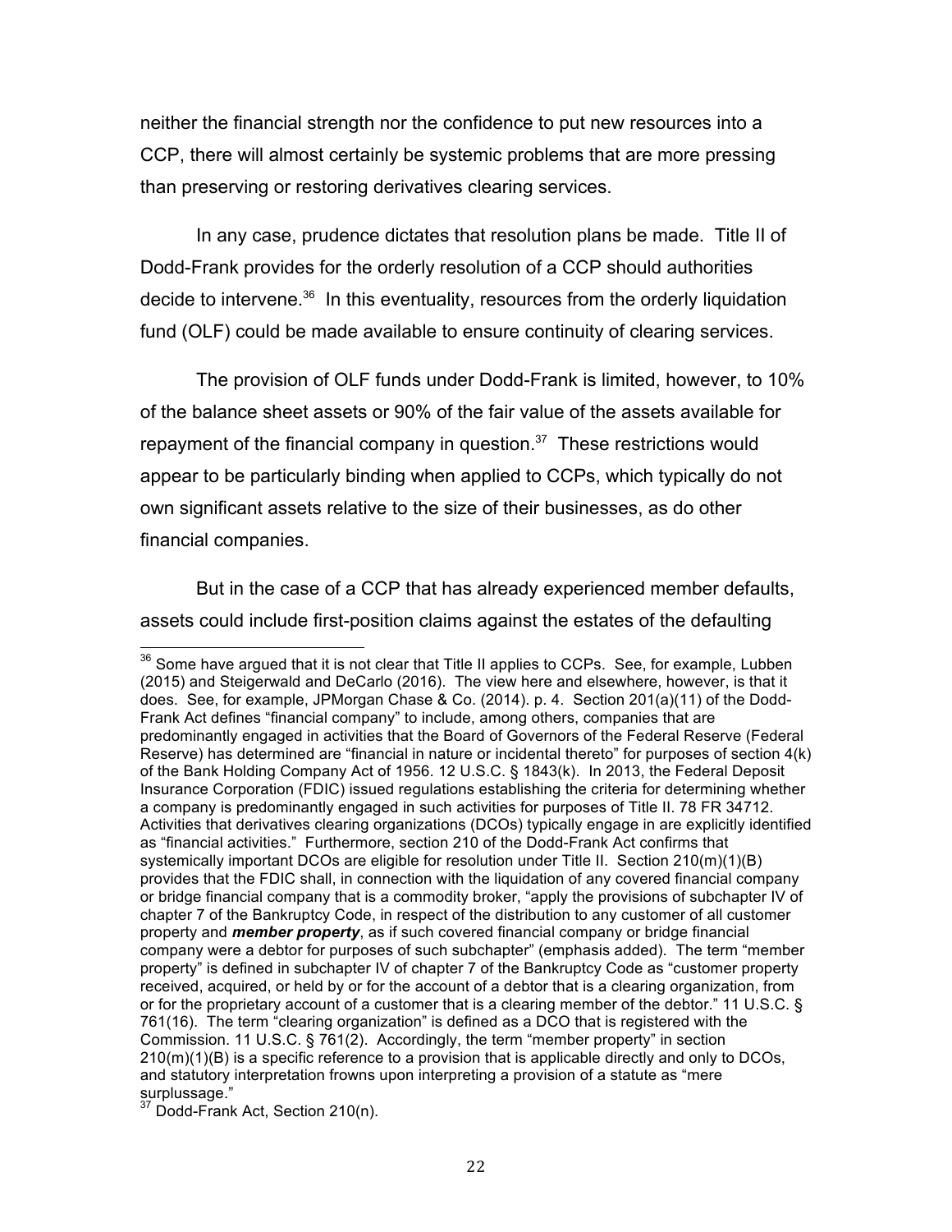neither the financial strength nor the confidence to put new resources into a CCP, there will almost certainly be systemic problems that are more pressing than preserving or restoring derivatives clearing services.

In any case, prudence dictates that resolution plans be made. Title II of Dodd-Frank provides for the orderly resolution of a CCP should authorities decide to intervene.[36] In this eventuality, resources from the orderly liquidation fund (OLF) could be made available to ensure continuity of clearing services.

The provision of OLF funds under Dodd-Frank is limited, however, to 10% of the balance sheet assets or 90% of the fair value of the assets available for repayment of the financial company in question.[37] These restrictions would appear to be particularly binding when applied to CCPs, which typically do not own significant assets relative to the size of their businesses, as do other financial companies.

But in the case of a CCP that has already experienced member defaults, assets could include first-position claims against the estates of the defaulting

---

[36] Some have argued that it is not clear that Title II applies to CCPs. See, for example, Lubben (2015) and Steigerwald and DeCarlo (2016). The view here and elsewhere, however, is that it does. See, for example, JPMorgan Chase & Co. (2014). p. 4. Section 201(a)(11) of the Dodd-Frank Act defines "financial company" to include, among others, companies that are predominantly engaged in activities that the Board of Governors of the Federal Reserve (Federal Reserve) has determined are "financial in nature or incidental thereto" for purposes of section 4(k) of the Bank Holding Company Act of 1956. 12 U.S.C. § 1843(k). In 2013, the Federal Deposit Insurance Corporation (FDIC) issued regulations establishing the criteria for determining whether a company is predominantly engaged in such activities for purposes of Title II. 78 FR 34712. Activities that derivatives clearing organizations (DCOs) typically engage in are explicitly identified as "financial activities." Furthermore, section 210 of the Dodd-Frank Act confirms that systemically important DCOs are eligible for resolution under Title II. Section 210(m)(1)(B) provides that the FDIC shall, in connection with the liquidation of any covered financial company or bridge financial company that is a commodity broker, "apply the provisions of subchapter IV of chapter 7 of the Bankruptcy Code, in respect of the distribution to any customer of all customer property and ***member property***, as if such covered financial company or bridge financial company were a debtor for purposes of such subchapter" (emphasis added). The term "member property" is defined in subchapter IV of chapter 7 of the Bankruptcy Code as "customer property received, acquired, or held by or for the account of a debtor that is a clearing organization, from or for the proprietary account of a customer that is a clearing member of the debtor." 11 U.S.C. § 761(16). The term "clearing organization" is defined as a DCO that is registered with the Commission. 11 U.S.C. § 761(2). Accordingly, the term "member property" in section 210(m)(1)(B) is a specific reference to a provision that is applicable directly and only to DCOs, and statutory interpretation frowns upon interpreting a provision of a statute as "mere surplussage."

[37] Dodd-Frank Act, Section 210(n).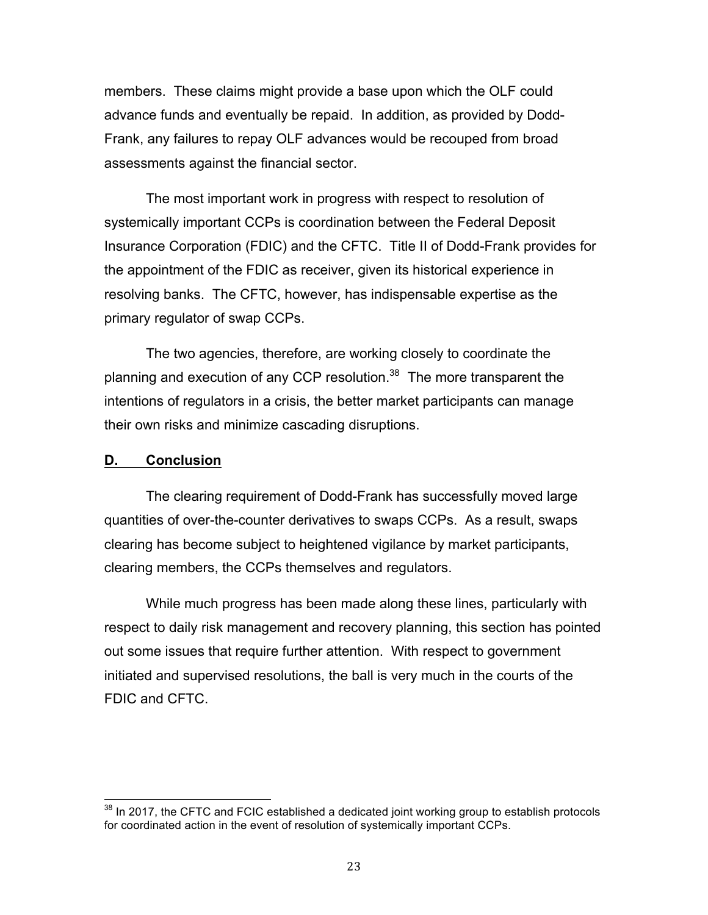members. These claims might provide a base upon which the OLF could advance funds and eventually be repaid. In addition, as provided by Dodd-Frank, any failures to repay OLF advances would be recouped from broad assessments against the financial sector.

The most important work in progress with respect to resolution of systemically important CCPs is coordination between the Federal Deposit Insurance Corporation (FDIC) and the CFTC. Title II of Dodd-Frank provides for the appointment of the FDIC as receiver, given its historical experience in resolving banks. The CFTC, however, has indispensable expertise as the primary regulator of swap CCPs.

The two agencies, therefore, are working closely to coordinate the planning and execution of any CCP resolution.[38] The more transparent the intentions of regulators in a crisis, the better market participants can manage their own risks and minimize cascading disruptions.

## D. Conclusion

The clearing requirement of Dodd-Frank has successfully moved large quantities of over-the-counter derivatives to swaps CCPs. As a result, swaps clearing has become subject to heightened vigilance by market participants, clearing members, the CCPs themselves and regulators.

While much progress has been made along these lines, particularly with respect to daily risk management and recovery planning, this section has pointed out some issues that require further attention. With respect to government initiated and supervised resolutions, the ball is very much in the courts of the FDIC and CFTC.

---

[38] In 2017, the CFTC and FCIC established a dedicated joint working group to establish protocols for coordinated action in the event of resolution of systemically important CCPs.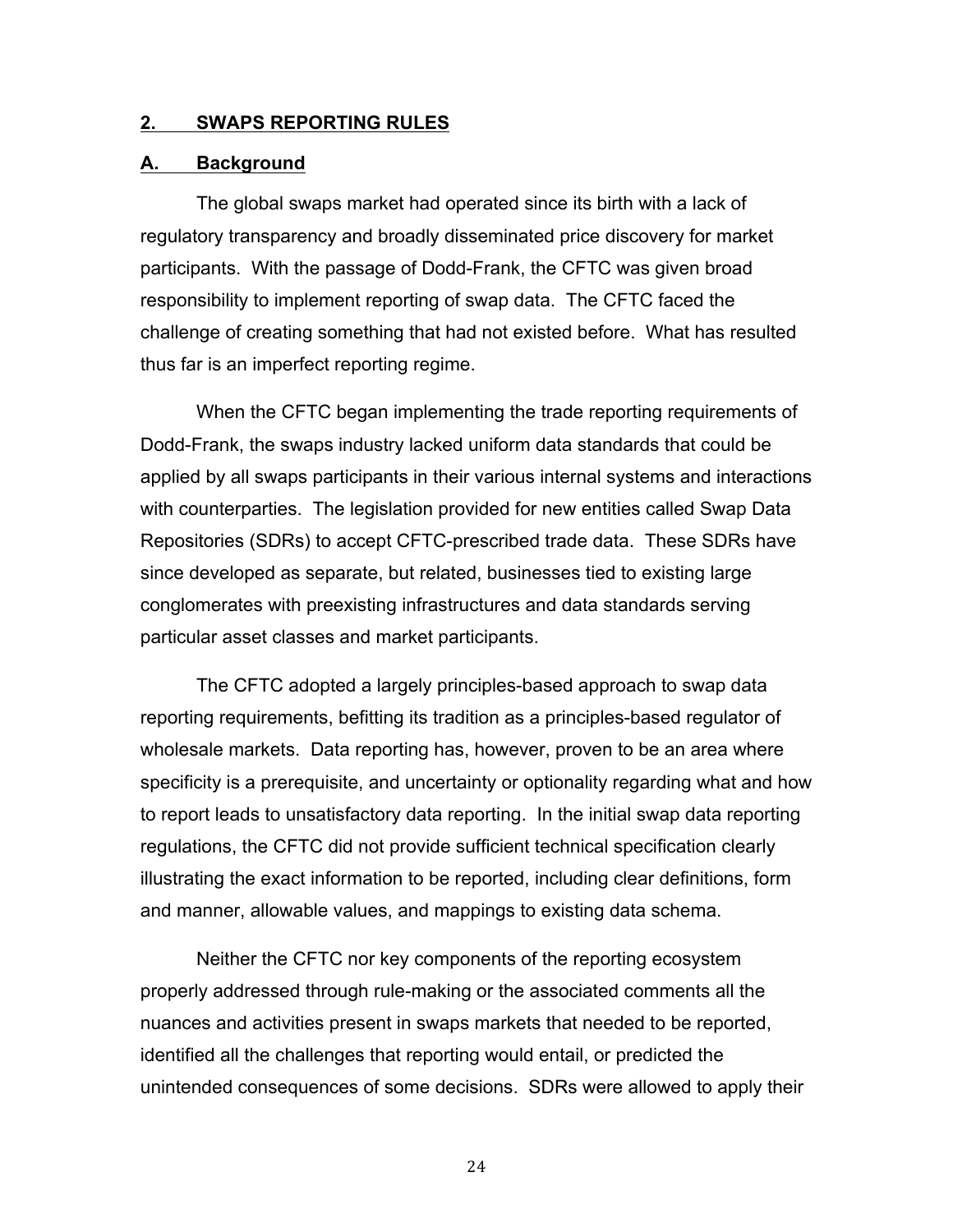## 2. SWAPS REPORTING RULES

### A. Background

The global swaps market had operated since its birth with a lack of regulatory transparency and broadly disseminated price discovery for market participants. With the passage of Dodd-Frank, the CFTC was given broad responsibility to implement reporting of swap data. The CFTC faced the challenge of creating something that had not existed before. What has resulted thus far is an imperfect reporting regime.

When the CFTC began implementing the trade reporting requirements of Dodd-Frank, the swaps industry lacked uniform data standards that could be applied by all swaps participants in their various internal systems and interactions with counterparties. The legislation provided for new entities called Swap Data Repositories (SDRs) to accept CFTC-prescribed trade data. These SDRs have since developed as separate, but related, businesses tied to existing large conglomerates with preexisting infrastructures and data standards serving particular asset classes and market participants.

The CFTC adopted a largely principles-based approach to swap data reporting requirements, befitting its tradition as a principles-based regulator of wholesale markets. Data reporting has, however, proven to be an area where specificity is a prerequisite, and uncertainty or optionality regarding what and how to report leads to unsatisfactory data reporting. In the initial swap data reporting regulations, the CFTC did not provide sufficient technical specification clearly illustrating the exact information to be reported, including clear definitions, form and manner, allowable values, and mappings to existing data schema.

Neither the CFTC nor key components of the reporting ecosystem properly addressed through rule-making or the associated comments all the nuances and activities present in swaps markets that needed to be reported, identified all the challenges that reporting would entail, or predicted the unintended consequences of some decisions. SDRs were allowed to apply their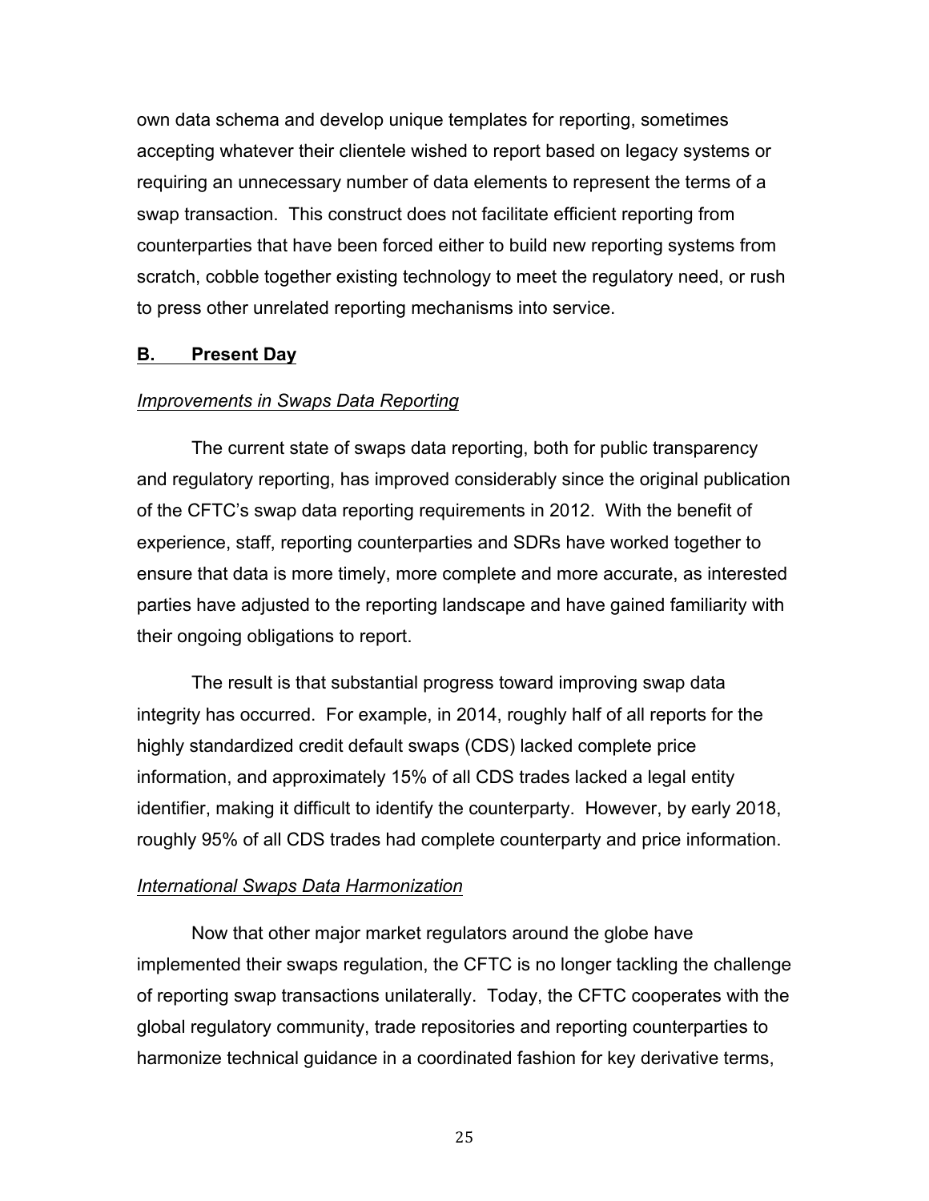own data schema and develop unique templates for reporting, sometimes accepting whatever their clientele wished to report based on legacy systems or requiring an unnecessary number of data elements to represent the terms of a swap transaction. This construct does not facilitate efficient reporting from counterparties that have been forced either to build new reporting systems from scratch, cobble together existing technology to meet the regulatory need, or rush to press other unrelated reporting mechanisms into service.

## **B. Present Day**

*Improvements in Swaps Data Reporting*

The current state of swaps data reporting, both for public transparency and regulatory reporting, has improved considerably since the original publication of the CFTC's swap data reporting requirements in 2012. With the benefit of experience, staff, reporting counterparties and SDRs have worked together to ensure that data is more timely, more complete and more accurate, as interested parties have adjusted to the reporting landscape and have gained familiarity with their ongoing obligations to report.

The result is that substantial progress toward improving swap data integrity has occurred. For example, in 2014, roughly half of all reports for the highly standardized credit default swaps (CDS) lacked complete price information, and approximately 15% of all CDS trades lacked a legal entity identifier, making it difficult to identify the counterparty. However, by early 2018, roughly 95% of all CDS trades had complete counterparty and price information.

*International Swaps Data Harmonization*

Now that other major market regulators around the globe have implemented their swaps regulation, the CFTC is no longer tackling the challenge of reporting swap transactions unilaterally. Today, the CFTC cooperates with the global regulatory community, trade repositories and reporting counterparties to harmonize technical guidance in a coordinated fashion for key derivative terms,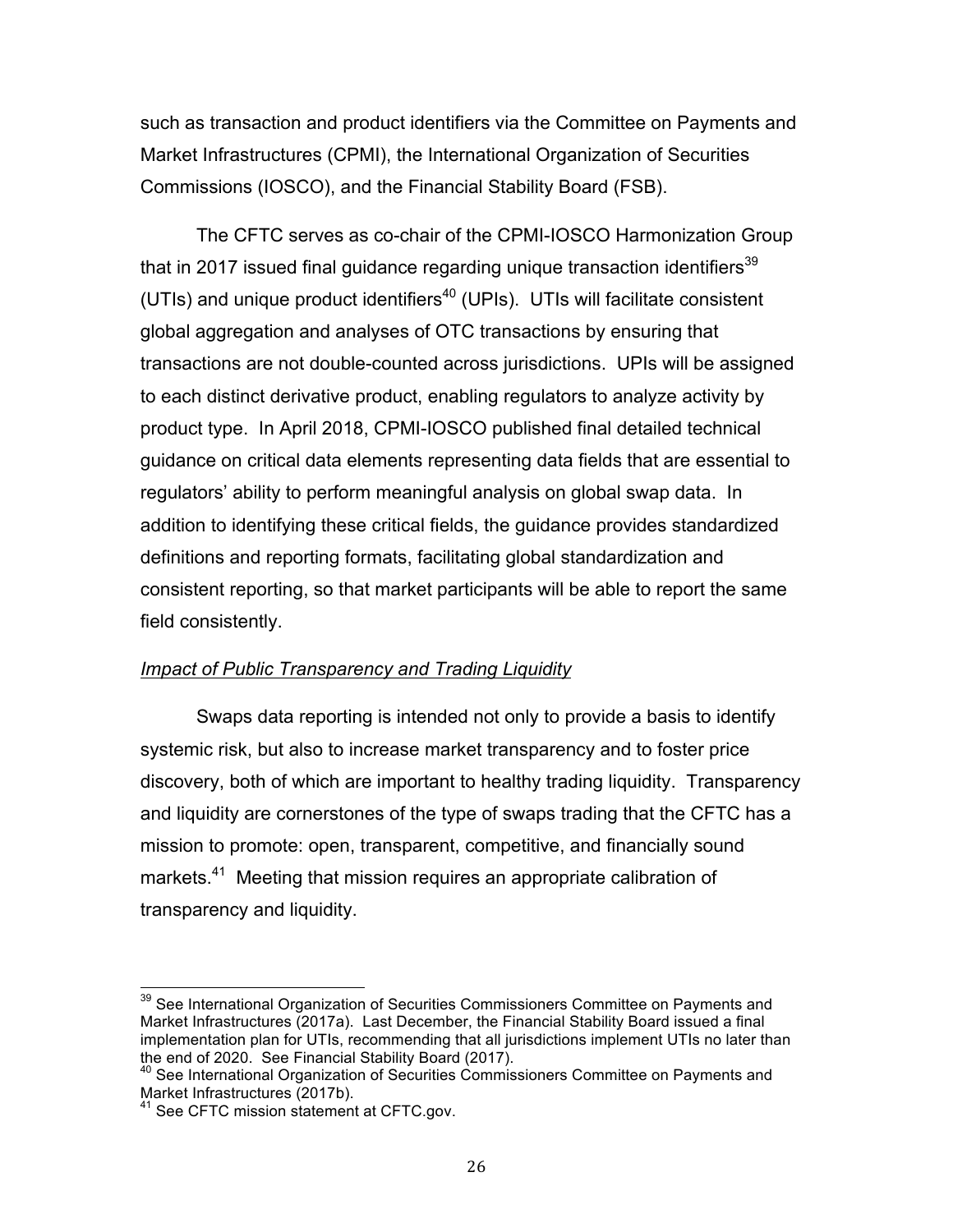such as transaction and product identifiers via the Committee on Payments and Market Infrastructures (CPMI), the International Organization of Securities Commissions (IOSCO), and the Financial Stability Board (FSB).

The CFTC serves as co-chair of the CPMI-IOSCO Harmonization Group that in 2017 issued final guidance regarding unique transaction identifiers[39] (UTIs) and unique product identifiers[40] (UPIs). UTIs will facilitate consistent global aggregation and analyses of OTC transactions by ensuring that transactions are not double-counted across jurisdictions. UPIs will be assigned to each distinct derivative product, enabling regulators to analyze activity by product type. In April 2018, CPMI-IOSCO published final detailed technical guidance on critical data elements representing data fields that are essential to regulators' ability to perform meaningful analysis on global swap data. In addition to identifying these critical fields, the guidance provides standardized definitions and reporting formats, facilitating global standardization and consistent reporting, so that market participants will be able to report the same field consistently.

*Impact of Public Transparency and Trading Liquidity*

Swaps data reporting is intended not only to provide a basis to identify systemic risk, but also to increase market transparency and to foster price discovery, both of which are important to healthy trading liquidity. Transparency and liquidity are cornerstones of the type of swaps trading that the CFTC has a mission to promote: open, transparent, competitive, and financially sound markets.[41] Meeting that mission requires an appropriate calibration of transparency and liquidity.

---

[39] See International Organization of Securities Commissioners Committee on Payments and Market Infrastructures (2017a). Last December, the Financial Stability Board issued a final implementation plan for UTIs, recommending that all jurisdictions implement UTIs no later than the end of 2020. See Financial Stability Board (2017).

[40] See International Organization of Securities Commissioners Committee on Payments and Market Infrastructures (2017b).

[41] See CFTC mission statement at CFTC.gov.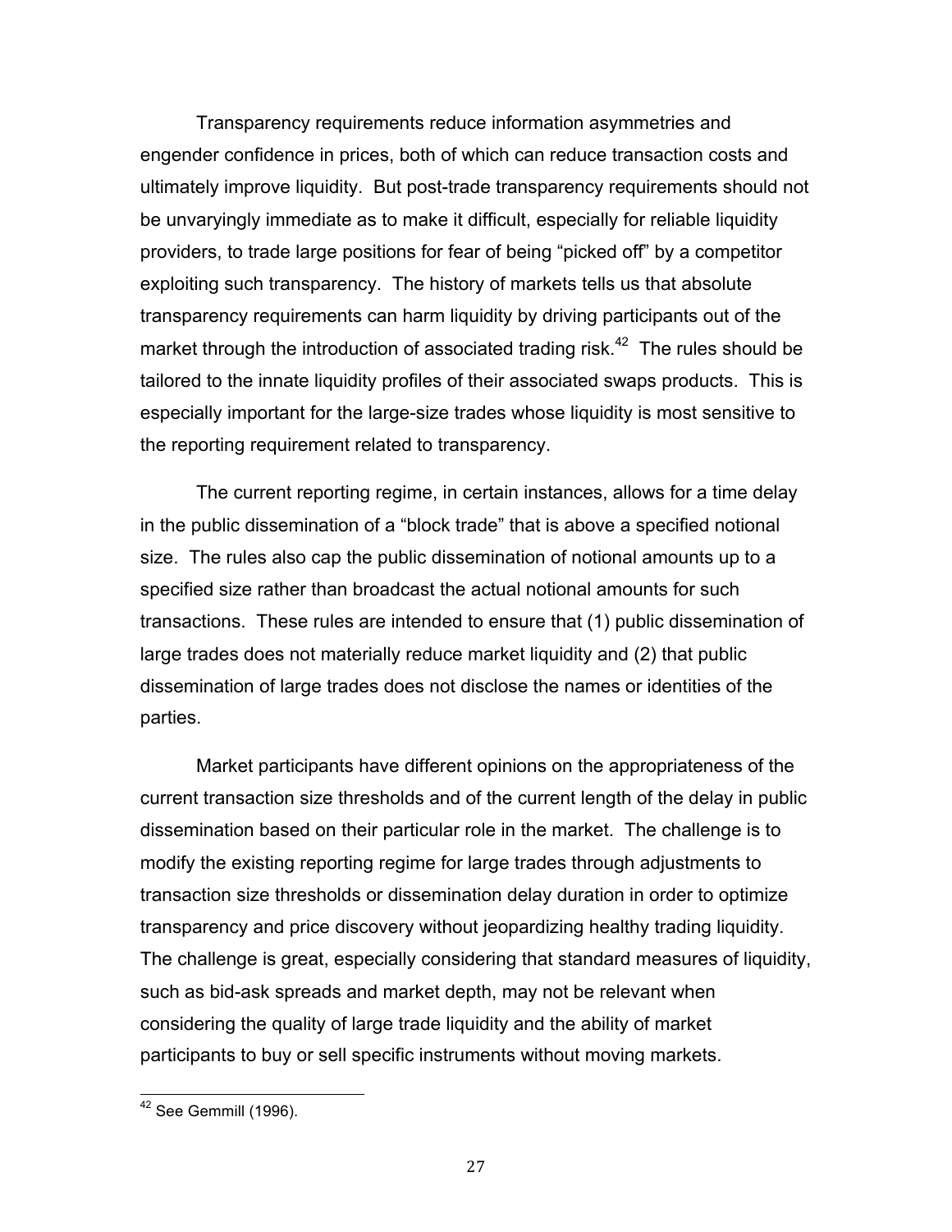Transparency requirements reduce information asymmetries and engender confidence in prices, both of which can reduce transaction costs and ultimately improve liquidity. But post-trade transparency requirements should not be unvaryingly immediate as to make it difficult, especially for reliable liquidity providers, to trade large positions for fear of being "picked off" by a competitor exploiting such transparency. The history of markets tells us that absolute transparency requirements can harm liquidity by driving participants out of the market through the introduction of associated trading risk.[42] The rules should be tailored to the innate liquidity profiles of their associated swaps products. This is especially important for the large-size trades whose liquidity is most sensitive to the reporting requirement related to transparency.

The current reporting regime, in certain instances, allows for a time delay in the public dissemination of a "block trade" that is above a specified notional size. The rules also cap the public dissemination of notional amounts up to a specified size rather than broadcast the actual notional amounts for such transactions. These rules are intended to ensure that (1) public dissemination of large trades does not materially reduce market liquidity and (2) that public dissemination of large trades does not disclose the names or identities of the parties.

Market participants have different opinions on the appropriateness of the current transaction size thresholds and of the current length of the delay in public dissemination based on their particular role in the market. The challenge is to modify the existing reporting regime for large trades through adjustments to transaction size thresholds or dissemination delay duration in order to optimize transparency and price discovery without jeopardizing healthy trading liquidity. The challenge is great, especially considering that standard measures of liquidity, such as bid-ask spreads and market depth, may not be relevant when considering the quality of large trade liquidity and the ability of market participants to buy or sell specific instruments without moving markets.

[42] See Gemmill (1996).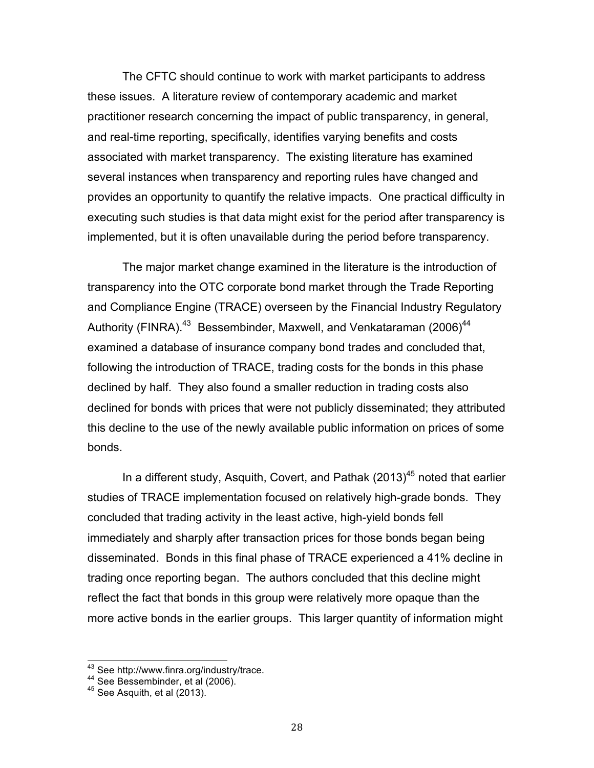The CFTC should continue to work with market participants to address these issues. A literature review of contemporary academic and market practitioner research concerning the impact of public transparency, in general, and real-time reporting, specifically, identifies varying benefits and costs associated with market transparency. The existing literature has examined several instances when transparency and reporting rules have changed and provides an opportunity to quantify the relative impacts. One practical difficulty in executing such studies is that data might exist for the period after transparency is implemented, but it is often unavailable during the period before transparency.

The major market change examined in the literature is the introduction of transparency into the OTC corporate bond market through the Trade Reporting and Compliance Engine (TRACE) overseen by the Financial Industry Regulatory Authority (FINRA).[43] Bessembinder, Maxwell, and Venkataraman (2006)[44] examined a database of insurance company bond trades and concluded that, following the introduction of TRACE, trading costs for the bonds in this phase declined by half. They also found a smaller reduction in trading costs also declined for bonds with prices that were not publicly disseminated; they attributed this decline to the use of the newly available public information on prices of some bonds.

In a different study, Asquith, Covert, and Pathak (2013)[45] noted that earlier studies of TRACE implementation focused on relatively high-grade bonds. They concluded that trading activity in the least active, high-yield bonds fell immediately and sharply after transaction prices for those bonds began being disseminated. Bonds in this final phase of TRACE experienced a 41% decline in trading once reporting began. The authors concluded that this decline might reflect the fact that bonds in this group were relatively more opaque than the more active bonds in the earlier groups. This larger quantity of information might

---

[43] See http://www.finra.org/industry/trace.

[44] See Bessembinder, et al (2006).

[45] See Asquith, et al (2013).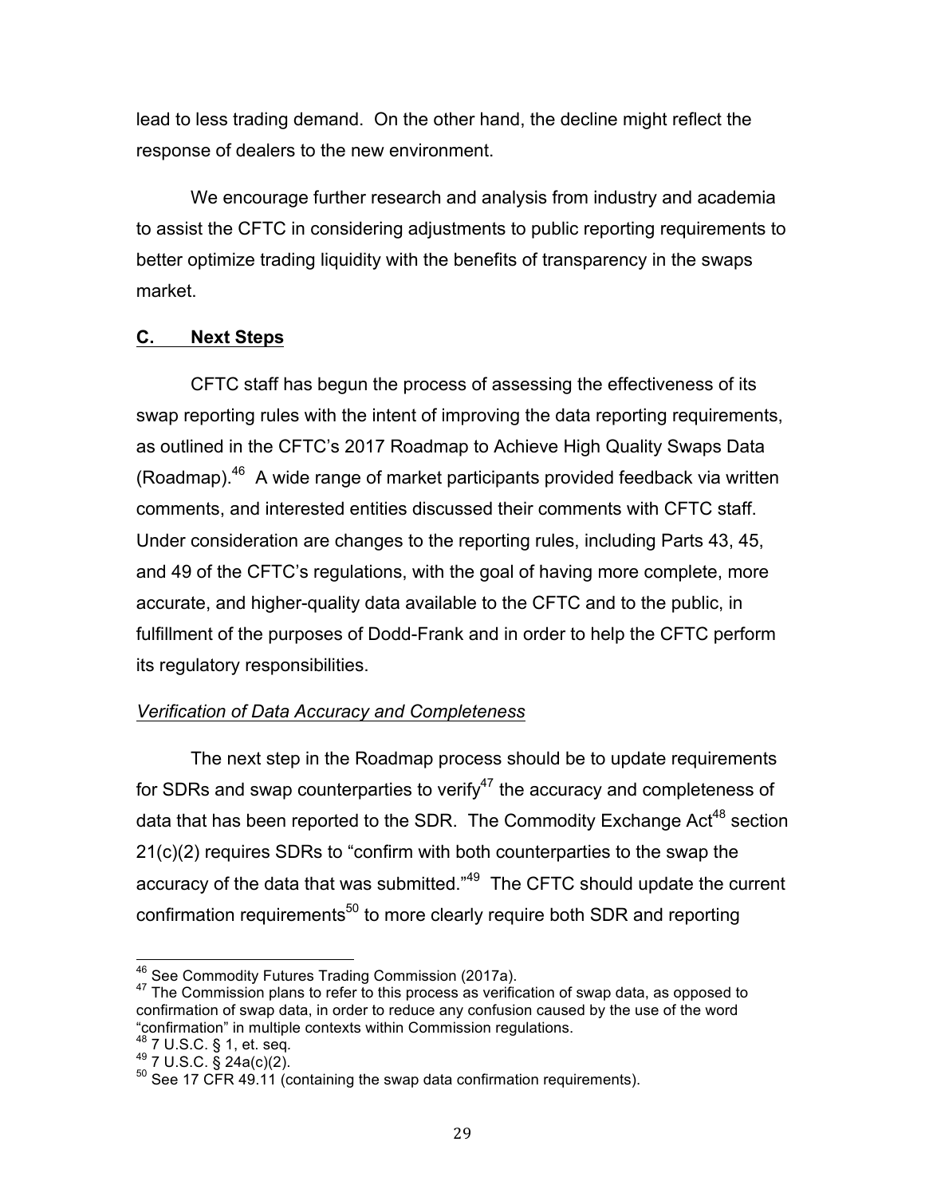lead to less trading demand. On the other hand, the decline might reflect the response of dealers to the new environment.

We encourage further research and analysis from industry and academia to assist the CFTC in considering adjustments to public reporting requirements to better optimize trading liquidity with the benefits of transparency in the swaps market.

## C. Next Steps

CFTC staff has begun the process of assessing the effectiveness of its swap reporting rules with the intent of improving the data reporting requirements, as outlined in the CFTC's 2017 Roadmap to Achieve High Quality Swaps Data (Roadmap).[46] A wide range of market participants provided feedback via written comments, and interested entities discussed their comments with CFTC staff. Under consideration are changes to the reporting rules, including Parts 43, 45, and 49 of the CFTC's regulations, with the goal of having more complete, more accurate, and higher-quality data available to the CFTC and to the public, in fulfillment of the purposes of Dodd-Frank and in order to help the CFTC perform its regulatory responsibilities.

*Verification of Data Accuracy and Completeness*

The next step in the Roadmap process should be to update requirements for SDRs and swap counterparties to verify[47] the accuracy and completeness of data that has been reported to the SDR. The Commodity Exchange Act[48] section 21(c)(2) requires SDRs to "confirm with both counterparties to the swap the accuracy of the data that was submitted."[49] The CFTC should update the current confirmation requirements[50] to more clearly require both SDR and reporting

---

[46] See Commodity Futures Trading Commission (2017a).

[47] The Commission plans to refer to this process as verification of swap data, as opposed to confirmation of swap data, in order to reduce any confusion caused by the use of the word "confirmation" in multiple contexts within Commission regulations.

[48] 7 U.S.C. § 1, et. seq.

[49] 7 U.S.C. § 24a(c)(2).

[50] See 17 CFR 49.11 (containing the swap data confirmation requirements).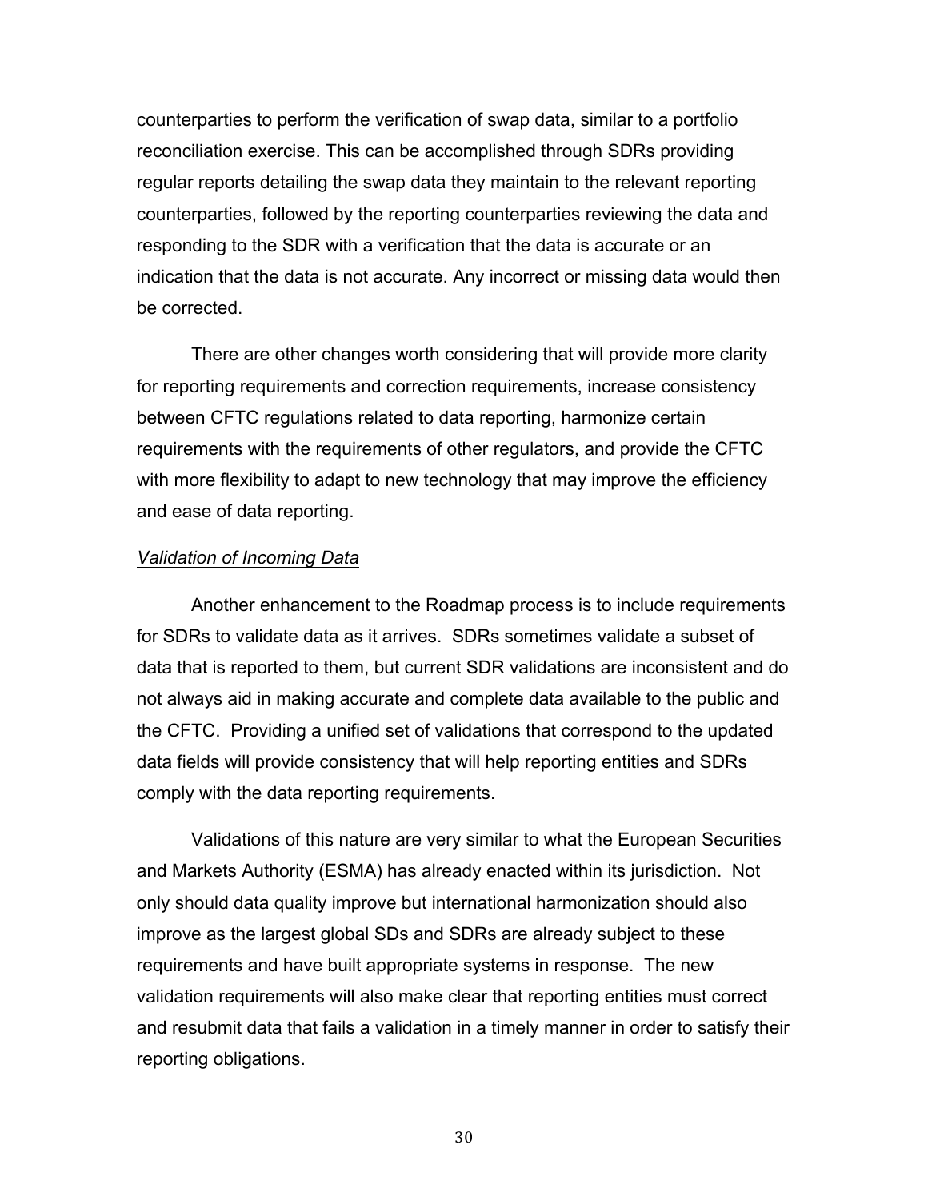counterparties to perform the verification of swap data, similar to a portfolio reconciliation exercise. This can be accomplished through SDRs providing regular reports detailing the swap data they maintain to the relevant reporting counterparties, followed by the reporting counterparties reviewing the data and responding to the SDR with a verification that the data is accurate or an indication that the data is not accurate. Any incorrect or missing data would then be corrected.

There are other changes worth considering that will provide more clarity for reporting requirements and correction requirements, increase consistency between CFTC regulations related to data reporting, harmonize certain requirements with the requirements of other regulators, and provide the CFTC with more flexibility to adapt to new technology that may improve the efficiency and ease of data reporting.

*Validation of Incoming Data*

Another enhancement to the Roadmap process is to include requirements for SDRs to validate data as it arrives. SDRs sometimes validate a subset of data that is reported to them, but current SDR validations are inconsistent and do not always aid in making accurate and complete data available to the public and the CFTC. Providing a unified set of validations that correspond to the updated data fields will provide consistency that will help reporting entities and SDRs comply with the data reporting requirements.

Validations of this nature are very similar to what the European Securities and Markets Authority (ESMA) has already enacted within its jurisdiction. Not only should data quality improve but international harmonization should also improve as the largest global SDs and SDRs are already subject to these requirements and have built appropriate systems in response. The new validation requirements will also make clear that reporting entities must correct and resubmit data that fails a validation in a timely manner in order to satisfy their reporting obligations.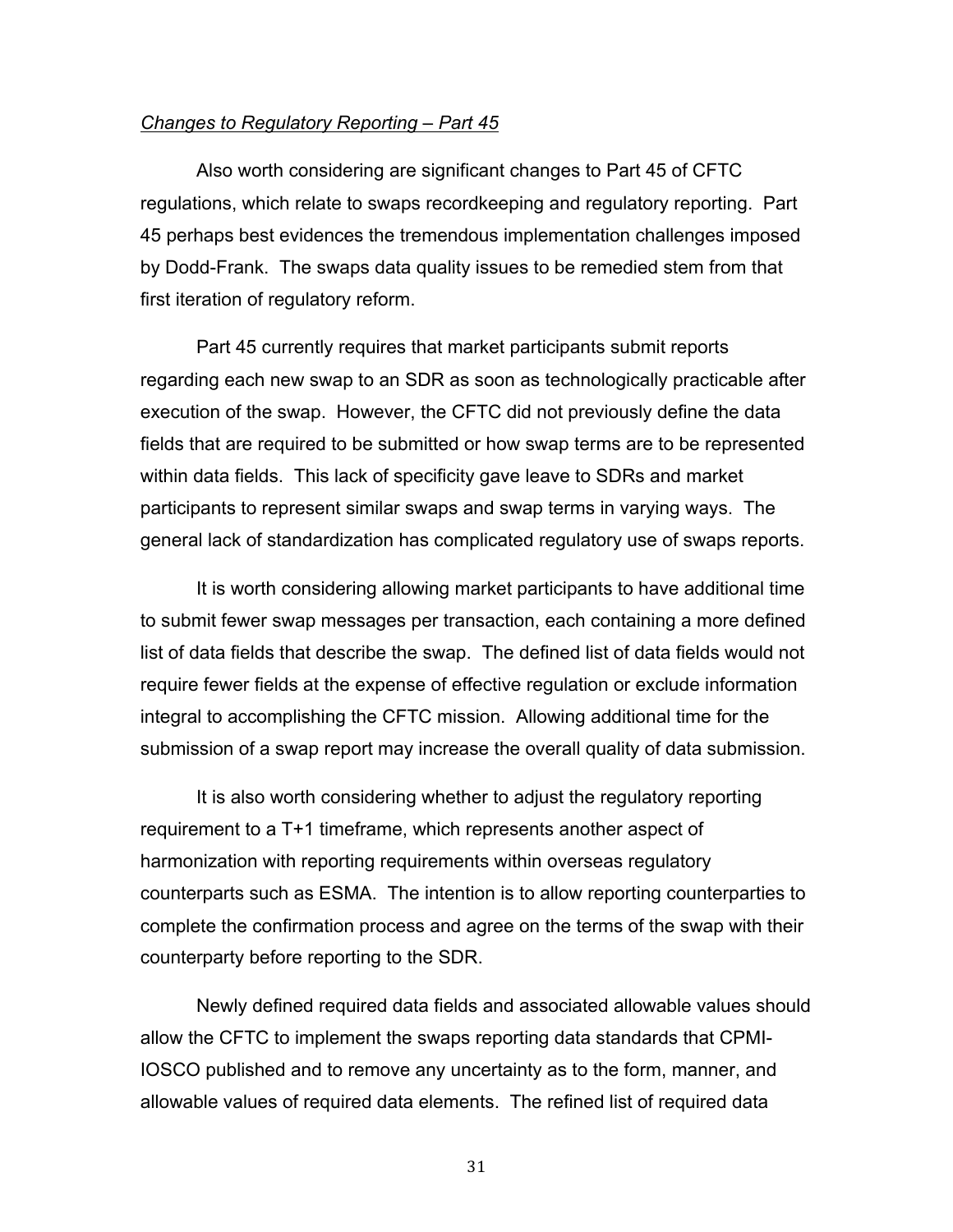*Changes to Regulatory Reporting – Part 45*

Also worth considering are significant changes to Part 45 of CFTC regulations, which relate to swaps recordkeeping and regulatory reporting. Part 45 perhaps best evidences the tremendous implementation challenges imposed by Dodd-Frank. The swaps data quality issues to be remedied stem from that first iteration of regulatory reform.

Part 45 currently requires that market participants submit reports regarding each new swap to an SDR as soon as technologically practicable after execution of the swap. However, the CFTC did not previously define the data fields that are required to be submitted or how swap terms are to be represented within data fields. This lack of specificity gave leave to SDRs and market participants to represent similar swaps and swap terms in varying ways. The general lack of standardization has complicated regulatory use of swaps reports.

It is worth considering allowing market participants to have additional time to submit fewer swap messages per transaction, each containing a more defined list of data fields that describe the swap. The defined list of data fields would not require fewer fields at the expense of effective regulation or exclude information integral to accomplishing the CFTC mission. Allowing additional time for the submission of a swap report may increase the overall quality of data submission.

It is also worth considering whether to adjust the regulatory reporting requirement to a T+1 timeframe, which represents another aspect of harmonization with reporting requirements within overseas regulatory counterparts such as ESMA. The intention is to allow reporting counterparties to complete the confirmation process and agree on the terms of the swap with their counterparty before reporting to the SDR.

Newly defined required data fields and associated allowable values should allow the CFTC to implement the swaps reporting data standards that CPMI-IOSCO published and to remove any uncertainty as to the form, manner, and allowable values of required data elements. The refined list of required data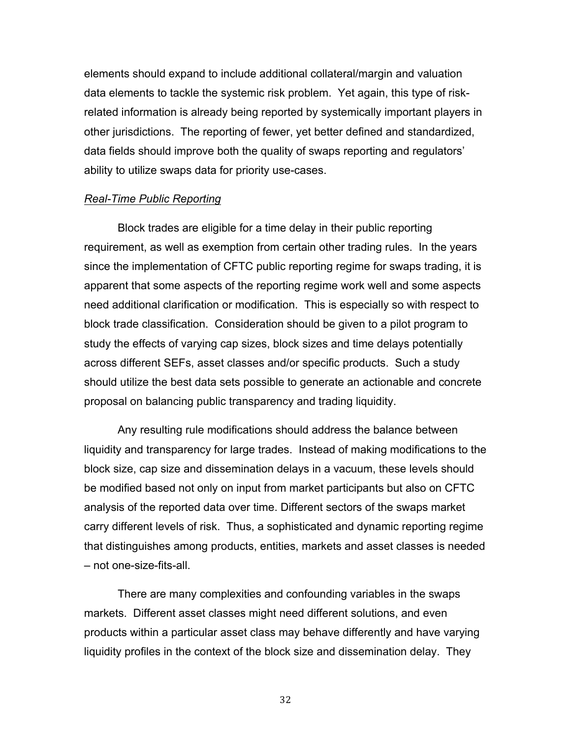elements should expand to include additional collateral/margin and valuation data elements to tackle the systemic risk problem. Yet again, this type of risk-related information is already being reported by systemically important players in other jurisdictions. The reporting of fewer, yet better defined and standardized, data fields should improve both the quality of swaps reporting and regulators' ability to utilize swaps data for priority use-cases.

*Real-Time Public Reporting*

Block trades are eligible for a time delay in their public reporting requirement, as well as exemption from certain other trading rules. In the years since the implementation of CFTC public reporting regime for swaps trading, it is apparent that some aspects of the reporting regime work well and some aspects need additional clarification or modification. This is especially so with respect to block trade classification. Consideration should be given to a pilot program to study the effects of varying cap sizes, block sizes and time delays potentially across different SEFs, asset classes and/or specific products. Such a study should utilize the best data sets possible to generate an actionable and concrete proposal on balancing public transparency and trading liquidity.

Any resulting rule modifications should address the balance between liquidity and transparency for large trades. Instead of making modifications to the block size, cap size and dissemination delays in a vacuum, these levels should be modified based not only on input from market participants but also on CFTC analysis of the reported data over time. Different sectors of the swaps market carry different levels of risk. Thus, a sophisticated and dynamic reporting regime that distinguishes among products, entities, markets and asset classes is needed – not one-size-fits-all.

There are many complexities and confounding variables in the swaps markets. Different asset classes might need different solutions, and even products within a particular asset class may behave differently and have varying liquidity profiles in the context of the block size and dissemination delay. They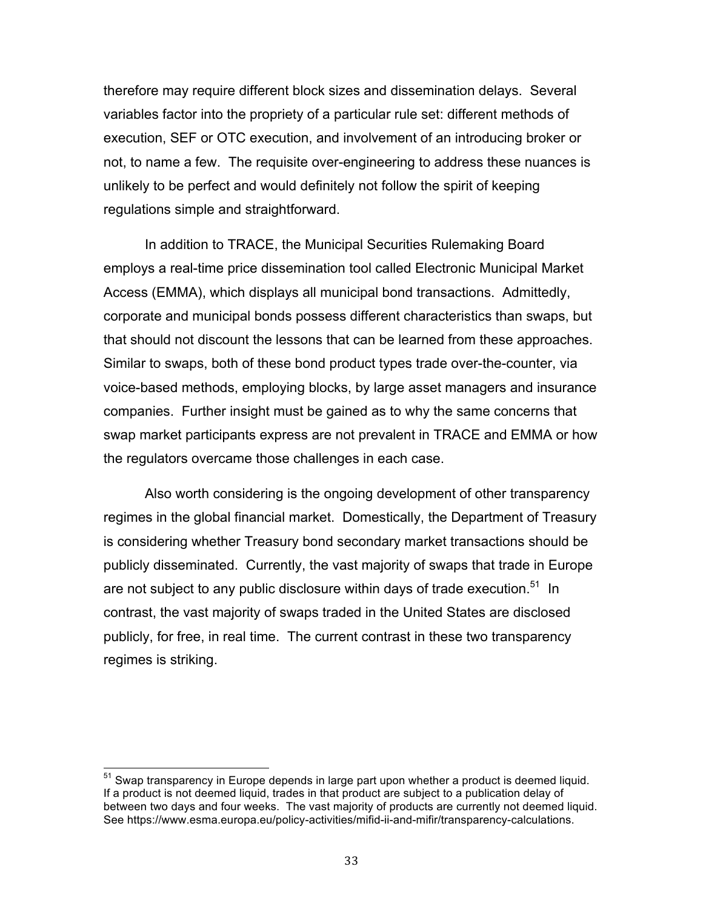therefore may require different block sizes and dissemination delays. Several variables factor into the propriety of a particular rule set: different methods of execution, SEF or OTC execution, and involvement of an introducing broker or not, to name a few. The requisite over-engineering to address these nuances is unlikely to be perfect and would definitely not follow the spirit of keeping regulations simple and straightforward.

In addition to TRACE, the Municipal Securities Rulemaking Board employs a real-time price dissemination tool called Electronic Municipal Market Access (EMMA), which displays all municipal bond transactions. Admittedly, corporate and municipal bonds possess different characteristics than swaps, but that should not discount the lessons that can be learned from these approaches. Similar to swaps, both of these bond product types trade over-the-counter, via voice-based methods, employing blocks, by large asset managers and insurance companies. Further insight must be gained as to why the same concerns that swap market participants express are not prevalent in TRACE and EMMA or how the regulators overcame those challenges in each case.

Also worth considering is the ongoing development of other transparency regimes in the global financial market. Domestically, the Department of Treasury is considering whether Treasury bond secondary market transactions should be publicly disseminated. Currently, the vast majority of swaps that trade in Europe are not subject to any public disclosure within days of trade execution.[51] In contrast, the vast majority of swaps traded in the United States are disclosed publicly, for free, in real time. The current contrast in these two transparency regimes is striking.

---

[51] Swap transparency in Europe depends in large part upon whether a product is deemed liquid. If a product is not deemed liquid, trades in that product are subject to a publication delay of between two days and four weeks. The vast majority of products are currently not deemed liquid. See https://www.esma.europa.eu/policy-activities/mifid-ii-and-mifir/transparency-calculations.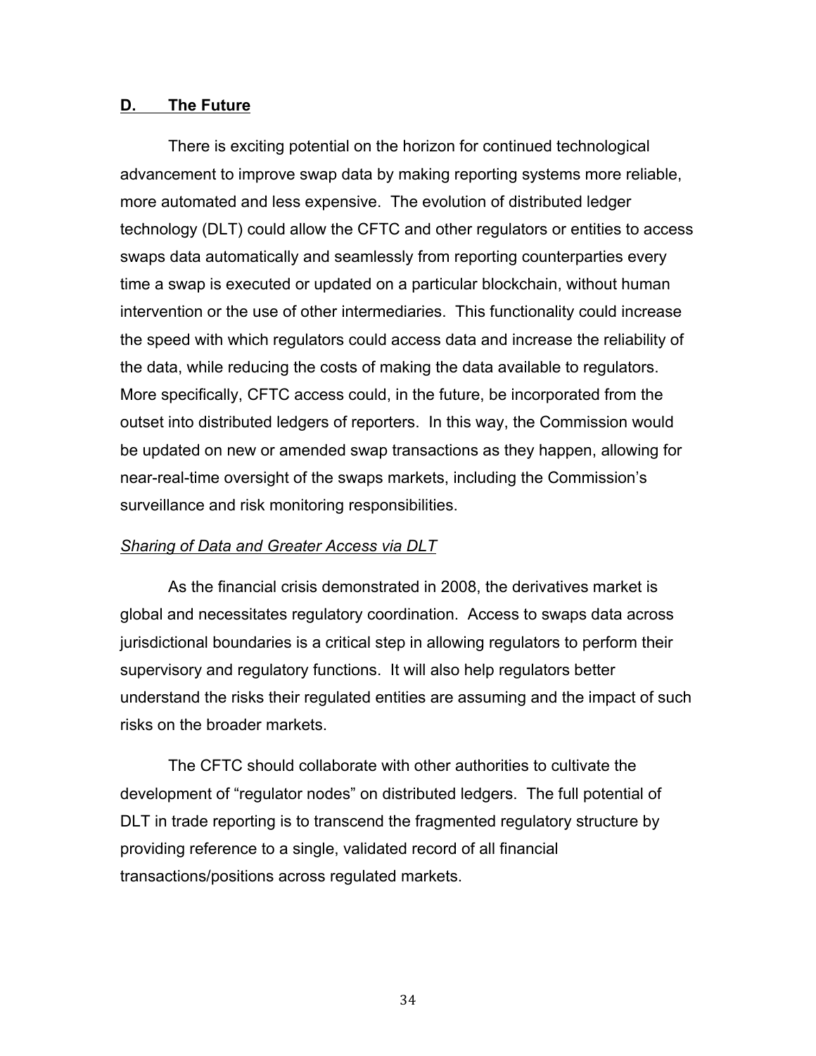## D. The Future

There is exciting potential on the horizon for continued technological advancement to improve swap data by making reporting systems more reliable, more automated and less expensive. The evolution of distributed ledger technology (DLT) could allow the CFTC and other regulators or entities to access swaps data automatically and seamlessly from reporting counterparties every time a swap is executed or updated on a particular blockchain, without human intervention or the use of other intermediaries. This functionality could increase the speed with which regulators could access data and increase the reliability of the data, while reducing the costs of making the data available to regulators. More specifically, CFTC access could, in the future, be incorporated from the outset into distributed ledgers of reporters. In this way, the Commission would be updated on new or amended swap transactions as they happen, allowing for near-real-time oversight of the swaps markets, including the Commission's surveillance and risk monitoring responsibilities.

*Sharing of Data and Greater Access via DLT*

As the financial crisis demonstrated in 2008, the derivatives market is global and necessitates regulatory coordination. Access to swaps data across jurisdictional boundaries is a critical step in allowing regulators to perform their supervisory and regulatory functions. It will also help regulators better understand the risks their regulated entities are assuming and the impact of such risks on the broader markets.

The CFTC should collaborate with other authorities to cultivate the development of "regulator nodes" on distributed ledgers. The full potential of DLT in trade reporting is to transcend the fragmented regulatory structure by providing reference to a single, validated record of all financial transactions/positions across regulated markets.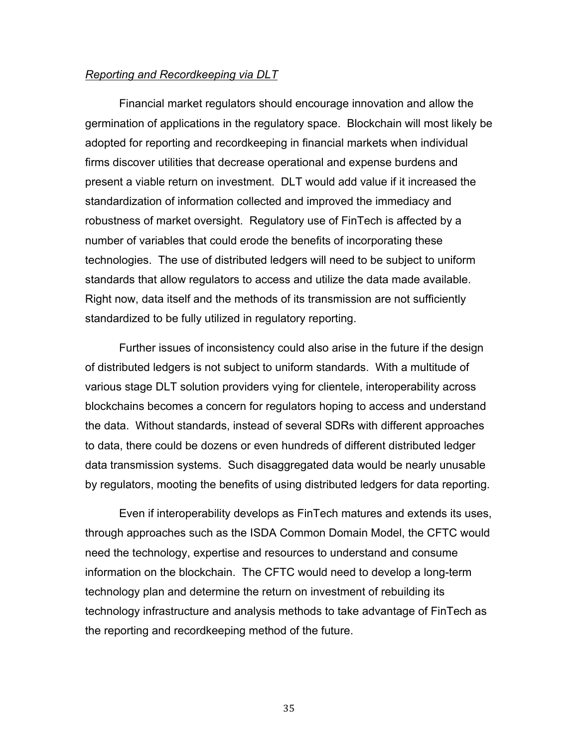*Reporting and Recordkeeping via DLT*

Financial market regulators should encourage innovation and allow the germination of applications in the regulatory space. Blockchain will most likely be adopted for reporting and recordkeeping in financial markets when individual firms discover utilities that decrease operational and expense burdens and present a viable return on investment. DLT would add value if it increased the standardization of information collected and improved the immediacy and robustness of market oversight. Regulatory use of FinTech is affected by a number of variables that could erode the benefits of incorporating these technologies. The use of distributed ledgers will need to be subject to uniform standards that allow regulators to access and utilize the data made available. Right now, data itself and the methods of its transmission are not sufficiently standardized to be fully utilized in regulatory reporting.

Further issues of inconsistency could also arise in the future if the design of distributed ledgers is not subject to uniform standards. With a multitude of various stage DLT solution providers vying for clientele, interoperability across blockchains becomes a concern for regulators hoping to access and understand the data. Without standards, instead of several SDRs with different approaches to data, there could be dozens or even hundreds of different distributed ledger data transmission systems. Such disaggregated data would be nearly unusable by regulators, mooting the benefits of using distributed ledgers for data reporting.

Even if interoperability develops as FinTech matures and extends its uses, through approaches such as the ISDA Common Domain Model, the CFTC would need the technology, expertise and resources to understand and consume information on the blockchain. The CFTC would need to develop a long-term technology plan and determine the return on investment of rebuilding its technology infrastructure and analysis methods to take advantage of FinTech as the reporting and recordkeeping method of the future.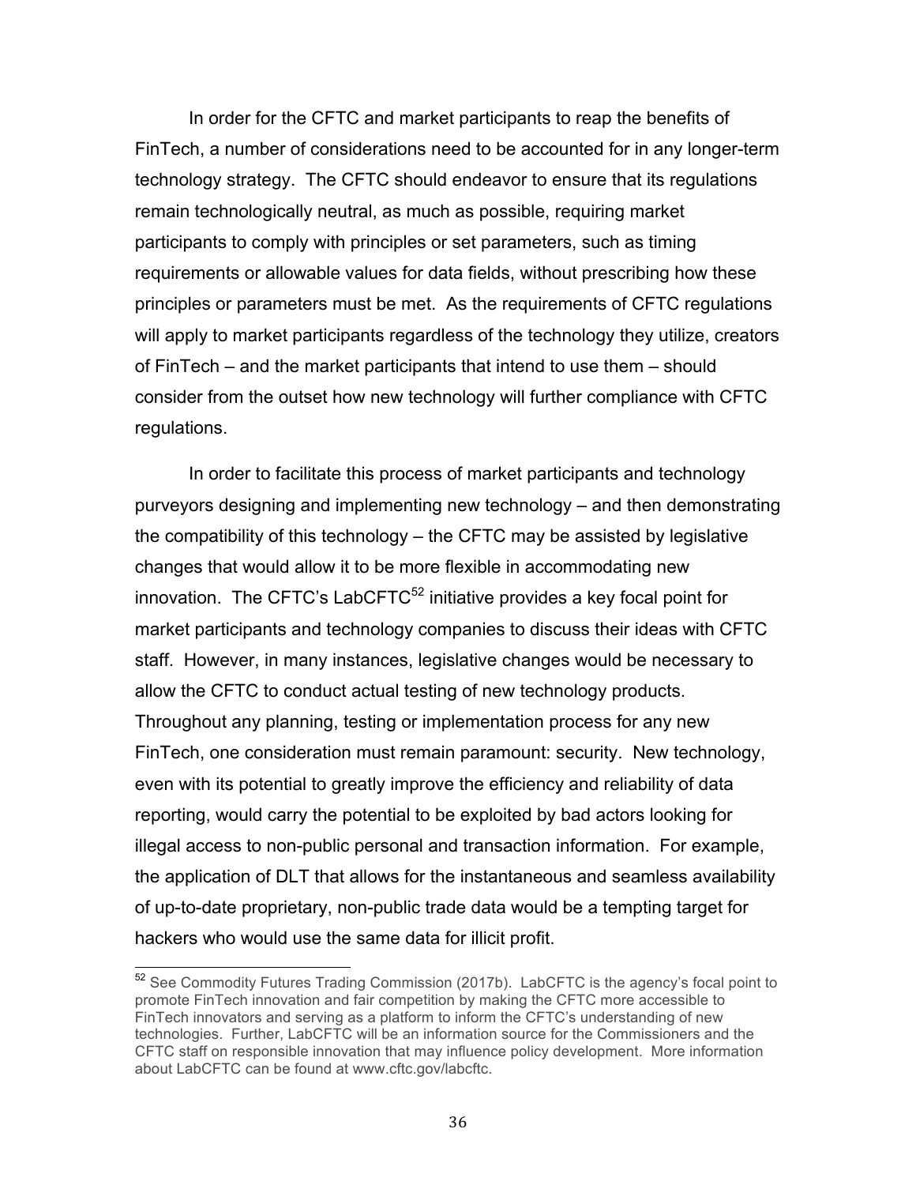In order for the CFTC and market participants to reap the benefits of FinTech, a number of considerations need to be accounted for in any longer-term technology strategy. The CFTC should endeavor to ensure that its regulations remain technologically neutral, as much as possible, requiring market participants to comply with principles or set parameters, such as timing requirements or allowable values for data fields, without prescribing how these principles or parameters must be met. As the requirements of CFTC regulations will apply to market participants regardless of the technology they utilize, creators of FinTech – and the market participants that intend to use them – should consider from the outset how new technology will further compliance with CFTC regulations.

In order to facilitate this process of market participants and technology purveyors designing and implementing new technology – and then demonstrating the compatibility of this technology – the CFTC may be assisted by legislative changes that would allow it to be more flexible in accommodating new innovation. The CFTC's LabCFTC[52] initiative provides a key focal point for market participants and technology companies to discuss their ideas with CFTC staff. However, in many instances, legislative changes would be necessary to allow the CFTC to conduct actual testing of new technology products. Throughout any planning, testing or implementation process for any new FinTech, one consideration must remain paramount: security. New technology, even with its potential to greatly improve the efficiency and reliability of data reporting, would carry the potential to be exploited by bad actors looking for illegal access to non-public personal and transaction information. For example, the application of DLT that allows for the instantaneous and seamless availability of up-to-date proprietary, non-public trade data would be a tempting target for hackers who would use the same data for illicit profit.

[52] See Commodity Futures Trading Commission (2017b). LabCFTC is the agency's focal point to promote FinTech innovation and fair competition by making the CFTC more accessible to FinTech innovators and serving as a platform to inform the CFTC's understanding of new technologies. Further, LabCFTC will be an information source for the Commissioners and the CFTC staff on responsible innovation that may influence policy development. More information about LabCFTC can be found at www.cftc.gov/labcftc.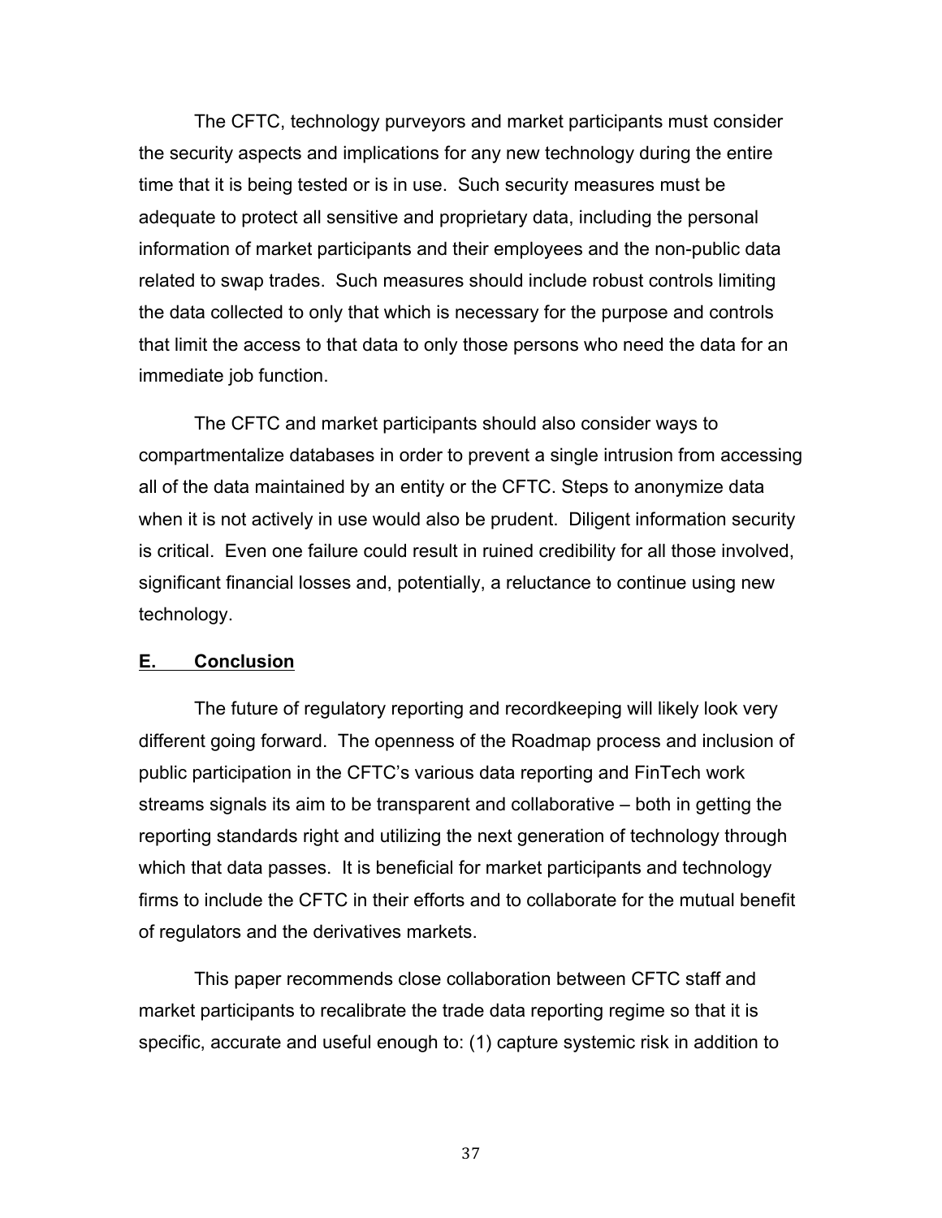The CFTC, technology purveyors and market participants must consider the security aspects and implications for any new technology during the entire time that it is being tested or is in use. Such security measures must be adequate to protect all sensitive and proprietary data, including the personal information of market participants and their employees and the non-public data related to swap trades. Such measures should include robust controls limiting the data collected to only that which is necessary for the purpose and controls that limit the access to that data to only those persons who need the data for an immediate job function.

The CFTC and market participants should also consider ways to compartmentalize databases in order to prevent a single intrusion from accessing all of the data maintained by an entity or the CFTC. Steps to anonymize data when it is not actively in use would also be prudent. Diligent information security is critical. Even one failure could result in ruined credibility for all those involved, significant financial losses and, potentially, a reluctance to continue using new technology.

## E. Conclusion

The future of regulatory reporting and recordkeeping will likely look very different going forward. The openness of the Roadmap process and inclusion of public participation in the CFTC's various data reporting and FinTech work streams signals its aim to be transparent and collaborative – both in getting the reporting standards right and utilizing the next generation of technology through which that data passes. It is beneficial for market participants and technology firms to include the CFTC in their efforts and to collaborate for the mutual benefit of regulators and the derivatives markets.

This paper recommends close collaboration between CFTC staff and market participants to recalibrate the trade data reporting regime so that it is specific, accurate and useful enough to: (1) capture systemic risk in addition to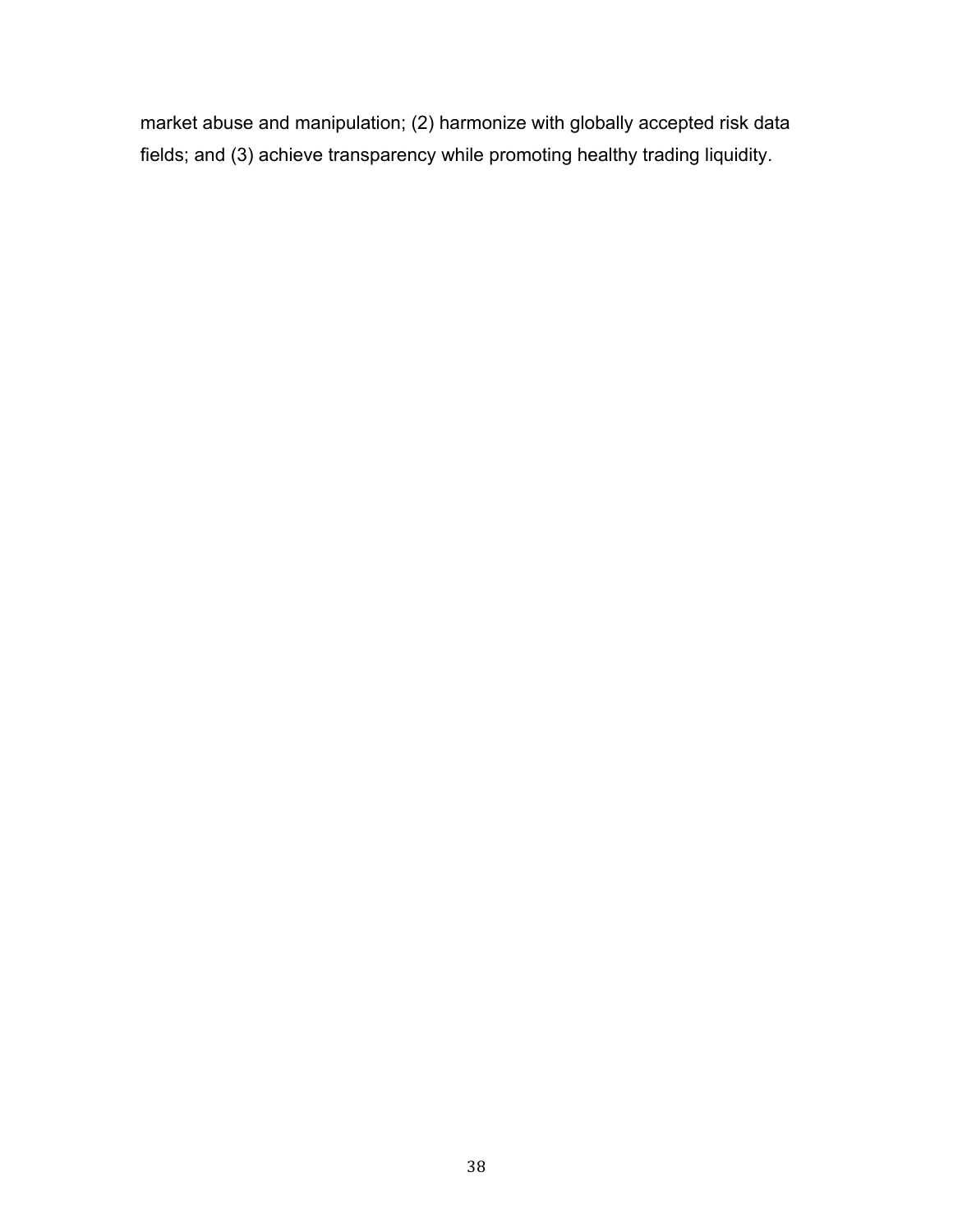market abuse and manipulation; (2) harmonize with globally accepted risk data fields; and (3) achieve transparency while promoting healthy trading liquidity.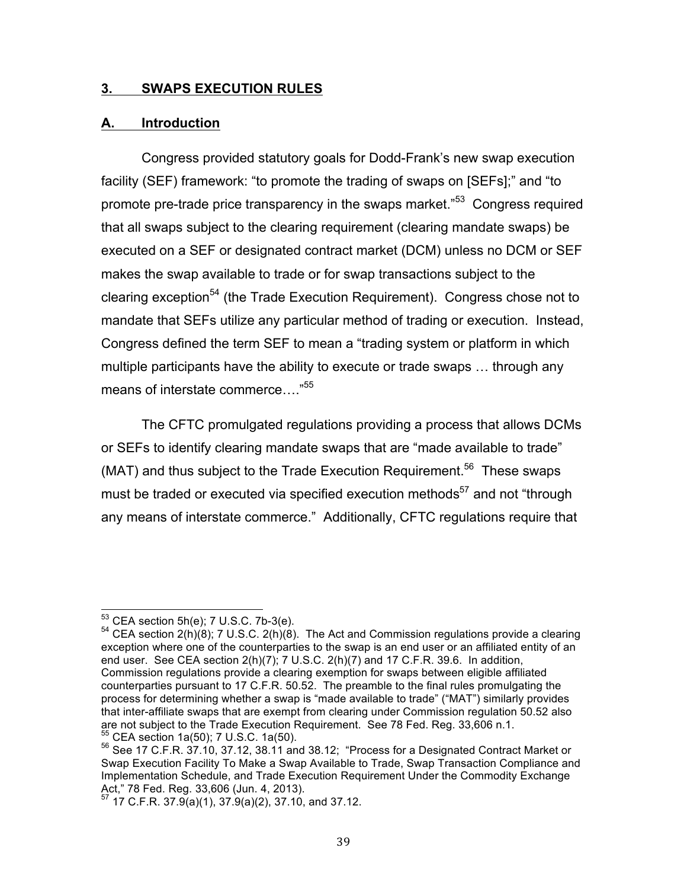## 3. SWAPS EXECUTION RULES

### A. Introduction

Congress provided statutory goals for Dodd-Frank's new swap execution facility (SEF) framework: "to promote the trading of swaps on [SEFs];" and "to promote pre-trade price transparency in the swaps market."[53] Congress required that all swaps subject to the clearing requirement (clearing mandate swaps) be executed on a SEF or designated contract market (DCM) unless no DCM or SEF makes the swap available to trade or for swap transactions subject to the clearing exception[54] (the Trade Execution Requirement). Congress chose not to mandate that SEFs utilize any particular method of trading or execution. Instead, Congress defined the term SEF to mean a "trading system or platform in which multiple participants have the ability to execute or trade swaps … through any means of interstate commerce…."[55]

The CFTC promulgated regulations providing a process that allows DCMs or SEFs to identify clearing mandate swaps that are "made available to trade" (MAT) and thus subject to the Trade Execution Requirement.[56] These swaps must be traded or executed via specified execution methods[57] and not "through any means of interstate commerce." Additionally, CFTC regulations require that

---

[53] CEA section 5h(e); 7 U.S.C. 7b-3(e).

[54] CEA section 2(h)(8); 7 U.S.C. 2(h)(8). The Act and Commission regulations provide a clearing exception where one of the counterparties to the swap is an end user or an affiliated entity of an end user. See CEA section 2(h)(7); 7 U.S.C. 2(h)(7) and 17 C.F.R. 39.6. In addition, Commission regulations provide a clearing exemption for swaps between eligible affiliated counterparties pursuant to 17 C.F.R. 50.52. The preamble to the final rules promulgating the process for determining whether a swap is "made available to trade" ("MAT") similarly provides that inter-affiliate swaps that are exempt from clearing under Commission regulation 50.52 also are not subject to the Trade Execution Requirement. See 78 Fed. Reg. 33,606 n.1.

[55] CEA section 1a(50); 7 U.S.C. 1a(50).

[56] See 17 C.F.R. 37.10, 37.12, 38.11 and 38.12; "Process for a Designated Contract Market or Swap Execution Facility To Make a Swap Available to Trade, Swap Transaction Compliance and Implementation Schedule, and Trade Execution Requirement Under the Commodity Exchange Act," 78 Fed. Reg. 33,606 (Jun. 4, 2013).

[57] 17 C.F.R. 37.9(a)(1), 37.9(a)(2), 37.10, and 37.12.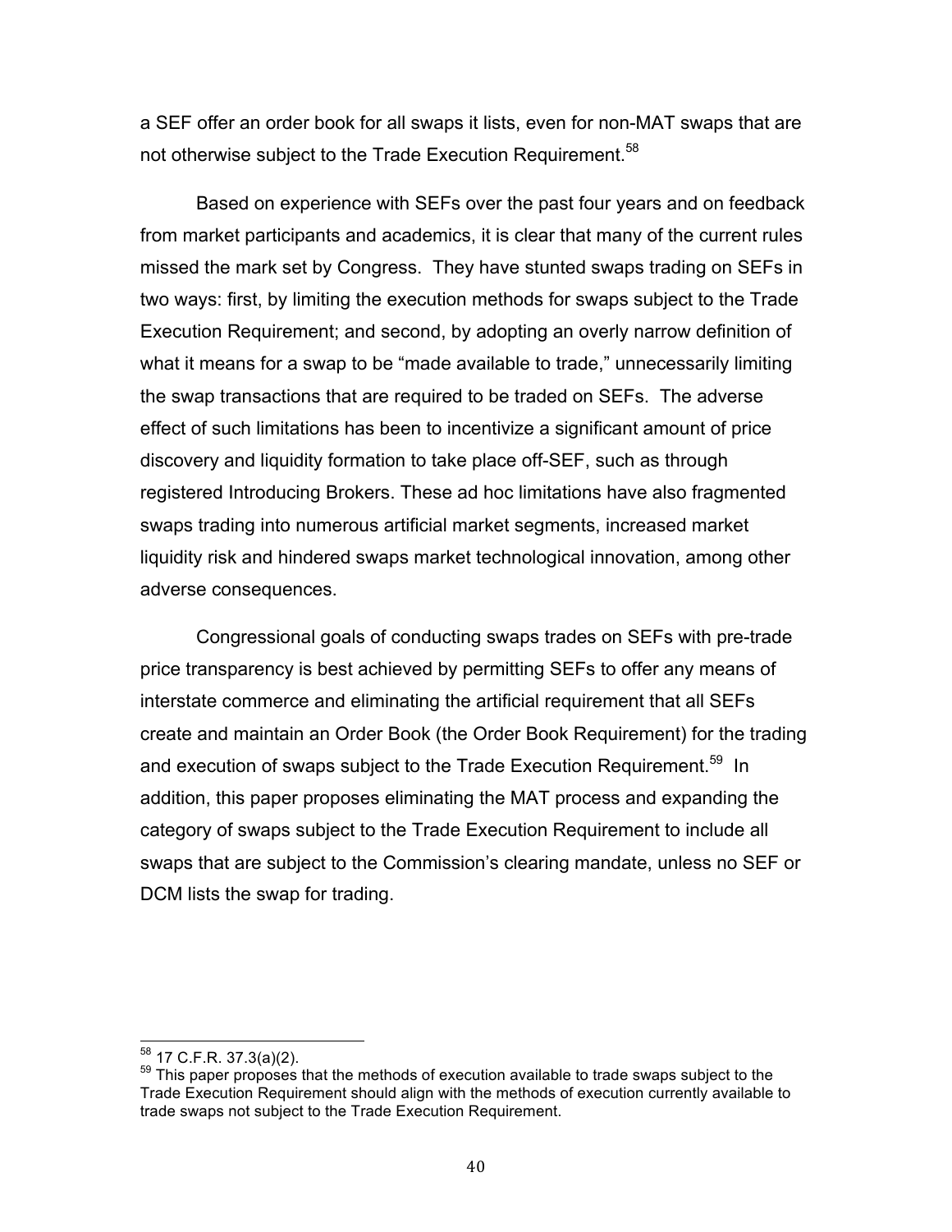a SEF offer an order book for all swaps it lists, even for non-MAT swaps that are not otherwise subject to the Trade Execution Requirement.[58]

Based on experience with SEFs over the past four years and on feedback from market participants and academics, it is clear that many of the current rules missed the mark set by Congress. They have stunted swaps trading on SEFs in two ways: first, by limiting the execution methods for swaps subject to the Trade Execution Requirement; and second, by adopting an overly narrow definition of what it means for a swap to be "made available to trade," unnecessarily limiting the swap transactions that are required to be traded on SEFs. The adverse effect of such limitations has been to incentivize a significant amount of price discovery and liquidity formation to take place off-SEF, such as through registered Introducing Brokers. These ad hoc limitations have also fragmented swaps trading into numerous artificial market segments, increased market liquidity risk and hindered swaps market technological innovation, among other adverse consequences.

Congressional goals of conducting swaps trades on SEFs with pre-trade price transparency is best achieved by permitting SEFs to offer any means of interstate commerce and eliminating the artificial requirement that all SEFs create and maintain an Order Book (the Order Book Requirement) for the trading and execution of swaps subject to the Trade Execution Requirement.[59] In addition, this paper proposes eliminating the MAT process and expanding the category of swaps subject to the Trade Execution Requirement to include all swaps that are subject to the Commission's clearing mandate, unless no SEF or DCM lists the swap for trading.

---

[58] 17 C.F.R. 37.3(a)(2).

[59] This paper proposes that the methods of execution available to trade swaps subject to the Trade Execution Requirement should align with the methods of execution currently available to trade swaps not subject to the Trade Execution Requirement.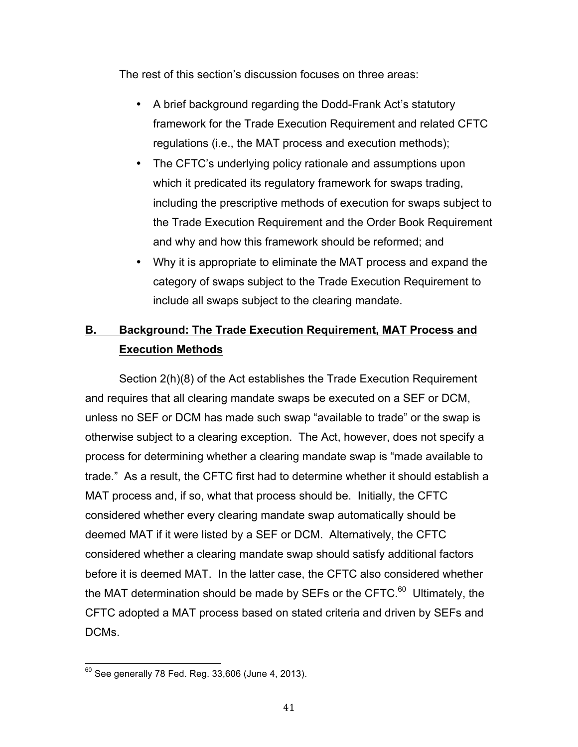The rest of this section's discussion focuses on three areas:

- A brief background regarding the Dodd-Frank Act's statutory framework for the Trade Execution Requirement and related CFTC regulations (i.e., the MAT process and execution methods);
- The CFTC's underlying policy rationale and assumptions upon which it predicated its regulatory framework for swaps trading, including the prescriptive methods of execution for swaps subject to the Trade Execution Requirement and the Order Book Requirement and why and how this framework should be reformed; and
- Why it is appropriate to eliminate the MAT process and expand the category of swaps subject to the Trade Execution Requirement to include all swaps subject to the clearing mandate.

## B. Background: The Trade Execution Requirement, MAT Process and Execution Methods

Section 2(h)(8) of the Act establishes the Trade Execution Requirement and requires that all clearing mandate swaps be executed on a SEF or DCM, unless no SEF or DCM has made such swap "available to trade" or the swap is otherwise subject to a clearing exception. The Act, however, does not specify a process for determining whether a clearing mandate swap is "made available to trade." As a result, the CFTC first had to determine whether it should establish a MAT process and, if so, what that process should be. Initially, the CFTC considered whether every clearing mandate swap automatically should be deemed MAT if it were listed by a SEF or DCM. Alternatively, the CFTC considered whether a clearing mandate swap should satisfy additional factors before it is deemed MAT. In the latter case, the CFTC also considered whether the MAT determination should be made by SEFs or the CFTC.[60] Ultimately, the CFTC adopted a MAT process based on stated criteria and driven by SEFs and DCMs.

---

[60] See generally 78 Fed. Reg. 33,606 (June 4, 2013).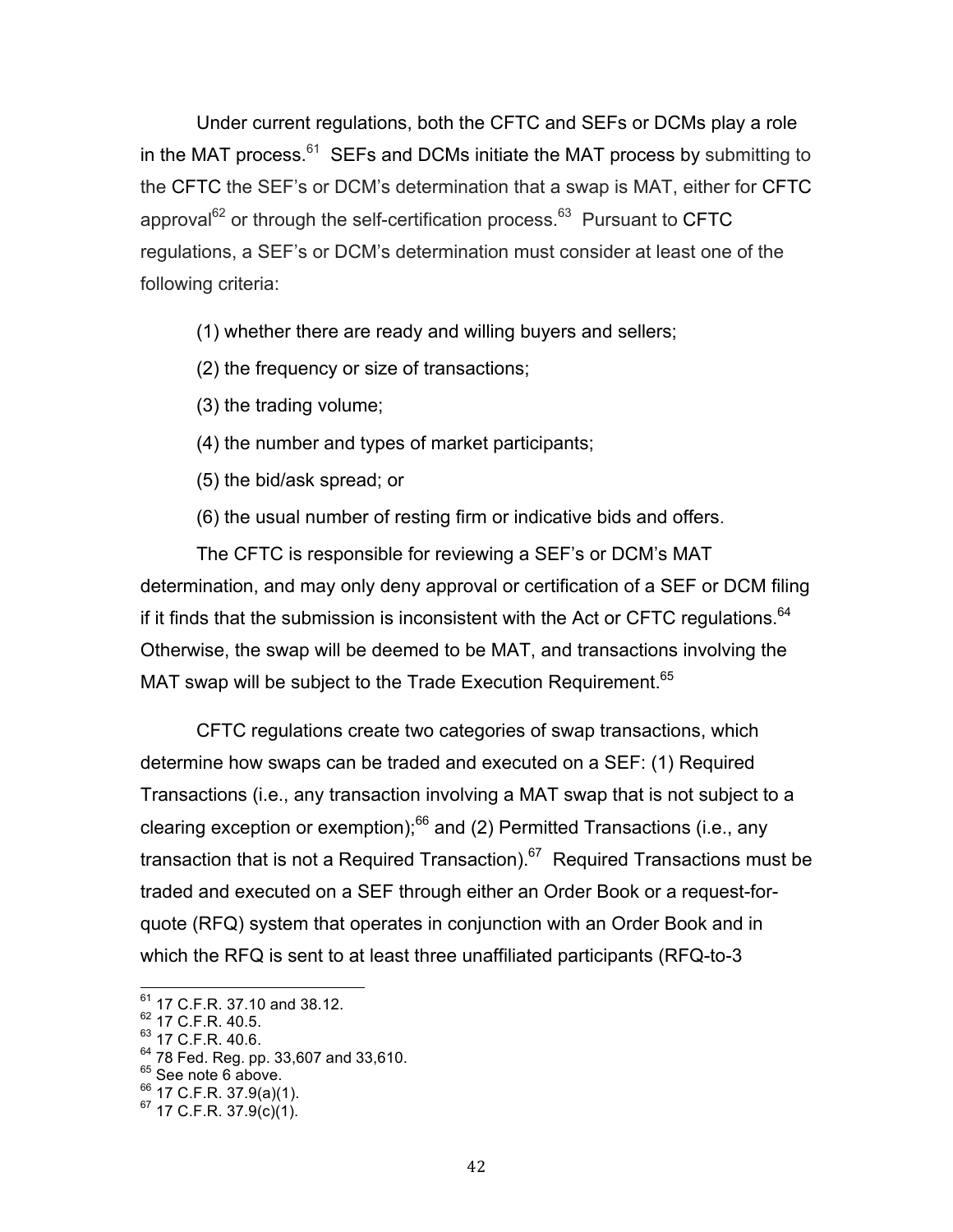Under current regulations, both the CFTC and SEFs or DCMs play a role in the MAT process.[61] SEFs and DCMs initiate the MAT process by submitting to the CFTC the SEF's or DCM's determination that a swap is MAT, either for CFTC approval[62] or through the self-certification process.[63] Pursuant to CFTC regulations, a SEF's or DCM's determination must consider at least one of the following criteria:

(1) whether there are ready and willing buyers and sellers;

(2) the frequency or size of transactions;

(3) the trading volume;

(4) the number and types of market participants;

(5) the bid/ask spread; or

(6) the usual number of resting firm or indicative bids and offers.

The CFTC is responsible for reviewing a SEF's or DCM's MAT determination, and may only deny approval or certification of a SEF or DCM filing if it finds that the submission is inconsistent with the Act or CFTC regulations.[64] Otherwise, the swap will be deemed to be MAT, and transactions involving the MAT swap will be subject to the Trade Execution Requirement.[65]

CFTC regulations create two categories of swap transactions, which determine how swaps can be traded and executed on a SEF: (1) Required Transactions (i.e., any transaction involving a MAT swap that is not subject to a clearing exception or exemption);[66] and (2) Permitted Transactions (i.e., any transaction that is not a Required Transaction).[67] Required Transactions must be traded and executed on a SEF through either an Order Book or a request-for-quote (RFQ) system that operates in conjunction with an Order Book and in which the RFQ is sent to at least three unaffiliated participants (RFQ-to-3

---

[61] 17 C.F.R. 37.10 and 38.12.
[62] 17 C.F.R. 40.5.
[63] 17 C.F.R. 40.6.
[64] 78 Fed. Reg. pp. 33,607 and 33,610.
[65] See note 6 above.
[66] 17 C.F.R. 37.9(a)(1).
[67] 17 C.F.R. 37.9(c)(1).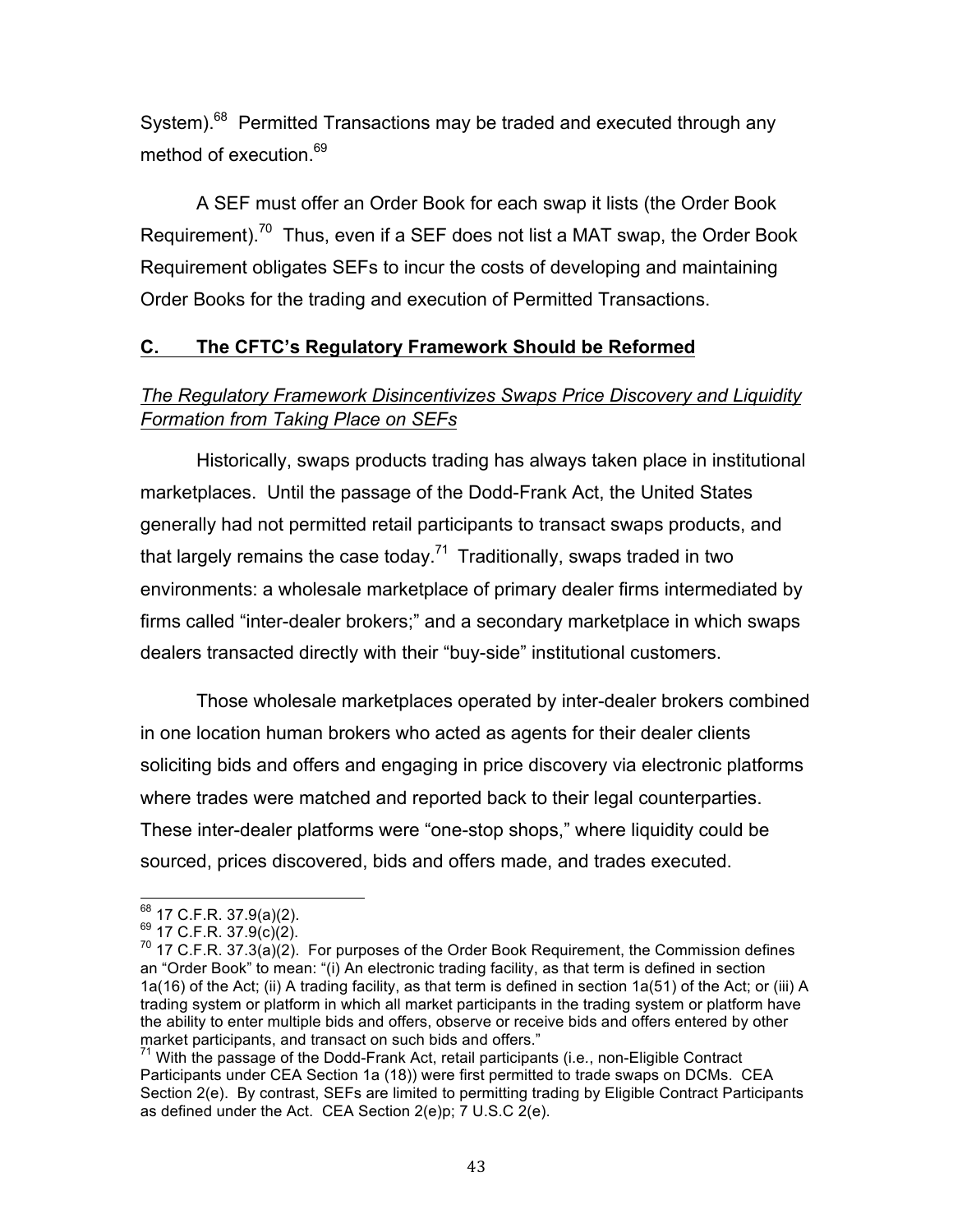System).[68] Permitted Transactions may be traded and executed through any method of execution.[69]

A SEF must offer an Order Book for each swap it lists (the Order Book Requirement).[70] Thus, even if a SEF does not list a MAT swap, the Order Book Requirement obligates SEFs to incur the costs of developing and maintaining Order Books for the trading and execution of Permitted Transactions.

## C. The CFTC's Regulatory Framework Should be Reformed

*The Regulatory Framework Disincentivizes Swaps Price Discovery and Liquidity Formation from Taking Place on SEFs*

Historically, swaps products trading has always taken place in institutional marketplaces. Until the passage of the Dodd-Frank Act, the United States generally had not permitted retail participants to transact swaps products, and that largely remains the case today.[71] Traditionally, swaps traded in two environments: a wholesale marketplace of primary dealer firms intermediated by firms called "inter-dealer brokers;" and a secondary marketplace in which swaps dealers transacted directly with their "buy-side" institutional customers.

Those wholesale marketplaces operated by inter-dealer brokers combined in one location human brokers who acted as agents for their dealer clients soliciting bids and offers and engaging in price discovery via electronic platforms where trades were matched and reported back to their legal counterparties. These inter-dealer platforms were "one-stop shops," where liquidity could be sourced, prices discovered, bids and offers made, and trades executed.

---

[68] 17 C.F.R. 37.9(a)(2).

[69] 17 C.F.R. 37.9(c)(2).

[70] 17 C.F.R. 37.3(a)(2). For purposes of the Order Book Requirement, the Commission defines an "Order Book" to mean: "(i) An electronic trading facility, as that term is defined in section 1a(16) of the Act; (ii) A trading facility, as that term is defined in section 1a(51) of the Act; or (iii) A trading system or platform in which all market participants in the trading system or platform have the ability to enter multiple bids and offers, observe or receive bids and offers entered by other market participants, and transact on such bids and offers."

[71] With the passage of the Dodd-Frank Act, retail participants (i.e., non-Eligible Contract Participants under CEA Section 1a (18)) were first permitted to trade swaps on DCMs. CEA Section 2(e). By contrast, SEFs are limited to permitting trading by Eligible Contract Participants as defined under the Act. CEA Section 2(e)p; 7 U.S.C 2(e).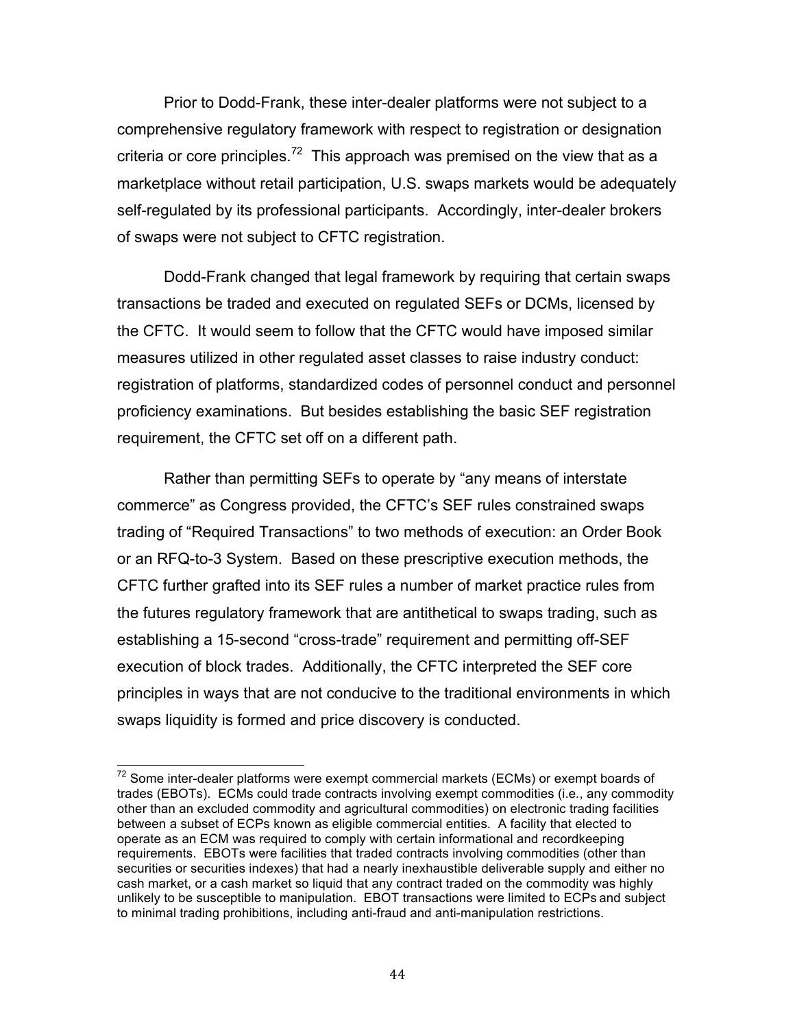Prior to Dodd-Frank, these inter-dealer platforms were not subject to a comprehensive regulatory framework with respect to registration or designation criteria or core principles.[72] This approach was premised on the view that as a marketplace without retail participation, U.S. swaps markets would be adequately self-regulated by its professional participants. Accordingly, inter-dealer brokers of swaps were not subject to CFTC registration.

Dodd-Frank changed that legal framework by requiring that certain swaps transactions be traded and executed on regulated SEFs or DCMs, licensed by the CFTC. It would seem to follow that the CFTC would have imposed similar measures utilized in other regulated asset classes to raise industry conduct: registration of platforms, standardized codes of personnel conduct and personnel proficiency examinations. But besides establishing the basic SEF registration requirement, the CFTC set off on a different path.

Rather than permitting SEFs to operate by "any means of interstate commerce" as Congress provided, the CFTC's SEF rules constrained swaps trading of "Required Transactions" to two methods of execution: an Order Book or an RFQ-to-3 System. Based on these prescriptive execution methods, the CFTC further grafted into its SEF rules a number of market practice rules from the futures regulatory framework that are antithetical to swaps trading, such as establishing a 15-second "cross-trade" requirement and permitting off-SEF execution of block trades. Additionally, the CFTC interpreted the SEF core principles in ways that are not conducive to the traditional environments in which swaps liquidity is formed and price discovery is conducted.

---

[72] Some inter-dealer platforms were exempt commercial markets (ECMs) or exempt boards of trades (EBOTs). ECMs could trade contracts involving exempt commodities (i.e., any commodity other than an excluded commodity and agricultural commodities) on electronic trading facilities between a subset of ECPs known as eligible commercial entities. A facility that elected to operate as an ECM was required to comply with certain informational and recordkeeping requirements. EBOTs were facilities that traded contracts involving commodities (other than securities or securities indexes) that had a nearly inexhaustible deliverable supply and either no cash market, or a cash market so liquid that any contract traded on the commodity was highly unlikely to be susceptible to manipulation. EBOT transactions were limited to ECPs and subject to minimal trading prohibitions, including anti-fraud and anti-manipulation restrictions.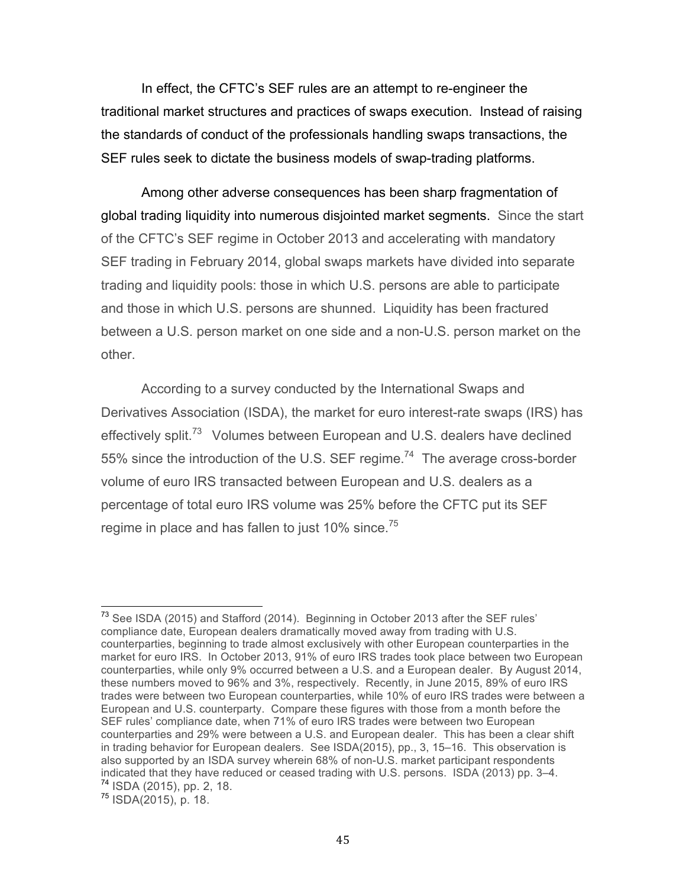In effect, the CFTC's SEF rules are an attempt to re-engineer the traditional market structures and practices of swaps execution. Instead of raising the standards of conduct of the professionals handling swaps transactions, the SEF rules seek to dictate the business models of swap-trading platforms.

Among other adverse consequences has been sharp fragmentation of global trading liquidity into numerous disjointed market segments. Since the start of the CFTC's SEF regime in October 2013 and accelerating with mandatory SEF trading in February 2014, global swaps markets have divided into separate trading and liquidity pools: those in which U.S. persons are able to participate and those in which U.S. persons are shunned. Liquidity has been fractured between a U.S. person market on one side and a non-U.S. person market on the other.

According to a survey conducted by the International Swaps and Derivatives Association (ISDA), the market for euro interest-rate swaps (IRS) has effectively split.[73] Volumes between European and U.S. dealers have declined 55% since the introduction of the U.S. SEF regime.[74] The average cross-border volume of euro IRS transacted between European and U.S. dealers as a percentage of total euro IRS volume was 25% before the CFTC put its SEF regime in place and has fallen to just 10% since.[75]

---

[73] See ISDA (2015) and Stafford (2014). Beginning in October 2013 after the SEF rules' compliance date, European dealers dramatically moved away from trading with U.S. counterparties, beginning to trade almost exclusively with other European counterparties in the market for euro IRS. In October 2013, 91% of euro IRS trades took place between two European counterparties, while only 9% occurred between a U.S. and a European dealer. By August 2014, these numbers moved to 96% and 3%, respectively. Recently, in June 2015, 89% of euro IRS trades were between two European counterparties, while 10% of euro IRS trades were between a European and U.S. counterparty. Compare these figures with those from a month before the SEF rules' compliance date, when 71% of euro IRS trades were between two European counterparties and 29% were between a U.S. and European dealer. This has been a clear shift in trading behavior for European dealers. See ISDA(2015), pp., 3, 15–16. This observation is also supported by an ISDA survey wherein 68% of non-U.S. market participant respondents indicated that they have reduced or ceased trading with U.S. persons. ISDA (2013) pp. 3–4.

[74] ISDA (2015), pp. 2, 18.

[75] ISDA(2015), p. 18.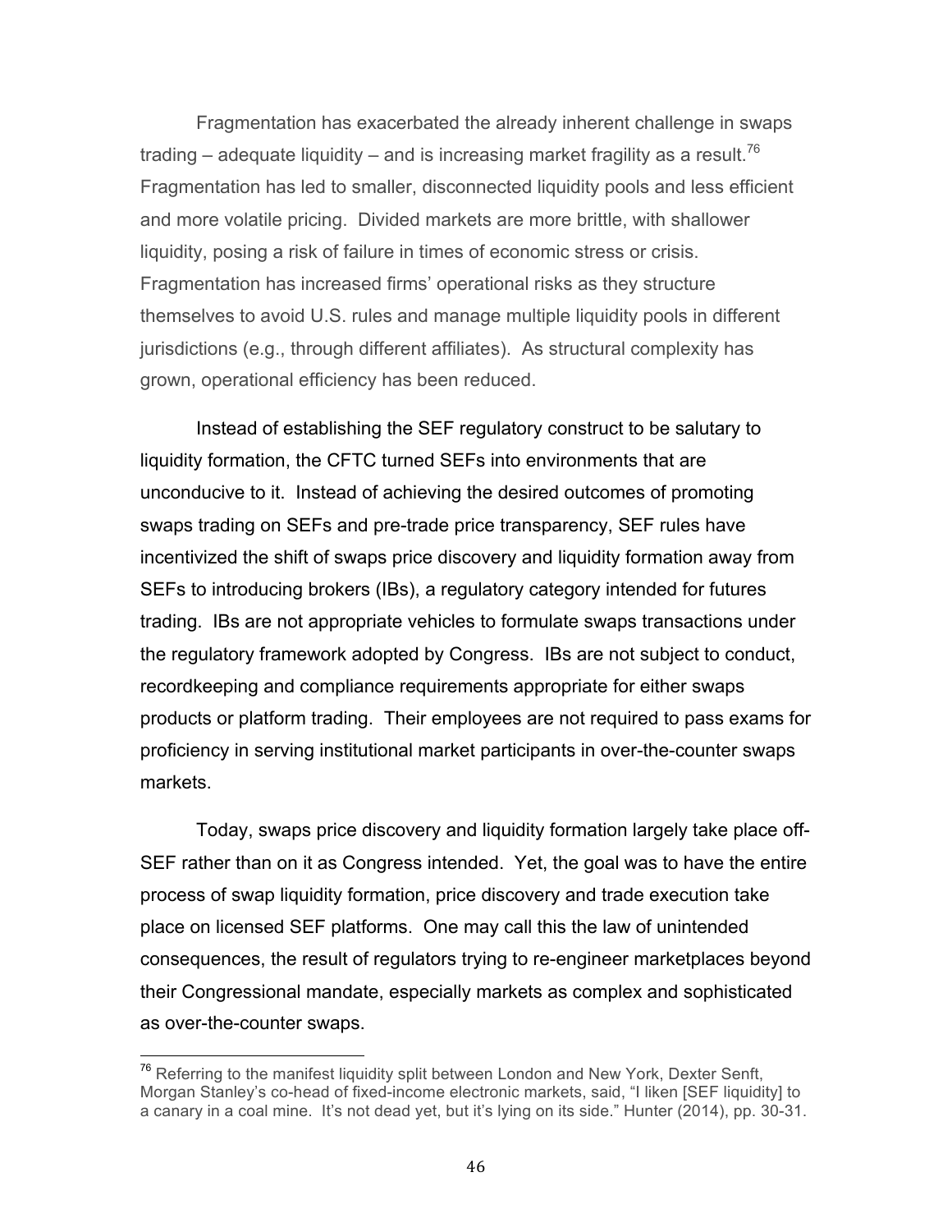Fragmentation has exacerbated the already inherent challenge in swaps trading – adequate liquidity – and is increasing market fragility as a result.[76] Fragmentation has led to smaller, disconnected liquidity pools and less efficient and more volatile pricing. Divided markets are more brittle, with shallower liquidity, posing a risk of failure in times of economic stress or crisis. Fragmentation has increased firms' operational risks as they structure themselves to avoid U.S. rules and manage multiple liquidity pools in different jurisdictions (e.g., through different affiliates). As structural complexity has grown, operational efficiency has been reduced.

Instead of establishing the SEF regulatory construct to be salutary to liquidity formation, the CFTC turned SEFs into environments that are unconducive to it. Instead of achieving the desired outcomes of promoting swaps trading on SEFs and pre-trade price transparency, SEF rules have incentivized the shift of swaps price discovery and liquidity formation away from SEFs to introducing brokers (IBs), a regulatory category intended for futures trading. IBs are not appropriate vehicles to formulate swaps transactions under the regulatory framework adopted by Congress. IBs are not subject to conduct, recordkeeping and compliance requirements appropriate for either swaps products or platform trading. Their employees are not required to pass exams for proficiency in serving institutional market participants in over-the-counter swaps markets.

Today, swaps price discovery and liquidity formation largely take place off-SEF rather than on it as Congress intended. Yet, the goal was to have the entire process of swap liquidity formation, price discovery and trade execution take place on licensed SEF platforms. One may call this the law of unintended consequences, the result of regulators trying to re-engineer marketplaces beyond their Congressional mandate, especially markets as complex and sophisticated as over-the-counter swaps.

---

[76] Referring to the manifest liquidity split between London and New York, Dexter Senft, Morgan Stanley's co-head of fixed-income electronic markets, said, "I liken [SEF liquidity] to a canary in a coal mine. It's not dead yet, but it's lying on its side." Hunter (2014), pp. 30-31.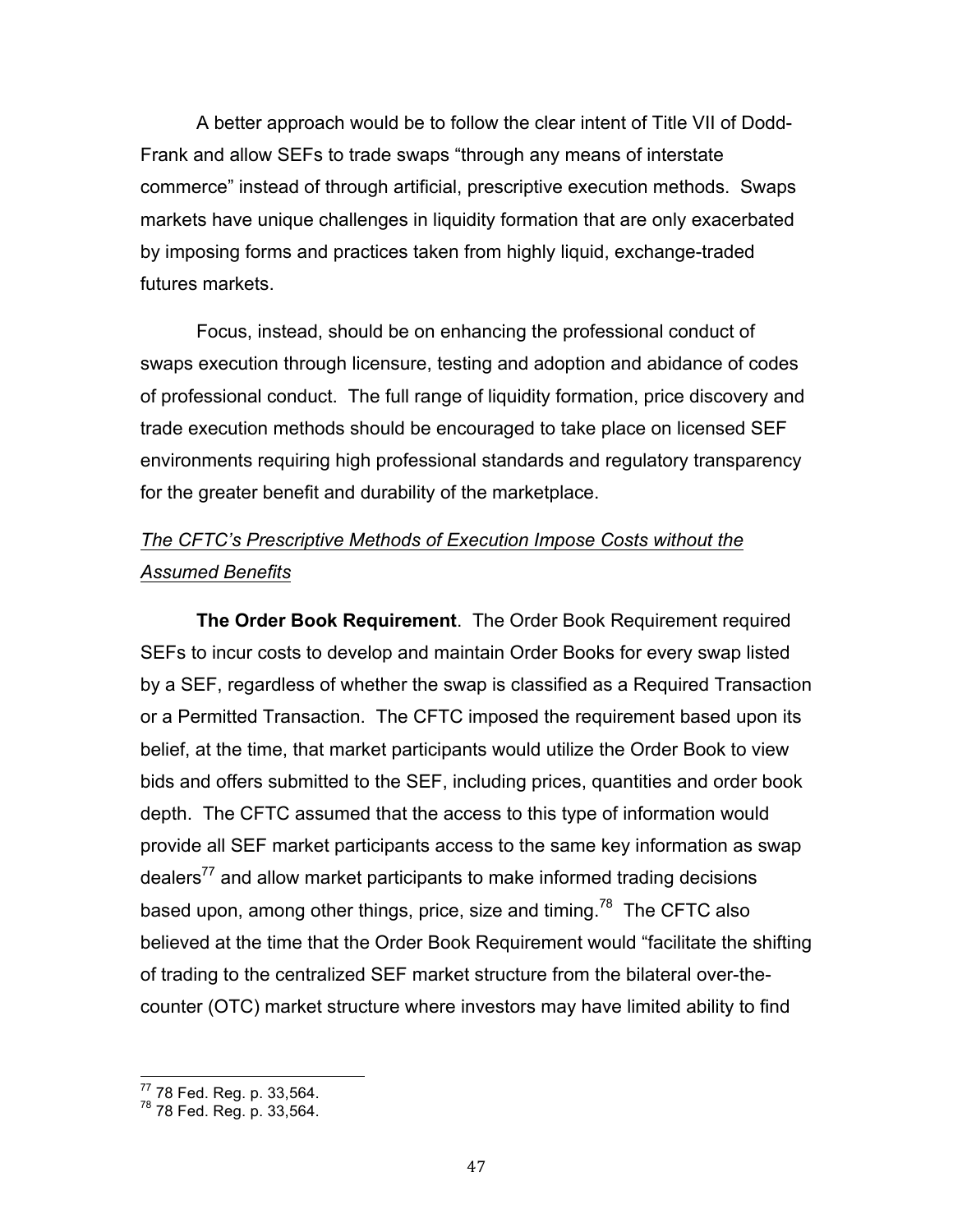A better approach would be to follow the clear intent of Title VII of Dodd-Frank and allow SEFs to trade swaps "through any means of interstate commerce" instead of through artificial, prescriptive execution methods. Swaps markets have unique challenges in liquidity formation that are only exacerbated by imposing forms and practices taken from highly liquid, exchange-traded futures markets.

Focus, instead, should be on enhancing the professional conduct of swaps execution through licensure, testing and adoption and abidance of codes of professional conduct. The full range of liquidity formation, price discovery and trade execution methods should be encouraged to take place on licensed SEF environments requiring high professional standards and regulatory transparency for the greater benefit and durability of the marketplace.

*The CFTC's Prescriptive Methods of Execution Impose Costs without the Assumed Benefits*

**The Order Book Requirement**. The Order Book Requirement required SEFs to incur costs to develop and maintain Order Books for every swap listed by a SEF, regardless of whether the swap is classified as a Required Transaction or a Permitted Transaction. The CFTC imposed the requirement based upon its belief, at the time, that market participants would utilize the Order Book to view bids and offers submitted to the SEF, including prices, quantities and order book depth. The CFTC assumed that the access to this type of information would provide all SEF market participants access to the same key information as swap dealers[77] and allow market participants to make informed trading decisions based upon, among other things, price, size and timing.[78] The CFTC also believed at the time that the Order Book Requirement would "facilitate the shifting of trading to the centralized SEF market structure from the bilateral over-the-counter (OTC) market structure where investors may have limited ability to find

[77] 78 Fed. Reg. p. 33,564.
[78] 78 Fed. Reg. p. 33,564.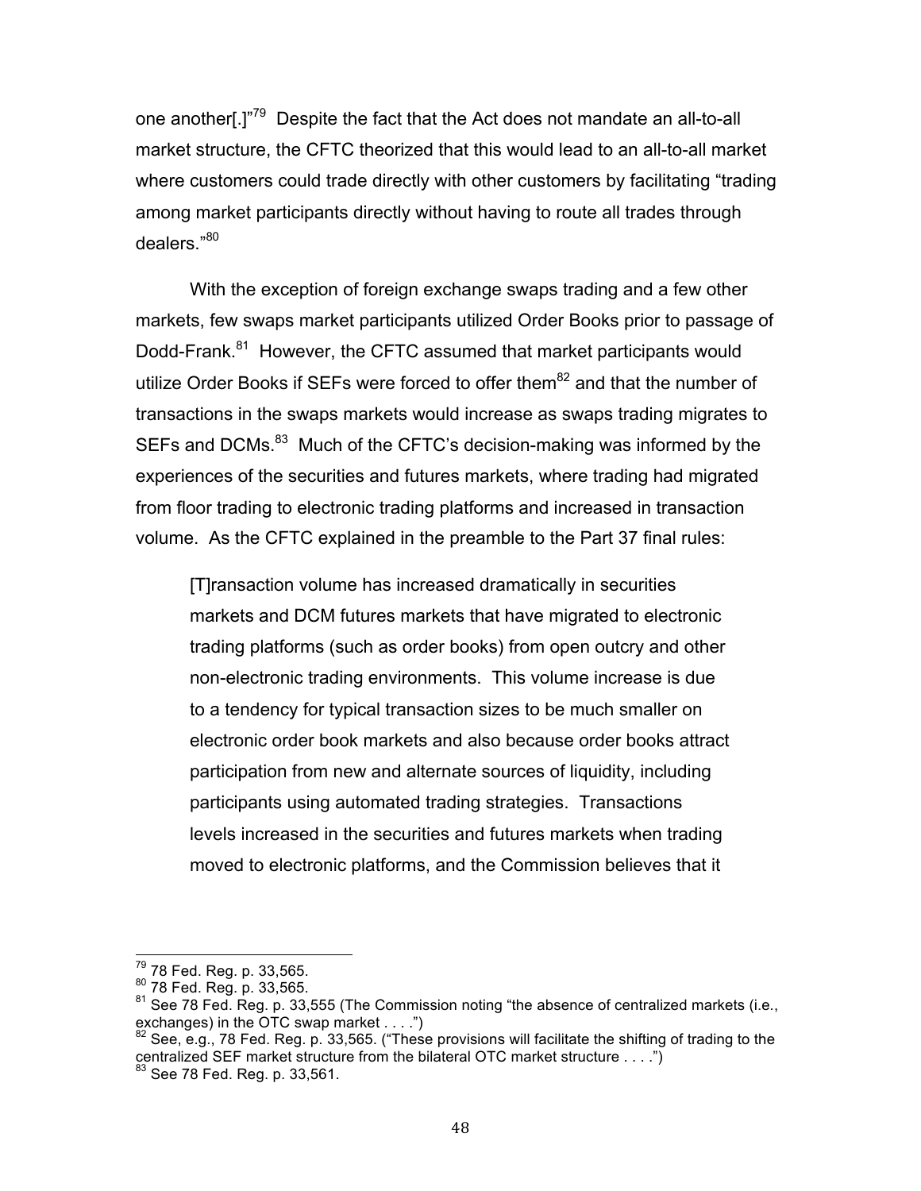one another[.]"[79] Despite the fact that the Act does not mandate an all-to-all market structure, the CFTC theorized that this would lead to an all-to-all market where customers could trade directly with other customers by facilitating "trading among market participants directly without having to route all trades through dealers."[80]

With the exception of foreign exchange swaps trading and a few other markets, few swaps market participants utilized Order Books prior to passage of Dodd-Frank.[81] However, the CFTC assumed that market participants would utilize Order Books if SEFs were forced to offer them[82] and that the number of transactions in the swaps markets would increase as swaps trading migrates to SEFs and DCMs.[83] Much of the CFTC's decision-making was informed by the experiences of the securities and futures markets, where trading had migrated from floor trading to electronic trading platforms and increased in transaction volume. As the CFTC explained in the preamble to the Part 37 final rules:

> [T]ransaction volume has increased dramatically in securities markets and DCM futures markets that have migrated to electronic trading platforms (such as order books) from open outcry and other non-electronic trading environments. This volume increase is due to a tendency for typical transaction sizes to be much smaller on electronic order book markets and also because order books attract participation from new and alternate sources of liquidity, including participants using automated trading strategies. Transactions levels increased in the securities and futures markets when trading moved to electronic platforms, and the Commission believes that it

---

[79] 78 Fed. Reg. p. 33,565.

[80] 78 Fed. Reg. p. 33,565.

[81] See 78 Fed. Reg. p. 33,555 (The Commission noting "the absence of centralized markets (i.e., exchanges) in the OTC swap market . . . .")

[82] See, e.g., 78 Fed. Reg. p. 33,565. ("These provisions will facilitate the shifting of trading to the centralized SEF market structure from the bilateral OTC market structure . . . .")

[83] See 78 Fed. Reg. p. 33,561.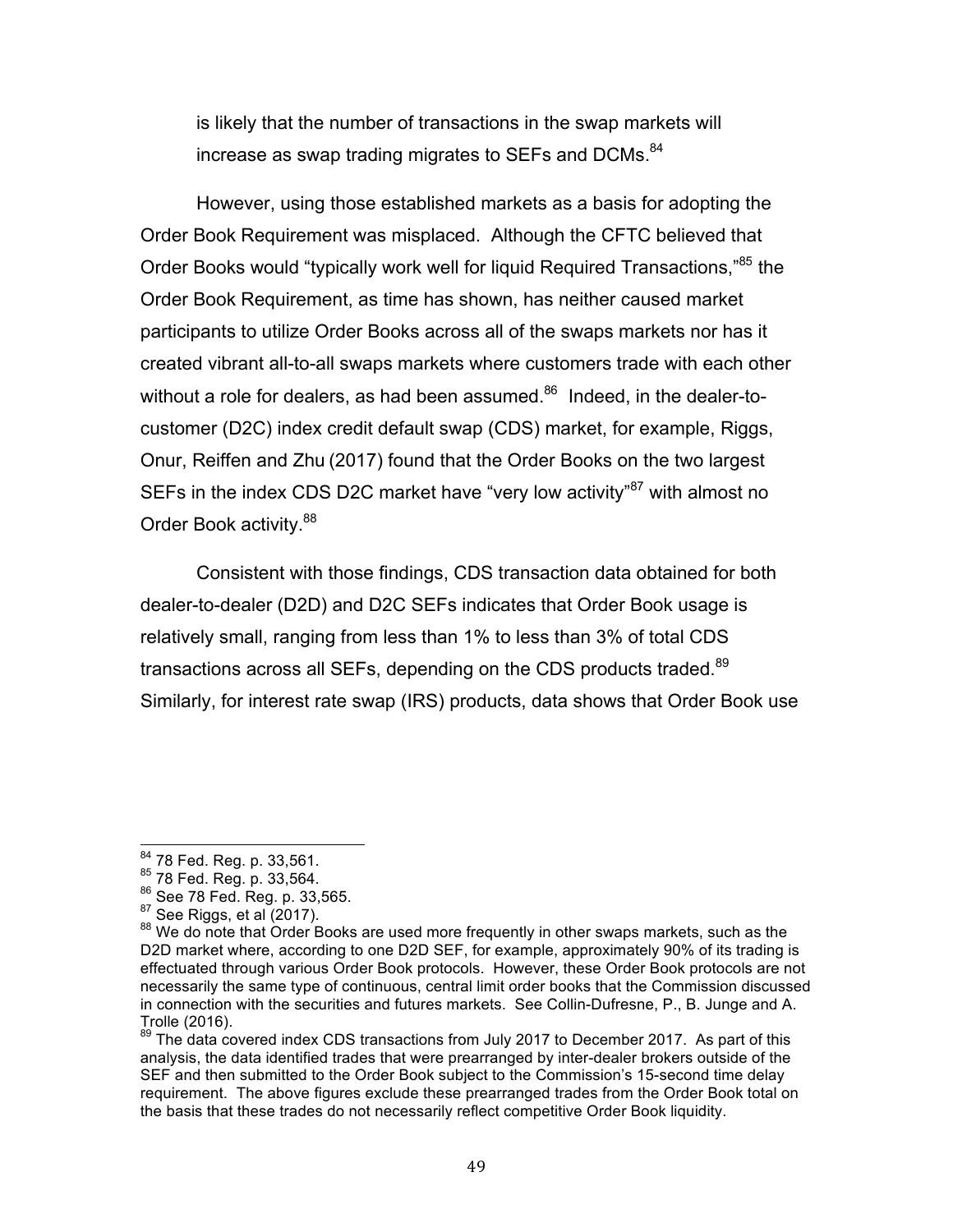is likely that the number of transactions in the swap markets will increase as swap trading migrates to SEFs and DCMs.[84]

However, using those established markets as a basis for adopting the Order Book Requirement was misplaced. Although the CFTC believed that Order Books would "typically work well for liquid Required Transactions,"[85] the Order Book Requirement, as time has shown, has neither caused market participants to utilize Order Books across all of the swaps markets nor has it created vibrant all-to-all swaps markets where customers trade with each other without a role for dealers, as had been assumed.[86] Indeed, in the dealer-to-customer (D2C) index credit default swap (CDS) market, for example, Riggs, Onur, Reiffen and Zhu (2017) found that the Order Books on the two largest SEFs in the index CDS D2C market have "very low activity"[87] with almost no Order Book activity.[88]

Consistent with those findings, CDS transaction data obtained for both dealer-to-dealer (D2D) and D2C SEFs indicates that Order Book usage is relatively small, ranging from less than 1% to less than 3% of total CDS transactions across all SEFs, depending on the CDS products traded.[89] Similarly, for interest rate swap (IRS) products, data shows that Order Book use

---

[84] 78 Fed. Reg. p. 33,561.

[85] 78 Fed. Reg. p. 33,564.

[86] See 78 Fed. Reg. p. 33,565.

[87] See Riggs, et al (2017).

[88] We do note that Order Books are used more frequently in other swaps markets, such as the D2D market where, according to one D2D SEF, for example, approximately 90% of its trading is effectuated through various Order Book protocols. However, these Order Book protocols are not necessarily the same type of continuous, central limit order books that the Commission discussed in connection with the securities and futures markets. See Collin-Dufresne, P., B. Junge and A. Trolle (2016).

[89] The data covered index CDS transactions from July 2017 to December 2017. As part of this analysis, the data identified trades that were prearranged by inter-dealer brokers outside of the SEF and then submitted to the Order Book subject to the Commission's 15-second time delay requirement. The above figures exclude these prearranged trades from the Order Book total on the basis that these trades do not necessarily reflect competitive Order Book liquidity.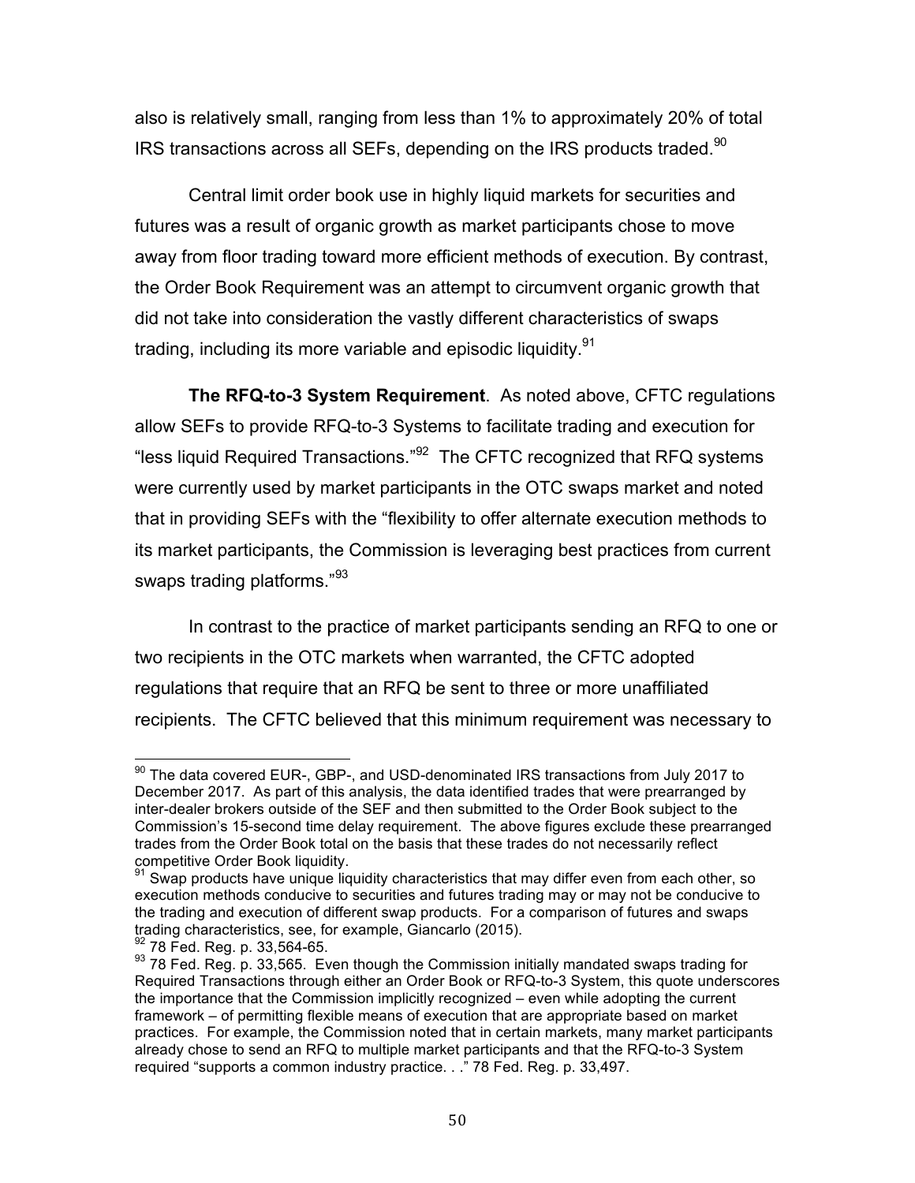also is relatively small, ranging from less than 1% to approximately 20% of total IRS transactions across all SEFs, depending on the IRS products traded.[90]

Central limit order book use in highly liquid markets for securities and futures was a result of organic growth as market participants chose to move away from floor trading toward more efficient methods of execution. By contrast, the Order Book Requirement was an attempt to circumvent organic growth that did not take into consideration the vastly different characteristics of swaps trading, including its more variable and episodic liquidity.[91]

**The RFQ-to-3 System Requirement**. As noted above, CFTC regulations allow SEFs to provide RFQ-to-3 Systems to facilitate trading and execution for "less liquid Required Transactions."[92] The CFTC recognized that RFQ systems were currently used by market participants in the OTC swaps market and noted that in providing SEFs with the "flexibility to offer alternate execution methods to its market participants, the Commission is leveraging best practices from current swaps trading platforms."[93]

In contrast to the practice of market participants sending an RFQ to one or two recipients in the OTC markets when warranted, the CFTC adopted regulations that require that an RFQ be sent to three or more unaffiliated recipients. The CFTC believed that this minimum requirement was necessary to

---

[90] The data covered EUR-, GBP-, and USD-denominated IRS transactions from July 2017 to December 2017. As part of this analysis, the data identified trades that were prearranged by inter-dealer brokers outside of the SEF and then submitted to the Order Book subject to the Commission's 15-second time delay requirement. The above figures exclude these prearranged trades from the Order Book total on the basis that these trades do not necessarily reflect competitive Order Book liquidity.

[91] Swap products have unique liquidity characteristics that may differ even from each other, so execution methods conducive to securities and futures trading may or may not be conducive to the trading and execution of different swap products. For a comparison of futures and swaps trading characteristics, see, for example, Giancarlo (2015).

[92] 78 Fed. Reg. p. 33,564-65.

[93] 78 Fed. Reg. p. 33,565. Even though the Commission initially mandated swaps trading for Required Transactions through either an Order Book or RFQ-to-3 System, this quote underscores the importance that the Commission implicitly recognized – even while adopting the current framework – of permitting flexible means of execution that are appropriate based on market practices. For example, the Commission noted that in certain markets, many market participants already chose to send an RFQ to multiple market participants and that the RFQ-to-3 System required "supports a common industry practice. . ." 78 Fed. Reg. p. 33,497.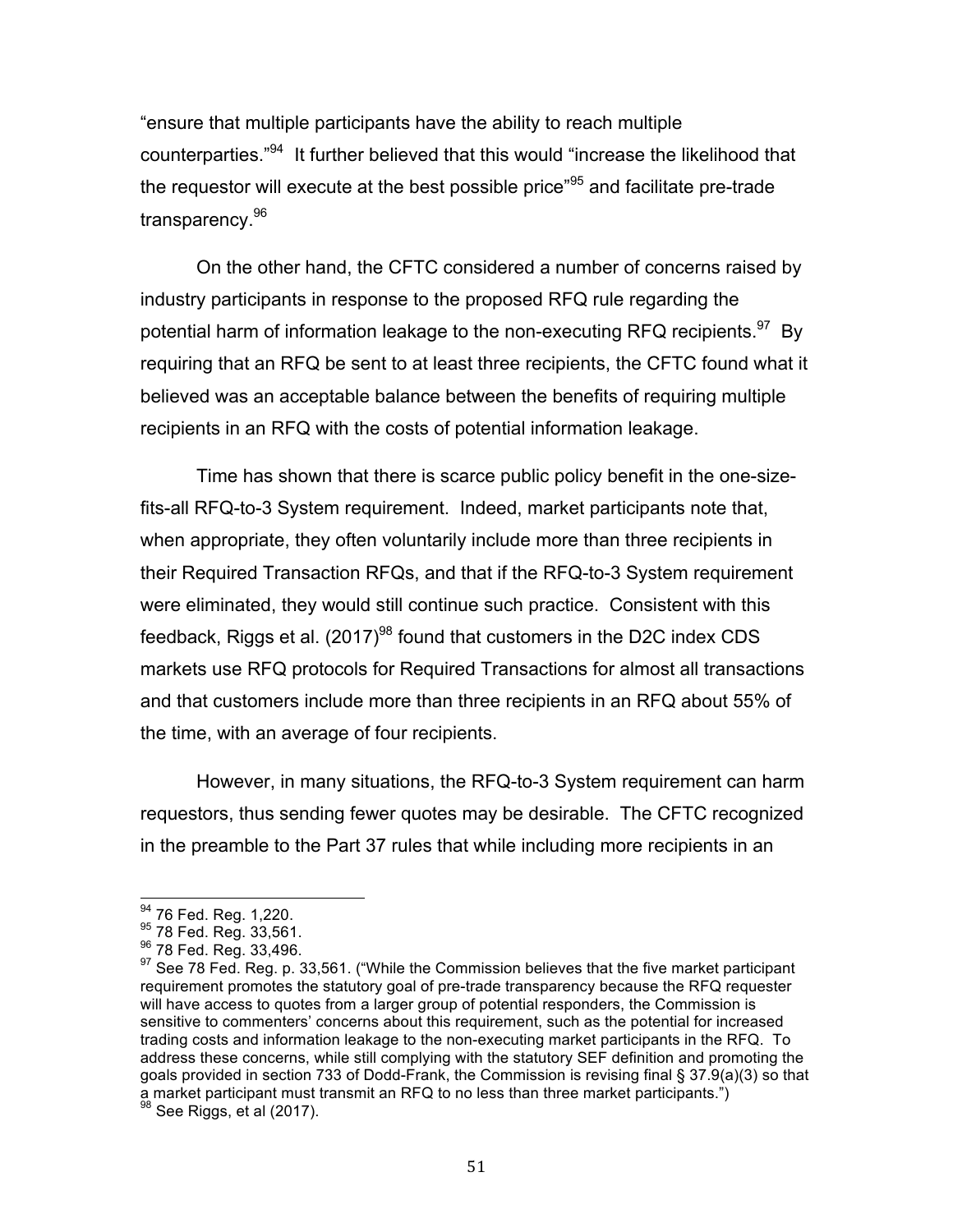"ensure that multiple participants have the ability to reach multiple counterparties."[94] It further believed that this would "increase the likelihood that the requestor will execute at the best possible price"[95] and facilitate pre-trade transparency.[96]

On the other hand, the CFTC considered a number of concerns raised by industry participants in response to the proposed RFQ rule regarding the potential harm of information leakage to the non-executing RFQ recipients.[97] By requiring that an RFQ be sent to at least three recipients, the CFTC found what it believed was an acceptable balance between the benefits of requiring multiple recipients in an RFQ with the costs of potential information leakage.

Time has shown that there is scarce public policy benefit in the one-size-fits-all RFQ-to-3 System requirement. Indeed, market participants note that, when appropriate, they often voluntarily include more than three recipients in their Required Transaction RFQs, and that if the RFQ-to-3 System requirement were eliminated, they would still continue such practice. Consistent with this feedback, Riggs et al. (2017)[98] found that customers in the D2C index CDS markets use RFQ protocols for Required Transactions for almost all transactions and that customers include more than three recipients in an RFQ about 55% of the time, with an average of four recipients.

However, in many situations, the RFQ-to-3 System requirement can harm requestors, thus sending fewer quotes may be desirable. The CFTC recognized in the preamble to the Part 37 rules that while including more recipients in an

---

[94] 76 Fed. Reg. 1,220.

[95] 78 Fed. Reg. 33,561.

[96] 78 Fed. Reg. 33,496.

[97] See 78 Fed. Reg. p. 33,561. ("While the Commission believes that the five market participant requirement promotes the statutory goal of pre-trade transparency because the RFQ requester will have access to quotes from a larger group of potential responders, the Commission is sensitive to commenters' concerns about this requirement, such as the potential for increased trading costs and information leakage to the non-executing market participants in the RFQ. To address these concerns, while still complying with the statutory SEF definition and promoting the goals provided in section 733 of Dodd-Frank, the Commission is revising final § 37.9(a)(3) so that a market participant must transmit an RFQ to no less than three market participants.")

[98] See Riggs, et al (2017).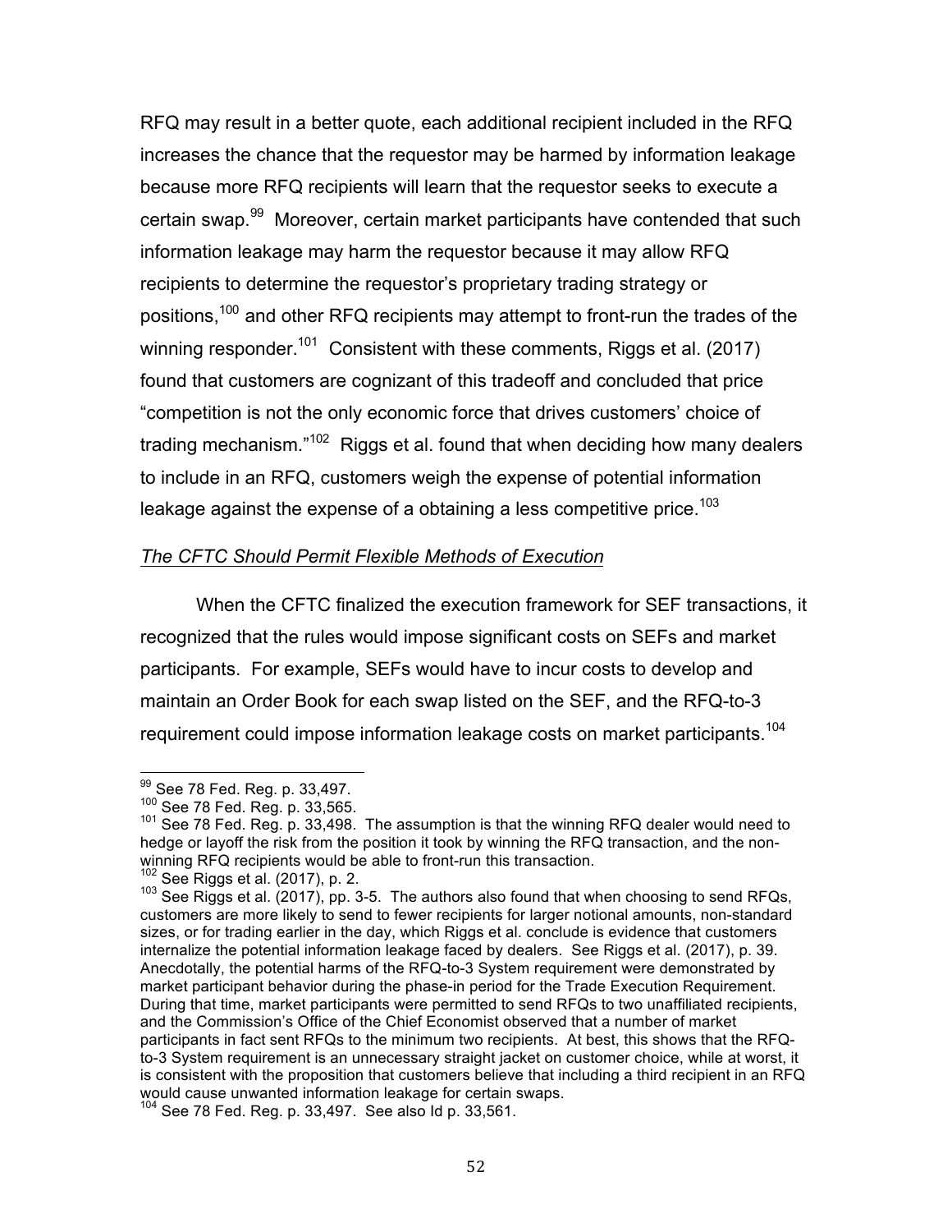RFQ may result in a better quote, each additional recipient included in the RFQ increases the chance that the requestor may be harmed by information leakage because more RFQ recipients will learn that the requestor seeks to execute a certain swap.[99] Moreover, certain market participants have contended that such information leakage may harm the requestor because it may allow RFQ recipients to determine the requestor's proprietary trading strategy or positions,[100] and other RFQ recipients may attempt to front-run the trades of the winning responder.[101] Consistent with these comments, Riggs et al. (2017) found that customers are cognizant of this tradeoff and concluded that price "competition is not the only economic force that drives customers' choice of trading mechanism."[102] Riggs et al. found that when deciding how many dealers to include in an RFQ, customers weigh the expense of potential information leakage against the expense of a obtaining a less competitive price.[103]

*The CFTC Should Permit Flexible Methods of Execution*

When the CFTC finalized the execution framework for SEF transactions, it recognized that the rules would impose significant costs on SEFs and market participants. For example, SEFs would have to incur costs to develop and maintain an Order Book for each swap listed on the SEF, and the RFQ-to-3 requirement could impose information leakage costs on market participants.[104]

---

[99] See 78 Fed. Reg. p. 33,497.

[100] See 78 Fed. Reg. p. 33,565.

[101] See 78 Fed. Reg. p. 33,498. The assumption is that the winning RFQ dealer would need to hedge or layoff the risk from the position it took by winning the RFQ transaction, and the non-winning RFQ recipients would be able to front-run this transaction.

[102] See Riggs et al. (2017), p. 2.

[103] See Riggs et al. (2017), pp. 3-5. The authors also found that when choosing to send RFQs, customers are more likely to send to fewer recipients for larger notional amounts, non-standard sizes, or for trading earlier in the day, which Riggs et al. conclude is evidence that customers internalize the potential information leakage faced by dealers. See Riggs et al. (2017), p. 39. Anecdotally, the potential harms of the RFQ-to-3 System requirement were demonstrated by market participant behavior during the phase-in period for the Trade Execution Requirement. During that time, market participants were permitted to send RFQs to two unaffiliated recipients, and the Commission's Office of the Chief Economist observed that a number of market participants in fact sent RFQs to the minimum two recipients. At best, this shows that the RFQ-to-3 System requirement is an unnecessary straight jacket on customer choice, while at worst, it is consistent with the proposition that customers believe that including a third recipient in an RFQ would cause unwanted information leakage for certain swaps.

[104] See 78 Fed. Reg. p. 33,497. See also Id p. 33,561.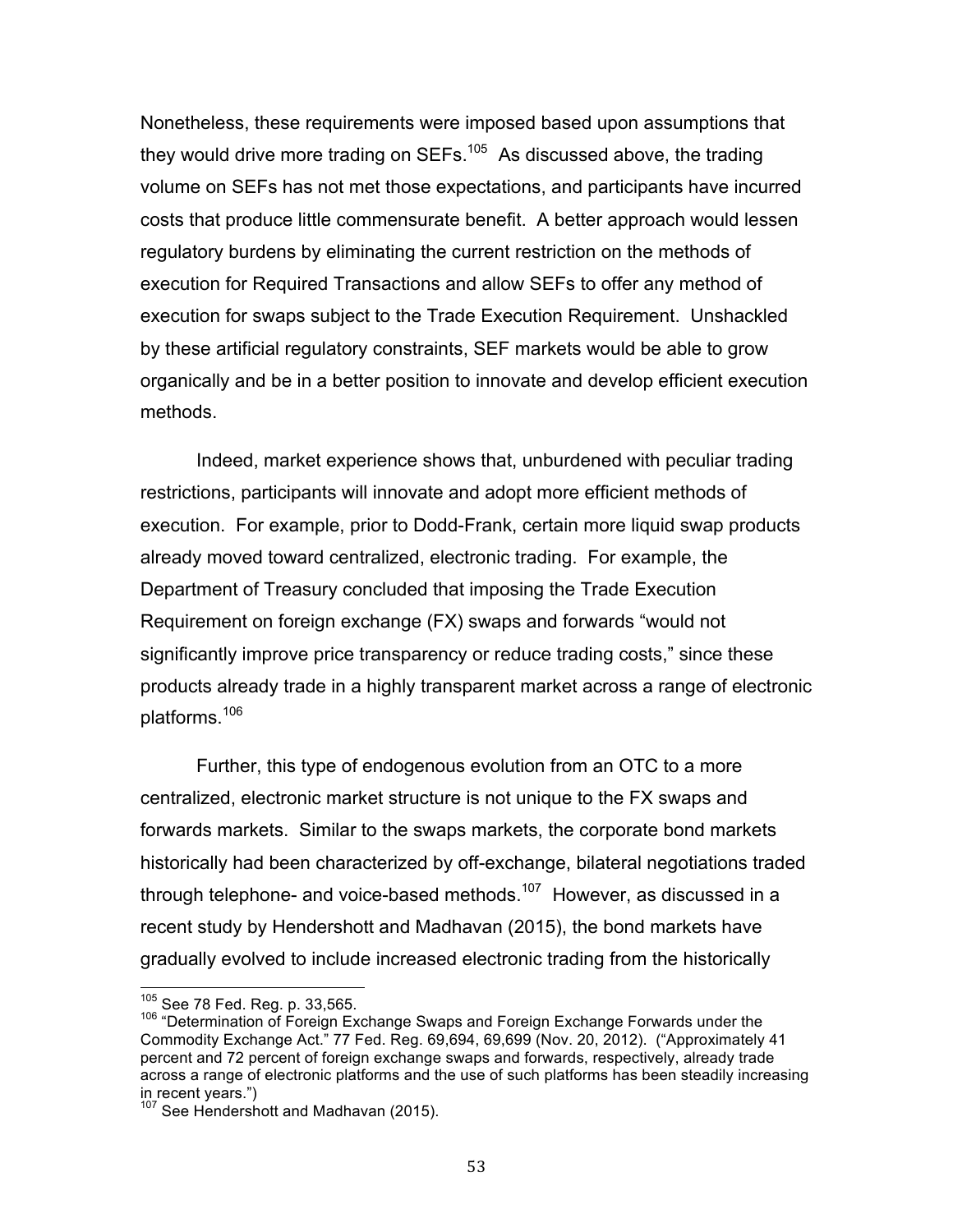Nonetheless, these requirements were imposed based upon assumptions that they would drive more trading on SEFs.[105] As discussed above, the trading volume on SEFs has not met those expectations, and participants have incurred costs that produce little commensurate benefit. A better approach would lessen regulatory burdens by eliminating the current restriction on the methods of execution for Required Transactions and allow SEFs to offer any method of execution for swaps subject to the Trade Execution Requirement. Unshackled by these artificial regulatory constraints, SEF markets would be able to grow organically and be in a better position to innovate and develop efficient execution methods.

Indeed, market experience shows that, unburdened with peculiar trading restrictions, participants will innovate and adopt more efficient methods of execution. For example, prior to Dodd-Frank, certain more liquid swap products already moved toward centralized, electronic trading. For example, the Department of Treasury concluded that imposing the Trade Execution Requirement on foreign exchange (FX) swaps and forwards "would not significantly improve price transparency or reduce trading costs," since these products already trade in a highly transparent market across a range of electronic platforms.[106]

Further, this type of endogenous evolution from an OTC to a more centralized, electronic market structure is not unique to the FX swaps and forwards markets. Similar to the swaps markets, the corporate bond markets historically had been characterized by off-exchange, bilateral negotiations traded through telephone- and voice-based methods.[107] However, as discussed in a recent study by Hendershott and Madhavan (2015), the bond markets have gradually evolved to include increased electronic trading from the historically

---

[105] See 78 Fed. Reg. p. 33,565.

[106] "Determination of Foreign Exchange Swaps and Foreign Exchange Forwards under the Commodity Exchange Act." 77 Fed. Reg. 69,694, 69,699 (Nov. 20, 2012). ("Approximately 41 percent and 72 percent of foreign exchange swaps and forwards, respectively, already trade across a range of electronic platforms and the use of such platforms has been steadily increasing in recent years.")

[107] See Hendershott and Madhavan (2015).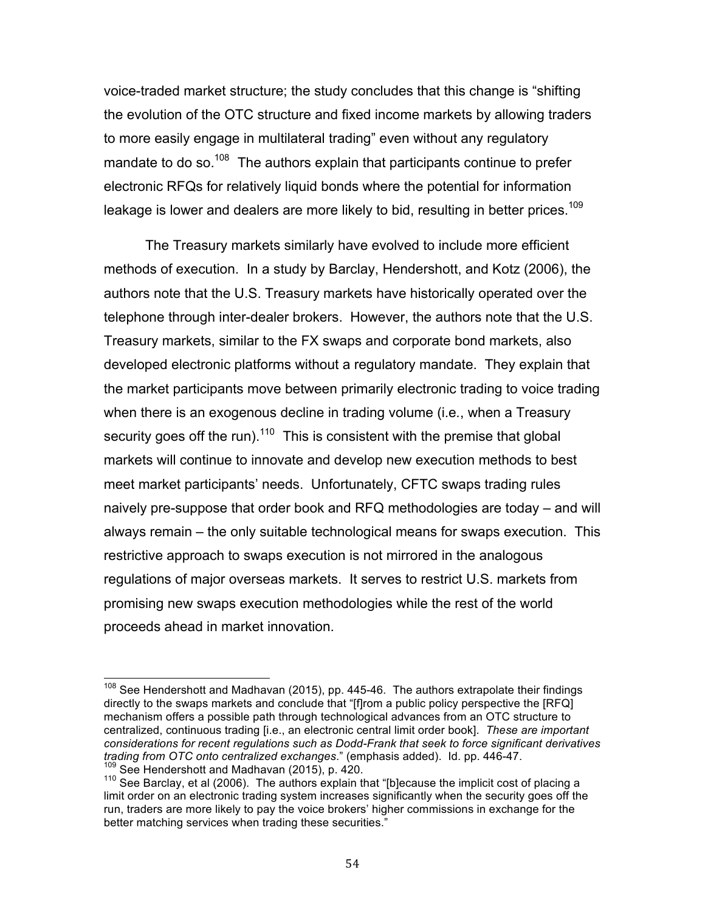voice-traded market structure; the study concludes that this change is "shifting the evolution of the OTC structure and fixed income markets by allowing traders to more easily engage in multilateral trading" even without any regulatory mandate to do so.[108] The authors explain that participants continue to prefer electronic RFQs for relatively liquid bonds where the potential for information leakage is lower and dealers are more likely to bid, resulting in better prices.[109]

The Treasury markets similarly have evolved to include more efficient methods of execution. In a study by Barclay, Hendershott, and Kotz (2006), the authors note that the U.S. Treasury markets have historically operated over the telephone through inter-dealer brokers. However, the authors note that the U.S. Treasury markets, similar to the FX swaps and corporate bond markets, also developed electronic platforms without a regulatory mandate. They explain that the market participants move between primarily electronic trading to voice trading when there is an exogenous decline in trading volume (i.e., when a Treasury security goes off the run).[110] This is consistent with the premise that global markets will continue to innovate and develop new execution methods to best meet market participants' needs. Unfortunately, CFTC swaps trading rules naively pre-suppose that order book and RFQ methodologies are today – and will always remain – the only suitable technological means for swaps execution. This restrictive approach to swaps execution is not mirrored in the analogous regulations of major overseas markets. It serves to restrict U.S. markets from promising new swaps execution methodologies while the rest of the world proceeds ahead in market innovation.

---

[108] See Hendershott and Madhavan (2015), pp. 445-46. The authors extrapolate their findings directly to the swaps markets and conclude that "[f]rom a public policy perspective the [RFQ] mechanism offers a possible path through technological advances from an OTC structure to centralized, continuous trading [i.e., an electronic central limit order book]. *These are important considerations for recent regulations such as Dodd-Frank that seek to force significant derivatives trading from OTC onto centralized exchanges*." (emphasis added). Id. pp. 446-47.

[109] See Hendershott and Madhavan (2015), p. 420.

[110] See Barclay, et al (2006). The authors explain that "[b]ecause the implicit cost of placing a limit order on an electronic trading system increases significantly when the security goes off the run, traders are more likely to pay the voice brokers' higher commissions in exchange for the better matching services when trading these securities."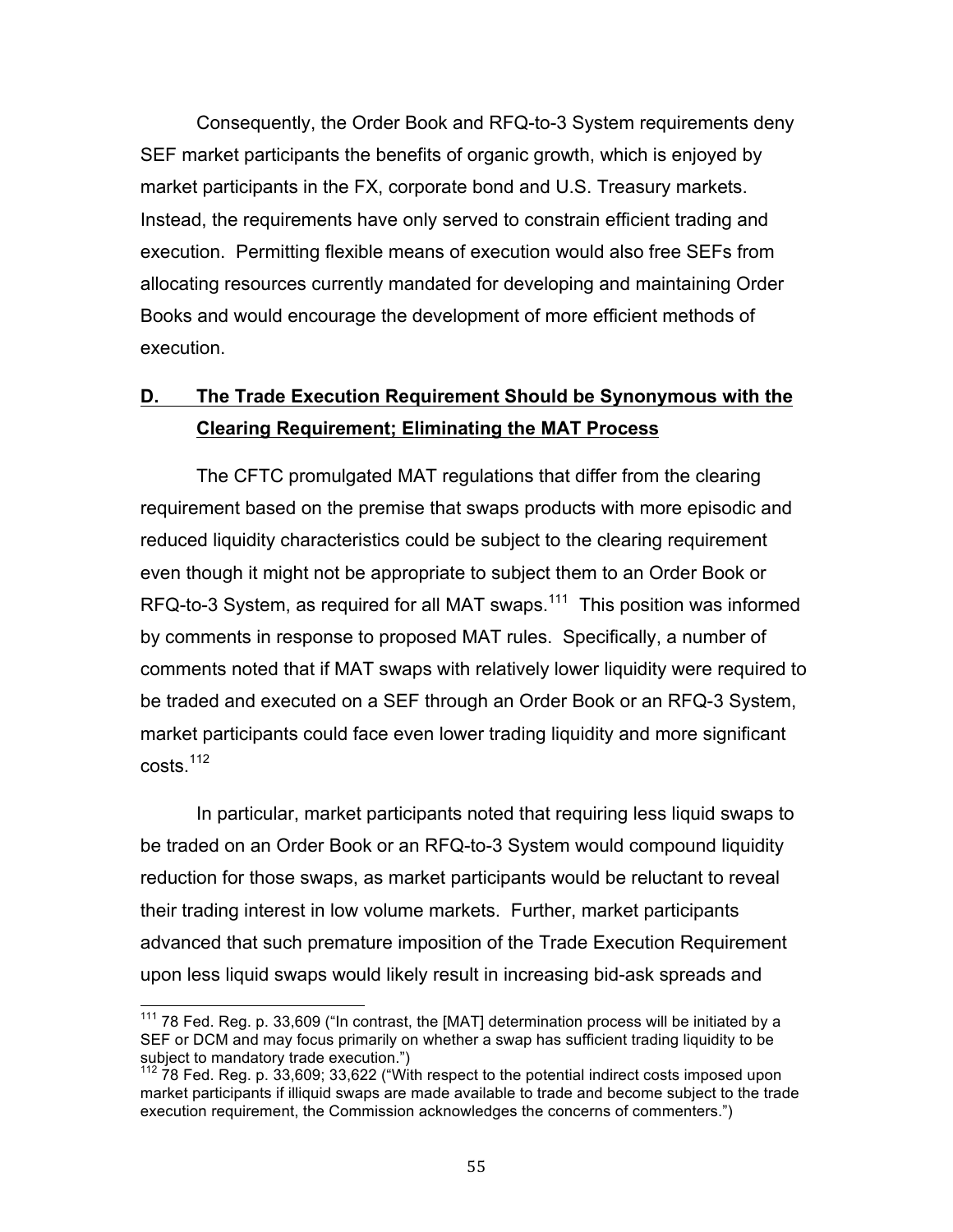Consequently, the Order Book and RFQ-to-3 System requirements deny SEF market participants the benefits of organic growth, which is enjoyed by market participants in the FX, corporate bond and U.S. Treasury markets. Instead, the requirements have only served to constrain efficient trading and execution. Permitting flexible means of execution would also free SEFs from allocating resources currently mandated for developing and maintaining Order Books and would encourage the development of more efficient methods of execution.

## D. <u>The Trade Execution Requirement Should be Synonymous with the Clearing Requirement; Eliminating the MAT Process</u>

The CFTC promulgated MAT regulations that differ from the clearing requirement based on the premise that swaps products with more episodic and reduced liquidity characteristics could be subject to the clearing requirement even though it might not be appropriate to subject them to an Order Book or RFQ-to-3 System, as required for all MAT swaps.[111] This position was informed by comments in response to proposed MAT rules. Specifically, a number of comments noted that if MAT swaps with relatively lower liquidity were required to be traded and executed on a SEF through an Order Book or an RFQ-3 System, market participants could face even lower trading liquidity and more significant costs.[112]

In particular, market participants noted that requiring less liquid swaps to be traded on an Order Book or an RFQ-to-3 System would compound liquidity reduction for those swaps, as market participants would be reluctant to reveal their trading interest in low volume markets. Further, market participants advanced that such premature imposition of the Trade Execution Requirement upon less liquid swaps would likely result in increasing bid-ask spreads and

---

[111] 78 Fed. Reg. p. 33,609 ("In contrast, the [MAT] determination process will be initiated by a SEF or DCM and may focus primarily on whether a swap has sufficient trading liquidity to be subject to mandatory trade execution.")

[112] 78 Fed. Reg. p. 33,609; 33,622 ("With respect to the potential indirect costs imposed upon market participants if illiquid swaps are made available to trade and become subject to the trade execution requirement, the Commission acknowledges the concerns of commenters.")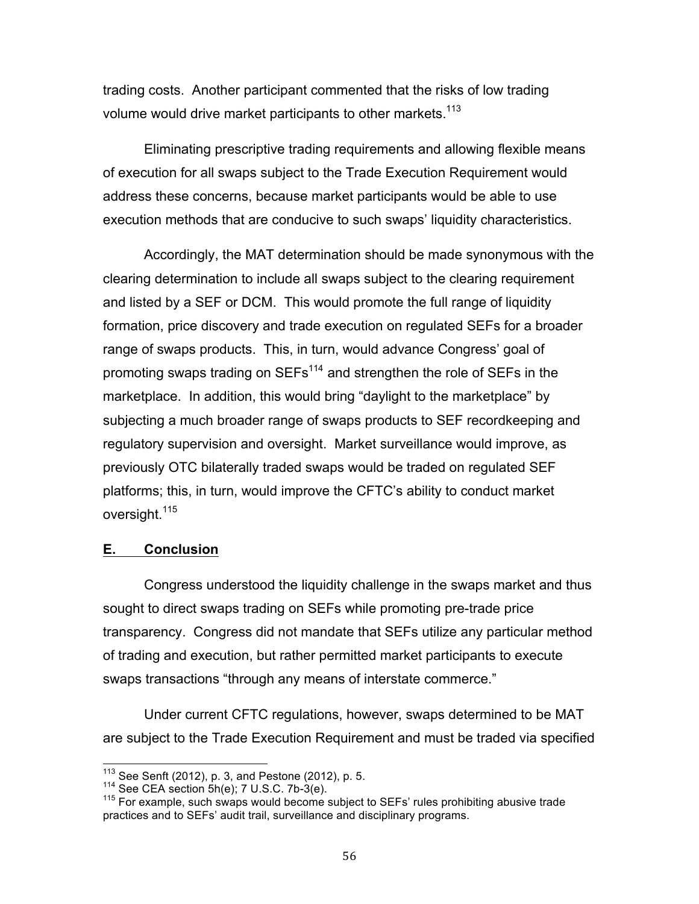trading costs. Another participant commented that the risks of low trading volume would drive market participants to other markets.[113]

Eliminating prescriptive trading requirements and allowing flexible means of execution for all swaps subject to the Trade Execution Requirement would address these concerns, because market participants would be able to use execution methods that are conducive to such swaps' liquidity characteristics.

Accordingly, the MAT determination should be made synonymous with the clearing determination to include all swaps subject to the clearing requirement and listed by a SEF or DCM. This would promote the full range of liquidity formation, price discovery and trade execution on regulated SEFs for a broader range of swaps products. This, in turn, would advance Congress' goal of promoting swaps trading on SEFs[114] and strengthen the role of SEFs in the marketplace. In addition, this would bring "daylight to the marketplace" by subjecting a much broader range of swaps products to SEF recordkeeping and regulatory supervision and oversight. Market surveillance would improve, as previously OTC bilaterally traded swaps would be traded on regulated SEF platforms; this, in turn, would improve the CFTC's ability to conduct market oversight.[115]

## E. Conclusion

Congress understood the liquidity challenge in the swaps market and thus sought to direct swaps trading on SEFs while promoting pre-trade price transparency. Congress did not mandate that SEFs utilize any particular method of trading and execution, but rather permitted market participants to execute swaps transactions "through any means of interstate commerce."

Under current CFTC regulations, however, swaps determined to be MAT are subject to the Trade Execution Requirement and must be traded via specified

---

[113] See Senft (2012), p. 3, and Pestone (2012), p. 5.

[114] See CEA section 5h(e); 7 U.S.C. 7b-3(e).

[115] For example, such swaps would become subject to SEFs' rules prohibiting abusive trade practices and to SEFs' audit trail, surveillance and disciplinary programs.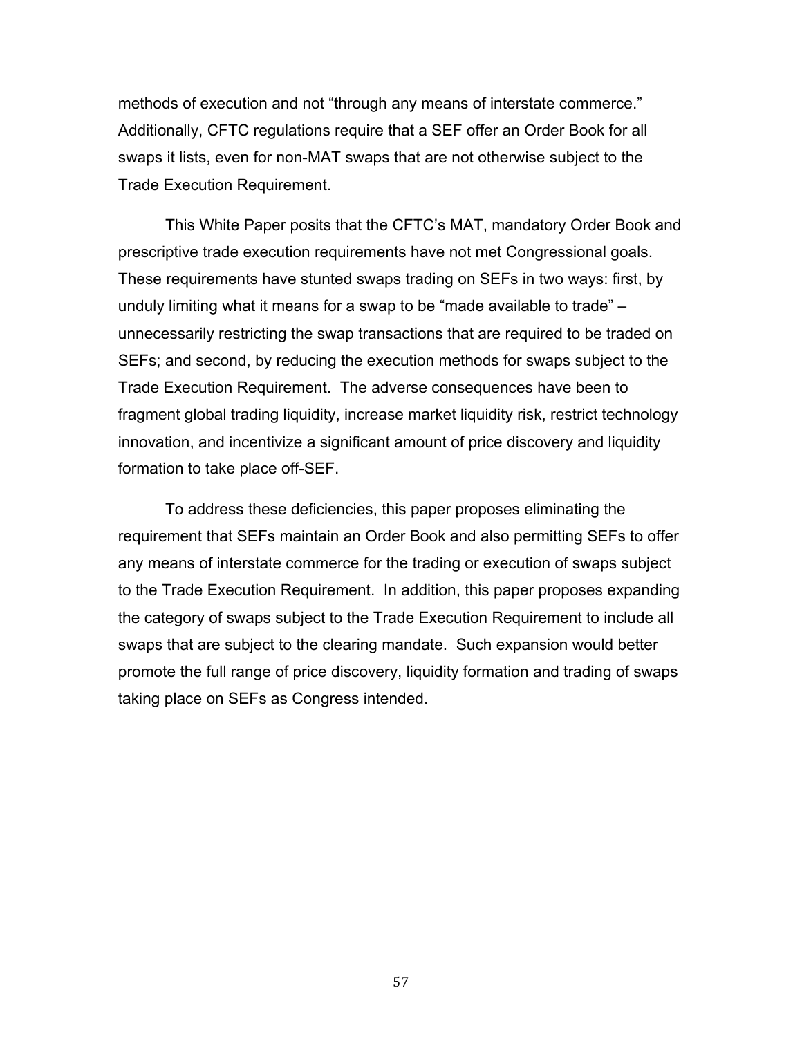methods of execution and not "through any means of interstate commerce." Additionally, CFTC regulations require that a SEF offer an Order Book for all swaps it lists, even for non-MAT swaps that are not otherwise subject to the Trade Execution Requirement.

This White Paper posits that the CFTC's MAT, mandatory Order Book and prescriptive trade execution requirements have not met Congressional goals. These requirements have stunted swaps trading on SEFs in two ways: first, by unduly limiting what it means for a swap to be "made available to trade" – unnecessarily restricting the swap transactions that are required to be traded on SEFs; and second, by reducing the execution methods for swaps subject to the Trade Execution Requirement. The adverse consequences have been to fragment global trading liquidity, increase market liquidity risk, restrict technology innovation, and incentivize a significant amount of price discovery and liquidity formation to take place off-SEF.

To address these deficiencies, this paper proposes eliminating the requirement that SEFs maintain an Order Book and also permitting SEFs to offer any means of interstate commerce for the trading or execution of swaps subject to the Trade Execution Requirement. In addition, this paper proposes expanding the category of swaps subject to the Trade Execution Requirement to include all swaps that are subject to the clearing mandate. Such expansion would better promote the full range of price discovery, liquidity formation and trading of swaps taking place on SEFs as Congress intended.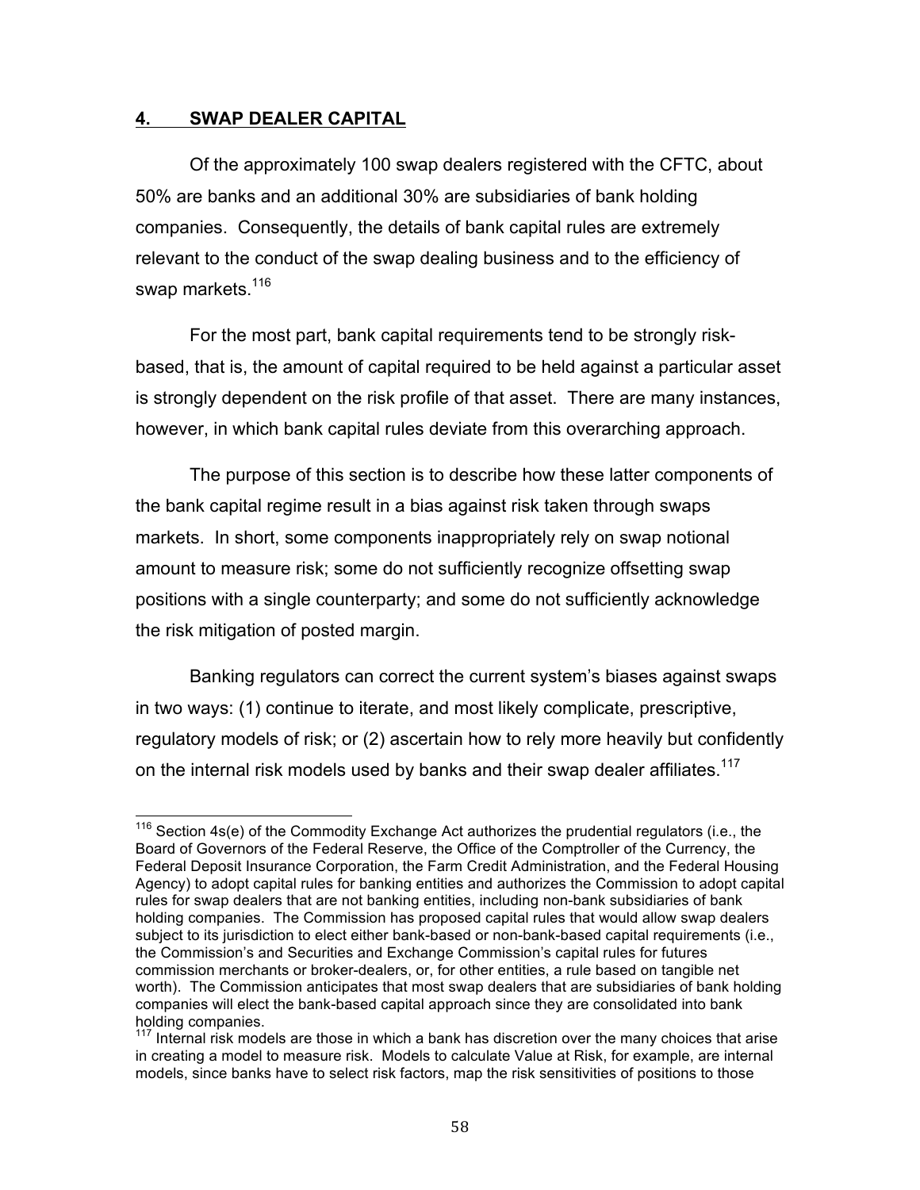## 4. SWAP DEALER CAPITAL

Of the approximately 100 swap dealers registered with the CFTC, about 50% are banks and an additional 30% are subsidiaries of bank holding companies. Consequently, the details of bank capital rules are extremely relevant to the conduct of the swap dealing business and to the efficiency of swap markets.[116]

For the most part, bank capital requirements tend to be strongly risk-based, that is, the amount of capital required to be held against a particular asset is strongly dependent on the risk profile of that asset. There are many instances, however, in which bank capital rules deviate from this overarching approach.

The purpose of this section is to describe how these latter components of the bank capital regime result in a bias against risk taken through swaps markets. In short, some components inappropriately rely on swap notional amount to measure risk; some do not sufficiently recognize offsetting swap positions with a single counterparty; and some do not sufficiently acknowledge the risk mitigation of posted margin.

Banking regulators can correct the current system's biases against swaps in two ways: (1) continue to iterate, and most likely complicate, prescriptive, regulatory models of risk; or (2) ascertain how to rely more heavily but confidently on the internal risk models used by banks and their swap dealer affiliates.[117]

---

[116] Section 4s(e) of the Commodity Exchange Act authorizes the prudential regulators (i.e., the Board of Governors of the Federal Reserve, the Office of the Comptroller of the Currency, the Federal Deposit Insurance Corporation, the Farm Credit Administration, and the Federal Housing Agency) to adopt capital rules for banking entities and authorizes the Commission to adopt capital rules for swap dealers that are not banking entities, including non-bank subsidiaries of bank holding companies. The Commission has proposed capital rules that would allow swap dealers subject to its jurisdiction to elect either bank-based or non-bank-based capital requirements (i.e., the Commission's and Securities and Exchange Commission's capital rules for futures commission merchants or broker-dealers, or, for other entities, a rule based on tangible net worth). The Commission anticipates that most swap dealers that are subsidiaries of bank holding companies will elect the bank-based capital approach since they are consolidated into bank holding companies.

[117] Internal risk models are those in which a bank has discretion over the many choices that arise in creating a model to measure risk. Models to calculate Value at Risk, for example, are internal models, since banks have to select risk factors, map the risk sensitivities of positions to those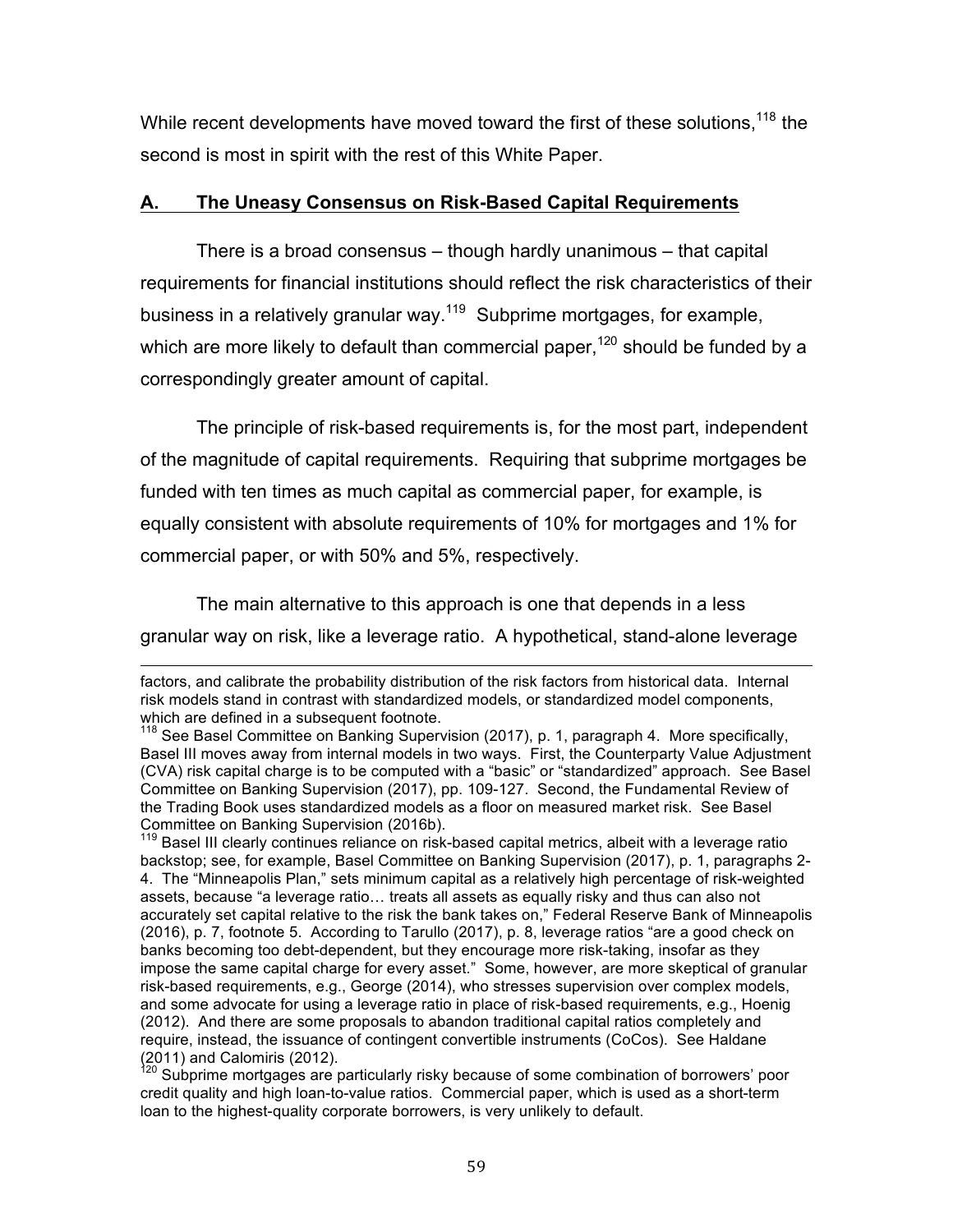While recent developments have moved toward the first of these solutions,[118] the second is most in spirit with the rest of this White Paper.

## A. The Uneasy Consensus on Risk-Based Capital Requirements

There is a broad consensus – though hardly unanimous – that capital requirements for financial institutions should reflect the risk characteristics of their business in a relatively granular way.[119] Subprime mortgages, for example, which are more likely to default than commercial paper,[120] should be funded by a correspondingly greater amount of capital.

The principle of risk-based requirements is, for the most part, independent of the magnitude of capital requirements. Requiring that subprime mortgages be funded with ten times as much capital as commercial paper, for example, is equally consistent with absolute requirements of 10% for mortgages and 1% for commercial paper, or with 50% and 5%, respectively.

The main alternative to this approach is one that depends in a less granular way on risk, like a leverage ratio. A hypothetical, stand-alone leverage

---

factors, and calibrate the probability distribution of the risk factors from historical data. Internal risk models stand in contrast with standardized models, or standardized model components, which are defined in a subsequent footnote.

[118] See Basel Committee on Banking Supervision (2017), p. 1, paragraph 4. More specifically, Basel III moves away from internal models in two ways. First, the Counterparty Value Adjustment (CVA) risk capital charge is to be computed with a "basic" or "standardized" approach. See Basel Committee on Banking Supervision (2017), pp. 109-127. Second, the Fundamental Review of the Trading Book uses standardized models as a floor on measured market risk. See Basel Committee on Banking Supervision (2016b).

[119] Basel III clearly continues reliance on risk-based capital metrics, albeit with a leverage ratio backstop; see, for example, Basel Committee on Banking Supervision (2017), p. 1, paragraphs 2-4. The "Minneapolis Plan," sets minimum capital as a relatively high percentage of risk-weighted assets, because "a leverage ratio… treats all assets as equally risky and thus can also not accurately set capital relative to the risk the bank takes on," Federal Reserve Bank of Minneapolis (2016), p. 7, footnote 5. According to Tarullo (2017), p. 8, leverage ratios "are a good check on banks becoming too debt-dependent, but they encourage more risk-taking, insofar as they impose the same capital charge for every asset." Some, however, are more skeptical of granular risk-based requirements, e.g., George (2014), who stresses supervision over complex models, and some advocate for using a leverage ratio in place of risk-based requirements, e.g., Hoenig (2012). And there are some proposals to abandon traditional capital ratios completely and require, instead, the issuance of contingent convertible instruments (CoCos). See Haldane (2011) and Calomiris (2012).

[120] Subprime mortgages are particularly risky because of some combination of borrowers' poor credit quality and high loan-to-value ratios. Commercial paper, which is used as a short-term loan to the highest-quality corporate borrowers, is very unlikely to default.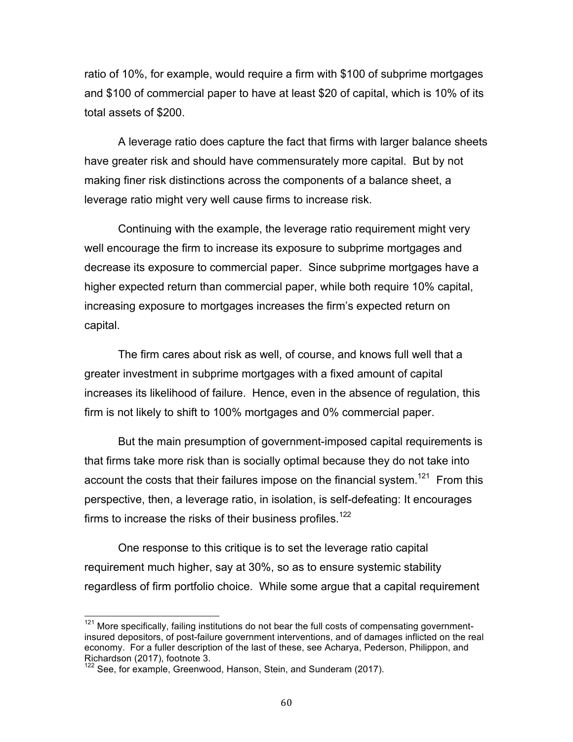ratio of 10%, for example, would require a firm with $100 of subprime mortgages and $100 of commercial paper to have at least $20 of capital, which is 10% of its total assets of $200.

A leverage ratio does capture the fact that firms with larger balance sheets have greater risk and should have commensurately more capital. But by not making finer risk distinctions across the components of a balance sheet, a leverage ratio might very well cause firms to increase risk.

Continuing with the example, the leverage ratio requirement might very well encourage the firm to increase its exposure to subprime mortgages and decrease its exposure to commercial paper. Since subprime mortgages have a higher expected return than commercial paper, while both require 10% capital, increasing exposure to mortgages increases the firm's expected return on capital.

The firm cares about risk as well, of course, and knows full well that a greater investment in subprime mortgages with a fixed amount of capital increases its likelihood of failure. Hence, even in the absence of regulation, this firm is not likely to shift to 100% mortgages and 0% commercial paper.

But the main presumption of government-imposed capital requirements is that firms take more risk than is socially optimal because they do not take into account the costs that their failures impose on the financial system.[121] From this perspective, then, a leverage ratio, in isolation, is self-defeating: It encourages firms to increase the risks of their business profiles.[122]

One response to this critique is to set the leverage ratio capital requirement much higher, say at 30%, so as to ensure systemic stability regardless of firm portfolio choice. While some argue that a capital requirement

---

[121] More specifically, failing institutions do not bear the full costs of compensating government-insured depositors, of post-failure government interventions, and of damages inflicted on the real economy. For a fuller description of the last of these, see Acharya, Pederson, Philippon, and Richardson (2017), footnote 3.

[122] See, for example, Greenwood, Hanson, Stein, and Sunderam (2017).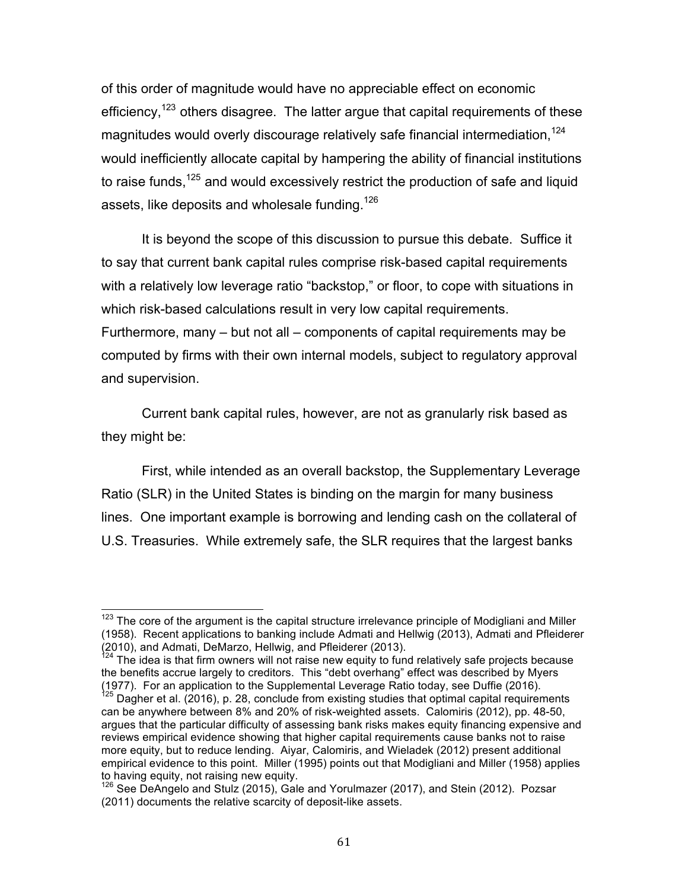of this order of magnitude would have no appreciable effect on economic efficiency,[123] others disagree. The latter argue that capital requirements of these magnitudes would overly discourage relatively safe financial intermediation,[124] would inefficiently allocate capital by hampering the ability of financial institutions to raise funds,[125] and would excessively restrict the production of safe and liquid assets, like deposits and wholesale funding.[126]

It is beyond the scope of this discussion to pursue this debate. Suffice it to say that current bank capital rules comprise risk-based capital requirements with a relatively low leverage ratio "backstop," or floor, to cope with situations in which risk-based calculations result in very low capital requirements. Furthermore, many – but not all – components of capital requirements may be computed by firms with their own internal models, subject to regulatory approval and supervision.

Current bank capital rules, however, are not as granularly risk based as they might be:

First, while intended as an overall backstop, the Supplementary Leverage Ratio (SLR) in the United States is binding on the margin for many business lines. One important example is borrowing and lending cash on the collateral of U.S. Treasuries. While extremely safe, the SLR requires that the largest banks

---

[123] The core of the argument is the capital structure irrelevance principle of Modigliani and Miller (1958). Recent applications to banking include Admati and Hellwig (2013), Admati and Pfleiderer (2010), and Admati, DeMarzo, Hellwig, and Pfleiderer (2013).

[124] The idea is that firm owners will not raise new equity to fund relatively safe projects because the benefits accrue largely to creditors. This "debt overhang" effect was described by Myers (1977). For an application to the Supplemental Leverage Ratio today, see Duffie (2016).

[125] Dagher et al. (2016), p. 28, conclude from existing studies that optimal capital requirements can be anywhere between 8% and 20% of risk-weighted assets. Calomiris (2012), pp. 48-50, argues that the particular difficulty of assessing bank risks makes equity financing expensive and reviews empirical evidence showing that higher capital requirements cause banks not to raise more equity, but to reduce lending. Aiyar, Calomiris, and Wieladek (2012) present additional empirical evidence to this point. Miller (1995) points out that Modigliani and Miller (1958) applies to having equity, not raising new equity.

[126] See DeAngelo and Stulz (2015), Gale and Yorulmazer (2017), and Stein (2012). Pozsar (2011) documents the relative scarcity of deposit-like assets.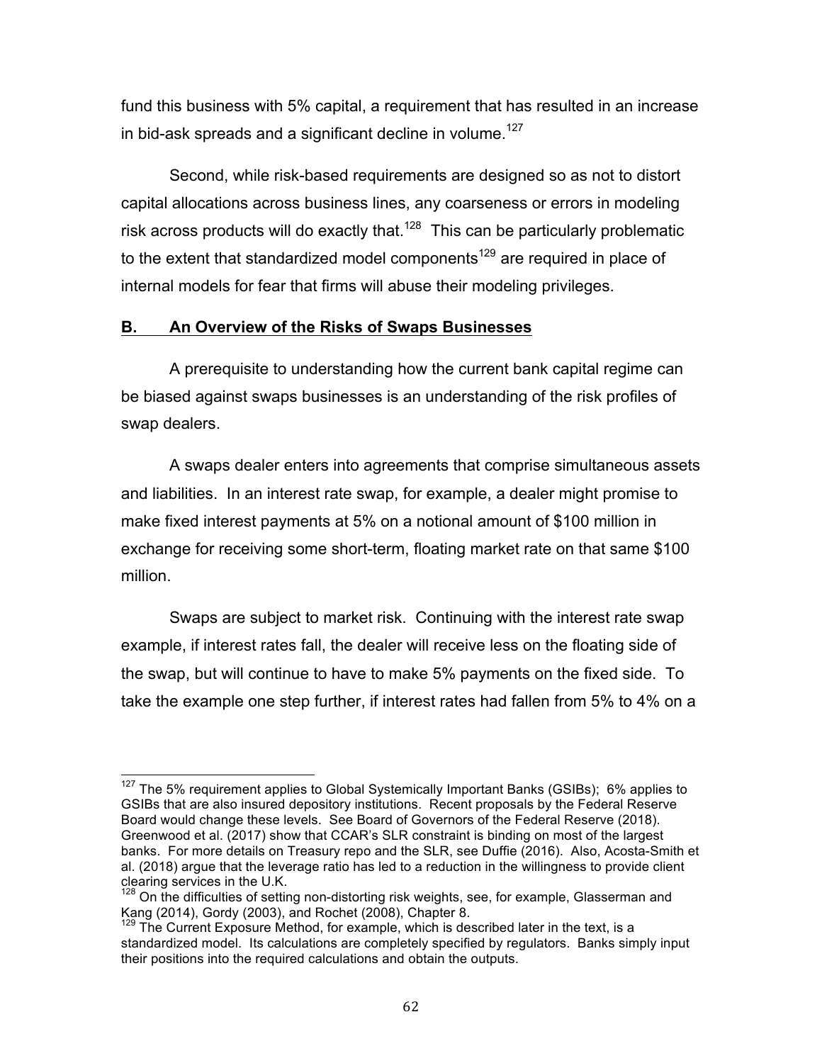fund this business with 5% capital, a requirement that has resulted in an increase in bid-ask spreads and a significant decline in volume.[127]

Second, while risk-based requirements are designed so as not to distort capital allocations across business lines, any coarseness or errors in modeling risk across products will do exactly that.[128] This can be particularly problematic to the extent that standardized model components[129] are required in place of internal models for fear that firms will abuse their modeling privileges.

## B. An Overview of the Risks of Swaps Businesses

A prerequisite to understanding how the current bank capital regime can be biased against swaps businesses is an understanding of the risk profiles of swap dealers.

A swaps dealer enters into agreements that comprise simultaneous assets and liabilities. In an interest rate swap, for example, a dealer might promise to make fixed interest payments at 5% on a notional amount of $100 million in exchange for receiving some short-term, floating market rate on that same $100 million.

Swaps are subject to market risk. Continuing with the interest rate swap example, if interest rates fall, the dealer will receive less on the floating side of the swap, but will continue to have to make 5% payments on the fixed side. To take the example one step further, if interest rates had fallen from 5% to 4% on a

---

[127] The 5% requirement applies to Global Systemically Important Banks (GSIBs); 6% applies to GSIBs that are also insured depository institutions. Recent proposals by the Federal Reserve Board would change these levels. See Board of Governors of the Federal Reserve (2018). Greenwood et al. (2017) show that CCAR's SLR constraint is binding on most of the largest banks. For more details on Treasury repo and the SLR, see Duffie (2016). Also, Acosta-Smith et al. (2018) argue that the leverage ratio has led to a reduction in the willingness to provide client clearing services in the U.K.

[128] On the difficulties of setting non-distorting risk weights, see, for example, Glasserman and Kang (2014), Gordy (2003), and Rochet (2008), Chapter 8.

[129] The Current Exposure Method, for example, which is described later in the text, is a standardized model. Its calculations are completely specified by regulators. Banks simply input their positions into the required calculations and obtain the outputs.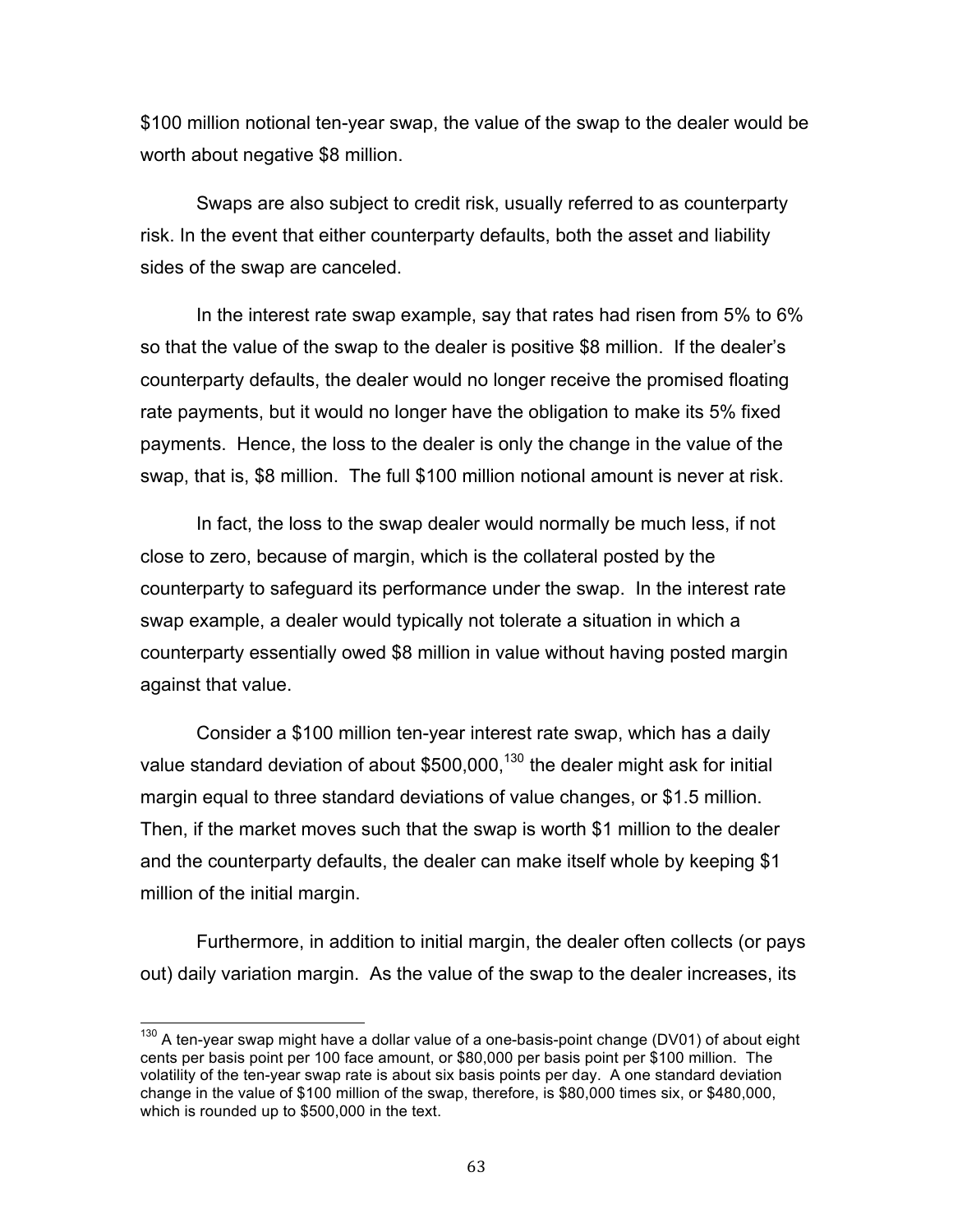$100 million notional ten-year swap, the value of the swap to the dealer would be worth about negative $8 million.

Swaps are also subject to credit risk, usually referred to as counterparty risk. In the event that either counterparty defaults, both the asset and liability sides of the swap are canceled.

In the interest rate swap example, say that rates had risen from 5% to 6% so that the value of the swap to the dealer is positive $8 million. If the dealer's counterparty defaults, the dealer would no longer receive the promised floating rate payments, but it would no longer have the obligation to make its 5% fixed payments. Hence, the loss to the dealer is only the change in the value of the swap, that is, $8 million. The full $100 million notional amount is never at risk.

In fact, the loss to the swap dealer would normally be much less, if not close to zero, because of margin, which is the collateral posted by the counterparty to safeguard its performance under the swap. In the interest rate swap example, a dealer would typically not tolerate a situation in which a counterparty essentially owed $8 million in value without having posted margin against that value.

Consider a $100 million ten-year interest rate swap, which has a daily value standard deviation of about $500,000,[130] the dealer might ask for initial margin equal to three standard deviations of value changes, or $1.5 million. Then, if the market moves such that the swap is worth $1 million to the dealer and the counterparty defaults, the dealer can make itself whole by keeping $1 million of the initial margin.

Furthermore, in addition to initial margin, the dealer often collects (or pays out) daily variation margin. As the value of the swap to the dealer increases, its

[130] A ten-year swap might have a dollar value of a one-basis-point change (DV01) of about eight cents per basis point per 100 face amount, or $80,000 per basis point per $100 million. The volatility of the ten-year swap rate is about six basis points per day. A one standard deviation change in the value of $100 million of the swap, therefore, is $80,000 times six, or $480,000, which is rounded up to $500,000 in the text.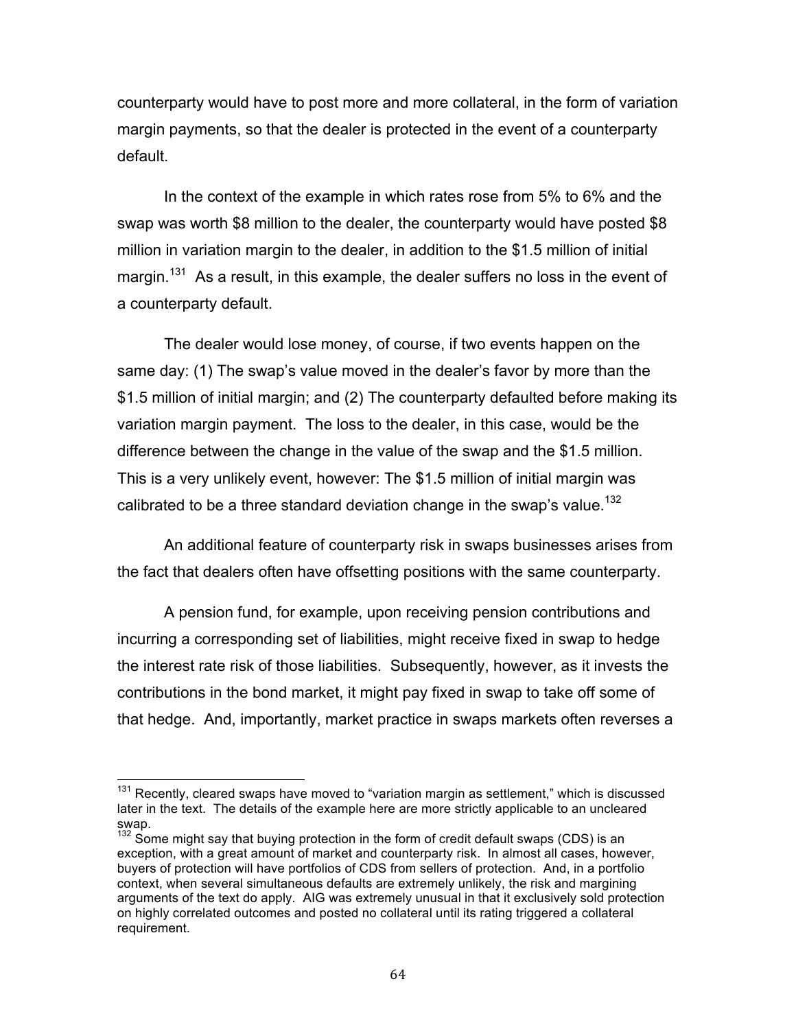counterparty would have to post more and more collateral, in the form of variation margin payments, so that the dealer is protected in the event of a counterparty default.

In the context of the example in which rates rose from 5% to 6% and the swap was worth $8 million to the dealer, the counterparty would have posted $8 million in variation margin to the dealer, in addition to the $1.5 million of initial margin.[131] As a result, in this example, the dealer suffers no loss in the event of a counterparty default.

The dealer would lose money, of course, if two events happen on the same day: (1) The swap's value moved in the dealer's favor by more than the $1.5 million of initial margin; and (2) The counterparty defaulted before making its variation margin payment. The loss to the dealer, in this case, would be the difference between the change in the value of the swap and the $1.5 million. This is a very unlikely event, however: The $1.5 million of initial margin was calibrated to be a three standard deviation change in the swap's value.[132]

An additional feature of counterparty risk in swaps businesses arises from the fact that dealers often have offsetting positions with the same counterparty.

A pension fund, for example, upon receiving pension contributions and incurring a corresponding set of liabilities, might receive fixed in swap to hedge the interest rate risk of those liabilities. Subsequently, however, as it invests the contributions in the bond market, it might pay fixed in swap to take off some of that hedge. And, importantly, market practice in swaps markets often reverses a

---

[131] Recently, cleared swaps have moved to "variation margin as settlement," which is discussed later in the text. The details of the example here are more strictly applicable to an uncleared swap.

[132] Some might say that buying protection in the form of credit default swaps (CDS) is an exception, with a great amount of market and counterparty risk. In almost all cases, however, buyers of protection will have portfolios of CDS from sellers of protection. And, in a portfolio context, when several simultaneous defaults are extremely unlikely, the risk and margining arguments of the text do apply. AIG was extremely unusual in that it exclusively sold protection on highly correlated outcomes and posted no collateral until its rating triggered a collateral requirement.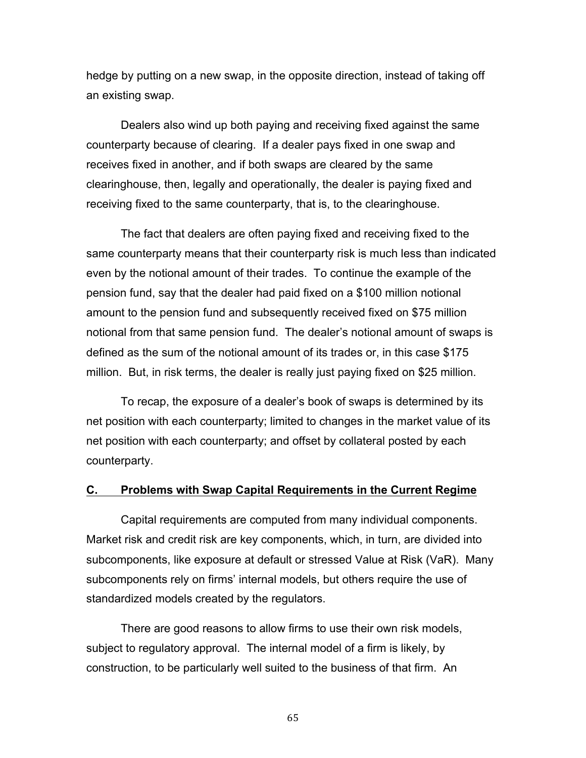hedge by putting on a new swap, in the opposite direction, instead of taking off an existing swap.

Dealers also wind up both paying and receiving fixed against the same counterparty because of clearing. If a dealer pays fixed in one swap and receives fixed in another, and if both swaps are cleared by the same clearinghouse, then, legally and operationally, the dealer is paying fixed and receiving fixed to the same counterparty, that is, to the clearinghouse.

The fact that dealers are often paying fixed and receiving fixed to the same counterparty means that their counterparty risk is much less than indicated even by the notional amount of their trades. To continue the example of the pension fund, say that the dealer had paid fixed on a $100 million notional amount to the pension fund and subsequently received fixed on $75 million notional from that same pension fund. The dealer's notional amount of swaps is defined as the sum of the notional amount of its trades or, in this case $175 million. But, in risk terms, the dealer is really just paying fixed on $25 million.

To recap, the exposure of a dealer's book of swaps is determined by its net position with each counterparty; limited to changes in the market value of its net position with each counterparty; and offset by collateral posted by each counterparty.

## C. Problems with Swap Capital Requirements in the Current Regime

Capital requirements are computed from many individual components. Market risk and credit risk are key components, which, in turn, are divided into subcomponents, like exposure at default or stressed Value at Risk (VaR). Many subcomponents rely on firms' internal models, but others require the use of standardized models created by the regulators.

There are good reasons to allow firms to use their own risk models, subject to regulatory approval. The internal model of a firm is likely, by construction, to be particularly well suited to the business of that firm. An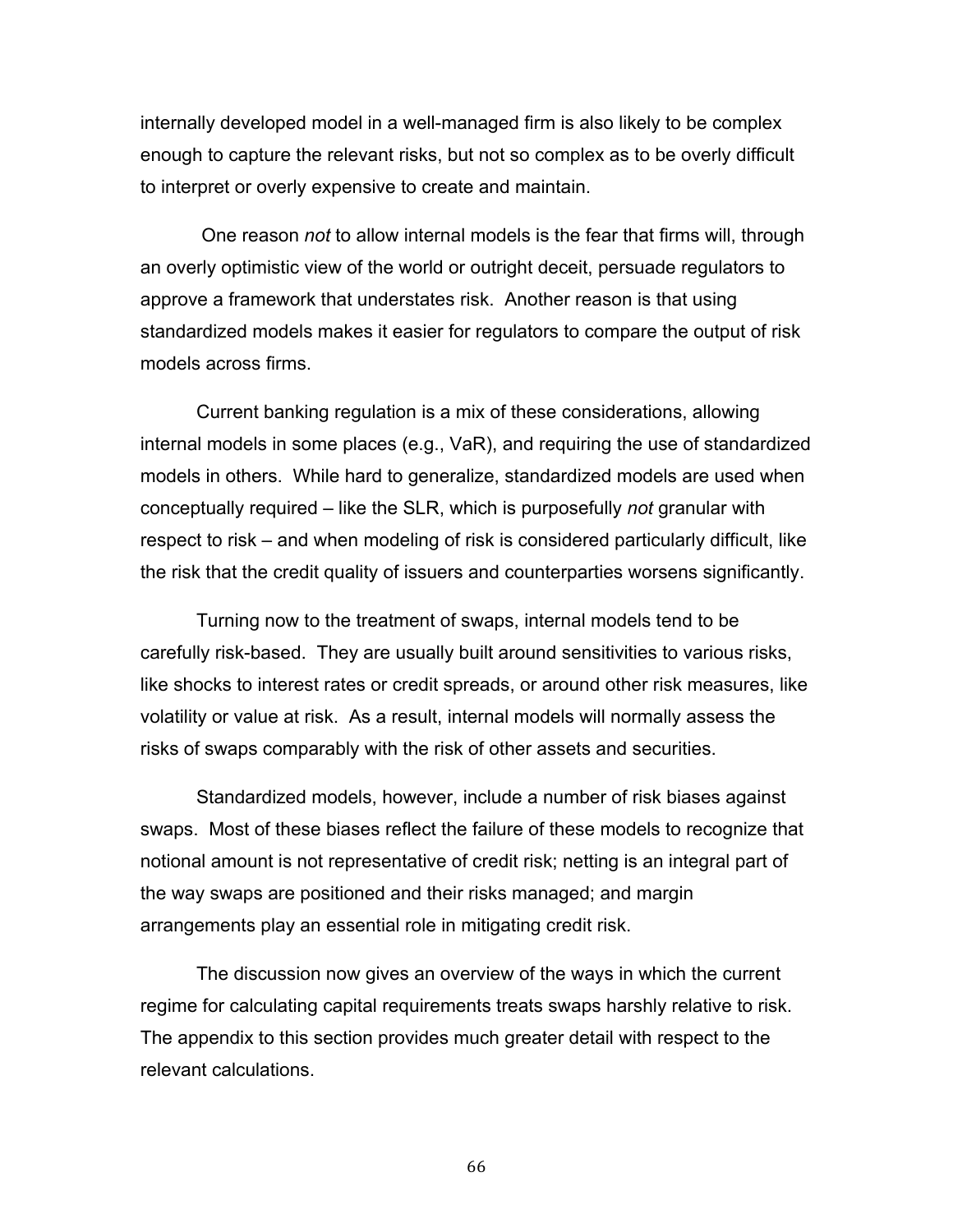internally developed model in a well-managed firm is also likely to be complex enough to capture the relevant risks, but not so complex as to be overly difficult to interpret or overly expensive to create and maintain.

One reason *not* to allow internal models is the fear that firms will, through an overly optimistic view of the world or outright deceit, persuade regulators to approve a framework that understates risk. Another reason is that using standardized models makes it easier for regulators to compare the output of risk models across firms.

Current banking regulation is a mix of these considerations, allowing internal models in some places (e.g., VaR), and requiring the use of standardized models in others. While hard to generalize, standardized models are used when conceptually required – like the SLR, which is purposefully *not* granular with respect to risk – and when modeling of risk is considered particularly difficult, like the risk that the credit quality of issuers and counterparties worsens significantly.

Turning now to the treatment of swaps, internal models tend to be carefully risk-based. They are usually built around sensitivities to various risks, like shocks to interest rates or credit spreads, or around other risk measures, like volatility or value at risk. As a result, internal models will normally assess the risks of swaps comparably with the risk of other assets and securities.

Standardized models, however, include a number of risk biases against swaps. Most of these biases reflect the failure of these models to recognize that notional amount is not representative of credit risk; netting is an integral part of the way swaps are positioned and their risks managed; and margin arrangements play an essential role in mitigating credit risk.

The discussion now gives an overview of the ways in which the current regime for calculating capital requirements treats swaps harshly relative to risk. The appendix to this section provides much greater detail with respect to the relevant calculations.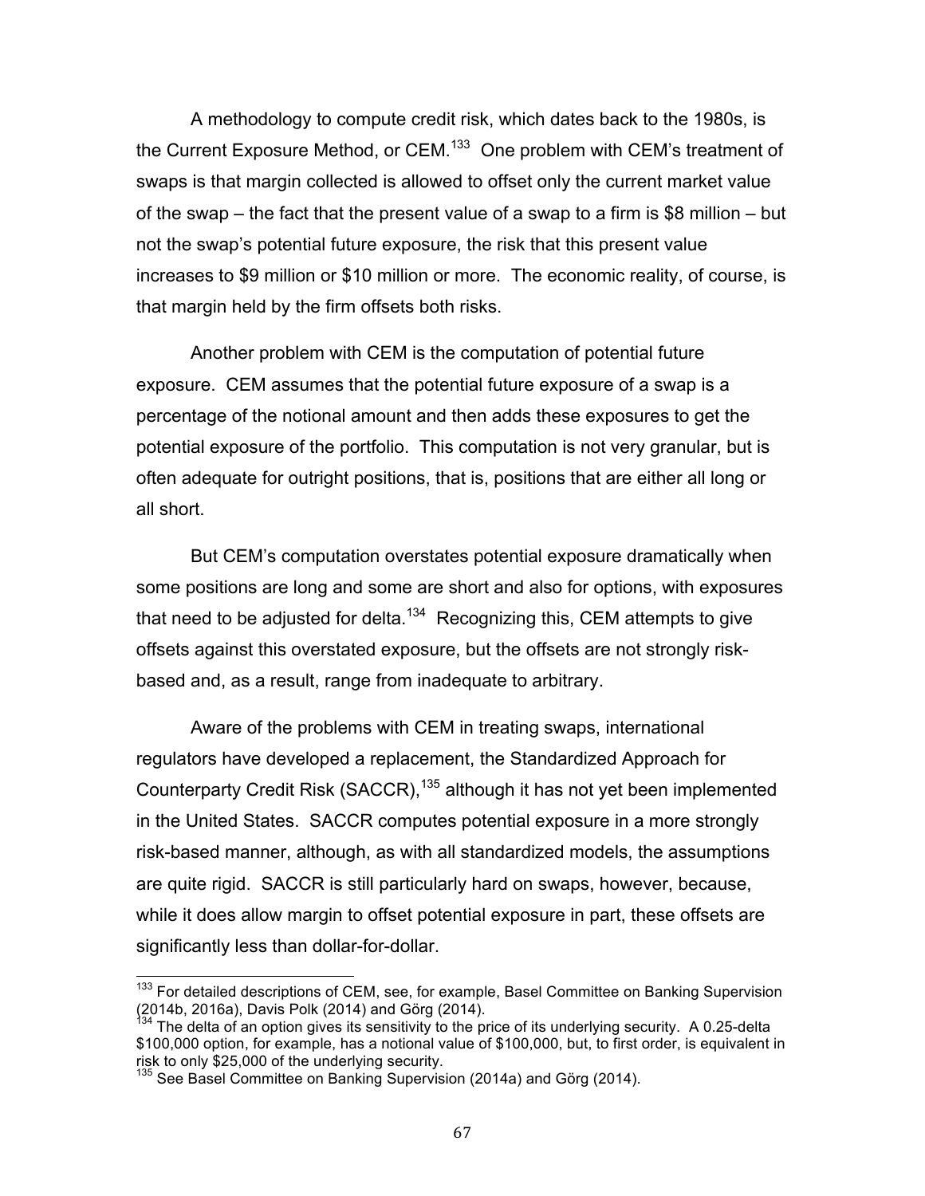A methodology to compute credit risk, which dates back to the 1980s, is the Current Exposure Method, or CEM.[133] One problem with CEM's treatment of swaps is that margin collected is allowed to offset only the current market value of the swap – the fact that the present value of a swap to a firm is $8 million – but not the swap's potential future exposure, the risk that this present value increases to $9 million or $10 million or more. The economic reality, of course, is that margin held by the firm offsets both risks.

Another problem with CEM is the computation of potential future exposure. CEM assumes that the potential future exposure of a swap is a percentage of the notional amount and then adds these exposures to get the potential exposure of the portfolio. This computation is not very granular, but is often adequate for outright positions, that is, positions that are either all long or all short.

But CEM's computation overstates potential exposure dramatically when some positions are long and some are short and also for options, with exposures that need to be adjusted for delta.[134] Recognizing this, CEM attempts to give offsets against this overstated exposure, but the offsets are not strongly risk-based and, as a result, range from inadequate to arbitrary.

Aware of the problems with CEM in treating swaps, international regulators have developed a replacement, the Standardized Approach for Counterparty Credit Risk (SACCR),[135] although it has not yet been implemented in the United States. SACCR computes potential exposure in a more strongly risk-based manner, although, as with all standardized models, the assumptions are quite rigid. SACCR is still particularly hard on swaps, however, because, while it does allow margin to offset potential exposure in part, these offsets are significantly less than dollar-for-dollar.

---

[133] For detailed descriptions of CEM, see, for example, Basel Committee on Banking Supervision (2014b, 2016a), Davis Polk (2014) and Görg (2014).

[134] The delta of an option gives its sensitivity to the price of its underlying security. A 0.25-delta $100,000 option, for example, has a notional value of $100,000, but, to first order, is equivalent in risk to only $25,000 of the underlying security.

[135] See Basel Committee on Banking Supervision (2014a) and Görg (2014).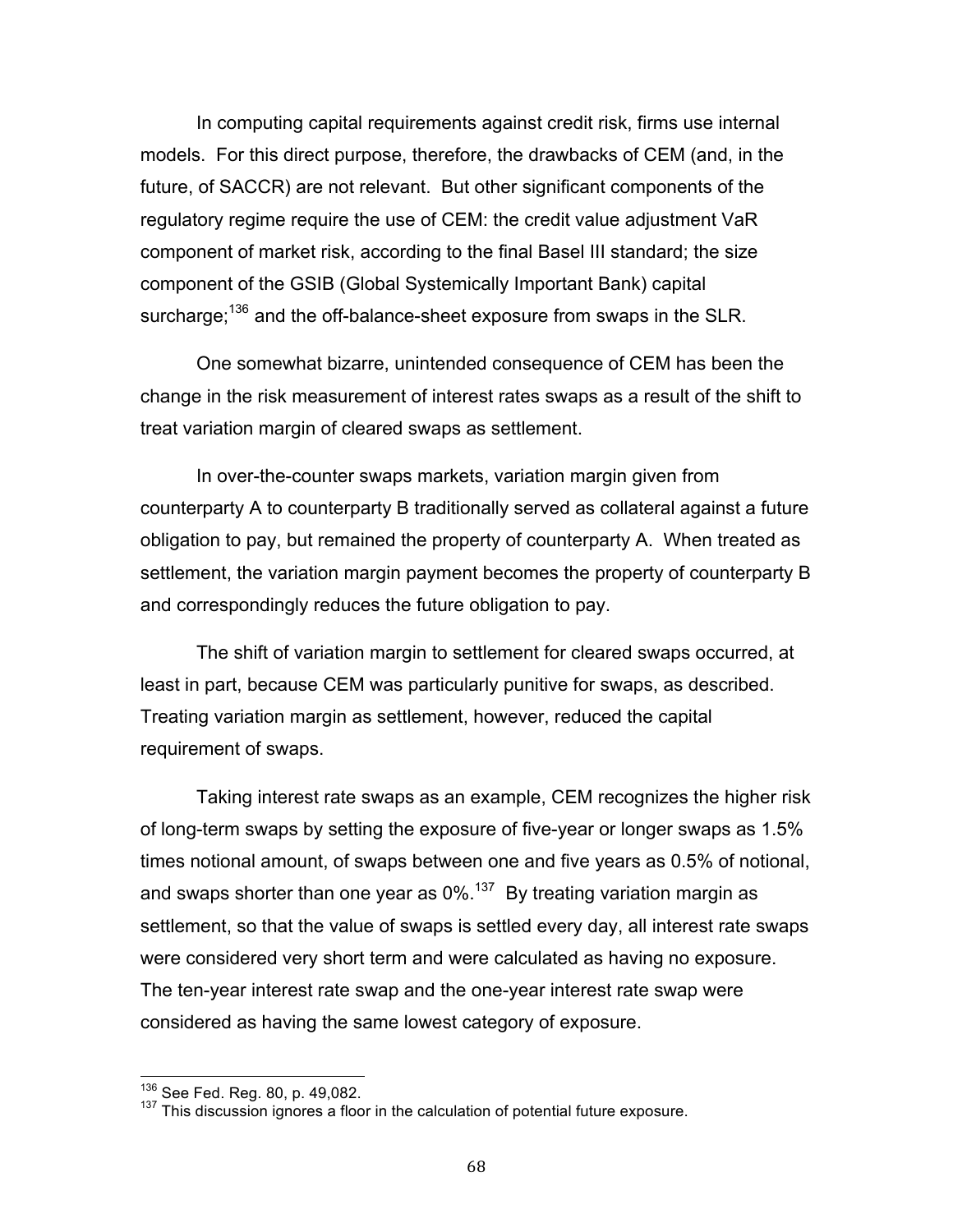In computing capital requirements against credit risk, firms use internal models. For this direct purpose, therefore, the drawbacks of CEM (and, in the future, of SACCR) are not relevant. But other significant components of the regulatory regime require the use of CEM: the credit value adjustment VaR component of market risk, according to the final Basel III standard; the size component of the GSIB (Global Systemically Important Bank) capital surcharge;[136] and the off-balance-sheet exposure from swaps in the SLR.

One somewhat bizarre, unintended consequence of CEM has been the change in the risk measurement of interest rates swaps as a result of the shift to treat variation margin of cleared swaps as settlement.

In over-the-counter swaps markets, variation margin given from counterparty A to counterparty B traditionally served as collateral against a future obligation to pay, but remained the property of counterparty A. When treated as settlement, the variation margin payment becomes the property of counterparty B and correspondingly reduces the future obligation to pay.

The shift of variation margin to settlement for cleared swaps occurred, at least in part, because CEM was particularly punitive for swaps, as described. Treating variation margin as settlement, however, reduced the capital requirement of swaps.

Taking interest rate swaps as an example, CEM recognizes the higher risk of long-term swaps by setting the exposure of five-year or longer swaps as 1.5% times notional amount, of swaps between one and five years as 0.5% of notional, and swaps shorter than one year as 0%.[137] By treating variation margin as settlement, so that the value of swaps is settled every day, all interest rate swaps were considered very short term and were calculated as having no exposure. The ten-year interest rate swap and the one-year interest rate swap were considered as having the same lowest category of exposure.

[136] See Fed. Reg. 80, p. 49,082.

[137] This discussion ignores a floor in the calculation of potential future exposure.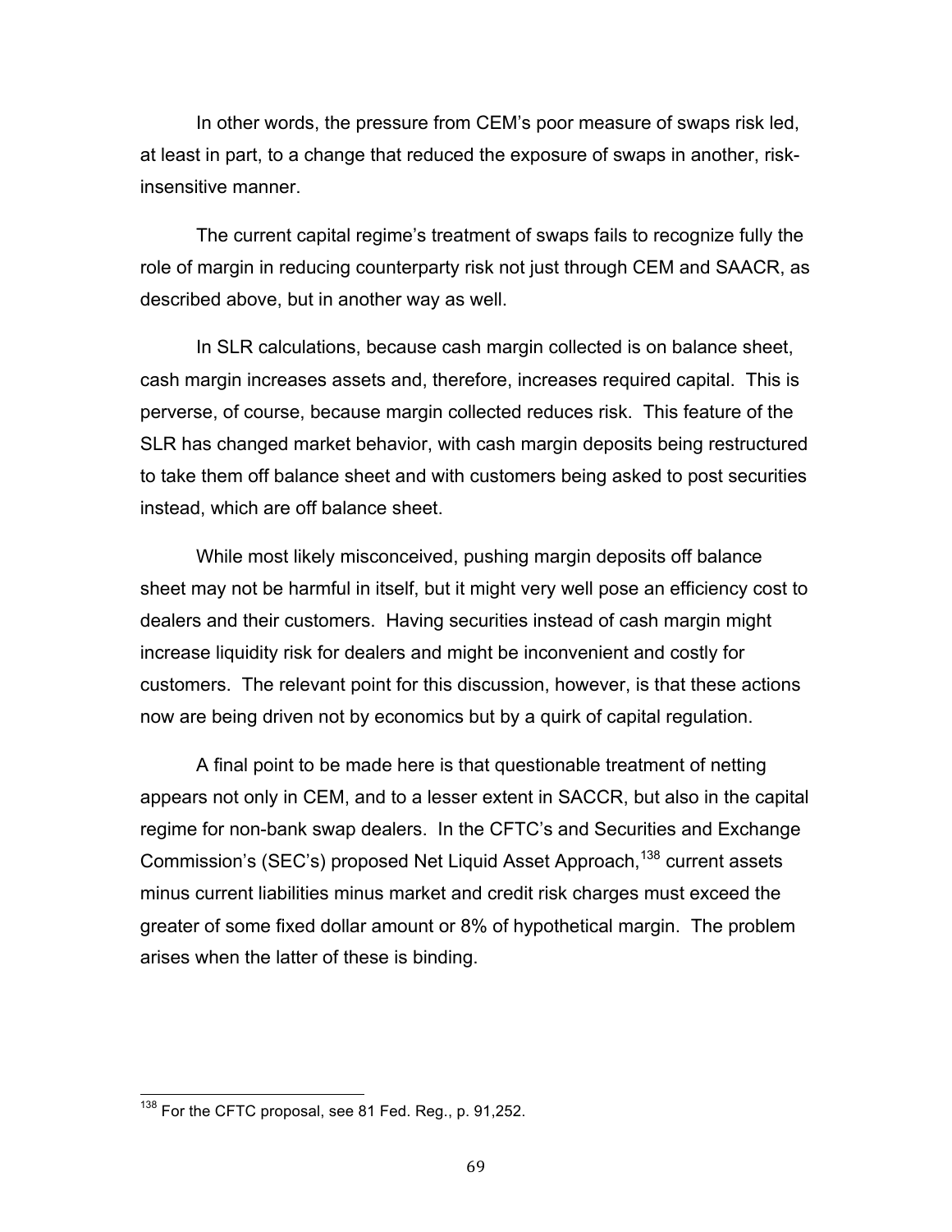In other words, the pressure from CEM's poor measure of swaps risk led, at least in part, to a change that reduced the exposure of swaps in another, risk-insensitive manner.

The current capital regime's treatment of swaps fails to recognize fully the role of margin in reducing counterparty risk not just through CEM and SAACR, as described above, but in another way as well.

In SLR calculations, because cash margin collected is on balance sheet, cash margin increases assets and, therefore, increases required capital. This is perverse, of course, because margin collected reduces risk. This feature of the SLR has changed market behavior, with cash margin deposits being restructured to take them off balance sheet and with customers being asked to post securities instead, which are off balance sheet.

While most likely misconceived, pushing margin deposits off balance sheet may not be harmful in itself, but it might very well pose an efficiency cost to dealers and their customers. Having securities instead of cash margin might increase liquidity risk for dealers and might be inconvenient and costly for customers. The relevant point for this discussion, however, is that these actions now are being driven not by economics but by a quirk of capital regulation.

A final point to be made here is that questionable treatment of netting appears not only in CEM, and to a lesser extent in SACCR, but also in the capital regime for non-bank swap dealers. In the CFTC's and Securities and Exchange Commission's (SEC's) proposed Net Liquid Asset Approach,[138] current assets minus current liabilities minus market and credit risk charges must exceed the greater of some fixed dollar amount or 8% of hypothetical margin. The problem arises when the latter of these is binding.

---

[138] For the CFTC proposal, see 81 Fed. Reg., p. 91,252.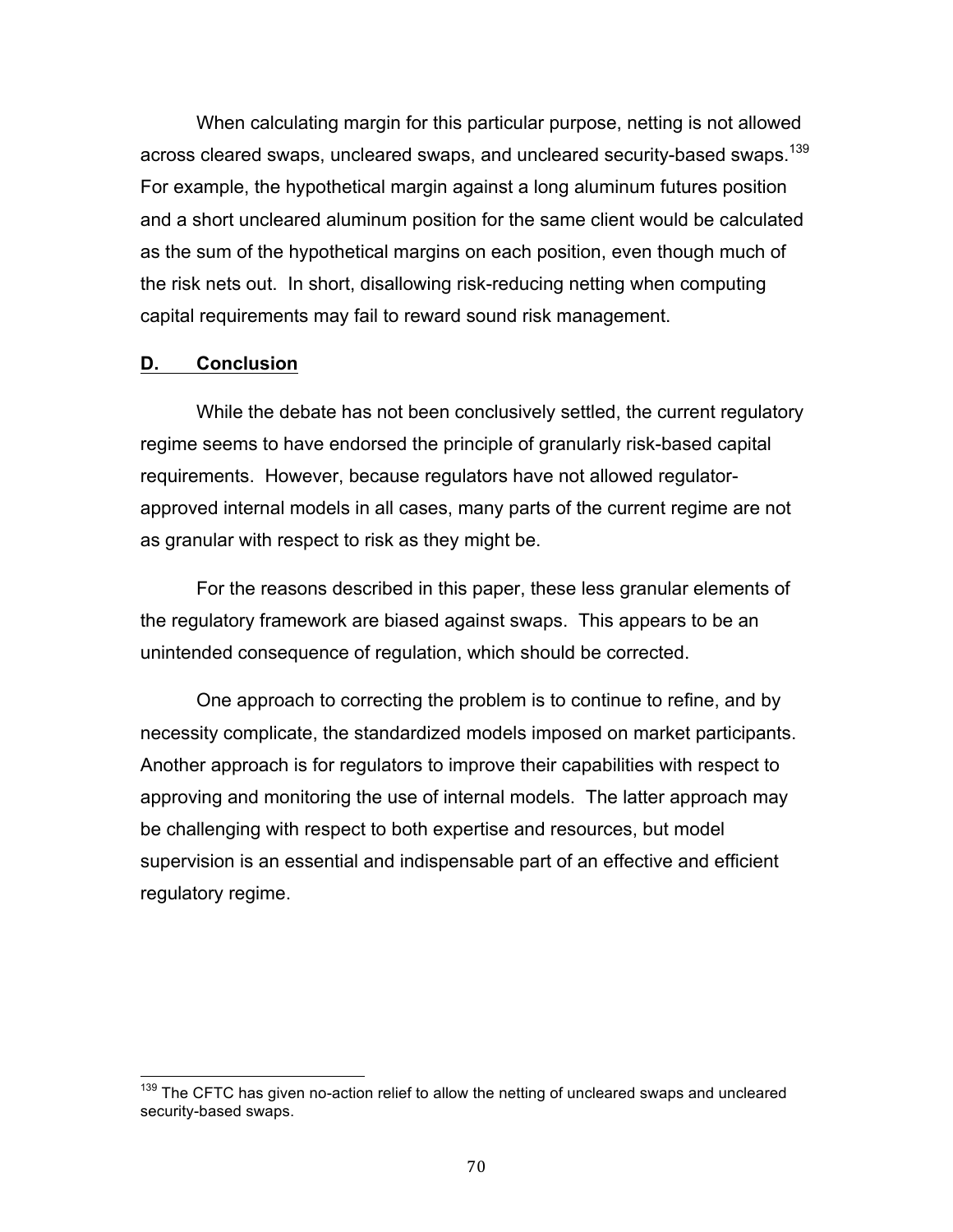When calculating margin for this particular purpose, netting is not allowed across cleared swaps, uncleared swaps, and uncleared security-based swaps.[139] For example, the hypothetical margin against a long aluminum futures position and a short uncleared aluminum position for the same client would be calculated as the sum of the hypothetical margins on each position, even though much of the risk nets out. In short, disallowing risk-reducing netting when computing capital requirements may fail to reward sound risk management.

## D. Conclusion

While the debate has not been conclusively settled, the current regulatory regime seems to have endorsed the principle of granularly risk-based capital requirements. However, because regulators have not allowed regulator-approved internal models in all cases, many parts of the current regime are not as granular with respect to risk as they might be.

For the reasons described in this paper, these less granular elements of the regulatory framework are biased against swaps. This appears to be an unintended consequence of regulation, which should be corrected.

One approach to correcting the problem is to continue to refine, and by necessity complicate, the standardized models imposed on market participants. Another approach is for regulators to improve their capabilities with respect to approving and monitoring the use of internal models. The latter approach may be challenging with respect to both expertise and resources, but model supervision is an essential and indispensable part of an effective and efficient regulatory regime.

[139] The CFTC has given no-action relief to allow the netting of uncleared swaps and uncleared security-based swaps.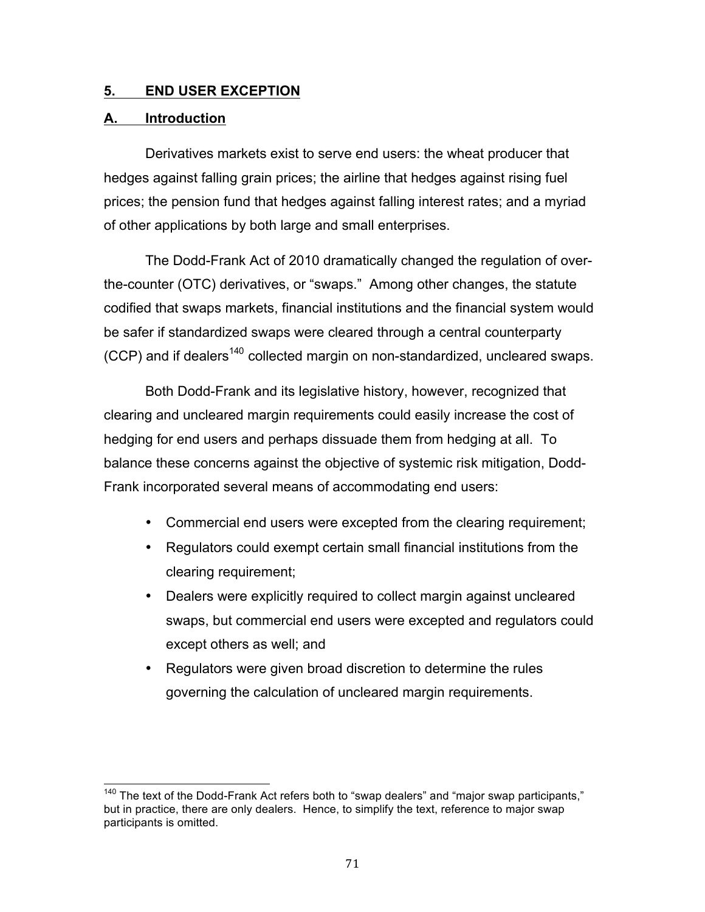## 5. END USER EXCEPTION

### A. Introduction

Derivatives markets exist to serve end users: the wheat producer that hedges against falling grain prices; the airline that hedges against rising fuel prices; the pension fund that hedges against falling interest rates; and a myriad of other applications by both large and small enterprises.

The Dodd-Frank Act of 2010 dramatically changed the regulation of over-the-counter (OTC) derivatives, or "swaps." Among other changes, the statute codified that swaps markets, financial institutions and the financial system would be safer if standardized swaps were cleared through a central counterparty (CCP) and if dealers[140] collected margin on non-standardized, uncleared swaps.

Both Dodd-Frank and its legislative history, however, recognized that clearing and uncleared margin requirements could easily increase the cost of hedging for end users and perhaps dissuade them from hedging at all. To balance these concerns against the objective of systemic risk mitigation, Dodd-Frank incorporated several means of accommodating end users:

- Commercial end users were excepted from the clearing requirement;
- Regulators could exempt certain small financial institutions from the clearing requirement;
- Dealers were explicitly required to collect margin against uncleared swaps, but commercial end users were excepted and regulators could except others as well; and
- Regulators were given broad discretion to determine the rules governing the calculation of uncleared margin requirements.

[140] The text of the Dodd-Frank Act refers both to "swap dealers" and "major swap participants," but in practice, there are only dealers. Hence, to simplify the text, reference to major swap participants is omitted.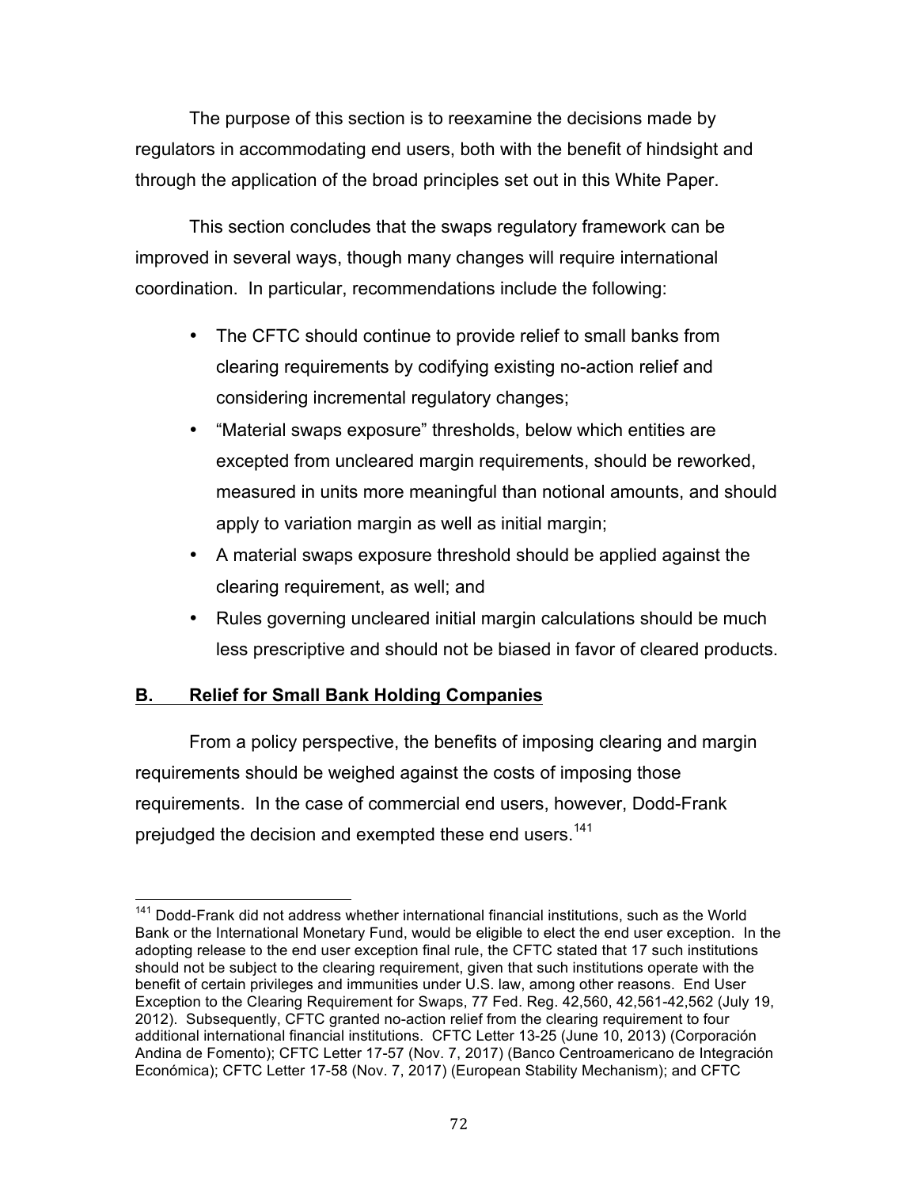The purpose of this section is to reexamine the decisions made by regulators in accommodating end users, both with the benefit of hindsight and through the application of the broad principles set out in this White Paper.

This section concludes that the swaps regulatory framework can be improved in several ways, though many changes will require international coordination. In particular, recommendations include the following:

- The CFTC should continue to provide relief to small banks from clearing requirements by codifying existing no-action relief and considering incremental regulatory changes;
- "Material swaps exposure" thresholds, below which entities are excepted from uncleared margin requirements, should be reworked, measured in units more meaningful than notional amounts, and should apply to variation margin as well as initial margin;
- A material swaps exposure threshold should be applied against the clearing requirement, as well; and
- Rules governing uncleared initial margin calculations should be much less prescriptive and should not be biased in favor of cleared products.

## B. Relief for Small Bank Holding Companies

From a policy perspective, the benefits of imposing clearing and margin requirements should be weighed against the costs of imposing those requirements. In the case of commercial end users, however, Dodd-Frank prejudged the decision and exempted these end users.[141]

---

[141] Dodd-Frank did not address whether international financial institutions, such as the World Bank or the International Monetary Fund, would be eligible to elect the end user exception. In the adopting release to the end user exception final rule, the CFTC stated that 17 such institutions should not be subject to the clearing requirement, given that such institutions operate with the benefit of certain privileges and immunities under U.S. law, among other reasons. End User Exception to the Clearing Requirement for Swaps, 77 Fed. Reg. 42,560, 42,561-42,562 (July 19, 2012). Subsequently, CFTC granted no-action relief from the clearing requirement to four additional international financial institutions. CFTC Letter 13-25 (June 10, 2013) (Corporación Andina de Fomento); CFTC Letter 17-57 (Nov. 7, 2017) (Banco Centroamericano de Integración Económica); CFTC Letter 17-58 (Nov. 7, 2017) (European Stability Mechanism); and CFTC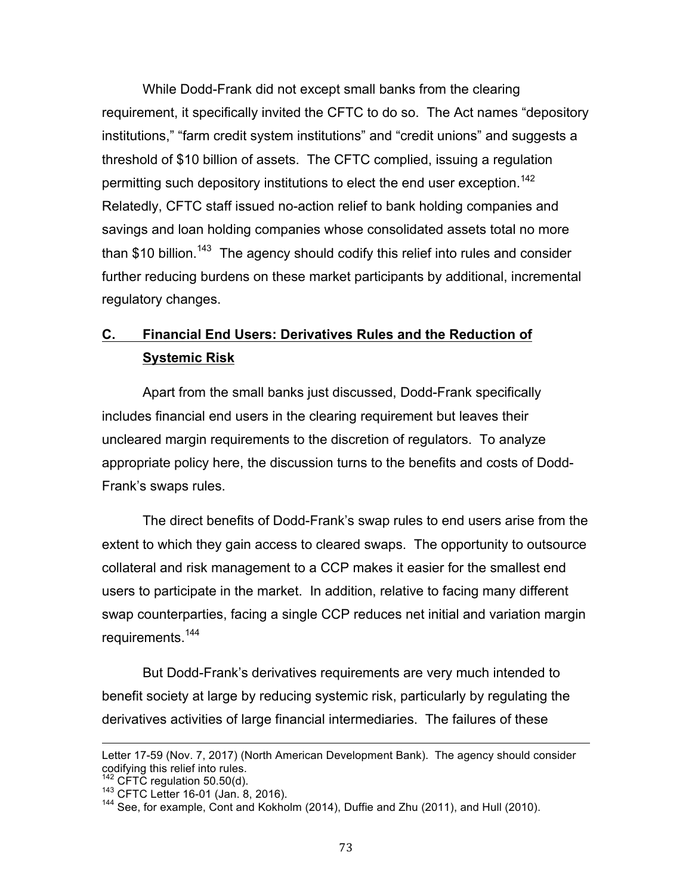While Dodd-Frank did not except small banks from the clearing requirement, it specifically invited the CFTC to do so. The Act names "depository institutions," "farm credit system institutions" and "credit unions" and suggests a threshold of $10 billion of assets. The CFTC complied, issuing a regulation permitting such depository institutions to elect the end user exception.[142] Relatedly, CFTC staff issued no-action relief to bank holding companies and savings and loan holding companies whose consolidated assets total no more than $10 billion.[143] The agency should codify this relief into rules and consider further reducing burdens on these market participants by additional, incremental regulatory changes.

## C. Financial End Users: Derivatives Rules and the Reduction of Systemic Risk

Apart from the small banks just discussed, Dodd-Frank specifically includes financial end users in the clearing requirement but leaves their uncleared margin requirements to the discretion of regulators. To analyze appropriate policy here, the discussion turns to the benefits and costs of Dodd-Frank's swaps rules.

The direct benefits of Dodd-Frank's swap rules to end users arise from the extent to which they gain access to cleared swaps. The opportunity to outsource collateral and risk management to a CCP makes it easier for the smallest end users to participate in the market. In addition, relative to facing many different swap counterparties, facing a single CCP reduces net initial and variation margin requirements.[144]

But Dodd-Frank's derivatives requirements are very much intended to benefit society at large by reducing systemic risk, particularly by regulating the derivatives activities of large financial intermediaries. The failures of these

---

Letter 17-59 (Nov. 7, 2017) (North American Development Bank). The agency should consider codifying this relief into rules.

[142] CFTC regulation 50.50(d).

[143] CFTC Letter 16-01 (Jan. 8, 2016).

[144] See, for example, Cont and Kokholm (2014), Duffie and Zhu (2011), and Hull (2010).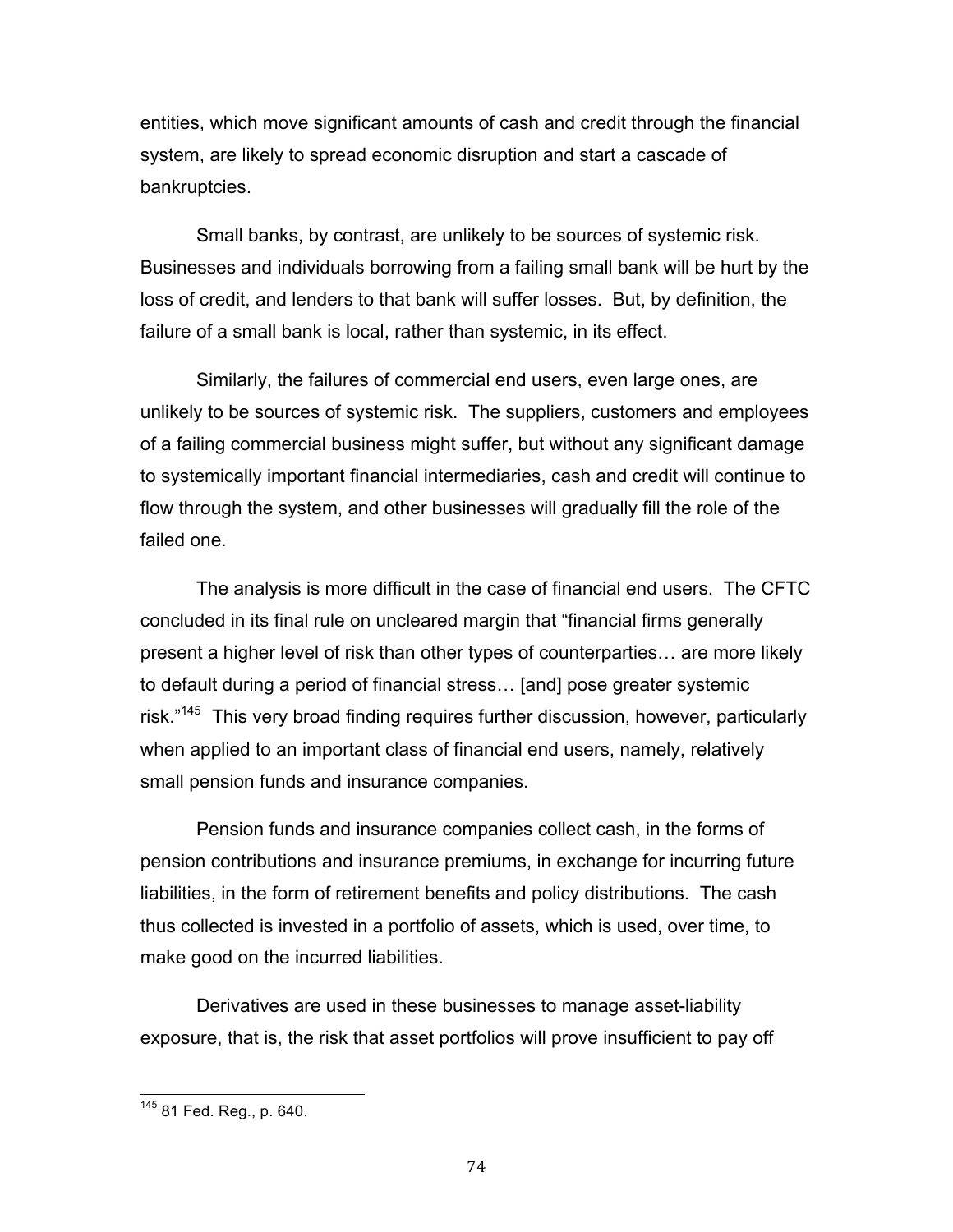entities, which move significant amounts of cash and credit through the financial system, are likely to spread economic disruption and start a cascade of bankruptcies.

Small banks, by contrast, are unlikely to be sources of systemic risk. Businesses and individuals borrowing from a failing small bank will be hurt by the loss of credit, and lenders to that bank will suffer losses. But, by definition, the failure of a small bank is local, rather than systemic, in its effect.

Similarly, the failures of commercial end users, even large ones, are unlikely to be sources of systemic risk. The suppliers, customers and employees of a failing commercial business might suffer, but without any significant damage to systemically important financial intermediaries, cash and credit will continue to flow through the system, and other businesses will gradually fill the role of the failed one.

The analysis is more difficult in the case of financial end users. The CFTC concluded in its final rule on uncleared margin that "financial firms generally present a higher level of risk than other types of counterparties… are more likely to default during a period of financial stress… [and] pose greater systemic risk."[145] This very broad finding requires further discussion, however, particularly when applied to an important class of financial end users, namely, relatively small pension funds and insurance companies.

Pension funds and insurance companies collect cash, in the forms of pension contributions and insurance premiums, in exchange for incurring future liabilities, in the form of retirement benefits and policy distributions. The cash thus collected is invested in a portfolio of assets, which is used, over time, to make good on the incurred liabilities.

Derivatives are used in these businesses to manage asset-liability exposure, that is, the risk that asset portfolios will prove insufficient to pay off

[145] 81 Fed. Reg., p. 640.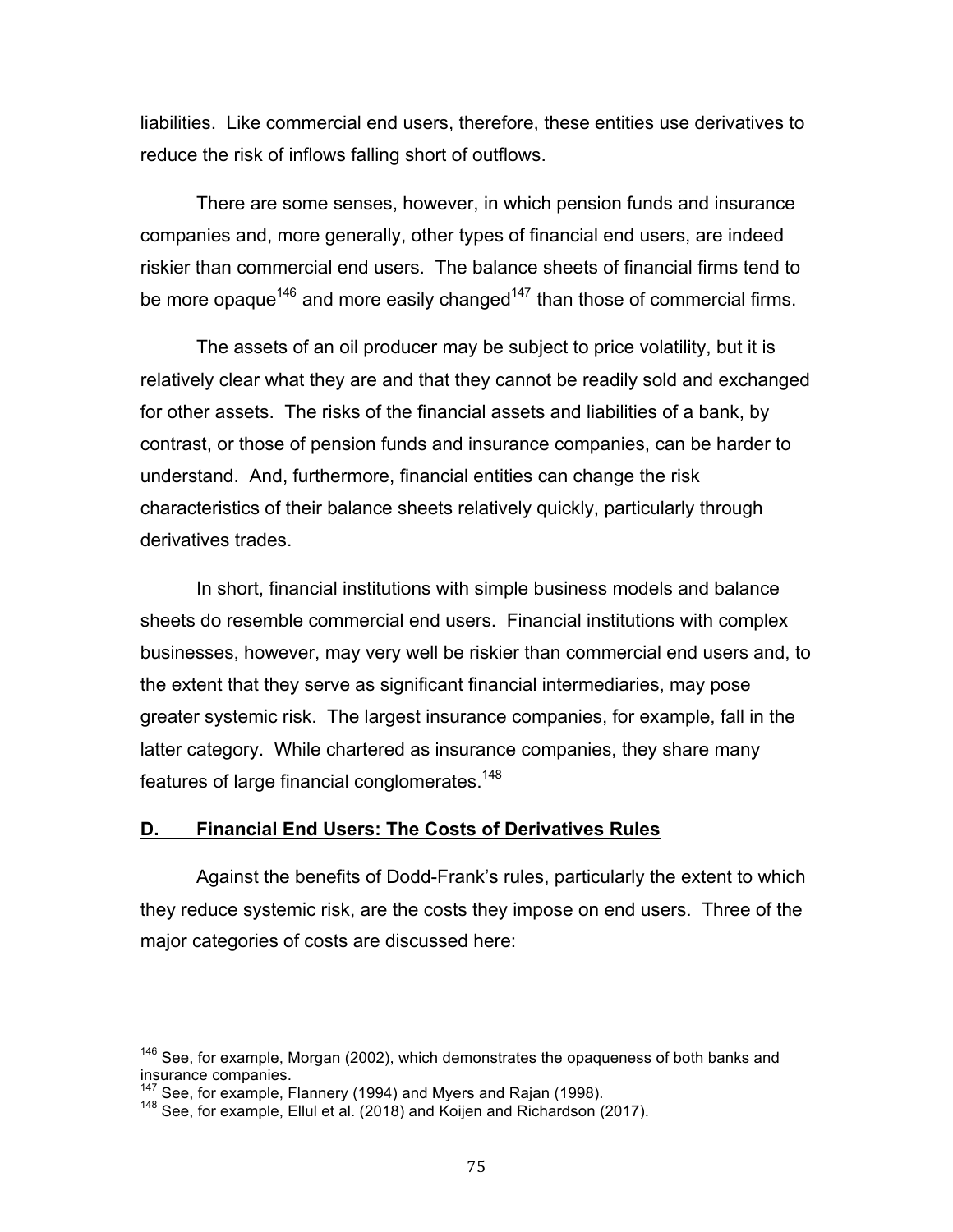liabilities. Like commercial end users, therefore, these entities use derivatives to reduce the risk of inflows falling short of outflows.

There are some senses, however, in which pension funds and insurance companies and, more generally, other types of financial end users, are indeed riskier than commercial end users. The balance sheets of financial firms tend to be more opaque[146] and more easily changed[147] than those of commercial firms.

The assets of an oil producer may be subject to price volatility, but it is relatively clear what they are and that they cannot be readily sold and exchanged for other assets. The risks of the financial assets and liabilities of a bank, by contrast, or those of pension funds and insurance companies, can be harder to understand. And, furthermore, financial entities can change the risk characteristics of their balance sheets relatively quickly, particularly through derivatives trades.

In short, financial institutions with simple business models and balance sheets do resemble commercial end users. Financial institutions with complex businesses, however, may very well be riskier than commercial end users and, to the extent that they serve as significant financial intermediaries, may pose greater systemic risk. The largest insurance companies, for example, fall in the latter category. While chartered as insurance companies, they share many features of large financial conglomerates.[148]

## D. Financial End Users: The Costs of Derivatives Rules

Against the benefits of Dodd-Frank's rules, particularly the extent to which they reduce systemic risk, are the costs they impose on end users. Three of the major categories of costs are discussed here:

---

[146] See, for example, Morgan (2002), which demonstrates the opaqueness of both banks and insurance companies.

[147] See, for example, Flannery (1994) and Myers and Rajan (1998).

[148] See, for example, Ellul et al. (2018) and Koijen and Richardson (2017).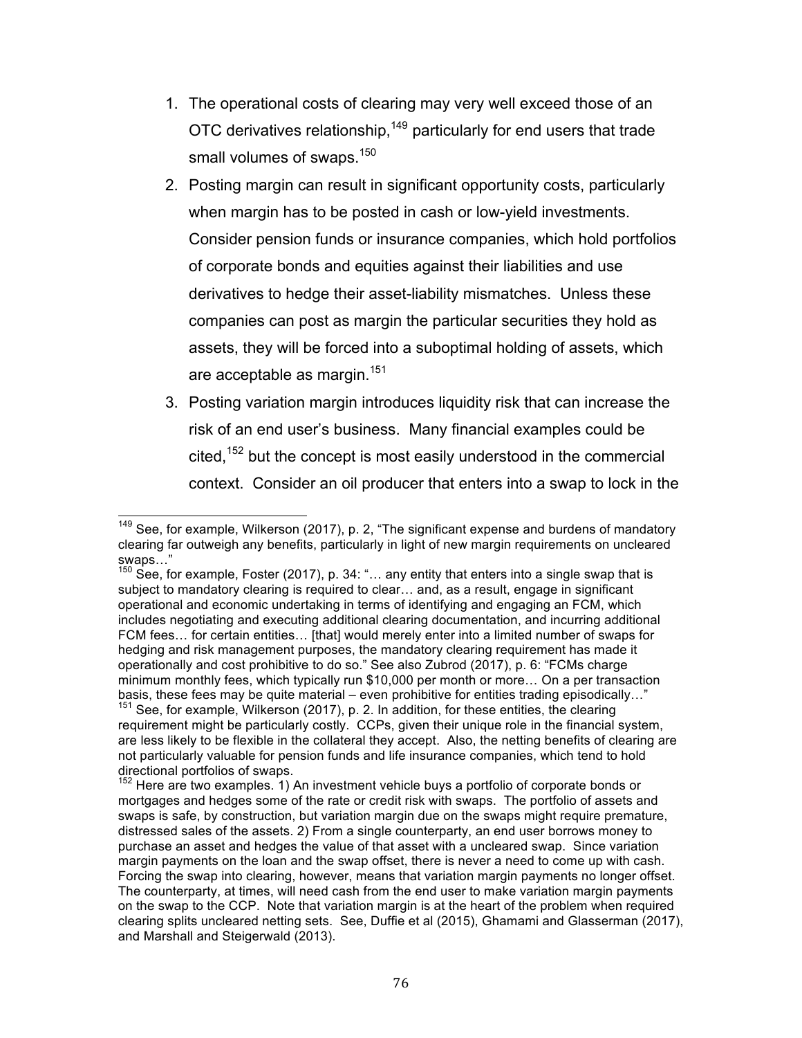1. The operational costs of clearing may very well exceed those of an OTC derivatives relationship,[149] particularly for end users that trade small volumes of swaps.[150]
2. Posting margin can result in significant opportunity costs, particularly when margin has to be posted in cash or low-yield investments. Consider pension funds or insurance companies, which hold portfolios of corporate bonds and equities against their liabilities and use derivatives to hedge their asset-liability mismatches. Unless these companies can post as margin the particular securities they hold as assets, they will be forced into a suboptimal holding of assets, which are acceptable as margin.[151]
3. Posting variation margin introduces liquidity risk that can increase the risk of an end user's business. Many financial examples could be cited,[152] but the concept is most easily understood in the commercial context. Consider an oil producer that enters into a swap to lock in the

---

[149] See, for example, Wilkerson (2017), p. 2, "The significant expense and burdens of mandatory clearing far outweigh any benefits, particularly in light of new margin requirements on uncleared swaps…"

[150] See, for example, Foster (2017), p. 34: "… any entity that enters into a single swap that is subject to mandatory clearing is required to clear… and, as a result, engage in significant operational and economic undertaking in terms of identifying and engaging an FCM, which includes negotiating and executing additional clearing documentation, and incurring additional FCM fees… for certain entities… [that] would merely enter into a limited number of swaps for hedging and risk management purposes, the mandatory clearing requirement has made it operationally and cost prohibitive to do so." See also Zubrod (2017), p. 6: "FCMs charge minimum monthly fees, which typically run $10,000 per month or more… On a per transaction basis, these fees may be quite material – even prohibitive for entities trading episodically…"

[151] See, for example, Wilkerson (2017), p. 2. In addition, for these entities, the clearing requirement might be particularly costly. CCPs, given their unique role in the financial system, are less likely to be flexible in the collateral they accept. Also, the netting benefits of clearing are not particularly valuable for pension funds and life insurance companies, which tend to hold directional portfolios of swaps.

[152] Here are two examples. 1) An investment vehicle buys a portfolio of corporate bonds or mortgages and hedges some of the rate or credit risk with swaps. The portfolio of assets and swaps is safe, by construction, but variation margin due on the swaps might require premature, distressed sales of the assets. 2) From a single counterparty, an end user borrows money to purchase an asset and hedges the value of that asset with a uncleared swap. Since variation margin payments on the loan and the swap offset, there is never a need to come up with cash. Forcing the swap into clearing, however, means that variation margin payments no longer offset. The counterparty, at times, will need cash from the end user to make variation margin payments on the swap to the CCP. Note that variation margin is at the heart of the problem when required clearing splits uncleared netting sets. See, Duffie et al (2015), Ghamami and Glasserman (2017), and Marshall and Steigerwald (2013).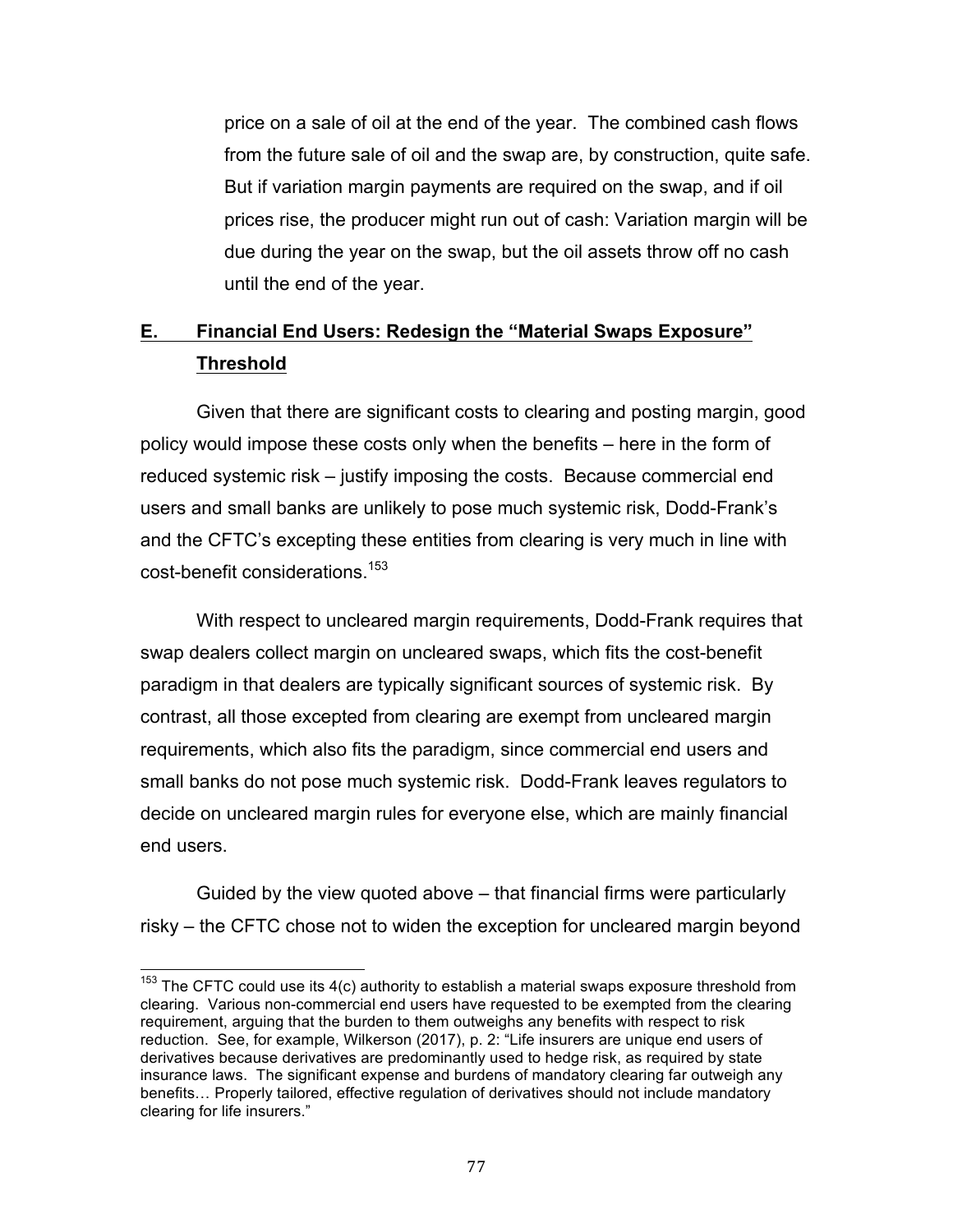price on a sale of oil at the end of the year. The combined cash flows from the future sale of oil and the swap are, by construction, quite safe. But if variation margin payments are required on the swap, and if oil prices rise, the producer might run out of cash: Variation margin will be due during the year on the swap, but the oil assets throw off no cash until the end of the year.

## E. Financial End Users: Redesign the "Material Swaps Exposure" Threshold

Given that there are significant costs to clearing and posting margin, good policy would impose these costs only when the benefits – here in the form of reduced systemic risk – justify imposing the costs. Because commercial end users and small banks are unlikely to pose much systemic risk, Dodd-Frank's and the CFTC's excepting these entities from clearing is very much in line with cost-benefit considerations.[153]

With respect to uncleared margin requirements, Dodd-Frank requires that swap dealers collect margin on uncleared swaps, which fits the cost-benefit paradigm in that dealers are typically significant sources of systemic risk. By contrast, all those excepted from clearing are exempt from uncleared margin requirements, which also fits the paradigm, since commercial end users and small banks do not pose much systemic risk. Dodd-Frank leaves regulators to decide on uncleared margin rules for everyone else, which are mainly financial end users.

Guided by the view quoted above – that financial firms were particularly risky – the CFTC chose not to widen the exception for uncleared margin beyond

[153] The CFTC could use its 4(c) authority to establish a material swaps exposure threshold from clearing. Various non-commercial end users have requested to be exempted from the clearing requirement, arguing that the burden to them outweighs any benefits with respect to risk reduction. See, for example, Wilkerson (2017), p. 2: "Life insurers are unique end users of derivatives because derivatives are predominantly used to hedge risk, as required by state insurance laws. The significant expense and burdens of mandatory clearing far outweigh any benefits… Properly tailored, effective regulation of derivatives should not include mandatory clearing for life insurers."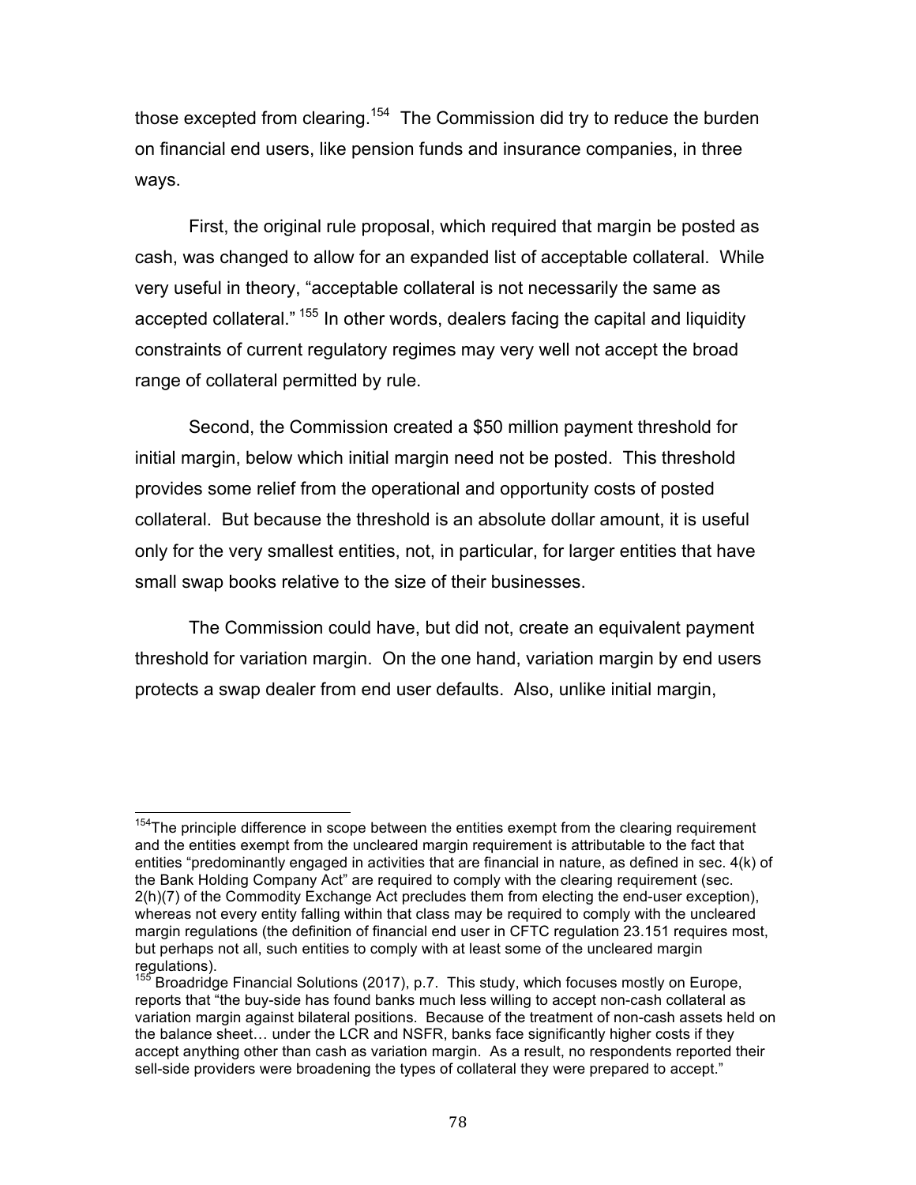those excepted from clearing.[154] The Commission did try to reduce the burden on financial end users, like pension funds and insurance companies, in three ways.

First, the original rule proposal, which required that margin be posted as cash, was changed to allow for an expanded list of acceptable collateral. While very useful in theory, "acceptable collateral is not necessarily the same as accepted collateral." [155] In other words, dealers facing the capital and liquidity constraints of current regulatory regimes may very well not accept the broad range of collateral permitted by rule.

Second, the Commission created a $50 million payment threshold for initial margin, below which initial margin need not be posted. This threshold provides some relief from the operational and opportunity costs of posted collateral. But because the threshold is an absolute dollar amount, it is useful only for the very smallest entities, not, in particular, for larger entities that have small swap books relative to the size of their businesses.

The Commission could have, but did not, create an equivalent payment threshold for variation margin. On the one hand, variation margin by end users protects a swap dealer from end user defaults. Also, unlike initial margin,

---

[154]The principle difference in scope between the entities exempt from the clearing requirement and the entities exempt from the uncleared margin requirement is attributable to the fact that entities "predominantly engaged in activities that are financial in nature, as defined in sec. 4(k) of the Bank Holding Company Act" are required to comply with the clearing requirement (sec. 2(h)(7) of the Commodity Exchange Act precludes them from electing the end-user exception), whereas not every entity falling within that class may be required to comply with the uncleared margin regulations (the definition of financial end user in CFTC regulation 23.151 requires most, but perhaps not all, such entities to comply with at least some of the uncleared margin regulations).

[155] Broadridge Financial Solutions (2017), p.7. This study, which focuses mostly on Europe, reports that "the buy-side has found banks much less willing to accept non-cash collateral as variation margin against bilateral positions. Because of the treatment of non-cash assets held on the balance sheet… under the LCR and NSFR, banks face significantly higher costs if they accept anything other than cash as variation margin. As a result, no respondents reported their sell-side providers were broadening the types of collateral they were prepared to accept."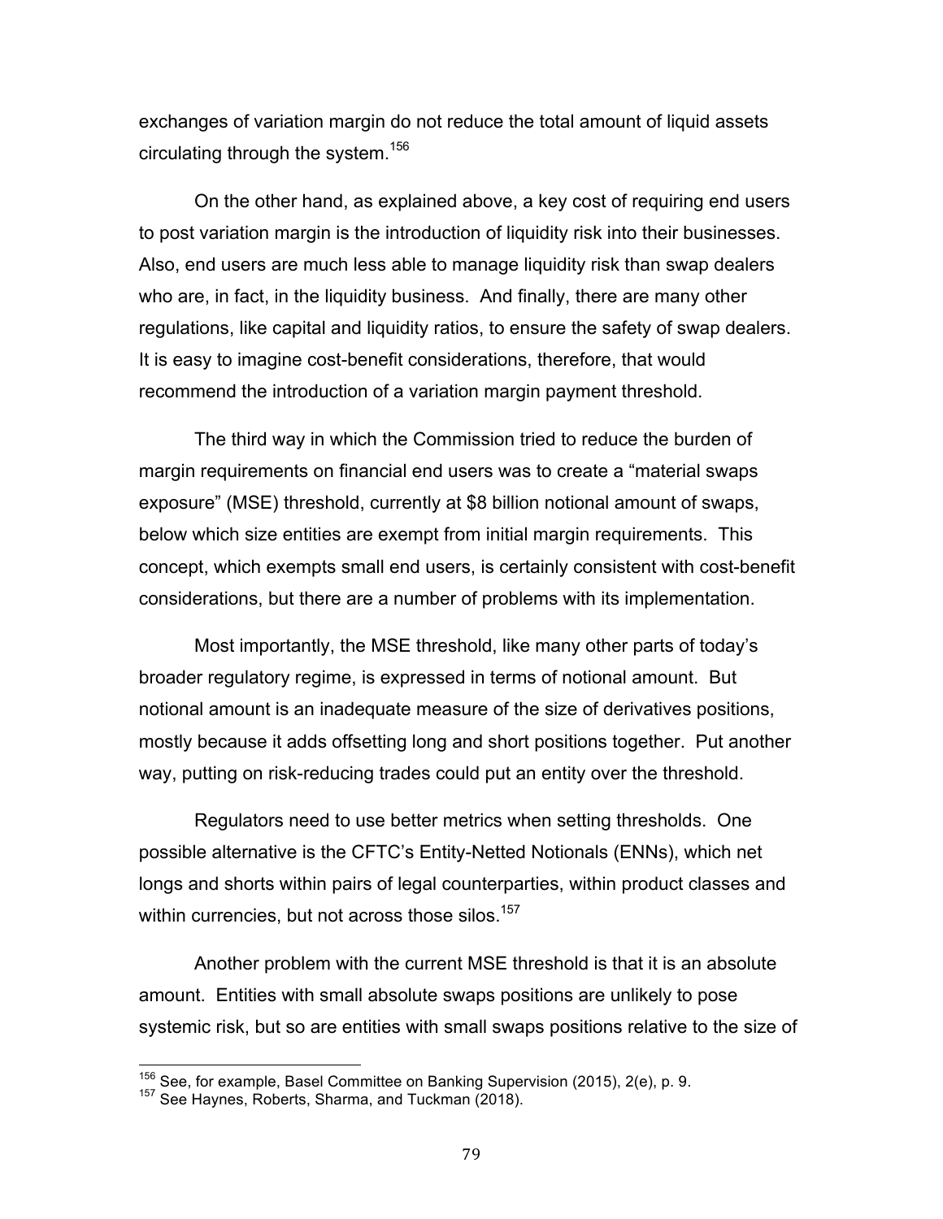exchanges of variation margin do not reduce the total amount of liquid assets circulating through the system.[156]

On the other hand, as explained above, a key cost of requiring end users to post variation margin is the introduction of liquidity risk into their businesses. Also, end users are much less able to manage liquidity risk than swap dealers who are, in fact, in the liquidity business. And finally, there are many other regulations, like capital and liquidity ratios, to ensure the safety of swap dealers. It is easy to imagine cost-benefit considerations, therefore, that would recommend the introduction of a variation margin payment threshold.

The third way in which the Commission tried to reduce the burden of margin requirements on financial end users was to create a "material swaps exposure" (MSE) threshold, currently at $8 billion notional amount of swaps, below which size entities are exempt from initial margin requirements. This concept, which exempts small end users, is certainly consistent with cost-benefit considerations, but there are a number of problems with its implementation.

Most importantly, the MSE threshold, like many other parts of today's broader regulatory regime, is expressed in terms of notional amount. But notional amount is an inadequate measure of the size of derivatives positions, mostly because it adds offsetting long and short positions together. Put another way, putting on risk-reducing trades could put an entity over the threshold.

Regulators need to use better metrics when setting thresholds. One possible alternative is the CFTC's Entity-Netted Notionals (ENNs), which net longs and shorts within pairs of legal counterparties, within product classes and within currencies, but not across those silos.[157]

Another problem with the current MSE threshold is that it is an absolute amount. Entities with small absolute swaps positions are unlikely to pose systemic risk, but so are entities with small swaps positions relative to the size of

[156] See, for example, Basel Committee on Banking Supervision (2015), 2(e), p. 9.
[157] See Haynes, Roberts, Sharma, and Tuckman (2018).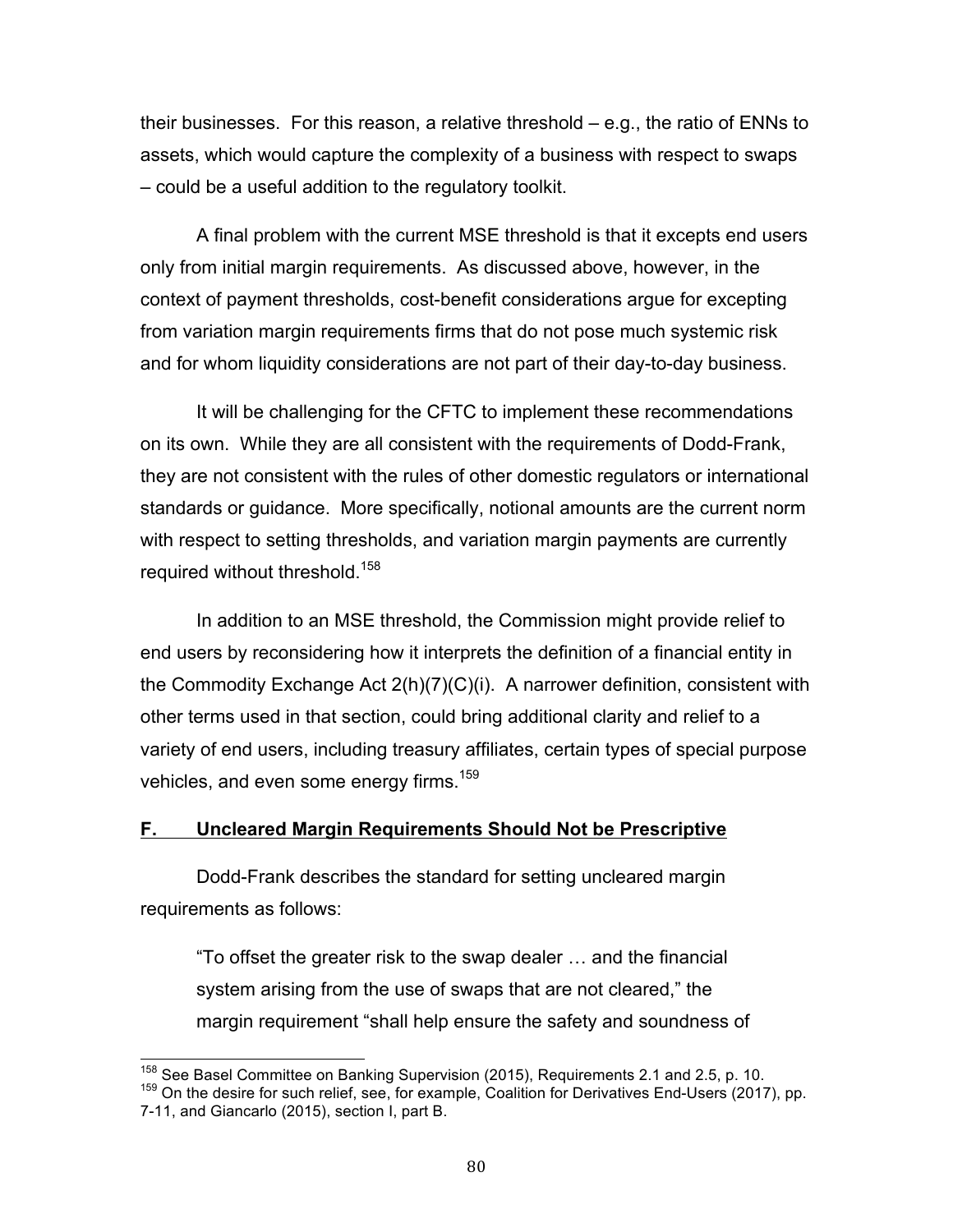their businesses. For this reason, a relative threshold – e.g., the ratio of ENNs to assets, which would capture the complexity of a business with respect to swaps – could be a useful addition to the regulatory toolkit.

A final problem with the current MSE threshold is that it excepts end users only from initial margin requirements. As discussed above, however, in the context of payment thresholds, cost-benefit considerations argue for excepting from variation margin requirements firms that do not pose much systemic risk and for whom liquidity considerations are not part of their day-to-day business.

It will be challenging for the CFTC to implement these recommendations on its own. While they are all consistent with the requirements of Dodd-Frank, they are not consistent with the rules of other domestic regulators or international standards or guidance. More specifically, notional amounts are the current norm with respect to setting thresholds, and variation margin payments are currently required without threshold.[158]

In addition to an MSE threshold, the Commission might provide relief to end users by reconsidering how it interprets the definition of a financial entity in the Commodity Exchange Act 2(h)(7)(C)(i). A narrower definition, consistent with other terms used in that section, could bring additional clarity and relief to a variety of end users, including treasury affiliates, certain types of special purpose vehicles, and even some energy firms.[159]

## F. Uncleared Margin Requirements Should Not be Prescriptive

Dodd-Frank describes the standard for setting uncleared margin requirements as follows:

> "To offset the greater risk to the swap dealer … and the financial system arising from the use of swaps that are not cleared," the margin requirement "shall help ensure the safety and soundness of

[158] See Basel Committee on Banking Supervision (2015), Requirements 2.1 and 2.5, p. 10.

[159] On the desire for such relief, see, for example, Coalition for Derivatives End-Users (2017), pp. 7-11, and Giancarlo (2015), section I, part B.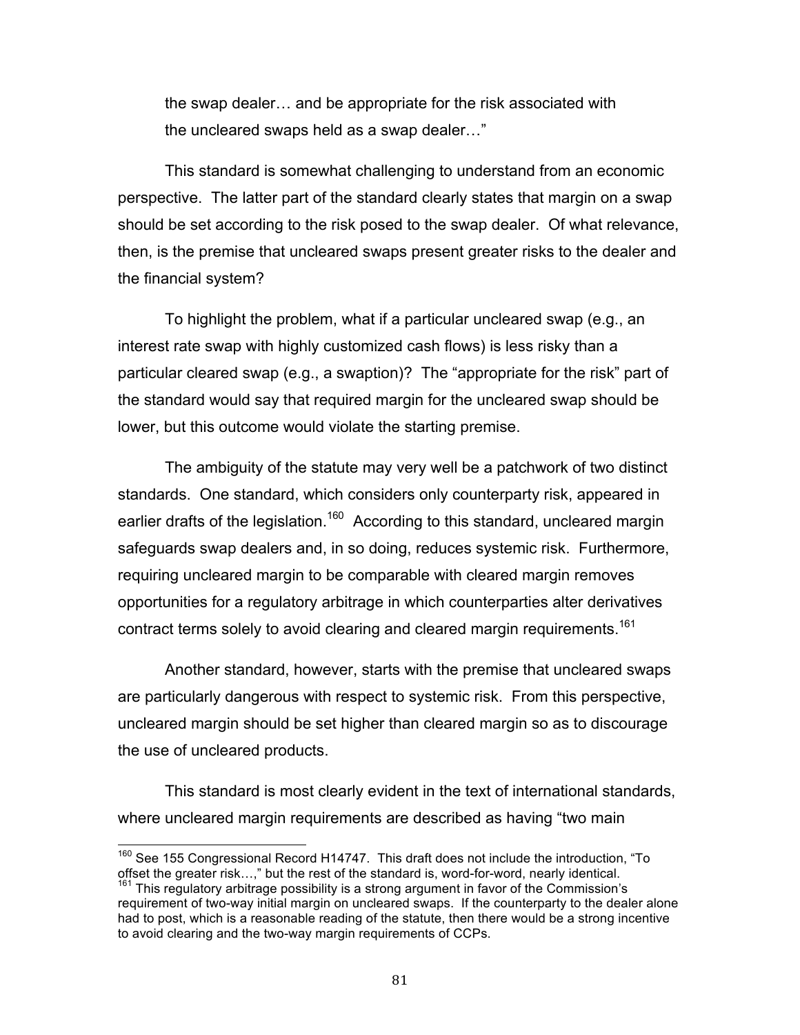the swap dealer… and be appropriate for the risk associated with the uncleared swaps held as a swap dealer…"

This standard is somewhat challenging to understand from an economic perspective. The latter part of the standard clearly states that margin on a swap should be set according to the risk posed to the swap dealer. Of what relevance, then, is the premise that uncleared swaps present greater risks to the dealer and the financial system?

To highlight the problem, what if a particular uncleared swap (e.g., an interest rate swap with highly customized cash flows) is less risky than a particular cleared swap (e.g., a swaption)? The "appropriate for the risk" part of the standard would say that required margin for the uncleared swap should be lower, but this outcome would violate the starting premise.

The ambiguity of the statute may very well be a patchwork of two distinct standards. One standard, which considers only counterparty risk, appeared in earlier drafts of the legislation.[160] According to this standard, uncleared margin safeguards swap dealers and, in so doing, reduces systemic risk. Furthermore, requiring uncleared margin to be comparable with cleared margin removes opportunities for a regulatory arbitrage in which counterparties alter derivatives contract terms solely to avoid clearing and cleared margin requirements.[161]

Another standard, however, starts with the premise that uncleared swaps are particularly dangerous with respect to systemic risk. From this perspective, uncleared margin should be set higher than cleared margin so as to discourage the use of uncleared products.

This standard is most clearly evident in the text of international standards, where uncleared margin requirements are described as having "two main

---

[160] See 155 Congressional Record H14747. This draft does not include the introduction, "To offset the greater risk…," but the rest of the standard is, word-for-word, nearly identical.

[161] This regulatory arbitrage possibility is a strong argument in favor of the Commission's requirement of two-way initial margin on uncleared swaps. If the counterparty to the dealer alone had to post, which is a reasonable reading of the statute, then there would be a strong incentive to avoid clearing and the two-way margin requirements of CCPs.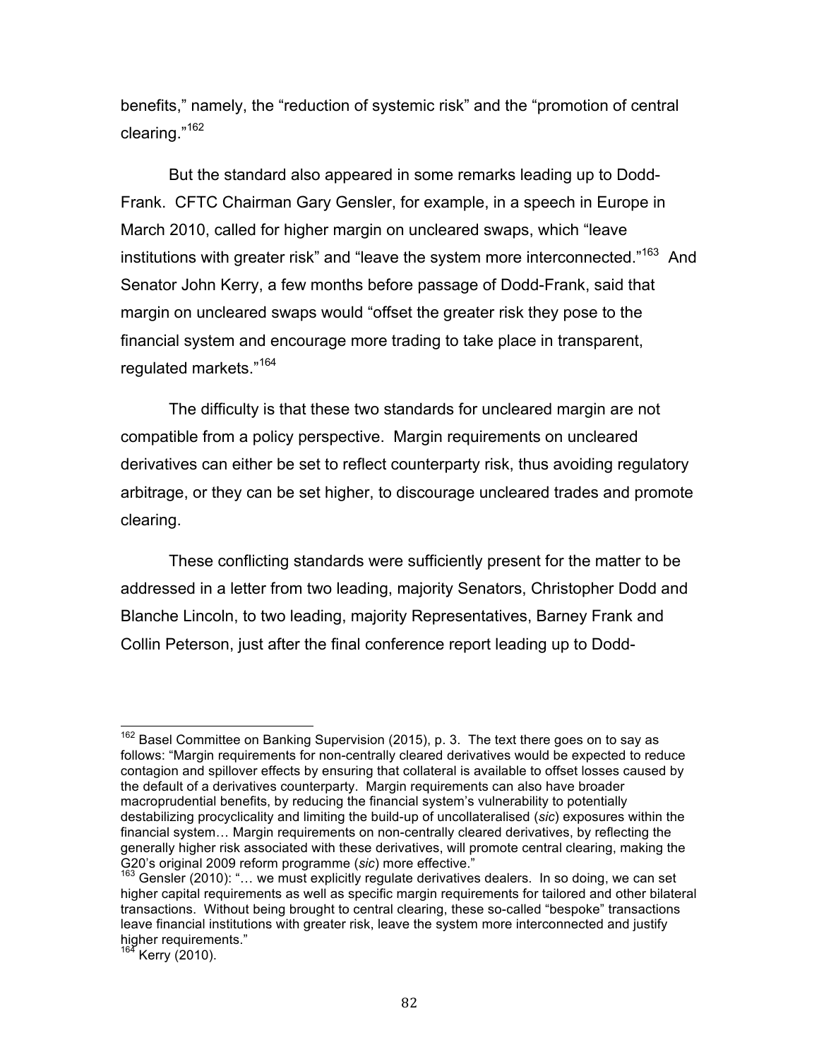benefits," namely, the "reduction of systemic risk" and the "promotion of central clearing."[162]

But the standard also appeared in some remarks leading up to Dodd-Frank. CFTC Chairman Gary Gensler, for example, in a speech in Europe in March 2010, called for higher margin on uncleared swaps, which "leave institutions with greater risk" and "leave the system more interconnected."[163] And Senator John Kerry, a few months before passage of Dodd-Frank, said that margin on uncleared swaps would "offset the greater risk they pose to the financial system and encourage more trading to take place in transparent, regulated markets."[164]

The difficulty is that these two standards for uncleared margin are not compatible from a policy perspective. Margin requirements on uncleared derivatives can either be set to reflect counterparty risk, thus avoiding regulatory arbitrage, or they can be set higher, to discourage uncleared trades and promote clearing.

These conflicting standards were sufficiently present for the matter to be addressed in a letter from two leading, majority Senators, Christopher Dodd and Blanche Lincoln, to two leading, majority Representatives, Barney Frank and Collin Peterson, just after the final conference report leading up to Dodd-

---

[162] Basel Committee on Banking Supervision (2015), p. 3. The text there goes on to say as follows: "Margin requirements for non-centrally cleared derivatives would be expected to reduce contagion and spillover effects by ensuring that collateral is available to offset losses caused by the default of a derivatives counterparty. Margin requirements can also have broader macroprudential benefits, by reducing the financial system's vulnerability to potentially destabilizing procyclicality and limiting the build-up of uncollateralised (*sic*) exposures within the financial system… Margin requirements on non-centrally cleared derivatives, by reflecting the generally higher risk associated with these derivatives, will promote central clearing, making the G20's original 2009 reform programme (*sic*) more effective."

[163] Gensler (2010): "… we must explicitly regulate derivatives dealers. In so doing, we can set higher capital requirements as well as specific margin requirements for tailored and other bilateral transactions. Without being brought to central clearing, these so-called "bespoke" transactions leave financial institutions with greater risk, leave the system more interconnected and justify higher requirements."

[164] Kerry (2010).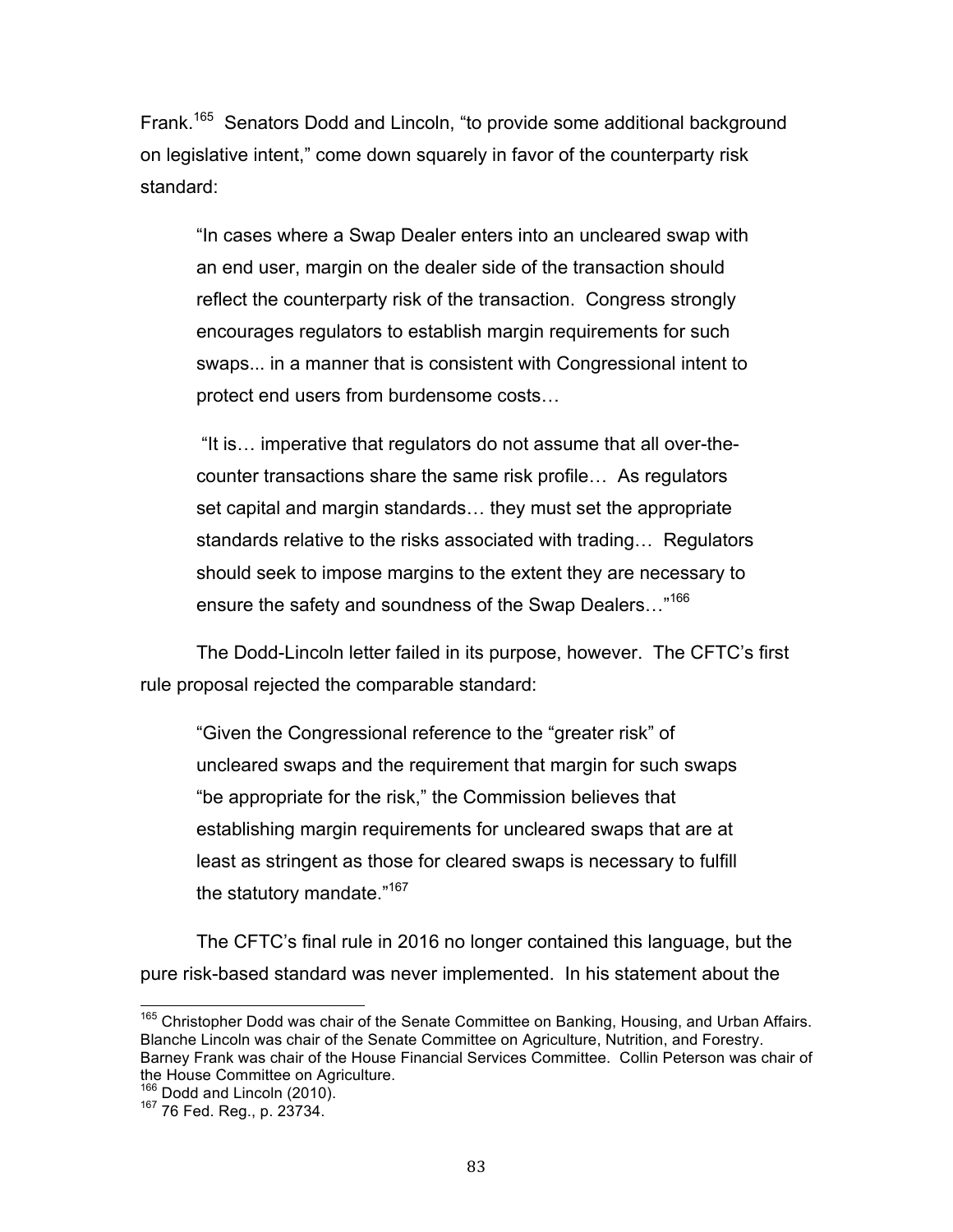Frank.[165] Senators Dodd and Lincoln, "to provide some additional background on legislative intent," come down squarely in favor of the counterparty risk standard:

> "In cases where a Swap Dealer enters into an uncleared swap with an end user, margin on the dealer side of the transaction should reflect the counterparty risk of the transaction. Congress strongly encourages regulators to establish margin requirements for such swaps... in a manner that is consistent with Congressional intent to protect end users from burdensome costs…
>
> "It is… imperative that regulators do not assume that all over-the-counter transactions share the same risk profile… As regulators set capital and margin standards… they must set the appropriate standards relative to the risks associated with trading… Regulators should seek to impose margins to the extent they are necessary to ensure the safety and soundness of the Swap Dealers…"[166]

The Dodd-Lincoln letter failed in its purpose, however. The CFTC's first rule proposal rejected the comparable standard:

> "Given the Congressional reference to the "greater risk" of uncleared swaps and the requirement that margin for such swaps "be appropriate for the risk," the Commission believes that establishing margin requirements for uncleared swaps that are at least as stringent as those for cleared swaps is necessary to fulfill the statutory mandate."[167]

The CFTC's final rule in 2016 no longer contained this language, but the pure risk-based standard was never implemented. In his statement about the

---

[165] Christopher Dodd was chair of the Senate Committee on Banking, Housing, and Urban Affairs. Blanche Lincoln was chair of the Senate Committee on Agriculture, Nutrition, and Forestry. Barney Frank was chair of the House Financial Services Committee. Collin Peterson was chair of the House Committee on Agriculture.

[166] Dodd and Lincoln (2010).

[167] 76 Fed. Reg., p. 23734.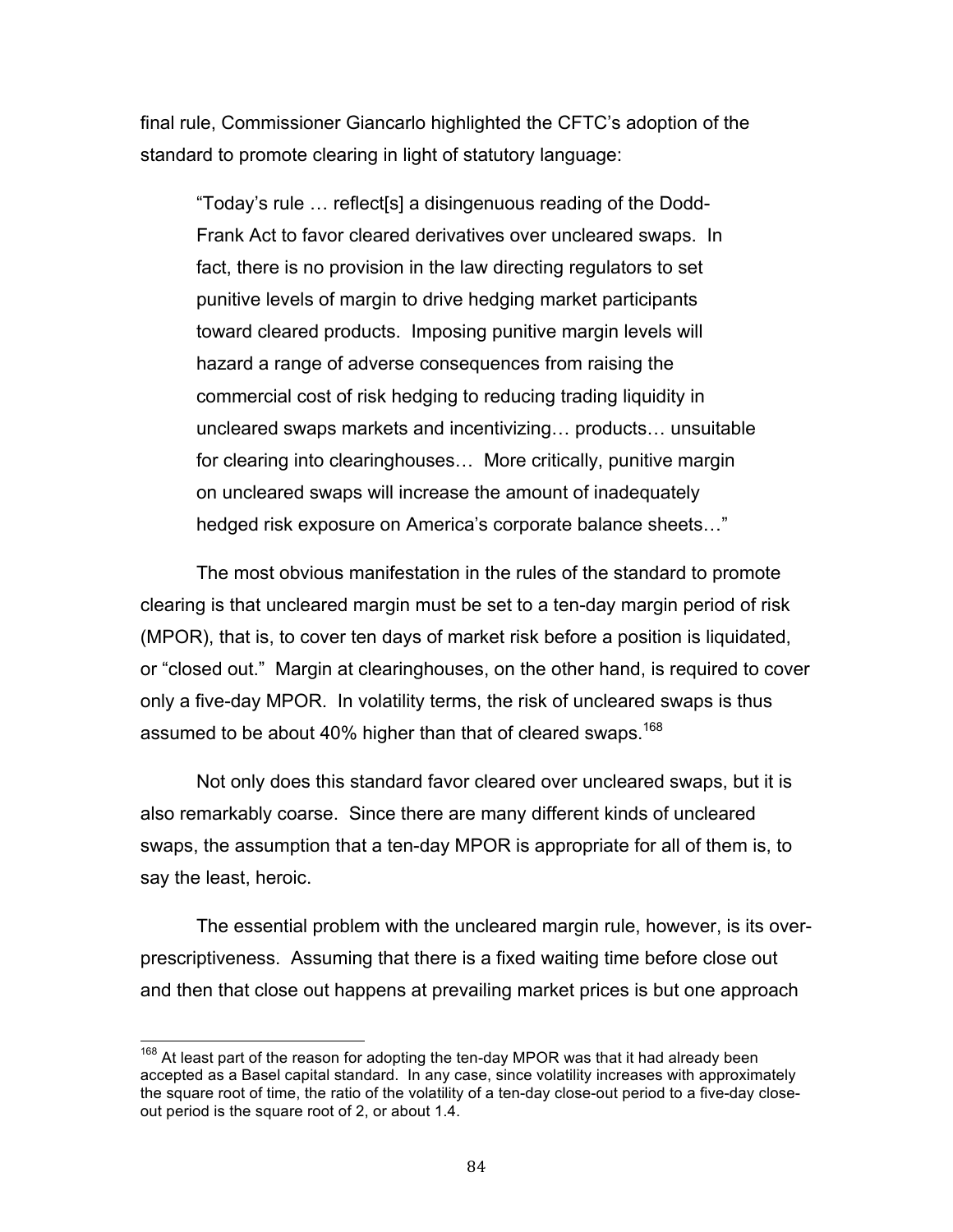final rule, Commissioner Giancarlo highlighted the CFTC's adoption of the standard to promote clearing in light of statutory language:

> "Today's rule … reflect[s] a disingenuous reading of the Dodd-Frank Act to favor cleared derivatives over uncleared swaps. In fact, there is no provision in the law directing regulators to set punitive levels of margin to drive hedging market participants toward cleared products. Imposing punitive margin levels will hazard a range of adverse consequences from raising the commercial cost of risk hedging to reducing trading liquidity in uncleared swaps markets and incentivizing… products… unsuitable for clearing into clearinghouses… More critically, punitive margin on uncleared swaps will increase the amount of inadequately hedged risk exposure on America's corporate balance sheets…"

The most obvious manifestation in the rules of the standard to promote clearing is that uncleared margin must be set to a ten-day margin period of risk (MPOR), that is, to cover ten days of market risk before a position is liquidated, or "closed out." Margin at clearinghouses, on the other hand, is required to cover only a five-day MPOR. In volatility terms, the risk of uncleared swaps is thus assumed to be about 40% higher than that of cleared swaps.[168]

Not only does this standard favor cleared over uncleared swaps, but it is also remarkably coarse. Since there are many different kinds of uncleared swaps, the assumption that a ten-day MPOR is appropriate for all of them is, to say the least, heroic.

The essential problem with the uncleared margin rule, however, is its over-prescriptiveness. Assuming that there is a fixed waiting time before close out and then that close out happens at prevailing market prices is but one approach

---

[168] At least part of the reason for adopting the ten-day MPOR was that it had already been accepted as a Basel capital standard. In any case, since volatility increases with approximately the square root of time, the ratio of the volatility of a ten-day close-out period to a five-day close-out period is the square root of 2, or about 1.4.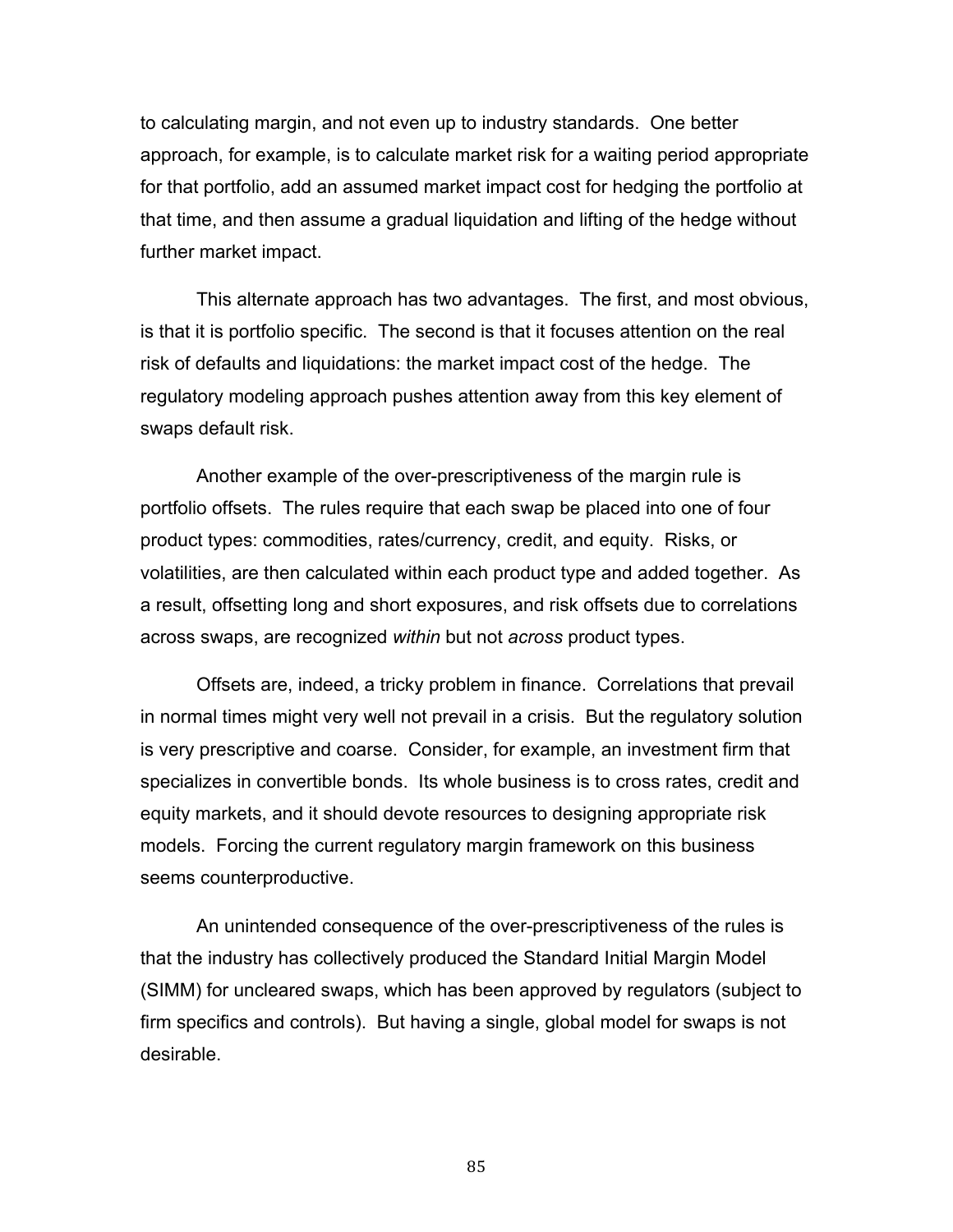to calculating margin, and not even up to industry standards. One better approach, for example, is to calculate market risk for a waiting period appropriate for that portfolio, add an assumed market impact cost for hedging the portfolio at that time, and then assume a gradual liquidation and lifting of the hedge without further market impact.

This alternate approach has two advantages. The first, and most obvious, is that it is portfolio specific. The second is that it focuses attention on the real risk of defaults and liquidations: the market impact cost of the hedge. The regulatory modeling approach pushes attention away from this key element of swaps default risk.

Another example of the over-prescriptiveness of the margin rule is portfolio offsets. The rules require that each swap be placed into one of four product types: commodities, rates/currency, credit, and equity. Risks, or volatilities, are then calculated within each product type and added together. As a result, offsetting long and short exposures, and risk offsets due to correlations across swaps, are recognized *within* but not *across* product types.

Offsets are, indeed, a tricky problem in finance. Correlations that prevail in normal times might very well not prevail in a crisis. But the regulatory solution is very prescriptive and coarse. Consider, for example, an investment firm that specializes in convertible bonds. Its whole business is to cross rates, credit and equity markets, and it should devote resources to designing appropriate risk models. Forcing the current regulatory margin framework on this business seems counterproductive.

An unintended consequence of the over-prescriptiveness of the rules is that the industry has collectively produced the Standard Initial Margin Model (SIMM) for uncleared swaps, which has been approved by regulators (subject to firm specifics and controls). But having a single, global model for swaps is not desirable.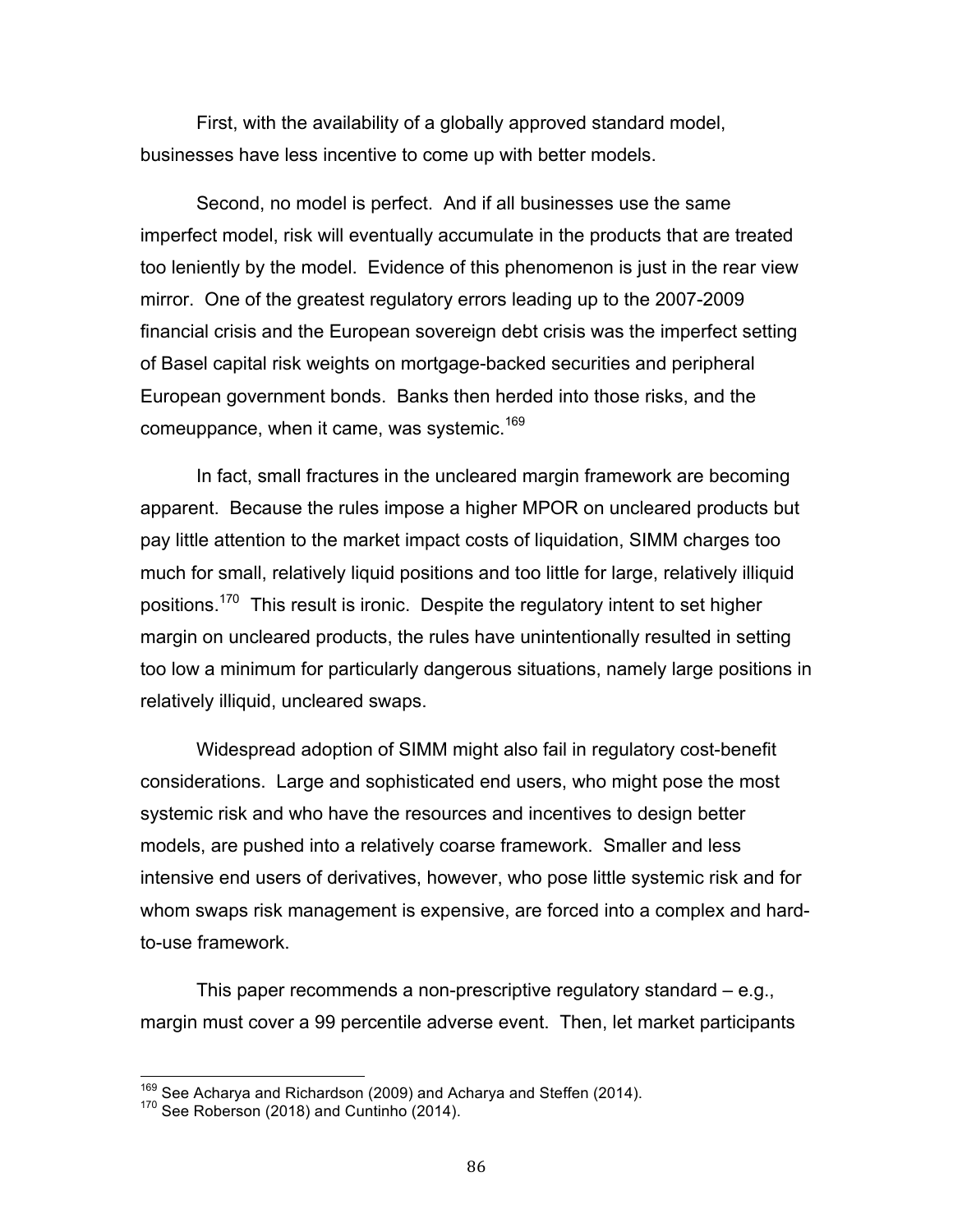First, with the availability of a globally approved standard model, businesses have less incentive to come up with better models.

Second, no model is perfect. And if all businesses use the same imperfect model, risk will eventually accumulate in the products that are treated too leniently by the model. Evidence of this phenomenon is just in the rear view mirror. One of the greatest regulatory errors leading up to the 2007-2009 financial crisis and the European sovereign debt crisis was the imperfect setting of Basel capital risk weights on mortgage-backed securities and peripheral European government bonds. Banks then herded into those risks, and the comeuppance, when it came, was systemic.[169]

In fact, small fractures in the uncleared margin framework are becoming apparent. Because the rules impose a higher MPOR on uncleared products but pay little attention to the market impact costs of liquidation, SIMM charges too much for small, relatively liquid positions and too little for large, relatively illiquid positions.[170] This result is ironic. Despite the regulatory intent to set higher margin on uncleared products, the rules have unintentionally resulted in setting too low a minimum for particularly dangerous situations, namely large positions in relatively illiquid, uncleared swaps.

Widespread adoption of SIMM might also fail in regulatory cost-benefit considerations. Large and sophisticated end users, who might pose the most systemic risk and who have the resources and incentives to design better models, are pushed into a relatively coarse framework. Smaller and less intensive end users of derivatives, however, who pose little systemic risk and for whom swaps risk management is expensive, are forced into a complex and hard-to-use framework.

This paper recommends a non-prescriptive regulatory standard – e.g., margin must cover a 99 percentile adverse event. Then, let market participants

---

[169] See Acharya and Richardson (2009) and Acharya and Steffen (2014).

[170] See Roberson (2018) and Cuntinho (2014).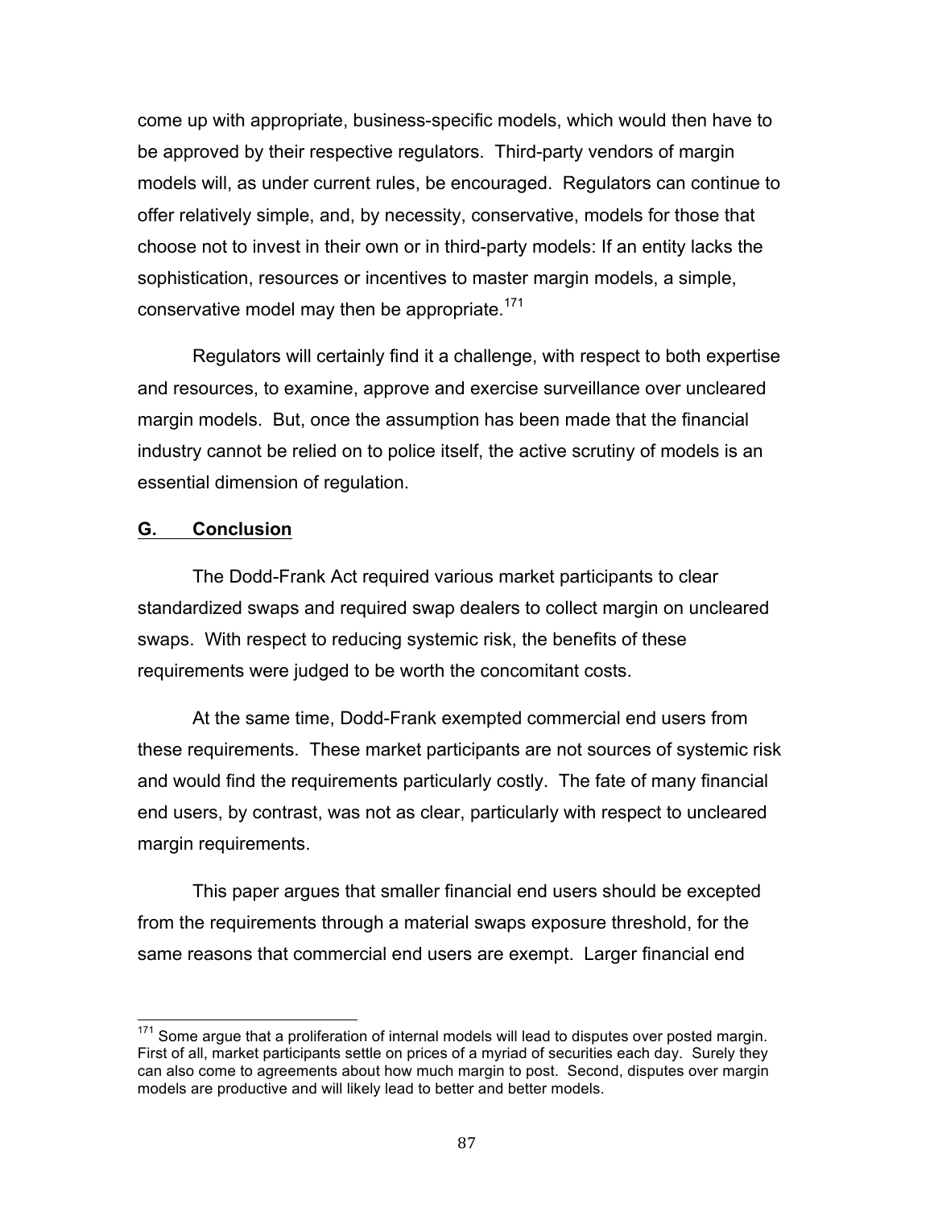come up with appropriate, business-specific models, which would then have to be approved by their respective regulators. Third-party vendors of margin models will, as under current rules, be encouraged. Regulators can continue to offer relatively simple, and, by necessity, conservative, models for those that choose not to invest in their own or in third-party models: If an entity lacks the sophistication, resources or incentives to master margin models, a simple, conservative model may then be appropriate.[171]

Regulators will certainly find it a challenge, with respect to both expertise and resources, to examine, approve and exercise surveillance over uncleared margin models. But, once the assumption has been made that the financial industry cannot be relied on to police itself, the active scrutiny of models is an essential dimension of regulation.

## G. Conclusion

The Dodd-Frank Act required various market participants to clear standardized swaps and required swap dealers to collect margin on uncleared swaps. With respect to reducing systemic risk, the benefits of these requirements were judged to be worth the concomitant costs.

At the same time, Dodd-Frank exempted commercial end users from these requirements. These market participants are not sources of systemic risk and would find the requirements particularly costly. The fate of many financial end users, by contrast, was not as clear, particularly with respect to uncleared margin requirements.

This paper argues that smaller financial end users should be excepted from the requirements through a material swaps exposure threshold, for the same reasons that commercial end users are exempt. Larger financial end

---

[171] Some argue that a proliferation of internal models will lead to disputes over posted margin. First of all, market participants settle on prices of a myriad of securities each day. Surely they can also come to agreements about how much margin to post. Second, disputes over margin models are productive and will likely lead to better and better models.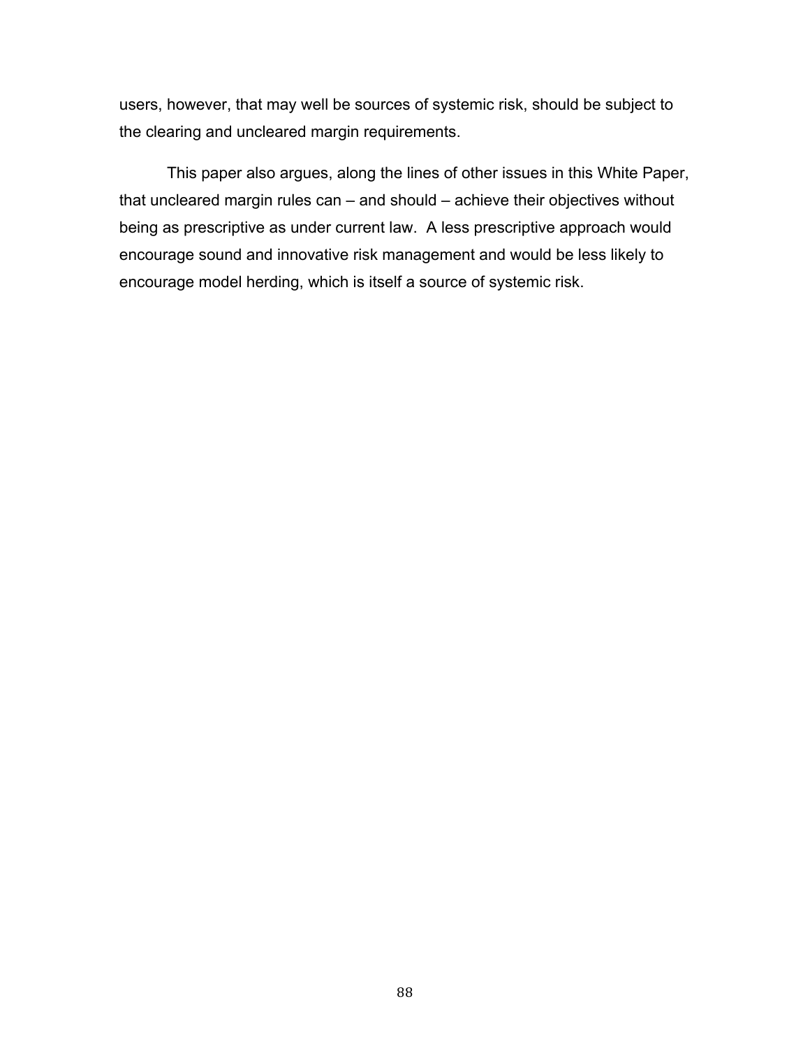users, however, that may well be sources of systemic risk, should be subject to the clearing and uncleared margin requirements.

This paper also argues, along the lines of other issues in this White Paper, that uncleared margin rules can – and should – achieve their objectives without being as prescriptive as under current law. A less prescriptive approach would encourage sound and innovative risk management and would be less likely to encourage model herding, which is itself a source of systemic risk.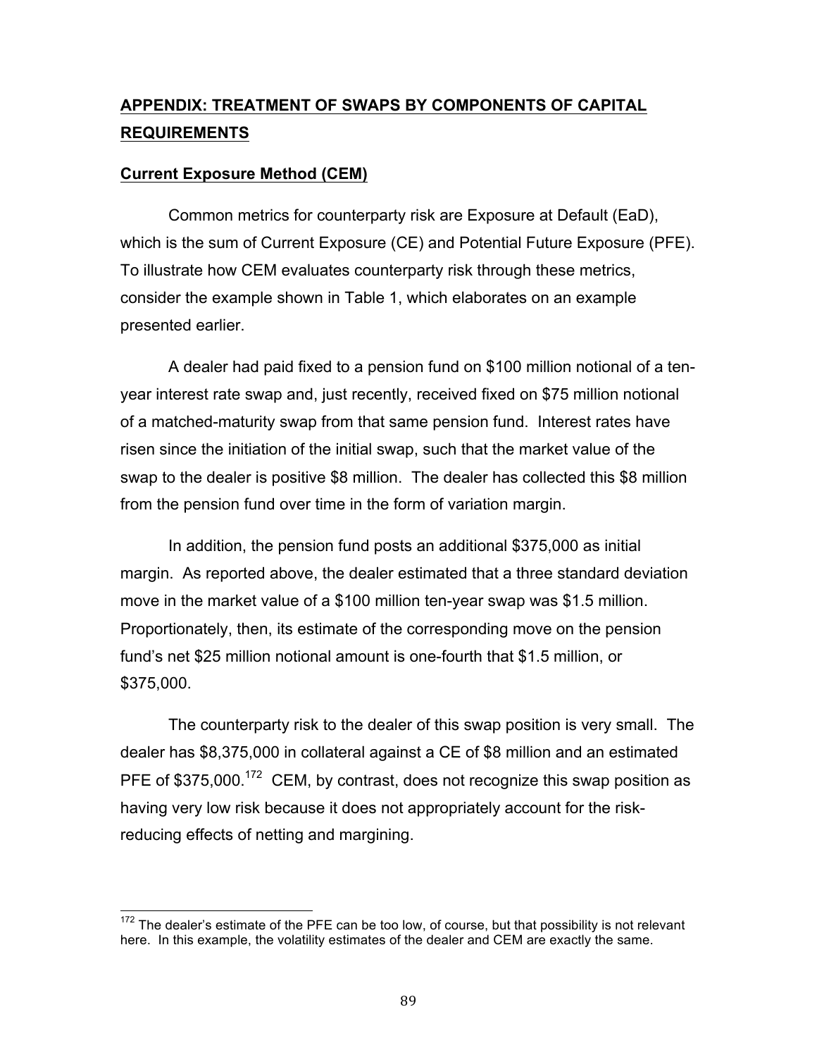## APPENDIX: TREATMENT OF SWAPS BY COMPONENTS OF CAPITAL REQUIREMENTS

### Current Exposure Method (CEM)

Common metrics for counterparty risk are Exposure at Default (EaD), which is the sum of Current Exposure (CE) and Potential Future Exposure (PFE). To illustrate how CEM evaluates counterparty risk through these metrics, consider the example shown in Table 1, which elaborates on an example presented earlier.

A dealer had paid fixed to a pension fund on $100 million notional of a ten-year interest rate swap and, just recently, received fixed on $75 million notional of a matched-maturity swap from that same pension fund. Interest rates have risen since the initiation of the initial swap, such that the market value of the swap to the dealer is positive $8 million. The dealer has collected this $8 million from the pension fund over time in the form of variation margin.

In addition, the pension fund posts an additional $375,000 as initial margin. As reported above, the dealer estimated that a three standard deviation move in the market value of a $100 million ten-year swap was $1.5 million. Proportionately, then, its estimate of the corresponding move on the pension fund's net $25 million notional amount is one-fourth that $1.5 million, or $375,000.

The counterparty risk to the dealer of this swap position is very small. The dealer has $8,375,000 in collateral against a CE of $8 million and an estimated PFE of $375,000.[172] CEM, by contrast, does not recognize this swap position as having very low risk because it does not appropriately account for the risk-reducing effects of netting and margining.

---

[172] The dealer's estimate of the PFE can be too low, of course, but that possibility is not relevant here. In this example, the volatility estimates of the dealer and CEM are exactly the same.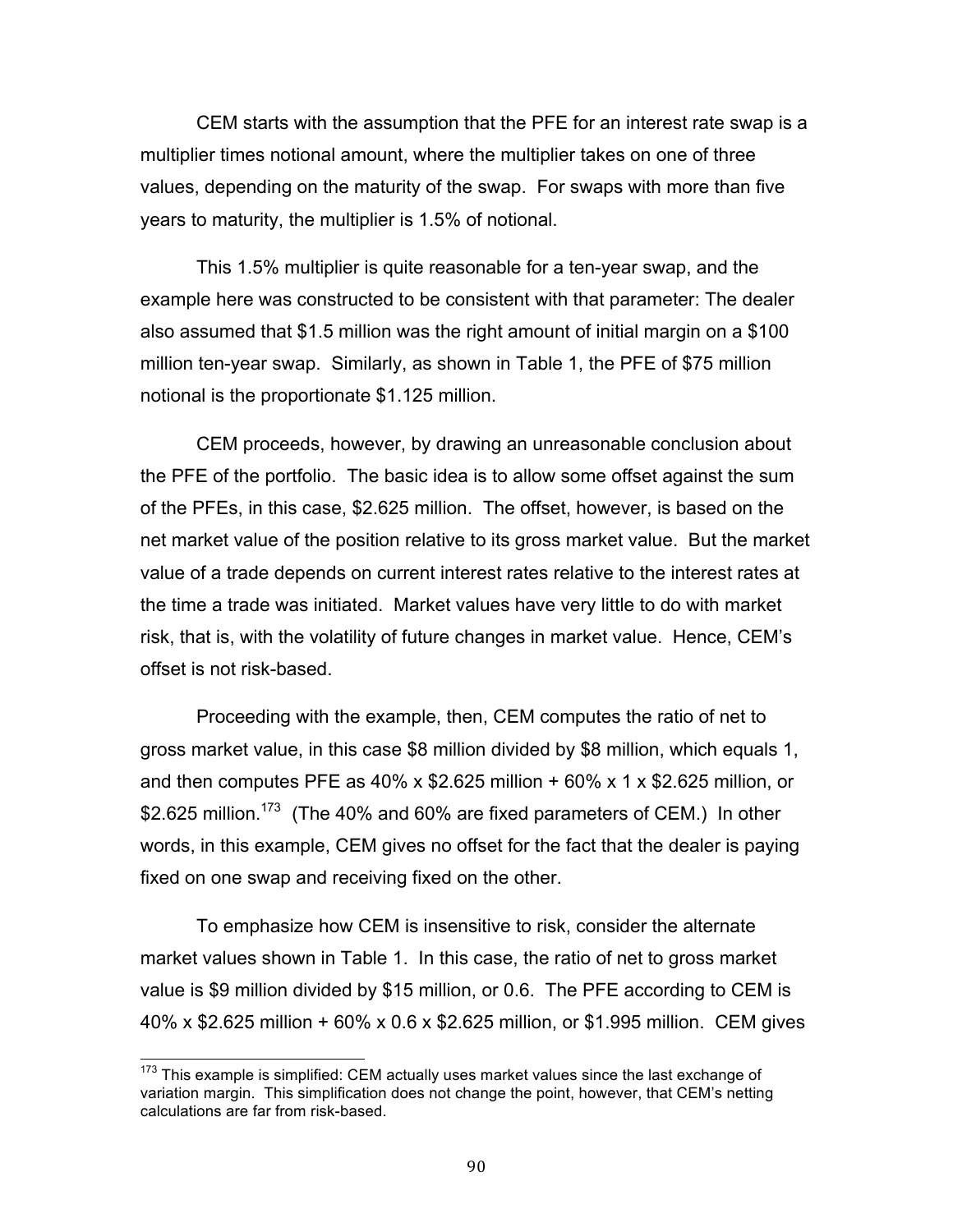CEM starts with the assumption that the PFE for an interest rate swap is a multiplier times notional amount, where the multiplier takes on one of three values, depending on the maturity of the swap. For swaps with more than five years to maturity, the multiplier is 1.5% of notional.

This 1.5% multiplier is quite reasonable for a ten-year swap, and the example here was constructed to be consistent with that parameter: The dealer also assumed that \$1.5 million was the right amount of initial margin on a \$100 million ten-year swap. Similarly, as shown in Table 1, the PFE of \$75 million notional is the proportionate \$1.125 million.

CEM proceeds, however, by drawing an unreasonable conclusion about the PFE of the portfolio. The basic idea is to allow some offset against the sum of the PFEs, in this case, \$2.625 million. The offset, however, is based on the net market value of the position relative to its gross market value. But the market value of a trade depends on current interest rates relative to the interest rates at the time a trade was initiated. Market values have very little to do with market risk, that is, with the volatility of future changes in market value. Hence, CEM's offset is not risk-based.

Proceeding with the example, then, CEM computes the ratio of net to gross market value, in this case \$8 million divided by \$8 million, which equals 1, and then computes PFE as 40% x \$2.625 million + 60% x 1 x \$2.625 million, or \$2.625 million.[173] (The 40% and 60% are fixed parameters of CEM.) In other words, in this example, CEM gives no offset for the fact that the dealer is paying fixed on one swap and receiving fixed on the other.

To emphasize how CEM is insensitive to risk, consider the alternate market values shown in Table 1. In this case, the ratio of net to gross market value is \$9 million divided by \$15 million, or 0.6. The PFE according to CEM is 40% x \$2.625 million + 60% x 0.6 x \$2.625 million, or \$1.995 million. CEM gives

---

[173] This example is simplified: CEM actually uses market values since the last exchange of variation margin. This simplification does not change the point, however, that CEM's netting calculations are far from risk-based.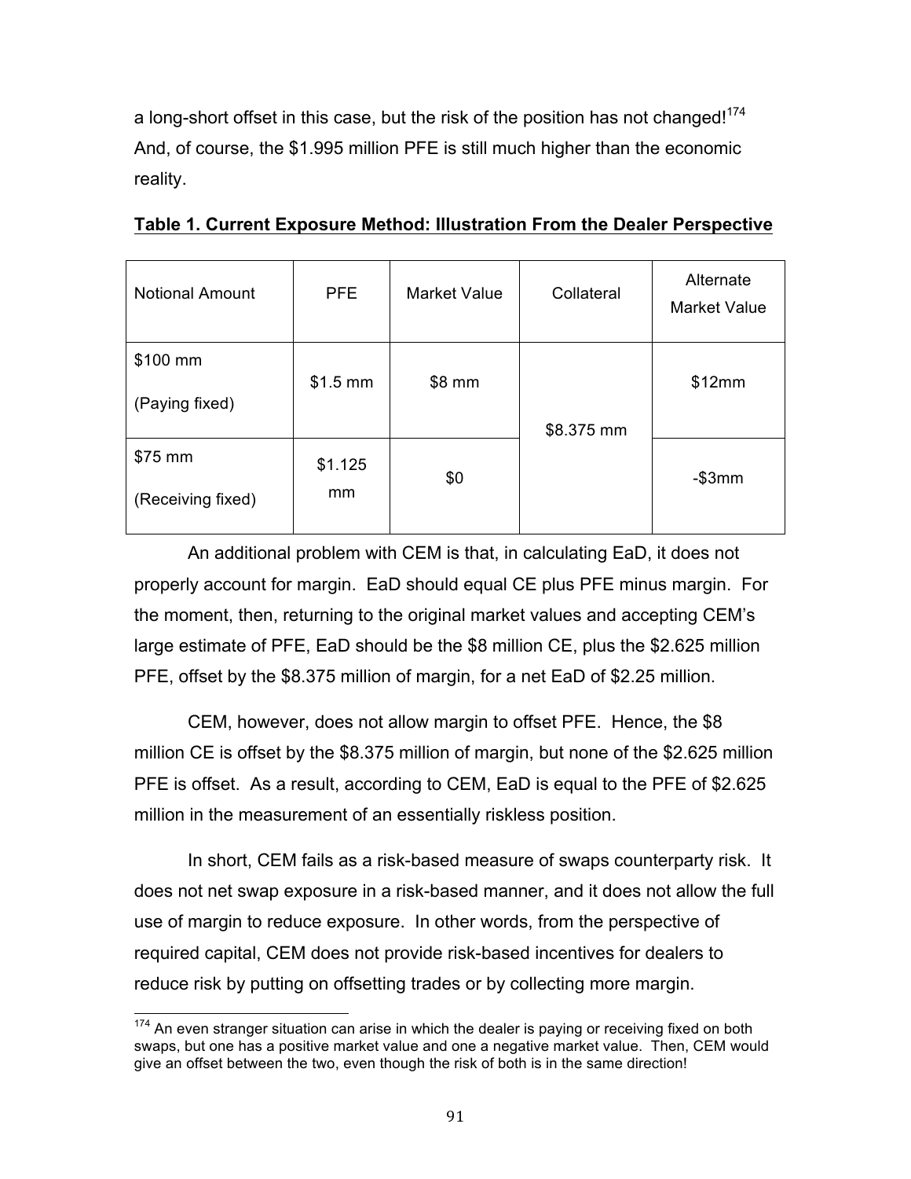a long-short offset in this case, but the risk of the position has not changed![174] And, of course, the $1.995 million PFE is still much higher than the economic reality.

**Table 1. Current Exposure Method: Illustration From the Dealer Perspective**

| Notional Amount | PFE | Market Value | Collateral | Alternate Market Value |
|---|---|---|---|---|
| $100 mm (Paying fixed) | $1.5 mm | $8 mm | $8.375 mm | $12mm |
| $75 mm (Receiving fixed) | $1.125 mm | $0 | | -$3mm |

An additional problem with CEM is that, in calculating EaD, it does not properly account for margin. EaD should equal CE plus PFE minus margin. For the moment, then, returning to the original market values and accepting CEM's large estimate of PFE, EaD should be the $8 million CE, plus the $2.625 million PFE, offset by the $8.375 million of margin, for a net EaD of $2.25 million.

CEM, however, does not allow margin to offset PFE. Hence, the $8 million CE is offset by the $8.375 million of margin, but none of the $2.625 million PFE is offset. As a result, according to CEM, EaD is equal to the PFE of $2.625 million in the measurement of an essentially riskless position.

In short, CEM fails as a risk-based measure of swaps counterparty risk. It does not net swap exposure in a risk-based manner, and it does not allow the full use of margin to reduce exposure. In other words, from the perspective of required capital, CEM does not provide risk-based incentives for dealers to reduce risk by putting on offsetting trades or by collecting more margin.

---

[174] An even stranger situation can arise in which the dealer is paying or receiving fixed on both swaps, but one has a positive market value and one a negative market value. Then, CEM would give an offset between the two, even though the risk of both is in the same direction!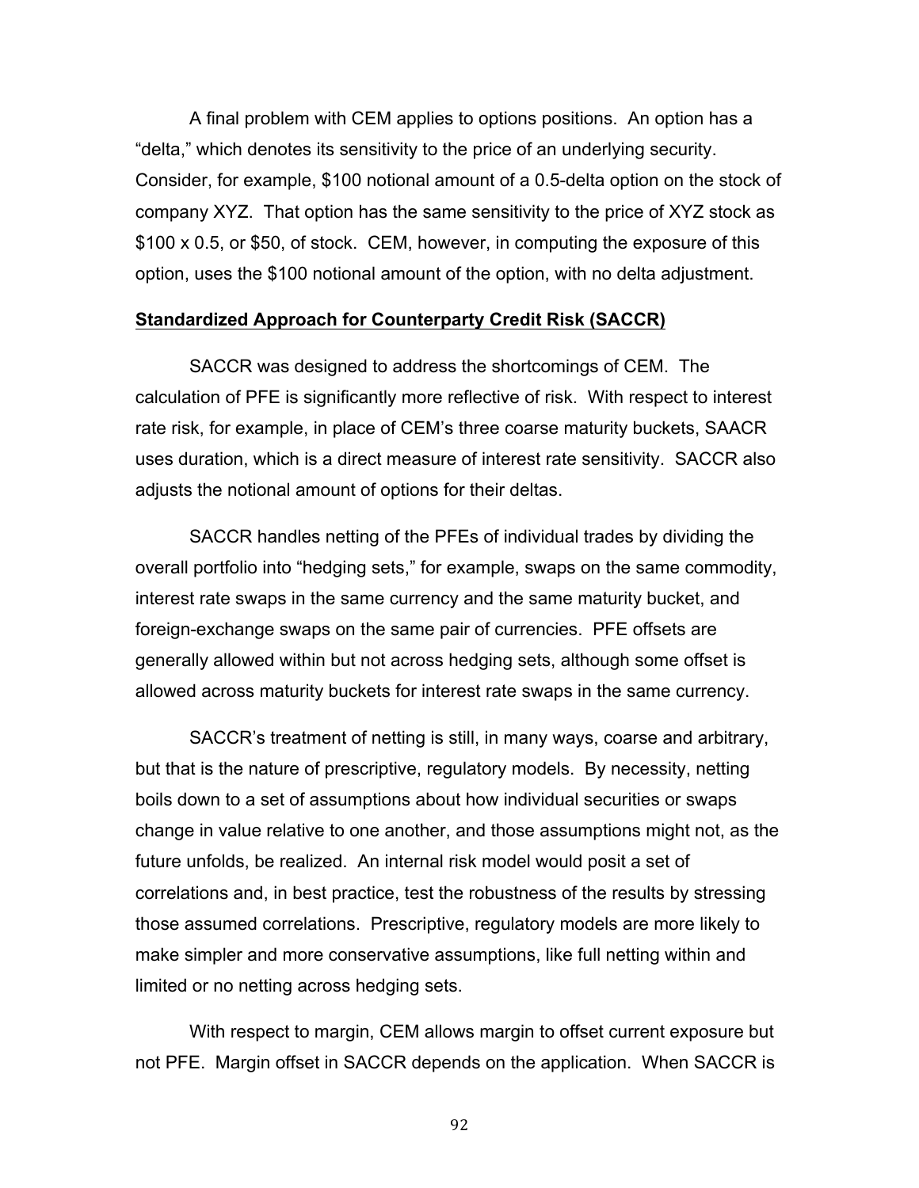A final problem with CEM applies to options positions. An option has a "delta," which denotes its sensitivity to the price of an underlying security. Consider, for example, $100 notional amount of a 0.5-delta option on the stock of company XYZ. That option has the same sensitivity to the price of XYZ stock as $100 x 0.5, or $50, of stock. CEM, however, in computing the exposure of this option, uses the $100 notional amount of the option, with no delta adjustment.

**Standardized Approach for Counterparty Credit Risk (SACCR)**

SACCR was designed to address the shortcomings of CEM. The calculation of PFE is significantly more reflective of risk. With respect to interest rate risk, for example, in place of CEM's three coarse maturity buckets, SAACR uses duration, which is a direct measure of interest rate sensitivity. SACCR also adjusts the notional amount of options for their deltas.

SACCR handles netting of the PFEs of individual trades by dividing the overall portfolio into "hedging sets," for example, swaps on the same commodity, interest rate swaps in the same currency and the same maturity bucket, and foreign-exchange swaps on the same pair of currencies. PFE offsets are generally allowed within but not across hedging sets, although some offset is allowed across maturity buckets for interest rate swaps in the same currency.

SACCR's treatment of netting is still, in many ways, coarse and arbitrary, but that is the nature of prescriptive, regulatory models. By necessity, netting boils down to a set of assumptions about how individual securities or swaps change in value relative to one another, and those assumptions might not, as the future unfolds, be realized. An internal risk model would posit a set of correlations and, in best practice, test the robustness of the results by stressing those assumed correlations. Prescriptive, regulatory models are more likely to make simpler and more conservative assumptions, like full netting within and limited or no netting across hedging sets.

With respect to margin, CEM allows margin to offset current exposure but not PFE. Margin offset in SACCR depends on the application. When SACCR is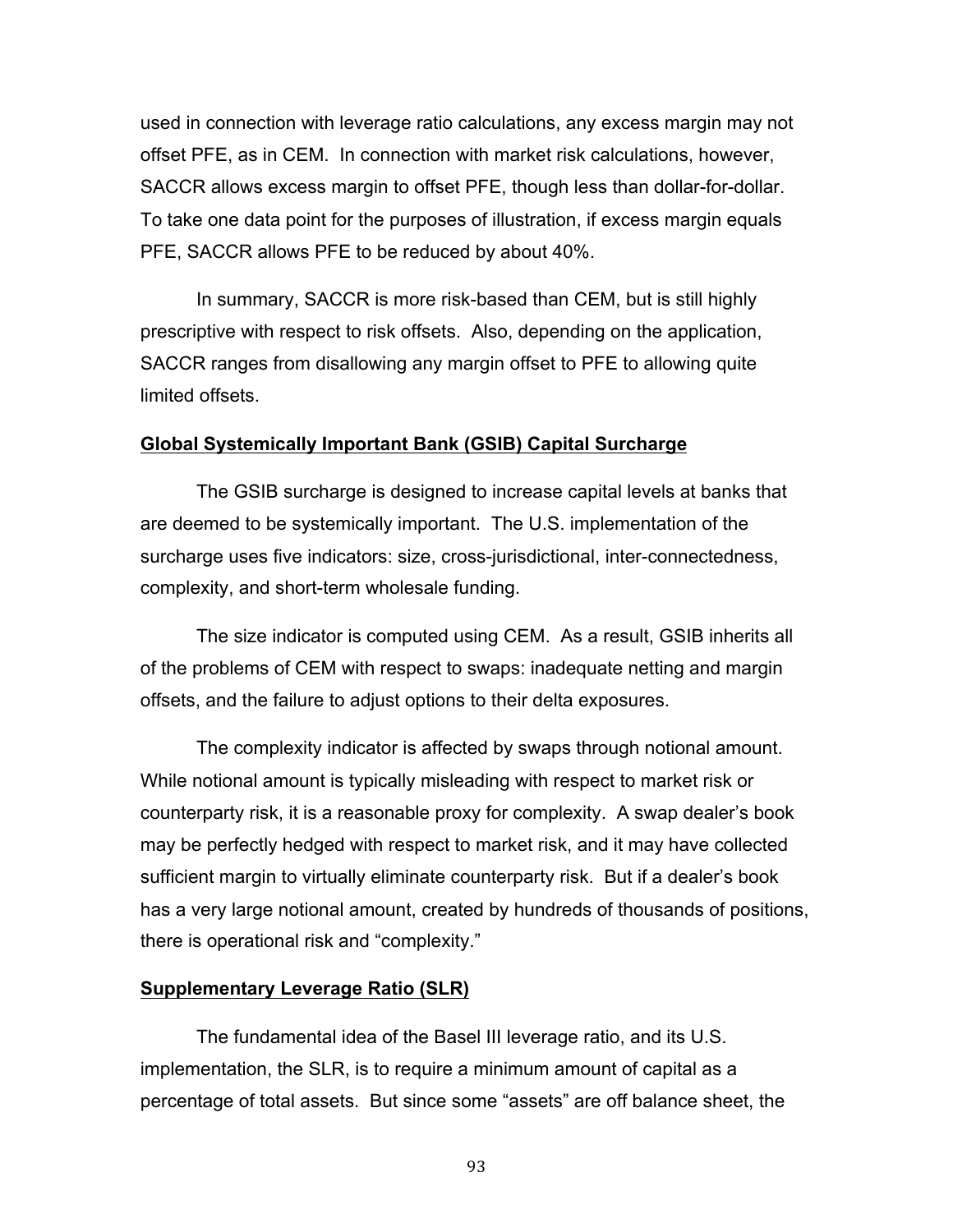used in connection with leverage ratio calculations, any excess margin may not offset PFE, as in CEM. In connection with market risk calculations, however, SACCR allows excess margin to offset PFE, though less than dollar-for-dollar. To take one data point for the purposes of illustration, if excess margin equals PFE, SACCR allows PFE to be reduced by about 40%.

In summary, SACCR is more risk-based than CEM, but is still highly prescriptive with respect to risk offsets. Also, depending on the application, SACCR ranges from disallowing any margin offset to PFE to allowing quite limited offsets.

**Global Systemically Important Bank (GSIB) Capital Surcharge**

The GSIB surcharge is designed to increase capital levels at banks that are deemed to be systemically important. The U.S. implementation of the surcharge uses five indicators: size, cross-jurisdictional, inter-connectedness, complexity, and short-term wholesale funding.

The size indicator is computed using CEM. As a result, GSIB inherits all of the problems of CEM with respect to swaps: inadequate netting and margin offsets, and the failure to adjust options to their delta exposures.

The complexity indicator is affected by swaps through notional amount. While notional amount is typically misleading with respect to market risk or counterparty risk, it is a reasonable proxy for complexity. A swap dealer's book may be perfectly hedged with respect to market risk, and it may have collected sufficient margin to virtually eliminate counterparty risk. But if a dealer's book has a very large notional amount, created by hundreds of thousands of positions, there is operational risk and "complexity."

**Supplementary Leverage Ratio (SLR)**

The fundamental idea of the Basel III leverage ratio, and its U.S. implementation, the SLR, is to require a minimum amount of capital as a percentage of total assets. But since some "assets" are off balance sheet, the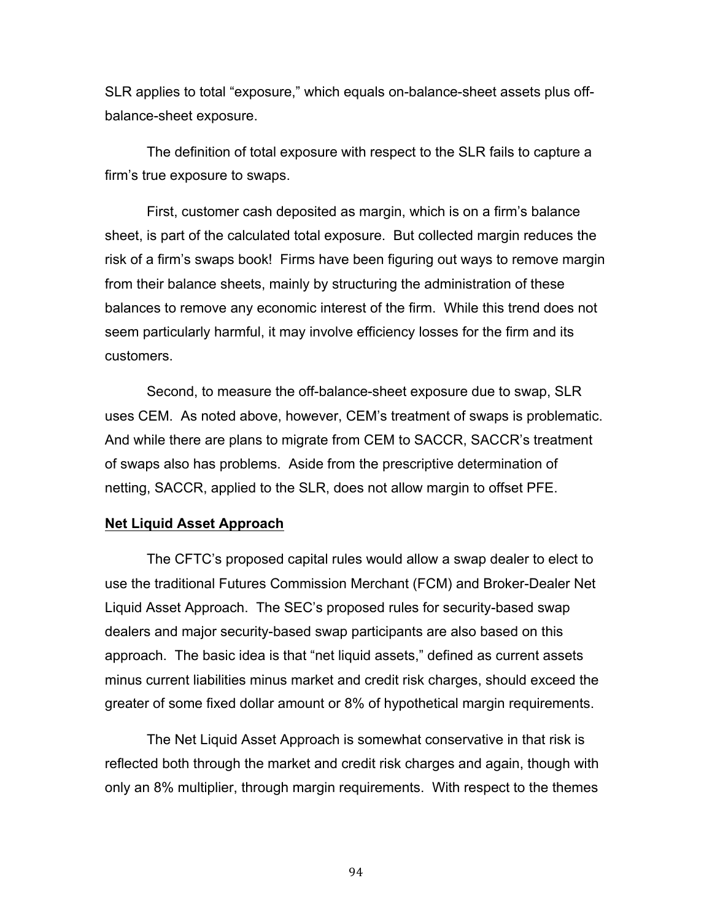SLR applies to total "exposure," which equals on-balance-sheet assets plus off-balance-sheet exposure.

The definition of total exposure with respect to the SLR fails to capture a firm's true exposure to swaps.

First, customer cash deposited as margin, which is on a firm's balance sheet, is part of the calculated total exposure. But collected margin reduces the risk of a firm's swaps book! Firms have been figuring out ways to remove margin from their balance sheets, mainly by structuring the administration of these balances to remove any economic interest of the firm. While this trend does not seem particularly harmful, it may involve efficiency losses for the firm and its customers.

Second, to measure the off-balance-sheet exposure due to swap, SLR uses CEM. As noted above, however, CEM's treatment of swaps is problematic. And while there are plans to migrate from CEM to SACCR, SACCR's treatment of swaps also has problems. Aside from the prescriptive determination of netting, SACCR, applied to the SLR, does not allow margin to offset PFE.

**Net Liquid Asset Approach**

The CFTC's proposed capital rules would allow a swap dealer to elect to use the traditional Futures Commission Merchant (FCM) and Broker-Dealer Net Liquid Asset Approach. The SEC's proposed rules for security-based swap dealers and major security-based swap participants are also based on this approach. The basic idea is that "net liquid assets," defined as current assets minus current liabilities minus market and credit risk charges, should exceed the greater of some fixed dollar amount or 8% of hypothetical margin requirements.

The Net Liquid Asset Approach is somewhat conservative in that risk is reflected both through the market and credit risk charges and again, though with only an 8% multiplier, through margin requirements. With respect to the themes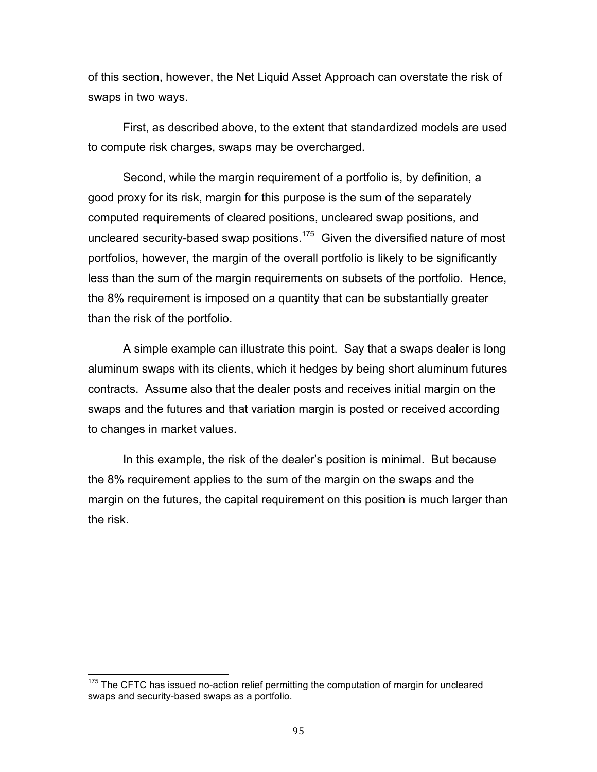of this section, however, the Net Liquid Asset Approach can overstate the risk of swaps in two ways.

First, as described above, to the extent that standardized models are used to compute risk charges, swaps may be overcharged.

Second, while the margin requirement of a portfolio is, by definition, a good proxy for its risk, margin for this purpose is the sum of the separately computed requirements of cleared positions, uncleared swap positions, and uncleared security-based swap positions.[175] Given the diversified nature of most portfolios, however, the margin of the overall portfolio is likely to be significantly less than the sum of the margin requirements on subsets of the portfolio. Hence, the 8% requirement is imposed on a quantity that can be substantially greater than the risk of the portfolio.

A simple example can illustrate this point. Say that a swaps dealer is long aluminum swaps with its clients, which it hedges by being short aluminum futures contracts. Assume also that the dealer posts and receives initial margin on the swaps and the futures and that variation margin is posted or received according to changes in market values.

In this example, the risk of the dealer's position is minimal. But because the 8% requirement applies to the sum of the margin on the swaps and the margin on the futures, the capital requirement on this position is much larger than the risk.

[175] The CFTC has issued no-action relief permitting the computation of margin for uncleared swaps and security-based swaps as a portfolio.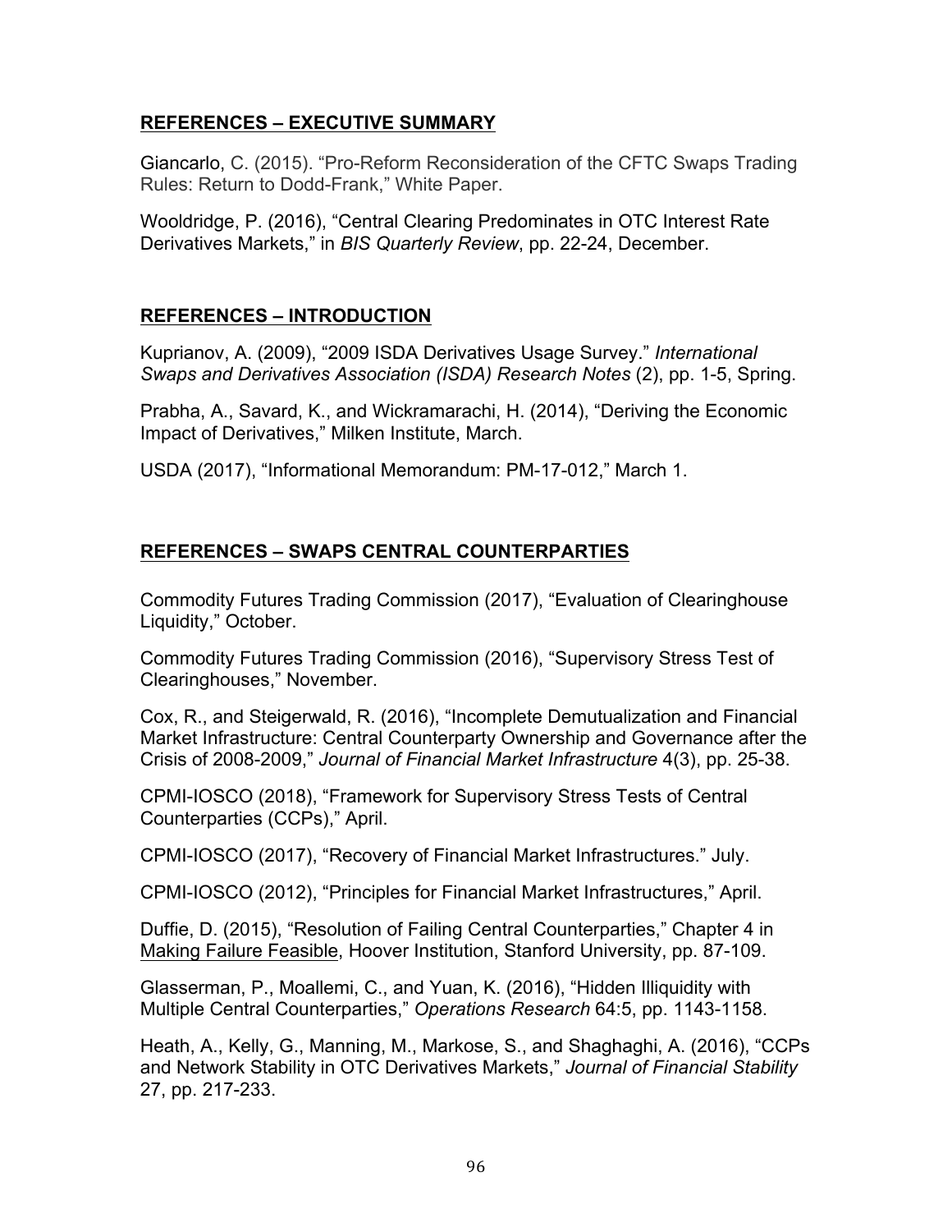## **REFERENCES – EXECUTIVE SUMMARY**

Giancarlo, C. (2015). "Pro-Reform Reconsideration of the CFTC Swaps Trading Rules: Return to Dodd-Frank," White Paper.

Wooldridge, P. (2016), "Central Clearing Predominates in OTC Interest Rate Derivatives Markets," in *BIS Quarterly Review*, pp. 22-24, December.

## **REFERENCES – INTRODUCTION**

Kuprianov, A. (2009), "2009 ISDA Derivatives Usage Survey." *International Swaps and Derivatives Association (ISDA) Research Notes* (2), pp. 1-5, Spring.

Prabha, A., Savard, K., and Wickramarachi, H. (2014), "Deriving the Economic Impact of Derivatives," Milken Institute, March.

USDA (2017), "Informational Memorandum: PM-17-012," March 1.

## **REFERENCES – SWAPS CENTRAL COUNTERPARTIES**

Commodity Futures Trading Commission (2017), "Evaluation of Clearinghouse Liquidity," October.

Commodity Futures Trading Commission (2016), "Supervisory Stress Test of Clearinghouses," November.

Cox, R., and Steigerwald, R. (2016), "Incomplete Demutualization and Financial Market Infrastructure: Central Counterparty Ownership and Governance after the Crisis of 2008-2009," *Journal of Financial Market Infrastructure* 4(3), pp. 25-38.

CPMI-IOSCO (2018), "Framework for Supervisory Stress Tests of Central Counterparties (CCPs)," April.

CPMI-IOSCO (2017), "Recovery of Financial Market Infrastructures." July.

CPMI-IOSCO (2012), "Principles for Financial Market Infrastructures," April.

Duffie, D. (2015), "Resolution of Failing Central Counterparties," Chapter 4 in Making Failure Feasible, Hoover Institution, Stanford University, pp. 87-109.

Glasserman, P., Moallemi, C., and Yuan, K. (2016), "Hidden Illiquidity with Multiple Central Counterparties," *Operations Research* 64:5, pp. 1143-1158.

Heath, A., Kelly, G., Manning, M., Markose, S., and Shaghaghi, A. (2016), "CCPs and Network Stability in OTC Derivatives Markets," *Journal of Financial Stability* 27, pp. 217-233.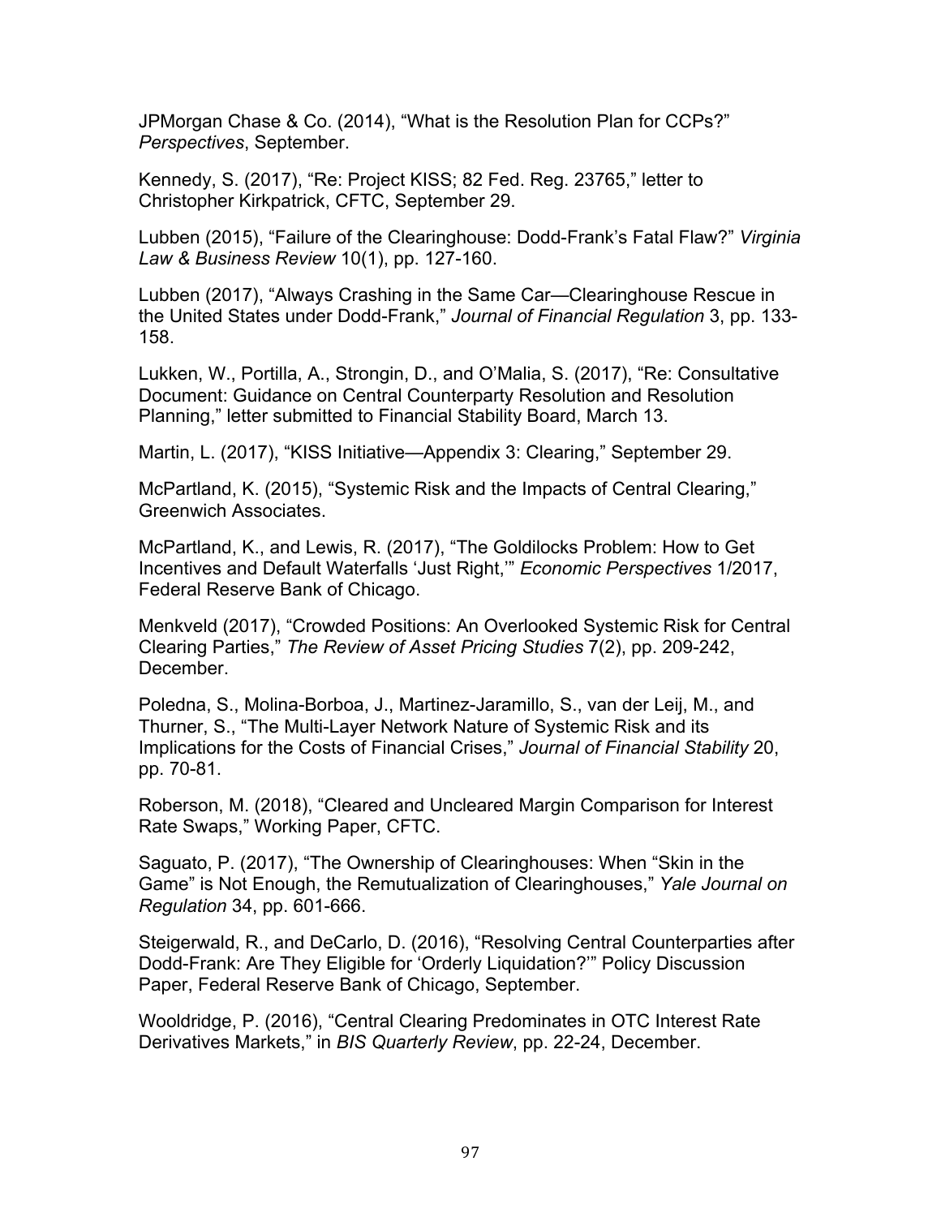JPMorgan Chase & Co. (2014), "What is the Resolution Plan for CCPs?" *Perspectives*, September.

Kennedy, S. (2017), "Re: Project KISS; 82 Fed. Reg. 23765," letter to Christopher Kirkpatrick, CFTC, September 29.

Lubben (2015), "Failure of the Clearinghouse: Dodd-Frank's Fatal Flaw?" *Virginia Law & Business Review* 10(1), pp. 127-160.

Lubben (2017), "Always Crashing in the Same Car—Clearinghouse Rescue in the United States under Dodd-Frank," *Journal of Financial Regulation* 3, pp. 133-158.

Lukken, W., Portilla, A., Strongin, D., and O'Malia, S. (2017), "Re: Consultative Document: Guidance on Central Counterparty Resolution and Resolution Planning," letter submitted to Financial Stability Board, March 13.

Martin, L. (2017), "KISS Initiative—Appendix 3: Clearing," September 29.

McPartland, K. (2015), "Systemic Risk and the Impacts of Central Clearing," Greenwich Associates.

McPartland, K., and Lewis, R. (2017), "The Goldilocks Problem: How to Get Incentives and Default Waterfalls 'Just Right,'" *Economic Perspectives* 1/2017, Federal Reserve Bank of Chicago.

Menkveld (2017), "Crowded Positions: An Overlooked Systemic Risk for Central Clearing Parties," *The Review of Asset Pricing Studies* 7(2), pp. 209-242, December.

Poledna, S., Molina-Borboa, J., Martinez-Jaramillo, S., van der Leij, M., and Thurner, S., "The Multi-Layer Network Nature of Systemic Risk and its Implications for the Costs of Financial Crises," *Journal of Financial Stability* 20, pp. 70-81.

Roberson, M. (2018), "Cleared and Uncleared Margin Comparison for Interest Rate Swaps," Working Paper, CFTC.

Saguato, P. (2017), "The Ownership of Clearinghouses: When "Skin in the Game" is Not Enough, the Remutualization of Clearinghouses," *Yale Journal on Regulation* 34, pp. 601-666.

Steigerwald, R., and DeCarlo, D. (2016), "Resolving Central Counterparties after Dodd-Frank: Are They Eligible for 'Orderly Liquidation?'" Policy Discussion Paper, Federal Reserve Bank of Chicago, September.

Wooldridge, P. (2016), "Central Clearing Predominates in OTC Interest Rate Derivatives Markets," in *BIS Quarterly Review*, pp. 22-24, December.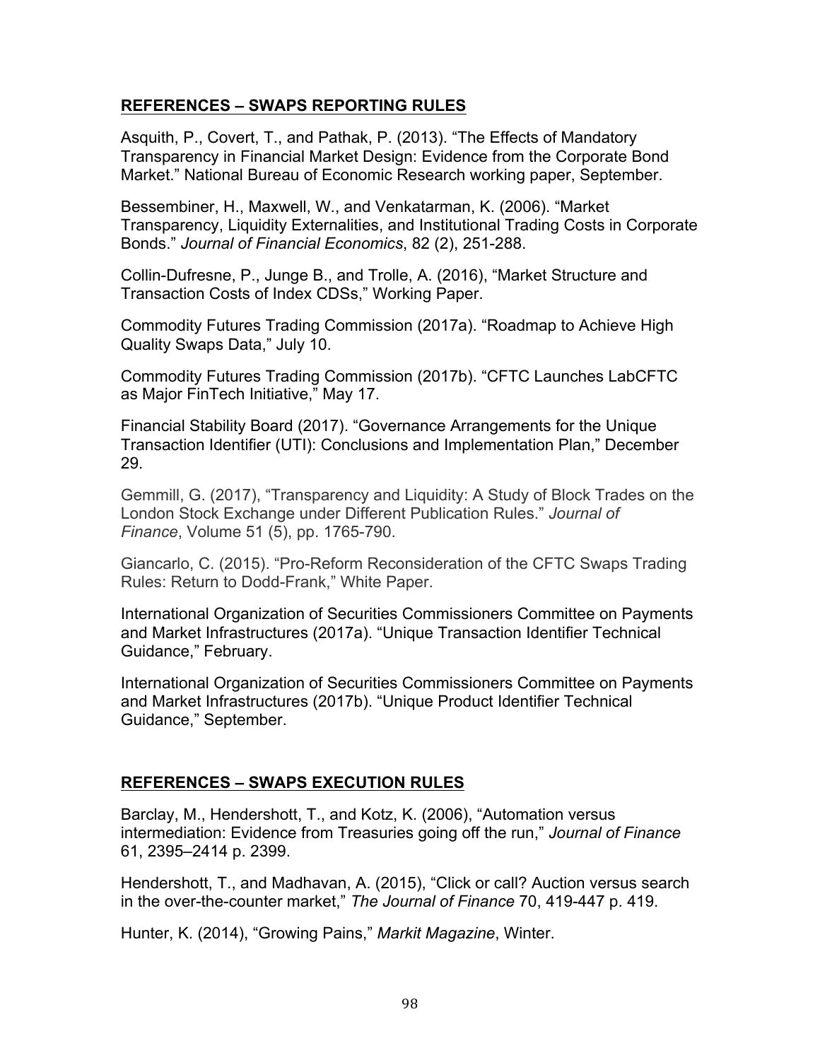## REFERENCES – SWAPS REPORTING RULES

Asquith, P., Covert, T., and Pathak, P. (2013). "The Effects of Mandatory Transparency in Financial Market Design: Evidence from the Corporate Bond Market." National Bureau of Economic Research working paper, September.

Bessembiner, H., Maxwell, W., and Venkatarman, K. (2006). "Market Transparency, Liquidity Externalities, and Institutional Trading Costs in Corporate Bonds." *Journal of Financial Economics*, 82 (2), 251-288.

Collin-Dufresne, P., Junge B., and Trolle, A. (2016), "Market Structure and Transaction Costs of Index CDSs," Working Paper.

Commodity Futures Trading Commission (2017a). "Roadmap to Achieve High Quality Swaps Data," July 10.

Commodity Futures Trading Commission (2017b). "CFTC Launches LabCFTC as Major FinTech Initiative," May 17.

Financial Stability Board (2017). "Governance Arrangements for the Unique Transaction Identifier (UTI): Conclusions and Implementation Plan," December 29.

Gemmill, G. (2017), "Transparency and Liquidity: A Study of Block Trades on the London Stock Exchange under Different Publication Rules." *Journal of Finance*, Volume 51 (5), pp. 1765-790.

Giancarlo, C. (2015). "Pro-Reform Reconsideration of the CFTC Swaps Trading Rules: Return to Dodd-Frank," White Paper.

International Organization of Securities Commissioners Committee on Payments and Market Infrastructures (2017a). "Unique Transaction Identifier Technical Guidance," February.

International Organization of Securities Commissioners Committee on Payments and Market Infrastructures (2017b). "Unique Product Identifier Technical Guidance," September.

## REFERENCES – SWAPS EXECUTION RULES

Barclay, M., Hendershott, T., and Kotz, K. (2006), "Automation versus intermediation: Evidence from Treasuries going off the run," *Journal of Finance* 61, 2395–2414 p. 2399.

Hendershott, T., and Madhavan, A. (2015), "Click or call? Auction versus search in the over-the-counter market," *The Journal of Finance* 70, 419-447 p. 419.

Hunter, K. (2014), "Growing Pains," *Markit Magazine*, Winter.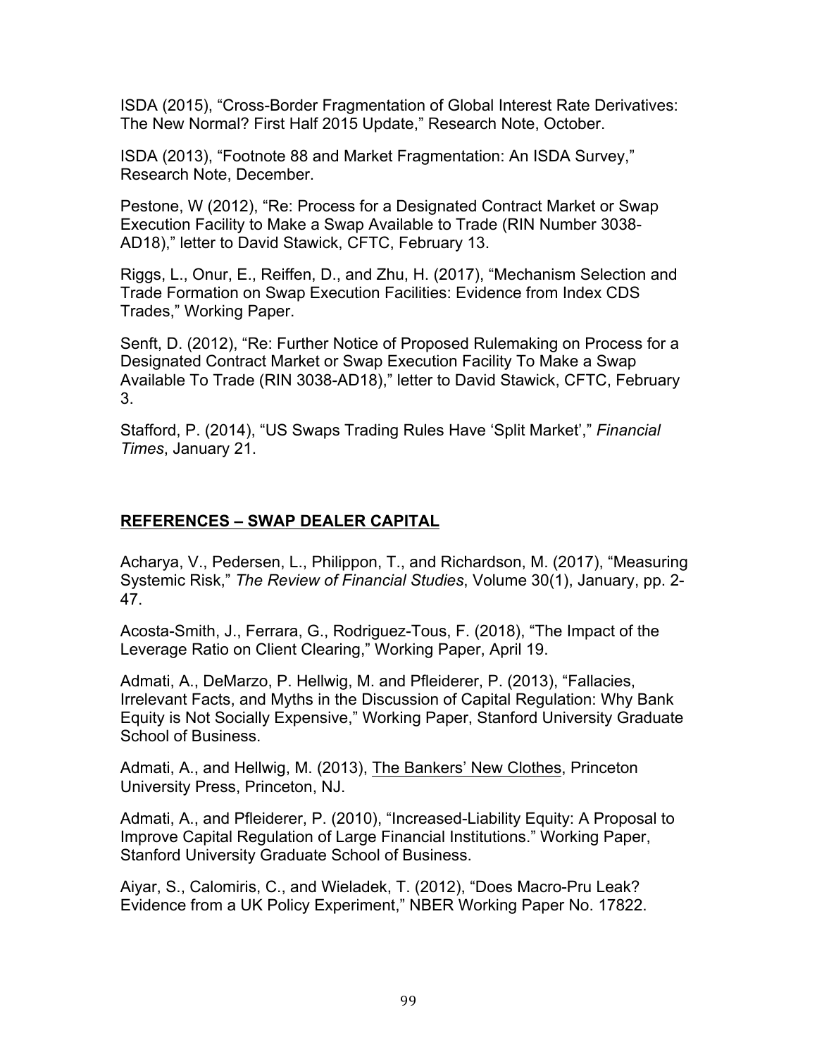ISDA (2015), "Cross-Border Fragmentation of Global Interest Rate Derivatives: The New Normal? First Half 2015 Update," Research Note, October.

ISDA (2013), "Footnote 88 and Market Fragmentation: An ISDA Survey," Research Note, December.

Pestone, W (2012), "Re: Process for a Designated Contract Market or Swap Execution Facility to Make a Swap Available to Trade (RIN Number 3038-AD18)," letter to David Stawick, CFTC, February 13.

Riggs, L., Onur, E., Reiffen, D., and Zhu, H. (2017), "Mechanism Selection and Trade Formation on Swap Execution Facilities: Evidence from Index CDS Trades," Working Paper.

Senft, D. (2012), "Re: Further Notice of Proposed Rulemaking on Process for a Designated Contract Market or Swap Execution Facility To Make a Swap Available To Trade (RIN 3038-AD18)," letter to David Stawick, CFTC, February 3.

Stafford, P. (2014), "US Swaps Trading Rules Have 'Split Market'," *Financial Times*, January 21.

## REFERENCES – SWAP DEALER CAPITAL

Acharya, V., Pedersen, L., Philippon, T., and Richardson, M. (2017), "Measuring Systemic Risk," *The Review of Financial Studies*, Volume 30(1), January, pp. 2-47.

Acosta-Smith, J., Ferrara, G., Rodriguez-Tous, F. (2018), "The Impact of the Leverage Ratio on Client Clearing," Working Paper, April 19.

Admati, A., DeMarzo, P. Hellwig, M. and Pfleiderer, P. (2013), "Fallacies, Irrelevant Facts, and Myths in the Discussion of Capital Regulation: Why Bank Equity is Not Socially Expensive," Working Paper, Stanford University Graduate School of Business.

Admati, A., and Hellwig, M. (2013), The Bankers' New Clothes, Princeton University Press, Princeton, NJ.

Admati, A., and Pfleiderer, P. (2010), "Increased-Liability Equity: A Proposal to Improve Capital Regulation of Large Financial Institutions." Working Paper, Stanford University Graduate School of Business.

Aiyar, S., Calomiris, C., and Wieladek, T. (2012), "Does Macro-Pru Leak? Evidence from a UK Policy Experiment," NBER Working Paper No. 17822.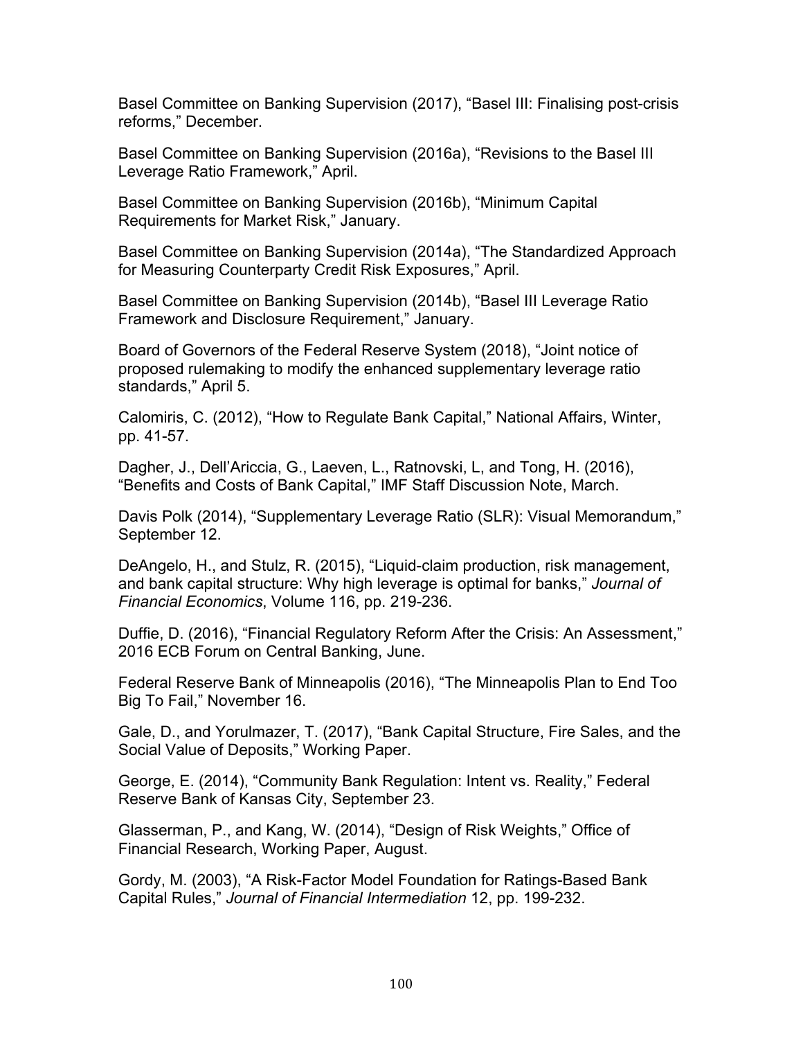Basel Committee on Banking Supervision (2017), "Basel III: Finalising post-crisis reforms," December.

Basel Committee on Banking Supervision (2016a), "Revisions to the Basel III Leverage Ratio Framework," April.

Basel Committee on Banking Supervision (2016b), "Minimum Capital Requirements for Market Risk," January.

Basel Committee on Banking Supervision (2014a), "The Standardized Approach for Measuring Counterparty Credit Risk Exposures," April.

Basel Committee on Banking Supervision (2014b), "Basel III Leverage Ratio Framework and Disclosure Requirement," January.

Board of Governors of the Federal Reserve System (2018), "Joint notice of proposed rulemaking to modify the enhanced supplementary leverage ratio standards," April 5.

Calomiris, C. (2012), "How to Regulate Bank Capital," National Affairs, Winter, pp. 41-57.

Dagher, J., Dell'Ariccia, G., Laeven, L., Ratnovski, L, and Tong, H. (2016), "Benefits and Costs of Bank Capital," IMF Staff Discussion Note, March.

Davis Polk (2014), "Supplementary Leverage Ratio (SLR): Visual Memorandum," September 12.

DeAngelo, H., and Stulz, R. (2015), "Liquid-claim production, risk management, and bank capital structure: Why high leverage is optimal for banks," *Journal of Financial Economics*, Volume 116, pp. 219-236.

Duffie, D. (2016), "Financial Regulatory Reform After the Crisis: An Assessment," 2016 ECB Forum on Central Banking, June.

Federal Reserve Bank of Minneapolis (2016), "The Minneapolis Plan to End Too Big To Fail," November 16.

Gale, D., and Yorulmazer, T. (2017), "Bank Capital Structure, Fire Sales, and the Social Value of Deposits," Working Paper.

George, E. (2014), "Community Bank Regulation: Intent vs. Reality," Federal Reserve Bank of Kansas City, September 23.

Glasserman, P., and Kang, W. (2014), "Design of Risk Weights," Office of Financial Research, Working Paper, August.

Gordy, M. (2003), "A Risk-Factor Model Foundation for Ratings-Based Bank Capital Rules," *Journal of Financial Intermediation* 12, pp. 199-232.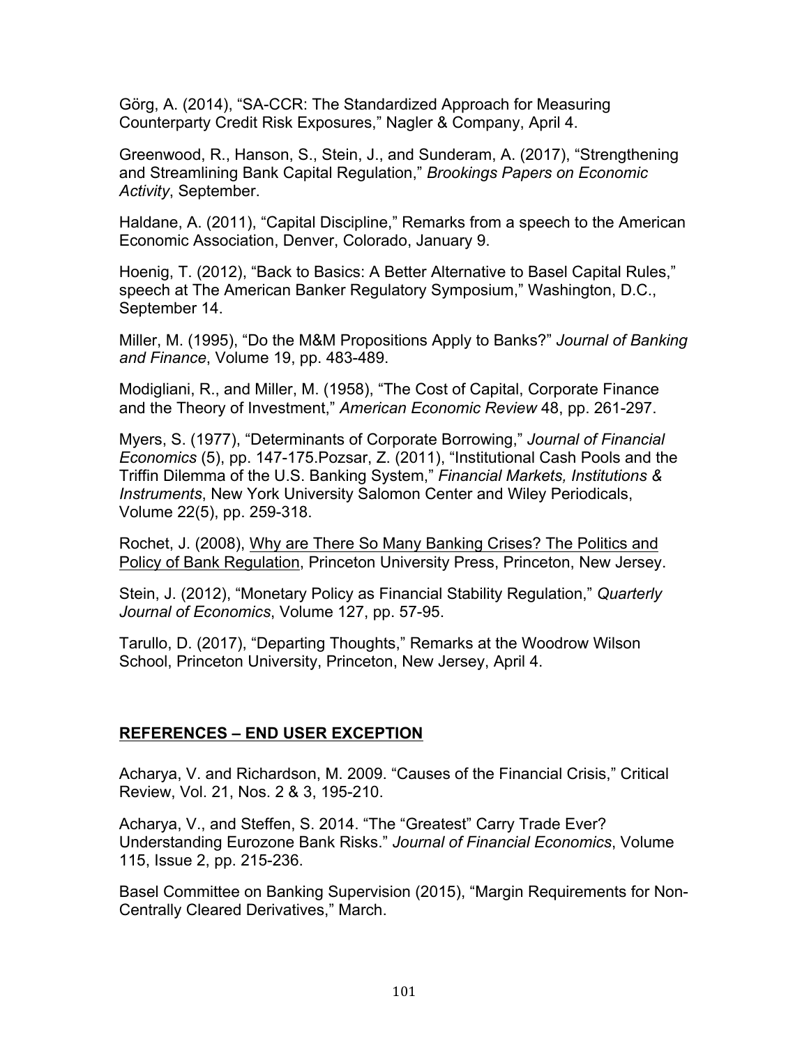Görg, A. (2014), "SA-CCR: The Standardized Approach for Measuring Counterparty Credit Risk Exposures," Nagler & Company, April 4.

Greenwood, R., Hanson, S., Stein, J., and Sunderam, A. (2017), "Strengthening and Streamlining Bank Capital Regulation," *Brookings Papers on Economic Activity*, September.

Haldane, A. (2011), "Capital Discipline," Remarks from a speech to the American Economic Association, Denver, Colorado, January 9.

Hoenig, T. (2012), "Back to Basics: A Better Alternative to Basel Capital Rules," speech at The American Banker Regulatory Symposium," Washington, D.C., September 14.

Miller, M. (1995), "Do the M&M Propositions Apply to Banks?" *Journal of Banking and Finance*, Volume 19, pp. 483-489.

Modigliani, R., and Miller, M. (1958), "The Cost of Capital, Corporate Finance and the Theory of Investment," *American Economic Review* 48, pp. 261-297.

Myers, S. (1977), "Determinants of Corporate Borrowing," *Journal of Financial Economics* (5), pp. 147-175.Pozsar, Z. (2011), "Institutional Cash Pools and the Triffin Dilemma of the U.S. Banking System," *Financial Markets, Institutions & Instruments*, New York University Salomon Center and Wiley Periodicals, Volume 22(5), pp. 259-318.

Rochet, J. (2008), Why are There So Many Banking Crises? The Politics and Policy of Bank Regulation, Princeton University Press, Princeton, New Jersey.

Stein, J. (2012), "Monetary Policy as Financial Stability Regulation," *Quarterly Journal of Economics*, Volume 127, pp. 57-95.

Tarullo, D. (2017), "Departing Thoughts," Remarks at the Woodrow Wilson School, Princeton University, Princeton, New Jersey, April 4.

## REFERENCES – END USER EXCEPTION

Acharya, V. and Richardson, M. 2009. "Causes of the Financial Crisis," Critical Review, Vol. 21, Nos. 2 & 3, 195-210.

Acharya, V., and Steffen, S. 2014. "The "Greatest" Carry Trade Ever? Understanding Eurozone Bank Risks." *Journal of Financial Economics*, Volume 115, Issue 2, pp. 215-236.

Basel Committee on Banking Supervision (2015), "Margin Requirements for Non-Centrally Cleared Derivatives," March.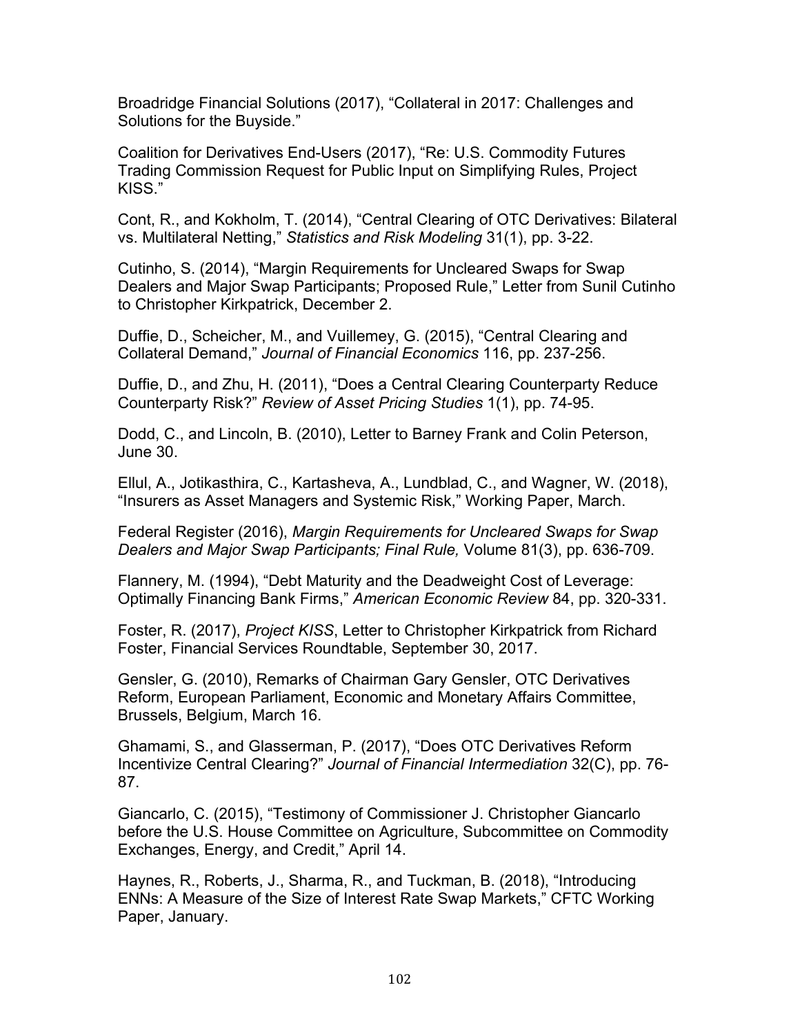Broadridge Financial Solutions (2017), "Collateral in 2017: Challenges and Solutions for the Buyside."

Coalition for Derivatives End-Users (2017), "Re: U.S. Commodity Futures Trading Commission Request for Public Input on Simplifying Rules, Project KISS."

Cont, R., and Kokholm, T. (2014), "Central Clearing of OTC Derivatives: Bilateral vs. Multilateral Netting," *Statistics and Risk Modeling* 31(1), pp. 3-22.

Cutinho, S. (2014), "Margin Requirements for Uncleared Swaps for Swap Dealers and Major Swap Participants; Proposed Rule," Letter from Sunil Cutinho to Christopher Kirkpatrick, December 2.

Duffie, D., Scheicher, M., and Vuillemey, G. (2015), "Central Clearing and Collateral Demand," *Journal of Financial Economics* 116, pp. 237-256.

Duffie, D., and Zhu, H. (2011), "Does a Central Clearing Counterparty Reduce Counterparty Risk?" *Review of Asset Pricing Studies* 1(1), pp. 74-95.

Dodd, C., and Lincoln, B. (2010), Letter to Barney Frank and Colin Peterson, June 30.

Ellul, A., Jotikasthira, C., Kartasheva, A., Lundblad, C., and Wagner, W. (2018), "Insurers as Asset Managers and Systemic Risk," Working Paper, March.

Federal Register (2016), *Margin Requirements for Uncleared Swaps for Swap Dealers and Major Swap Participants; Final Rule,* Volume 81(3), pp. 636-709.

Flannery, M. (1994), "Debt Maturity and the Deadweight Cost of Leverage: Optimally Financing Bank Firms," *American Economic Review* 84, pp. 320-331.

Foster, R. (2017), *Project KISS*, Letter to Christopher Kirkpatrick from Richard Foster, Financial Services Roundtable, September 30, 2017.

Gensler, G. (2010), Remarks of Chairman Gary Gensler, OTC Derivatives Reform, European Parliament, Economic and Monetary Affairs Committee, Brussels, Belgium, March 16.

Ghamami, S., and Glasserman, P. (2017), "Does OTC Derivatives Reform Incentivize Central Clearing?" *Journal of Financial Intermediation* 32(C), pp. 76-87.

Giancarlo, C. (2015), "Testimony of Commissioner J. Christopher Giancarlo before the U.S. House Committee on Agriculture, Subcommittee on Commodity Exchanges, Energy, and Credit," April 14.

Haynes, R., Roberts, J., Sharma, R., and Tuckman, B. (2018), "Introducing ENNs: A Measure of the Size of Interest Rate Swap Markets," CFTC Working Paper, January.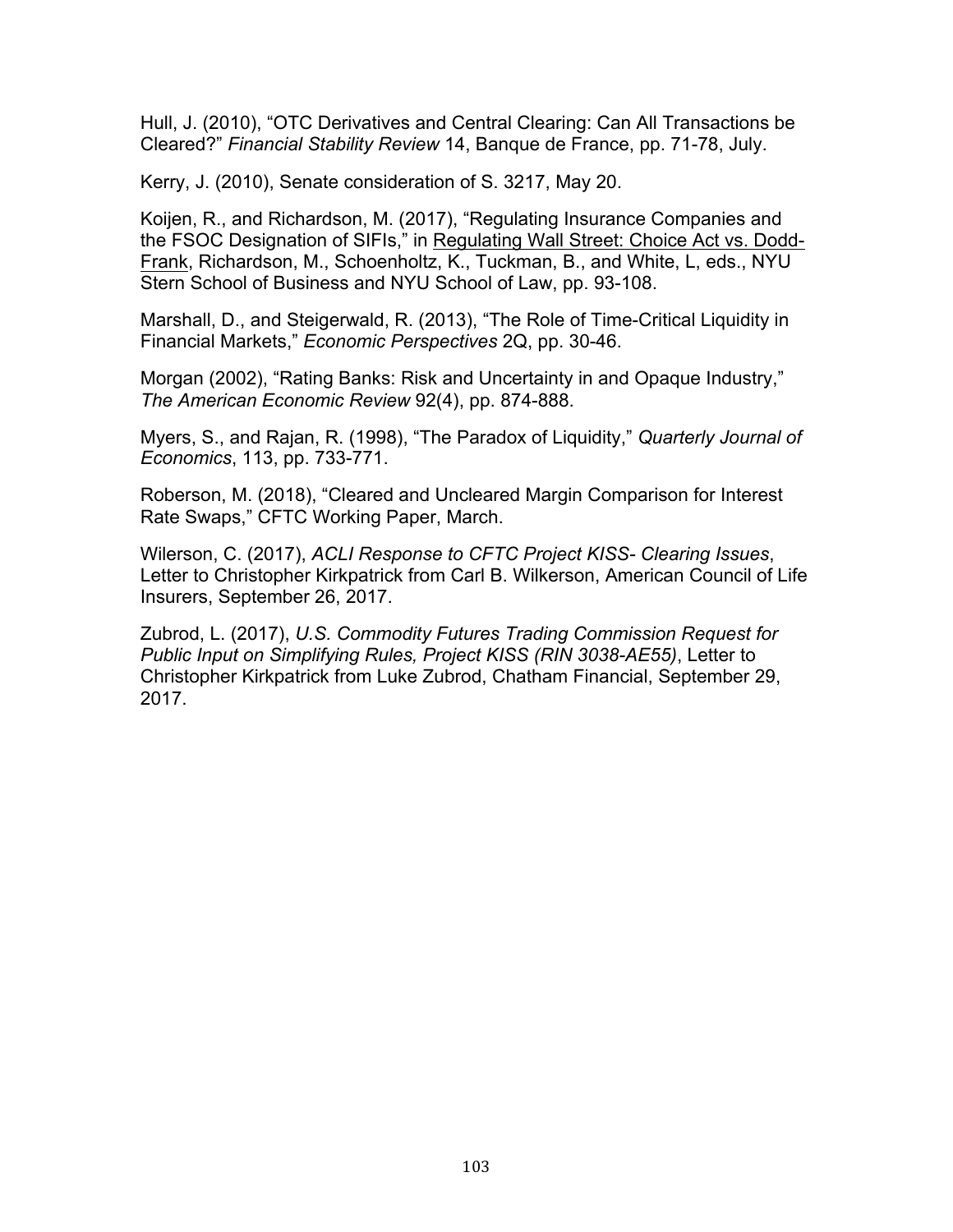Hull, J. (2010), "OTC Derivatives and Central Clearing: Can All Transactions be Cleared?" *Financial Stability Review* 14, Banque de France, pp. 71-78, July.

Kerry, J. (2010), Senate consideration of S. 3217, May 20.

Koijen, R., and Richardson, M. (2017), "Regulating Insurance Companies and the FSOC Designation of SIFIs," in <u>Regulating Wall Street: Choice Act vs. Dodd-Frank</u>, Richardson, M., Schoenholtz, K., Tuckman, B., and White, L, eds., NYU Stern School of Business and NYU School of Law, pp. 93-108.

Marshall, D., and Steigerwald, R. (2013), "The Role of Time-Critical Liquidity in Financial Markets," *Economic Perspectives* 2Q, pp. 30-46.

Morgan (2002), "Rating Banks: Risk and Uncertainty in and Opaque Industry," *The American Economic Review* 92(4), pp. 874-888.

Myers, S., and Rajan, R. (1998), "The Paradox of Liquidity," *Quarterly Journal of Economics*, 113, pp. 733-771.

Roberson, M. (2018), "Cleared and Uncleared Margin Comparison for Interest Rate Swaps," CFTC Working Paper, March.

Wilerson, C. (2017), *ACLI Response to CFTC Project KISS- Clearing Issues*, Letter to Christopher Kirkpatrick from Carl B. Wilkerson, American Council of Life Insurers, September 26, 2017.

Zubrod, L. (2017), *U.S. Commodity Futures Trading Commission Request for Public Input on Simplifying Rules, Project KISS (RIN 3038-AE55)*, Letter to Christopher Kirkpatrick from Luke Zubrod, Chatham Financial, September 29, 2017.